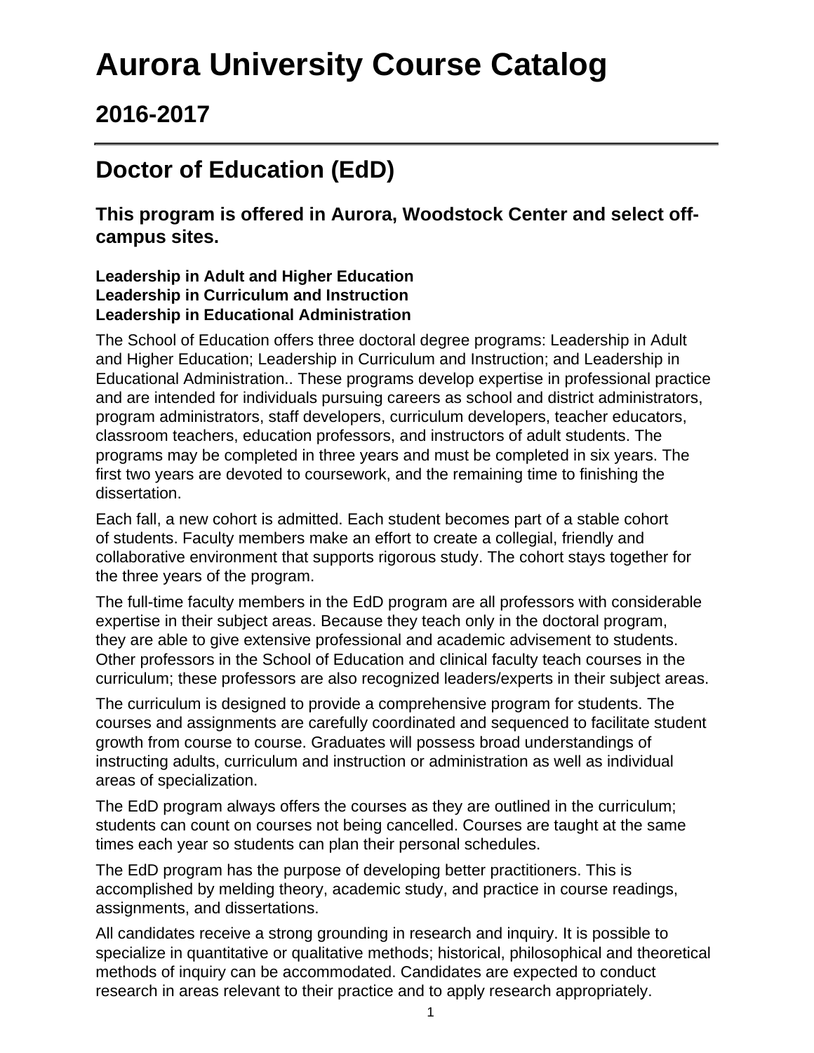# Aurora University Course Catalog

## 2016-2017

---

## Doctor of Education (EdD)

### This program is offered in Aurora, Woodstock Center and select off-campus sites.

**Leadership in Adult and Higher Education**
**Leadership in Curriculum and Instruction**
**Leadership in Educational Administration**

The School of Education offers three doctoral degree programs: Leadership in Adult and Higher Education; Leadership in Curriculum and Instruction; and Leadership in Educational Administration.. These programs develop expertise in professional practice and are intended for individuals pursuing careers as school and district administrators, program administrators, staff developers, curriculum developers, teacher educators, classroom teachers, education professors, and instructors of adult students. The programs may be completed in three years and must be completed in six years. The first two years are devoted to coursework, and the remaining time to finishing the dissertation.

Each fall, a new cohort is admitted. Each student becomes part of a stable cohort of students. Faculty members make an effort to create a collegial, friendly and collaborative environment that supports rigorous study. The cohort stays together for the three years of the program.

The full-time faculty members in the EdD program are all professors with considerable expertise in their subject areas. Because they teach only in the doctoral program, they are able to give extensive professional and academic advisement to students. Other professors in the School of Education and clinical faculty teach courses in the curriculum; these professors are also recognized leaders/experts in their subject areas.

The curriculum is designed to provide a comprehensive program for students. The courses and assignments are carefully coordinated and sequenced to facilitate student growth from course to course. Graduates will possess broad understandings of instructing adults, curriculum and instruction or administration as well as individual areas of specialization.

The EdD program always offers the courses as they are outlined in the curriculum; students can count on courses not being cancelled. Courses are taught at the same times each year so students can plan their personal schedules.

The EdD program has the purpose of developing better practitioners. This is accomplished by melding theory, academic study, and practice in course readings, assignments, and dissertations.

All candidates receive a strong grounding in research and inquiry. It is possible to specialize in quantitative or qualitative methods; historical, philosophical and theoretical methods of inquiry can be accommodated. Candidates are expected to conduct research in areas relevant to their practice and to apply research appropriately.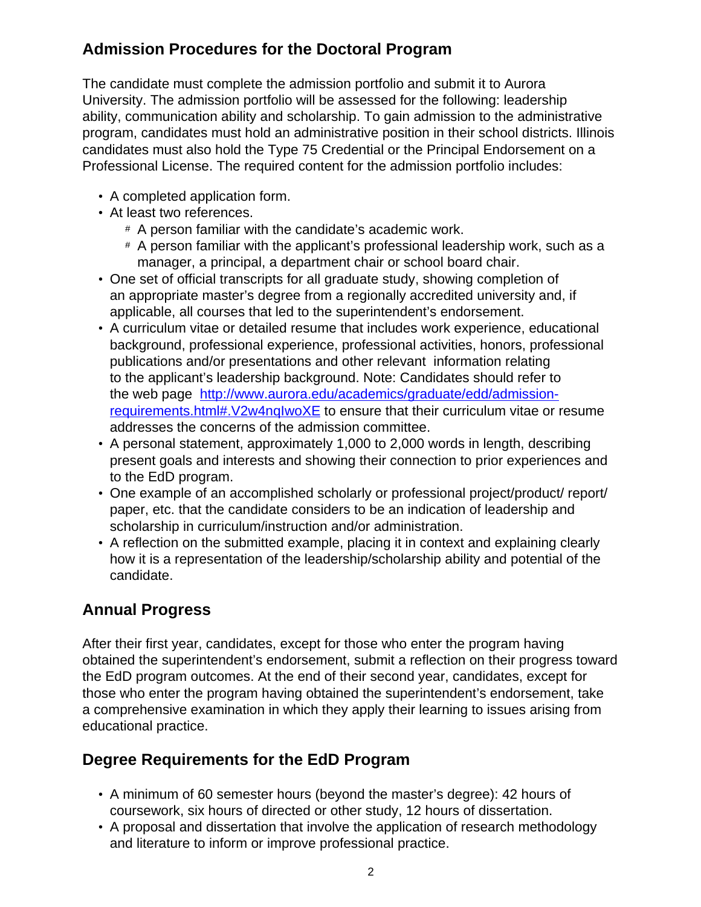## Admission Procedures for the Doctoral Program

The candidate must complete the admission portfolio and submit it to Aurora University. The admission portfolio will be assessed for the following: leadership ability, communication ability and scholarship. To gain admission to the administrative program, candidates must hold an administrative position in their school districts. Illinois candidates must also hold the Type 75 Credential or the Principal Endorsement on a Professional License. The required content for the admission portfolio includes:

- A completed application form.
- At least two references.
  - A person familiar with the candidate's academic work.
  - A person familiar with the applicant's professional leadership work, such as a manager, a principal, a department chair or school board chair.
- One set of official transcripts for all graduate study, showing completion of an appropriate master's degree from a regionally accredited university and, if applicable, all courses that led to the superintendent's endorsement.
- A curriculum vitae or detailed resume that includes work experience, educational background, professional experience, professional activities, honors, professional publications and/or presentations and other relevant information relating to the applicant's leadership background. Note: Candidates should refer to the web page [http://www.aurora.edu/academics/graduate/edd/admission-requirements.html#.V2w4nqIwoXE](http://www.aurora.edu/academics/graduate/edd/admission-requirements.html#.V2w4nqIwoXE) to ensure that their curriculum vitae or resume addresses the concerns of the admission committee.
- A personal statement, approximately 1,000 to 2,000 words in length, describing present goals and interests and showing their connection to prior experiences and to the EdD program.
- One example of an accomplished scholarly or professional project/product/ report/ paper, etc. that the candidate considers to be an indication of leadership and scholarship in curriculum/instruction and/or administration.
- A reflection on the submitted example, placing it in context and explaining clearly how it is a representation of the leadership/scholarship ability and potential of the candidate.

## Annual Progress

After their first year, candidates, except for those who enter the program having obtained the superintendent's endorsement, submit a reflection on their progress toward the EdD program outcomes. At the end of their second year, candidates, except for those who enter the program having obtained the superintendent's endorsement, take a comprehensive examination in which they apply their learning to issues arising from educational practice.

## Degree Requirements for the EdD Program

- A minimum of 60 semester hours (beyond the master's degree): 42 hours of coursework, six hours of directed or other study, 12 hours of dissertation.
- A proposal and dissertation that involve the application of research methodology and literature to inform or improve professional practice.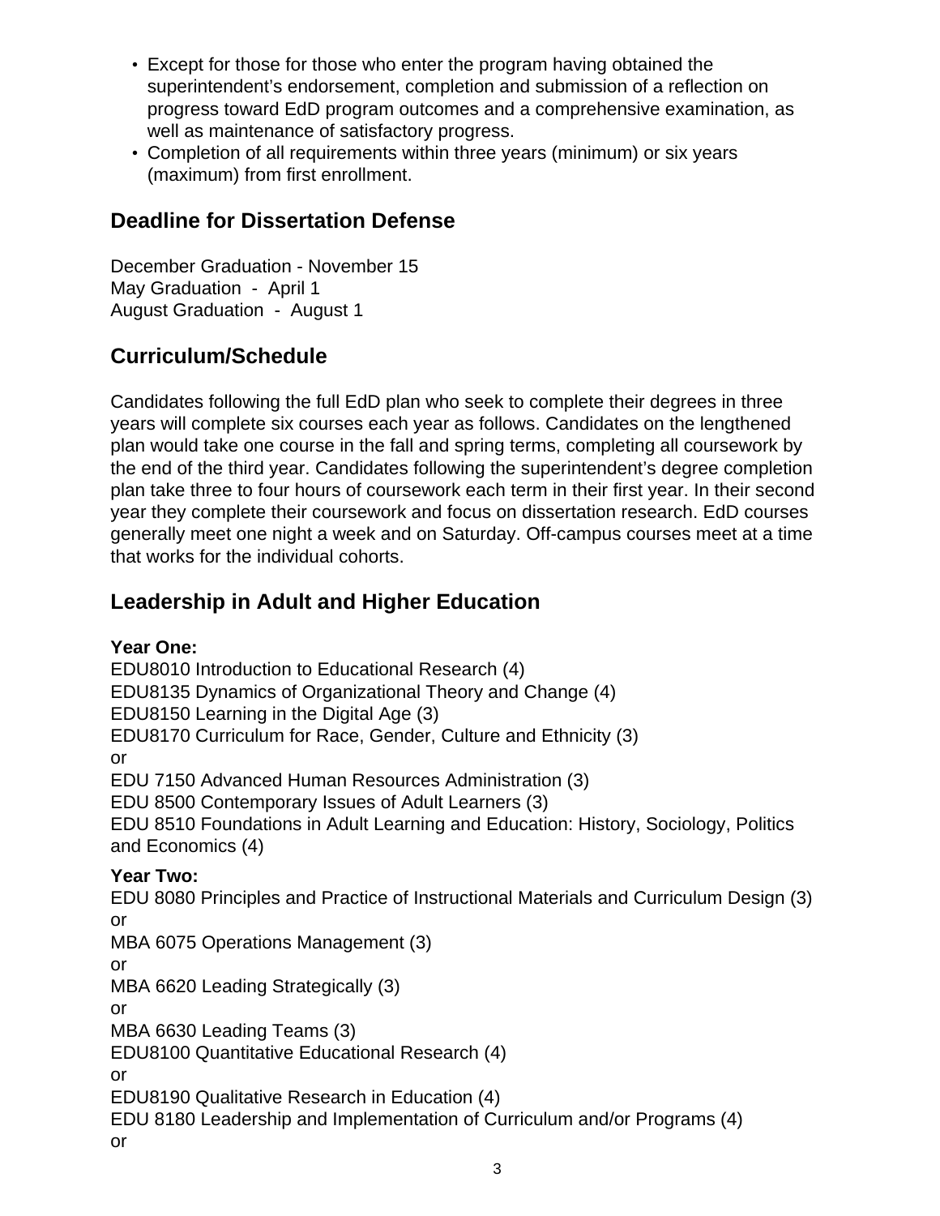- Except for those for those who enter the program having obtained the superintendent's endorsement, completion and submission of a reflection on progress toward EdD program outcomes and a comprehensive examination, as well as maintenance of satisfactory progress.
- Completion of all requirements within three years (minimum) or six years (maximum) from first enrollment.

## Deadline for Dissertation Defense

December Graduation - November 15
May Graduation - April 1
August Graduation - August 1

## Curriculum/Schedule

Candidates following the full EdD plan who seek to complete their degrees in three years will complete six courses each year as follows. Candidates on the lengthened plan would take one course in the fall and spring terms, completing all coursework by the end of the third year. Candidates following the superintendent's degree completion plan take three to four hours of coursework each term in their first year. In their second year they complete their coursework and focus on dissertation research. EdD courses generally meet one night a week and on Saturday. Off-campus courses meet at a time that works for the individual cohorts.

## Leadership in Adult and Higher Education

**Year One:**

EDU8010 Introduction to Educational Research (4)
EDU8135 Dynamics of Organizational Theory and Change (4)
EDU8150 Learning in the Digital Age (3)
EDU8170 Curriculum for Race, Gender, Culture and Ethnicity (3)
or
EDU 7150 Advanced Human Resources Administration (3)
EDU 8500 Contemporary Issues of Adult Learners (3)
EDU 8510 Foundations in Adult Learning and Education: History, Sociology, Politics and Economics (4)

**Year Two:**

EDU 8080 Principles and Practice of Instructional Materials and Curriculum Design (3)
or
MBA 6075 Operations Management (3)
or
MBA 6620 Leading Strategically (3)
or
MBA 6630 Leading Teams (3)
EDU8100 Quantitative Educational Research (4)
or
EDU8190 Qualitative Research in Education (4)
EDU 8180 Leadership and Implementation of Curriculum and/or Programs (4)
or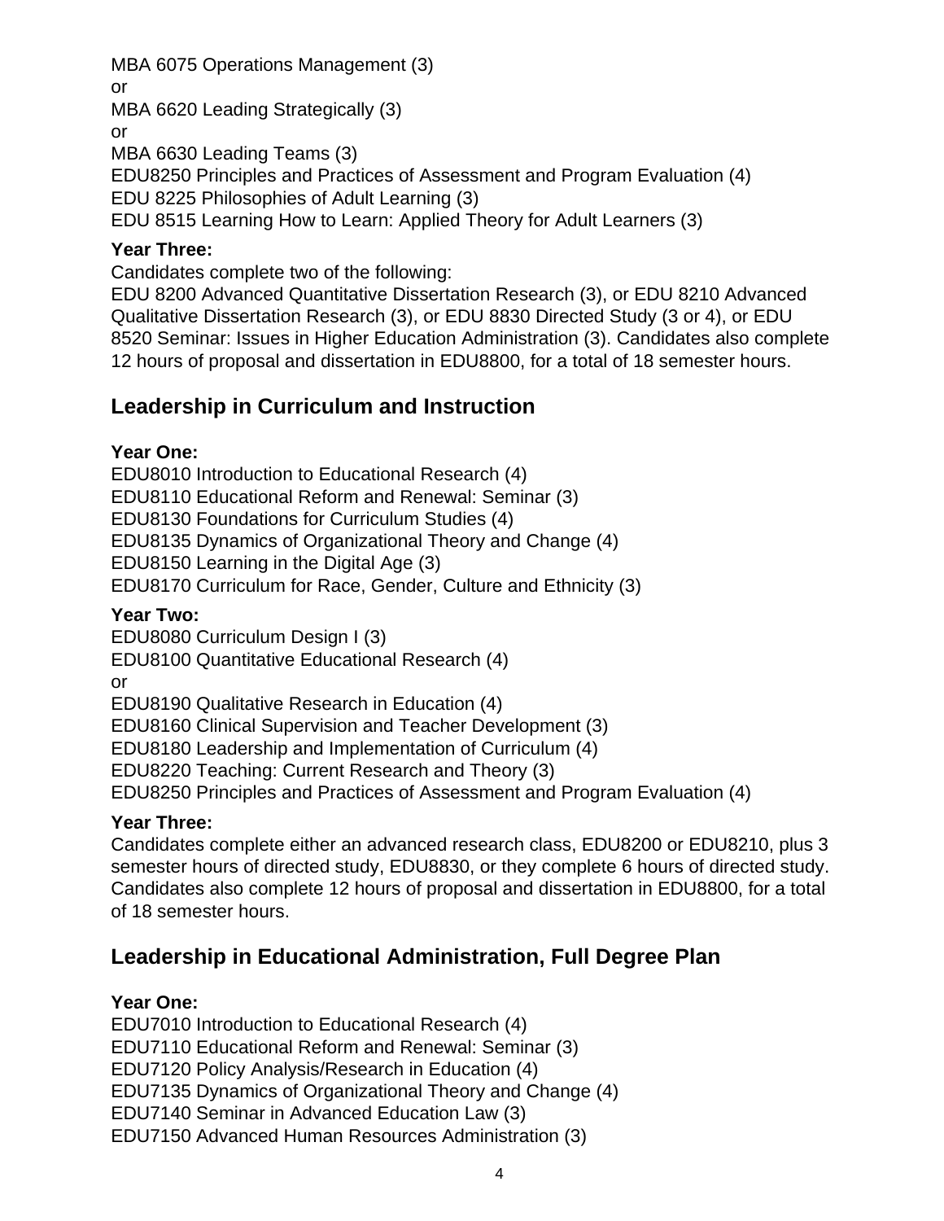MBA 6075 Operations Management (3)
or
MBA 6620 Leading Strategically (3)
or
MBA 6630 Leading Teams (3)
EDU8250 Principles and Practices of Assessment and Program Evaluation (4)
EDU 8225 Philosophies of Adult Learning (3)
EDU 8515 Learning How to Learn: Applied Theory for Adult Learners (3)

**Year Three:**
Candidates complete two of the following:
EDU 8200 Advanced Quantitative Dissertation Research (3), or EDU 8210 Advanced Qualitative Dissertation Research (3), or EDU 8830 Directed Study (3 or 4), or EDU 8520 Seminar: Issues in Higher Education Administration (3). Candidates also complete 12 hours of proposal and dissertation in EDU8800, for a total of 18 semester hours.

## Leadership in Curriculum and Instruction

**Year One:**
EDU8010 Introduction to Educational Research (4)
EDU8110 Educational Reform and Renewal: Seminar (3)
EDU8130 Foundations for Curriculum Studies (4)
EDU8135 Dynamics of Organizational Theory and Change (4)
EDU8150 Learning in the Digital Age (3)
EDU8170 Curriculum for Race, Gender, Culture and Ethnicity (3)

**Year Two:**
EDU8080 Curriculum Design I (3)
EDU8100 Quantitative Educational Research (4)
or
EDU8190 Qualitative Research in Education (4)
EDU8160 Clinical Supervision and Teacher Development (3)
EDU8180 Leadership and Implementation of Curriculum (4)
EDU8220 Teaching: Current Research and Theory (3)
EDU8250 Principles and Practices of Assessment and Program Evaluation (4)

**Year Three:**
Candidates complete either an advanced research class, EDU8200 or EDU8210, plus 3 semester hours of directed study, EDU8830, or they complete 6 hours of directed study. Candidates also complete 12 hours of proposal and dissertation in EDU8800, for a total of 18 semester hours.

## Leadership in Educational Administration, Full Degree Plan

**Year One:**
EDU7010 Introduction to Educational Research (4)
EDU7110 Educational Reform and Renewal: Seminar (3)
EDU7120 Policy Analysis/Research in Education (4)
EDU7135 Dynamics of Organizational Theory and Change (4)
EDU7140 Seminar in Advanced Education Law (3)
EDU7150 Advanced Human Resources Administration (3)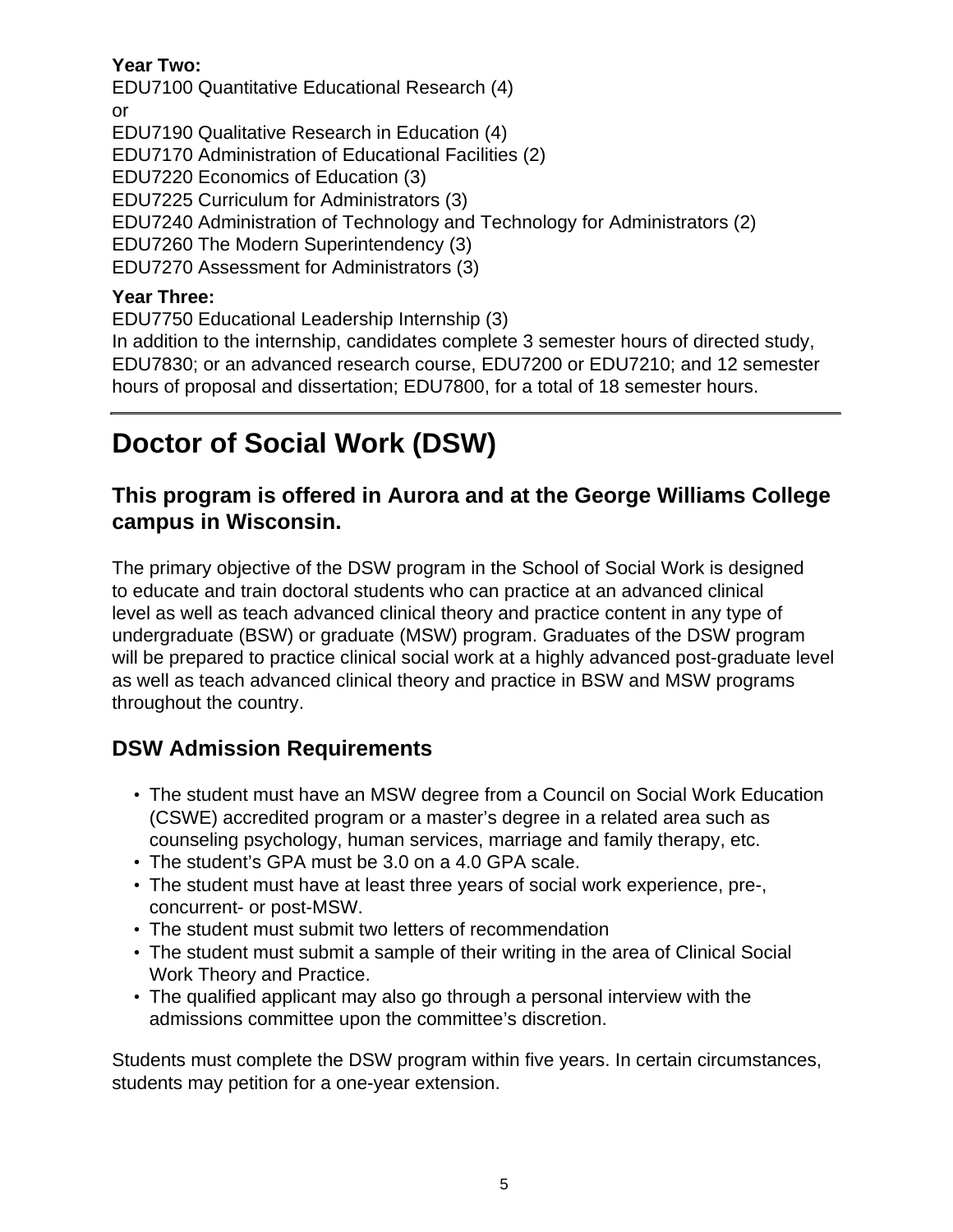**Year Two:**
EDU7100 Quantitative Educational Research (4)
or
EDU7190 Qualitative Research in Education (4)
EDU7170 Administration of Educational Facilities (2)
EDU7220 Economics of Education (3)
EDU7225 Curriculum for Administrators (3)
EDU7240 Administration of Technology and Technology for Administrators (2)
EDU7260 The Modern Superintendency (3)
EDU7270 Assessment for Administrators (3)

**Year Three:**
EDU7750 Educational Leadership Internship (3)
In addition to the internship, candidates complete 3 semester hours of directed study, EDU7830; or an advanced research course, EDU7200 or EDU7210; and 12 semester hours of proposal and dissertation; EDU7800, for a total of 18 semester hours.

---

# Doctor of Social Work (DSW)

## This program is offered in Aurora and at the George Williams College campus in Wisconsin.

The primary objective of the DSW program in the School of Social Work is designed to educate and train doctoral students who can practice at an advanced clinical level as well as teach advanced clinical theory and practice content in any type of undergraduate (BSW) or graduate (MSW) program. Graduates of the DSW program will be prepared to practice clinical social work at a highly advanced post-graduate level as well as teach advanced clinical theory and practice in BSW and MSW programs throughout the country.

## DSW Admission Requirements

- The student must have an MSW degree from a Council on Social Work Education (CSWE) accredited program or a master's degree in a related area such as counseling psychology, human services, marriage and family therapy, etc.
- The student's GPA must be 3.0 on a 4.0 GPA scale.
- The student must have at least three years of social work experience, pre-, concurrent- or post-MSW.
- The student must submit two letters of recommendation
- The student must submit a sample of their writing in the area of Clinical Social Work Theory and Practice.
- The qualified applicant may also go through a personal interview with the admissions committee upon the committee's discretion.

Students must complete the DSW program within five years. In certain circumstances, students may petition for a one-year extension.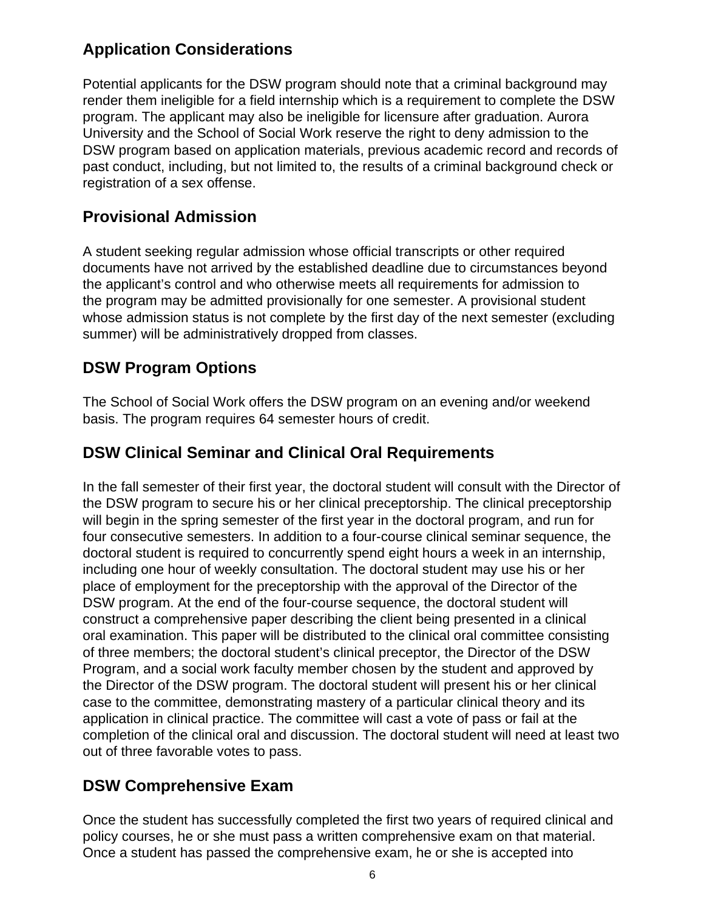## Application Considerations

Potential applicants for the DSW program should note that a criminal background may render them ineligible for a field internship which is a requirement to complete the DSW program. The applicant may also be ineligible for licensure after graduation. Aurora University and the School of Social Work reserve the right to deny admission to the DSW program based on application materials, previous academic record and records of past conduct, including, but not limited to, the results of a criminal background check or registration of a sex offense.

## Provisional Admission

A student seeking regular admission whose official transcripts or other required documents have not arrived by the established deadline due to circumstances beyond the applicant's control and who otherwise meets all requirements for admission to the program may be admitted provisionally for one semester. A provisional student whose admission status is not complete by the first day of the next semester (excluding summer) will be administratively dropped from classes.

## DSW Program Options

The School of Social Work offers the DSW program on an evening and/or weekend basis. The program requires 64 semester hours of credit.

## DSW Clinical Seminar and Clinical Oral Requirements

In the fall semester of their first year, the doctoral student will consult with the Director of the DSW program to secure his or her clinical preceptorship. The clinical preceptorship will begin in the spring semester of the first year in the doctoral program, and run for four consecutive semesters. In addition to a four-course clinical seminar sequence, the doctoral student is required to concurrently spend eight hours a week in an internship, including one hour of weekly consultation. The doctoral student may use his or her place of employment for the preceptorship with the approval of the Director of the DSW program. At the end of the four-course sequence, the doctoral student will construct a comprehensive paper describing the client being presented in a clinical oral examination. This paper will be distributed to the clinical oral committee consisting of three members; the doctoral student's clinical preceptor, the Director of the DSW Program, and a social work faculty member chosen by the student and approved by the Director of the DSW program. The doctoral student will present his or her clinical case to the committee, demonstrating mastery of a particular clinical theory and its application in clinical practice. The committee will cast a vote of pass or fail at the completion of the clinical oral and discussion. The doctoral student will need at least two out of three favorable votes to pass.

## DSW Comprehensive Exam

Once the student has successfully completed the first two years of required clinical and policy courses, he or she must pass a written comprehensive exam on that material. Once a student has passed the comprehensive exam, he or she is accepted into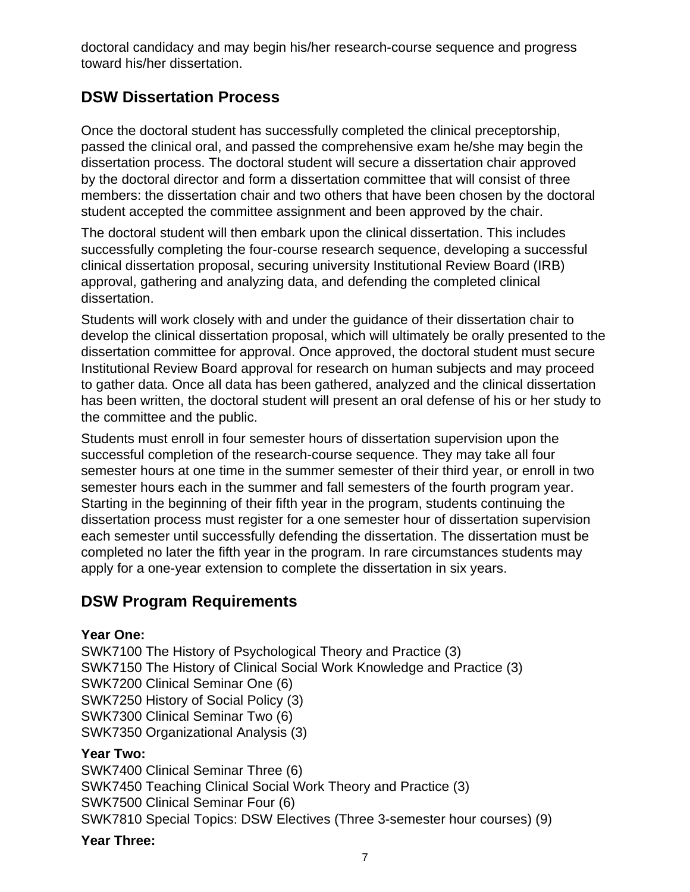doctoral candidacy and may begin his/her research-course sequence and progress toward his/her dissertation.

## DSW Dissertation Process

Once the doctoral student has successfully completed the clinical preceptorship, passed the clinical oral, and passed the comprehensive exam he/she may begin the dissertation process. The doctoral student will secure a dissertation chair approved by the doctoral director and form a dissertation committee that will consist of three members: the dissertation chair and two others that have been chosen by the doctoral student accepted the committee assignment and been approved by the chair.

The doctoral student will then embark upon the clinical dissertation. This includes successfully completing the four-course research sequence, developing a successful clinical dissertation proposal, securing university Institutional Review Board (IRB) approval, gathering and analyzing data, and defending the completed clinical dissertation.

Students will work closely with and under the guidance of their dissertation chair to develop the clinical dissertation proposal, which will ultimately be orally presented to the dissertation committee for approval. Once approved, the doctoral student must secure Institutional Review Board approval for research on human subjects and may proceed to gather data. Once all data has been gathered, analyzed and the clinical dissertation has been written, the doctoral student will present an oral defense of his or her study to the committee and the public.

Students must enroll in four semester hours of dissertation supervision upon the successful completion of the research-course sequence. They may take all four semester hours at one time in the summer semester of their third year, or enroll in two semester hours each in the summer and fall semesters of the fourth program year. Starting in the beginning of their fifth year in the program, students continuing the dissertation process must register for a one semester hour of dissertation supervision each semester until successfully defending the dissertation. The dissertation must be completed no later the fifth year in the program. In rare circumstances students may apply for a one-year extension to complete the dissertation in six years.

## DSW Program Requirements

**Year One:**
SWK7100 The History of Psychological Theory and Practice (3)
SWK7150 The History of Clinical Social Work Knowledge and Practice (3)
SWK7200 Clinical Seminar One (6)
SWK7250 History of Social Policy (3)
SWK7300 Clinical Seminar Two (6)
SWK7350 Organizational Analysis (3)

**Year Two:**
SWK7400 Clinical Seminar Three (6)
SWK7450 Teaching Clinical Social Work Theory and Practice (3)
SWK7500 Clinical Seminar Four (6)
SWK7810 Special Topics: DSW Electives (Three 3-semester hour courses) (9)

**Year Three:**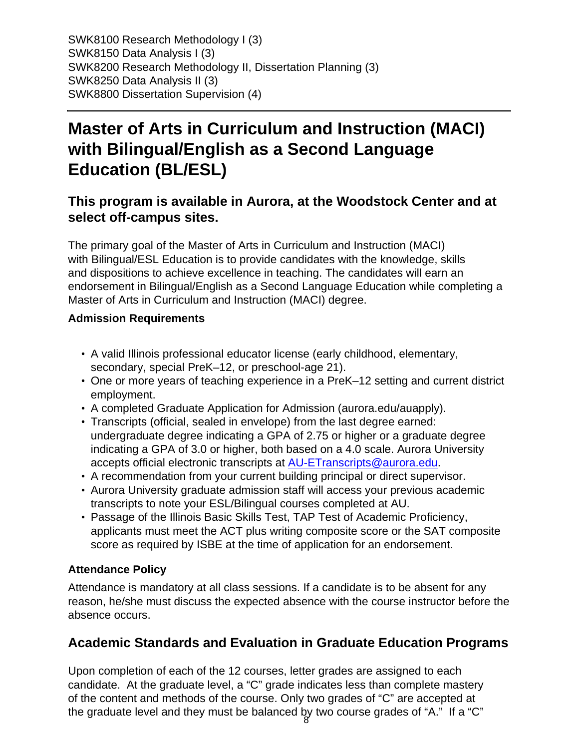SWK8100 Research Methodology I (3)
SWK8150 Data Analysis I (3)
SWK8200 Research Methodology II, Dissertation Planning (3)
SWK8250 Data Analysis II (3)
SWK8800 Dissertation Supervision (4)

---

# Master of Arts in Curriculum and Instruction (MACI) with Bilingual/English as a Second Language Education (BL/ESL)

## This program is available in Aurora, at the Woodstock Center and at select off-campus sites.

The primary goal of the Master of Arts in Curriculum and Instruction (MACI) with Bilingual/ESL Education is to provide candidates with the knowledge, skills and dispositions to achieve excellence in teaching. The candidates will earn an endorsement in Bilingual/English as a Second Language Education while completing a Master of Arts in Curriculum and Instruction (MACI) degree.

### Admission Requirements

- A valid Illinois professional educator license (early childhood, elementary, secondary, special PreK–12, or preschool-age 21).
- One or more years of teaching experience in a PreK–12 setting and current district employment.
- A completed Graduate Application for Admission (aurora.edu/auapply).
- Transcripts (official, sealed in envelope) from the last degree earned: undergraduate degree indicating a GPA of 2.75 or higher or a graduate degree indicating a GPA of 3.0 or higher, both based on a 4.0 scale. Aurora University accepts official electronic transcripts at AU-ETranscripts@aurora.edu.
- A recommendation from your current building principal or direct supervisor.
- Aurora University graduate admission staff will access your previous academic transcripts to note your ESL/Bilingual courses completed at AU.
- Passage of the Illinois Basic Skills Test, TAP Test of Academic Proficiency, applicants must meet the ACT plus writing composite score or the SAT composite score as required by ISBE at the time of application for an endorsement.

### Attendance Policy

Attendance is mandatory at all class sessions. If a candidate is to be absent for any reason, he/she must discuss the expected absence with the course instructor before the absence occurs.

## Academic Standards and Evaluation in Graduate Education Programs

Upon completion of each of the 12 courses, letter grades are assigned to each candidate. At the graduate level, a "C" grade indicates less than complete mastery of the content and methods of the course. Only two grades of "C" are accepted at the graduate level and they must be balanced by two course grades of "A." If a "C"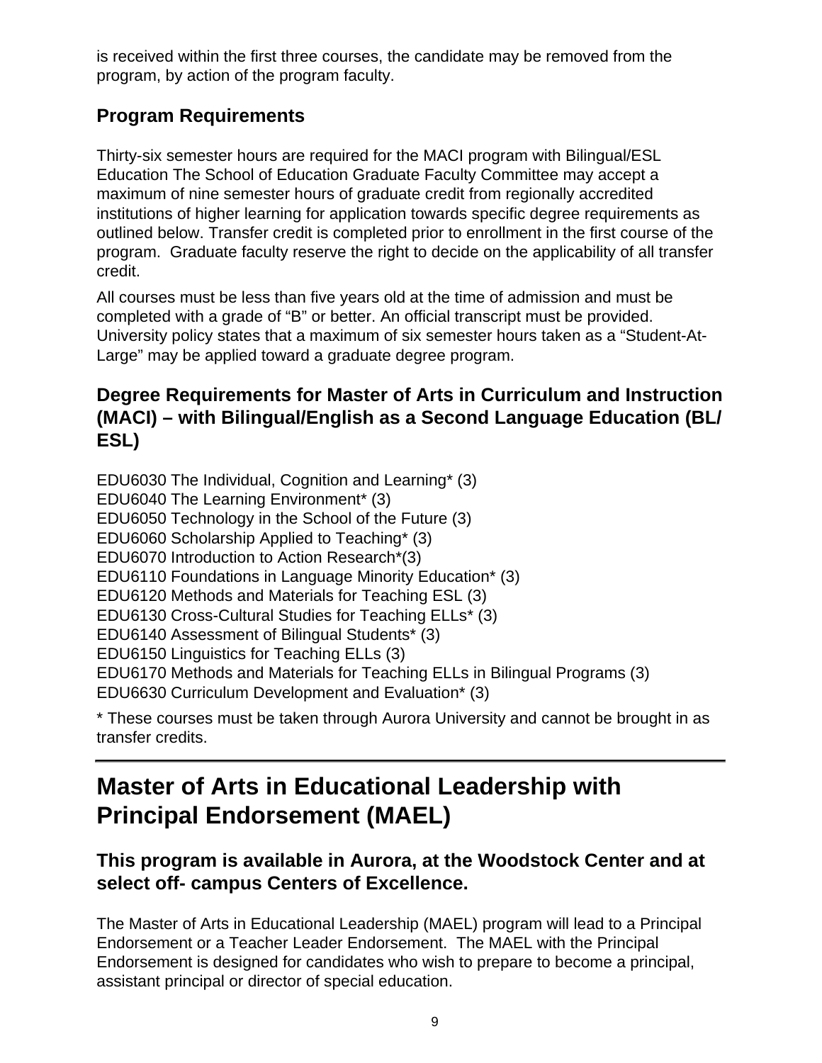is received within the first three courses, the candidate may be removed from the program, by action of the program faculty.

## Program Requirements

Thirty-six semester hours are required for the MACI program with Bilingual/ESL Education The School of Education Graduate Faculty Committee may accept a maximum of nine semester hours of graduate credit from regionally accredited institutions of higher learning for application towards specific degree requirements as outlined below. Transfer credit is completed prior to enrollment in the first course of the program.  Graduate faculty reserve the right to decide on the applicability of all transfer credit.

All courses must be less than five years old at the time of admission and must be completed with a grade of "B" or better. An official transcript must be provided. University policy states that a maximum of six semester hours taken as a "Student-At-Large" may be applied toward a graduate degree program.

## Degree Requirements for Master of Arts in Curriculum and Instruction (MACI) – with Bilingual/English as a Second Language Education (BL/ESL)

EDU6030 The Individual, Cognition and Learning* (3)  
EDU6040 The Learning Environment* (3)  
EDU6050 Technology in the School of the Future (3)  
EDU6060 Scholarship Applied to Teaching* (3)  
EDU6070 Introduction to Action Research*(3)  
EDU6110 Foundations in Language Minority Education* (3)  
EDU6120 Methods and Materials for Teaching ESL (3)  
EDU6130 Cross-Cultural Studies for Teaching ELLs* (3)  
EDU6140 Assessment of Bilingual Students* (3)  
EDU6150 Linguistics for Teaching ELLs (3)  
EDU6170 Methods and Materials for Teaching ELLs in Bilingual Programs (3)  
EDU6630 Curriculum Development and Evaluation* (3)

* These courses must be taken through Aurora University and cannot be brought in as transfer credits.

---

# Master of Arts in Educational Leadership with Principal Endorsement (MAEL)

## This program is available in Aurora, at the Woodstock Center and at select off- campus Centers of Excellence.

The Master of Arts in Educational Leadership (MAEL) program will lead to a Principal Endorsement or a Teacher Leader Endorsement.  The MAEL with the Principal Endorsement is designed for candidates who wish to prepare to become a principal, assistant principal or director of special education.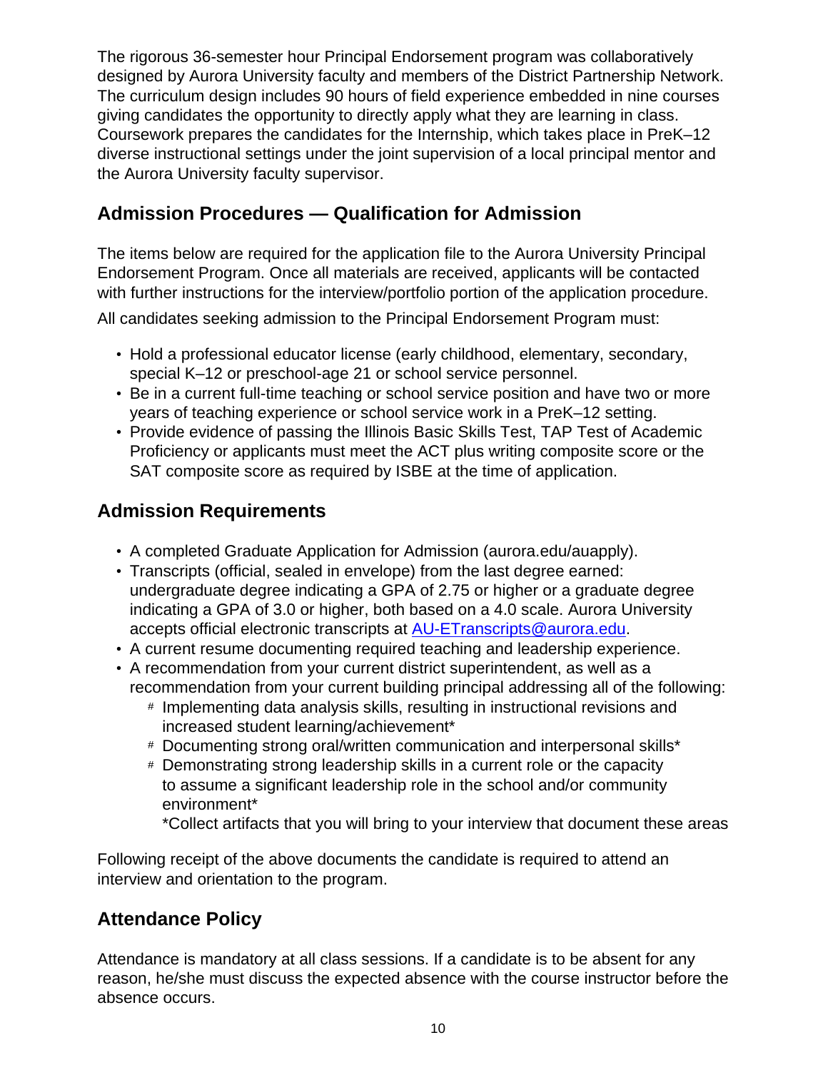The rigorous 36-semester hour Principal Endorsement program was collaboratively designed by Aurora University faculty and members of the District Partnership Network. The curriculum design includes 90 hours of field experience embedded in nine courses giving candidates the opportunity to directly apply what they are learning in class. Coursework prepares the candidates for the Internship, which takes place in PreK–12 diverse instructional settings under the joint supervision of a local principal mentor and the Aurora University faculty supervisor.

## Admission Procedures — Qualification for Admission

The items below are required for the application file to the Aurora University Principal Endorsement Program. Once all materials are received, applicants will be contacted with further instructions for the interview/portfolio portion of the application procedure.

All candidates seeking admission to the Principal Endorsement Program must:

- Hold a professional educator license (early childhood, elementary, secondary, special K–12 or preschool-age 21 or school service personnel.
- Be in a current full-time teaching or school service position and have two or more years of teaching experience or school service work in a PreK–12 setting.
- Provide evidence of passing the Illinois Basic Skills Test, TAP Test of Academic Proficiency or applicants must meet the ACT plus writing composite score or the SAT composite score as required by ISBE at the time of application.

## Admission Requirements

- A completed Graduate Application for Admission (aurora.edu/auapply).
- Transcripts (official, sealed in envelope) from the last degree earned: undergraduate degree indicating a GPA of 2.75 or higher or a graduate degree indicating a GPA of 3.0 or higher, both based on a 4.0 scale. Aurora University accepts official electronic transcripts at AU-ETranscripts@aurora.edu.
- A current resume documenting required teaching and leadership experience.
- A recommendation from your current district superintendent, as well as a recommendation from your current building principal addressing all of the following:
    - Implementing data analysis skills, resulting in instructional revisions and increased student learning/achievement*
    - Documenting strong oral/written communication and interpersonal skills*
    - Demonstrating strong leadership skills in a current role or the capacity to assume a significant leadership role in the school and/or community environment*

      *Collect artifacts that you will bring to your interview that document these areas

Following receipt of the above documents the candidate is required to attend an interview and orientation to the program.

## Attendance Policy

Attendance is mandatory at all class sessions. If a candidate is to be absent for any reason, he/she must discuss the expected absence with the course instructor before the absence occurs.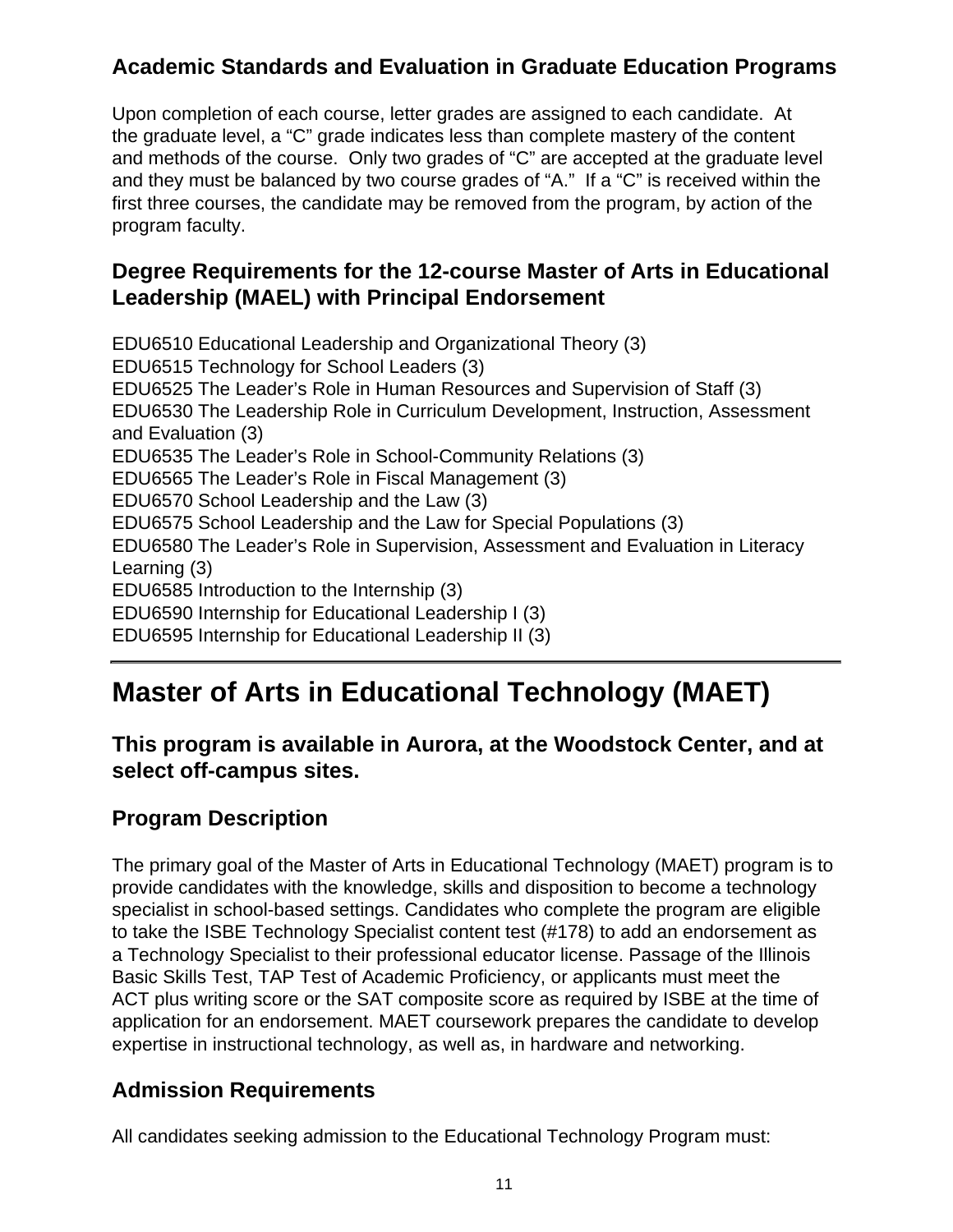### Academic Standards and Evaluation in Graduate Education Programs

Upon completion of each course, letter grades are assigned to each candidate. At the graduate level, a "C" grade indicates less than complete mastery of the content and methods of the course. Only two grades of "C" are accepted at the graduate level and they must be balanced by two course grades of "A." If a "C" is received within the first three courses, the candidate may be removed from the program, by action of the program faculty.

### Degree Requirements for the 12-course Master of Arts in Educational Leadership (MAEL) with Principal Endorsement

EDU6510 Educational Leadership and Organizational Theory (3)
EDU6515 Technology for School Leaders (3)
EDU6525 The Leader's Role in Human Resources and Supervision of Staff (3)
EDU6530 The Leadership Role in Curriculum Development, Instruction, Assessment and Evaluation (3)
EDU6535 The Leader's Role in School-Community Relations (3)
EDU6565 The Leader's Role in Fiscal Management (3)
EDU6570 School Leadership and the Law (3)
EDU6575 School Leadership and the Law for Special Populations (3)
EDU6580 The Leader's Role in Supervision, Assessment and Evaluation in Literacy Learning (3)
EDU6585 Introduction to the Internship (3)
EDU6590 Internship for Educational Leadership I (3)
EDU6595 Internship for Educational Leadership II (3)

---

# Master of Arts in Educational Technology (MAET)

### This program is available in Aurora, at the Woodstock Center, and at select off-campus sites.

### Program Description

The primary goal of the Master of Arts in Educational Technology (MAET) program is to provide candidates with the knowledge, skills and disposition to become a technology specialist in school-based settings. Candidates who complete the program are eligible to take the ISBE Technology Specialist content test (#178) to add an endorsement as a Technology Specialist to their professional educator license. Passage of the Illinois Basic Skills Test, TAP Test of Academic Proficiency, or applicants must meet the ACT plus writing score or the SAT composite score as required by ISBE at the time of application for an endorsement. MAET coursework prepares the candidate to develop expertise in instructional technology, as well as, in hardware and networking.

### Admission Requirements

All candidates seeking admission to the Educational Technology Program must: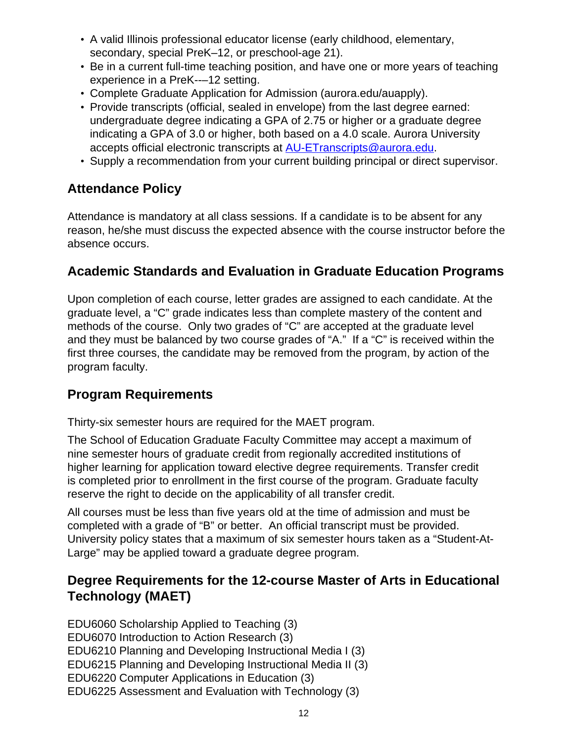- A valid Illinois professional educator license (early childhood, elementary, secondary, special PreK–12, or preschool-age 21).
- Be in a current full-time teaching position, and have one or more years of teaching experience in a PreK-–-12 setting.
- Complete Graduate Application for Admission (aurora.edu/auapply).
- Provide transcripts (official, sealed in envelope) from the last degree earned: undergraduate degree indicating a GPA of 2.75 or higher or a graduate degree indicating a GPA of 3.0 or higher, both based on a 4.0 scale. Aurora University accepts official electronic transcripts at AU-ETranscripts@aurora.edu.
- Supply a recommendation from your current building principal or direct supervisor.

## Attendance Policy

Attendance is mandatory at all class sessions. If a candidate is to be absent for any reason, he/she must discuss the expected absence with the course instructor before the absence occurs.

## Academic Standards and Evaluation in Graduate Education Programs

Upon completion of each course, letter grades are assigned to each candidate. At the graduate level, a "C" grade indicates less than complete mastery of the content and methods of the course. Only two grades of "C" are accepted at the graduate level and they must be balanced by two course grades of "A." If a "C" is received within the first three courses, the candidate may be removed from the program, by action of the program faculty.

## Program Requirements

Thirty-six semester hours are required for the MAET program.

The School of Education Graduate Faculty Committee may accept a maximum of nine semester hours of graduate credit from regionally accredited institutions of higher learning for application toward elective degree requirements. Transfer credit is completed prior to enrollment in the first course of the program. Graduate faculty reserve the right to decide on the applicability of all transfer credit.

All courses must be less than five years old at the time of admission and must be completed with a grade of "B" or better. An official transcript must be provided. University policy states that a maximum of six semester hours taken as a "Student-At-Large" may be applied toward a graduate degree program.

## Degree Requirements for the 12-course Master of Arts in Educational Technology (MAET)

EDU6060 Scholarship Applied to Teaching (3)
EDU6070 Introduction to Action Research (3)
EDU6210 Planning and Developing Instructional Media I (3)
EDU6215 Planning and Developing Instructional Media II (3)
EDU6220 Computer Applications in Education (3)
EDU6225 Assessment and Evaluation with Technology (3)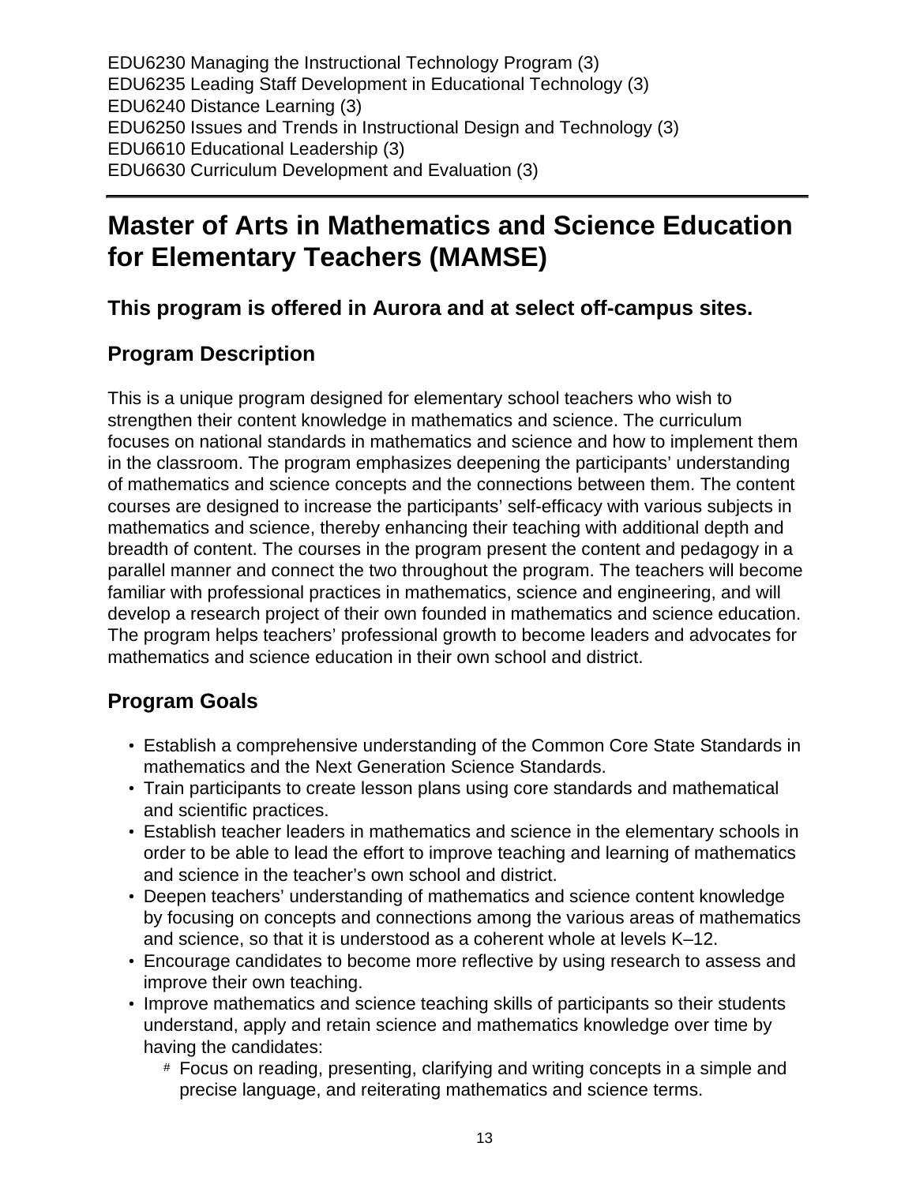EDU6230 Managing the Instructional Technology Program (3)
EDU6235 Leading Staff Development in Educational Technology (3)
EDU6240 Distance Learning (3)
EDU6250 Issues and Trends in Instructional Design and Technology (3)
EDU6610 Educational Leadership (3)
EDU6630 Curriculum Development and Evaluation (3)

---

# Master of Arts in Mathematics and Science Education for Elementary Teachers (MAMSE)

### This program is offered in Aurora and at select off-campus sites.

## Program Description

This is a unique program designed for elementary school teachers who wish to strengthen their content knowledge in mathematics and science. The curriculum focuses on national standards in mathematics and science and how to implement them in the classroom. The program emphasizes deepening the participants' understanding of mathematics and science concepts and the connections between them. The content courses are designed to increase the participants' self-efficacy with various subjects in mathematics and science, thereby enhancing their teaching with additional depth and breadth of content. The courses in the program present the content and pedagogy in a parallel manner and connect the two throughout the program. The teachers will become familiar with professional practices in mathematics, science and engineering, and will develop a research project of their own founded in mathematics and science education. The program helps teachers' professional growth to become leaders and advocates for mathematics and science education in their own school and district.

## Program Goals

- Establish a comprehensive understanding of the Common Core State Standards in mathematics and the Next Generation Science Standards.
- Train participants to create lesson plans using core standards and mathematical and scientific practices.
- Establish teacher leaders in mathematics and science in the elementary schools in order to be able to lead the effort to improve teaching and learning of mathematics and science in the teacher's own school and district.
- Deepen teachers' understanding of mathematics and science content knowledge by focusing on concepts and connections among the various areas of mathematics and science, so that it is understood as a coherent whole at levels K–12.
- Encourage candidates to become more reflective by using research to assess and improve their own teaching.
- Improve mathematics and science teaching skills of participants so their students understand, apply and retain science and mathematics knowledge over time by having the candidates:
    - Focus on reading, presenting, clarifying and writing concepts in a simple and precise language, and reiterating mathematics and science terms.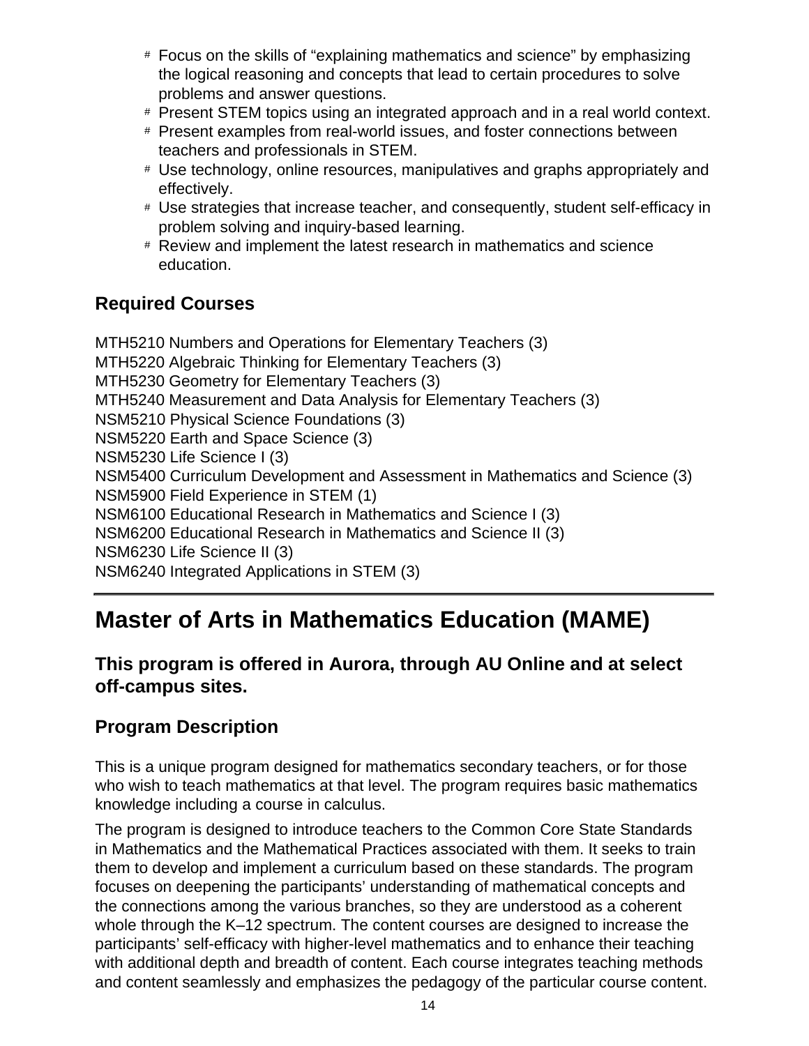- Focus on the skills of “explaining mathematics and science” by emphasizing the logical reasoning and concepts that lead to certain procedures to solve problems and answer questions.
- Present STEM topics using an integrated approach and in a real world context.
- Present examples from real-world issues, and foster connections between teachers and professionals in STEM.
- Use technology, online resources, manipulatives and graphs appropriately and effectively.
- Use strategies that increase teacher, and consequently, student self-efficacy in problem solving and inquiry-based learning.
- Review and implement the latest research in mathematics and science education.

### Required Courses

MTH5210 Numbers and Operations for Elementary Teachers (3)
MTH5220 Algebraic Thinking for Elementary Teachers (3)
MTH5230 Geometry for Elementary Teachers (3)
MTH5240 Measurement and Data Analysis for Elementary Teachers (3)
NSM5210 Physical Science Foundations (3)
NSM5220 Earth and Space Science (3)
NSM5230 Life Science I (3)
NSM5400 Curriculum Development and Assessment in Mathematics and Science (3)
NSM5900 Field Experience in STEM (1)
NSM6100 Educational Research in Mathematics and Science I (3)
NSM6200 Educational Research in Mathematics and Science II (3)
NSM6230 Life Science II (3)
NSM6240 Integrated Applications in STEM (3)

---

## Master of Arts in Mathematics Education (MAME)

### This program is offered in Aurora, through AU Online and at select off-campus sites.

### Program Description

This is a unique program designed for mathematics secondary teachers, or for those who wish to teach mathematics at that level. The program requires basic mathematics knowledge including a course in calculus.

The program is designed to introduce teachers to the Common Core State Standards in Mathematics and the Mathematical Practices associated with them. It seeks to train them to develop and implement a curriculum based on these standards. The program focuses on deepening the participants’ understanding of mathematical concepts and the connections among the various branches, so they are understood as a coherent whole through the K–12 spectrum. The content courses are designed to increase the participants’ self-efficacy with higher-level mathematics and to enhance their teaching with additional depth and breadth of content. Each course integrates teaching methods and content seamlessly and emphasizes the pedagogy of the particular course content.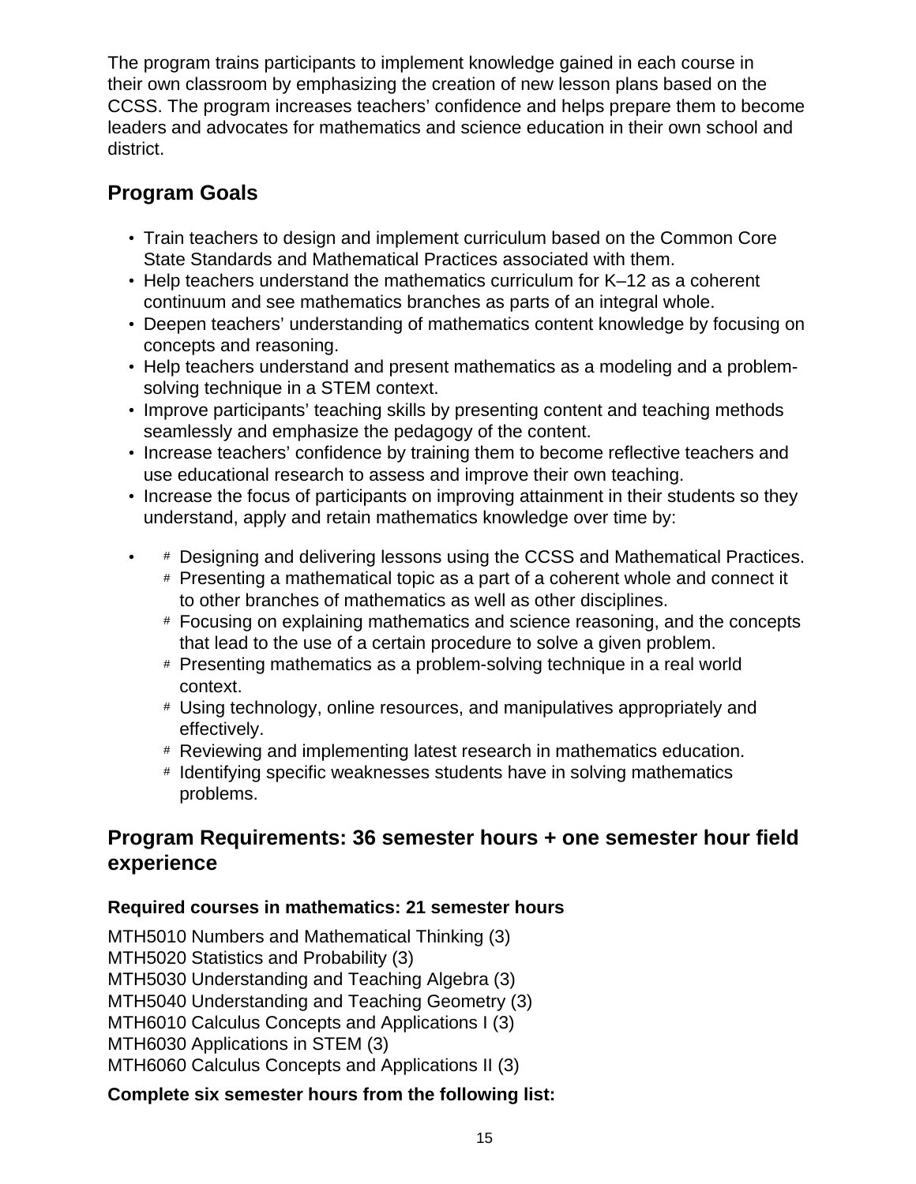The program trains participants to implement knowledge gained in each course in their own classroom by emphasizing the creation of new lesson plans based on the CCSS. The program increases teachers' confidence and helps prepare them to become leaders and advocates for mathematics and science education in their own school and district.

## Program Goals

- Train teachers to design and implement curriculum based on the Common Core State Standards and Mathematical Practices associated with them.
- Help teachers understand the mathematics curriculum for K–12 as a coherent continuum and see mathematics branches as parts of an integral whole.
- Deepen teachers' understanding of mathematics content knowledge by focusing on concepts and reasoning.
- Help teachers understand and present mathematics as a modeling and a problem-solving technique in a STEM context.
- Improve participants' teaching skills by presenting content and teaching methods seamlessly and emphasize the pedagogy of the content.
- Increase teachers' confidence by training them to become reflective teachers and use educational research to assess and improve their own teaching.
- Increase the focus of participants on improving attainment in their students so they understand, apply and retain mathematics knowledge over time by:

    - Designing and delivering lessons using the CCSS and Mathematical Practices.
    - Presenting a mathematical topic as a part of a coherent whole and connect it to other branches of mathematics as well as other disciplines.
    - Focusing on explaining mathematics and science reasoning, and the concepts that lead to the use of a certain procedure to solve a given problem.
    - Presenting mathematics as a problem-solving technique in a real world context.
    - Using technology, online resources, and manipulatives appropriately and effectively.
    - Reviewing and implementing latest research in mathematics education.
    - Identifying specific weaknesses students have in solving mathematics problems.

## Program Requirements: 36 semester hours + one semester hour field experience

### Required courses in mathematics: 21 semester hours

MTH5010 Numbers and Mathematical Thinking (3)
MTH5020 Statistics and Probability (3)
MTH5030 Understanding and Teaching Algebra (3)
MTH5040 Understanding and Teaching Geometry (3)
MTH6010 Calculus Concepts and Applications I (3)
MTH6030 Applications in STEM (3)
MTH6060 Calculus Concepts and Applications II (3)

### Complete six semester hours from the following list: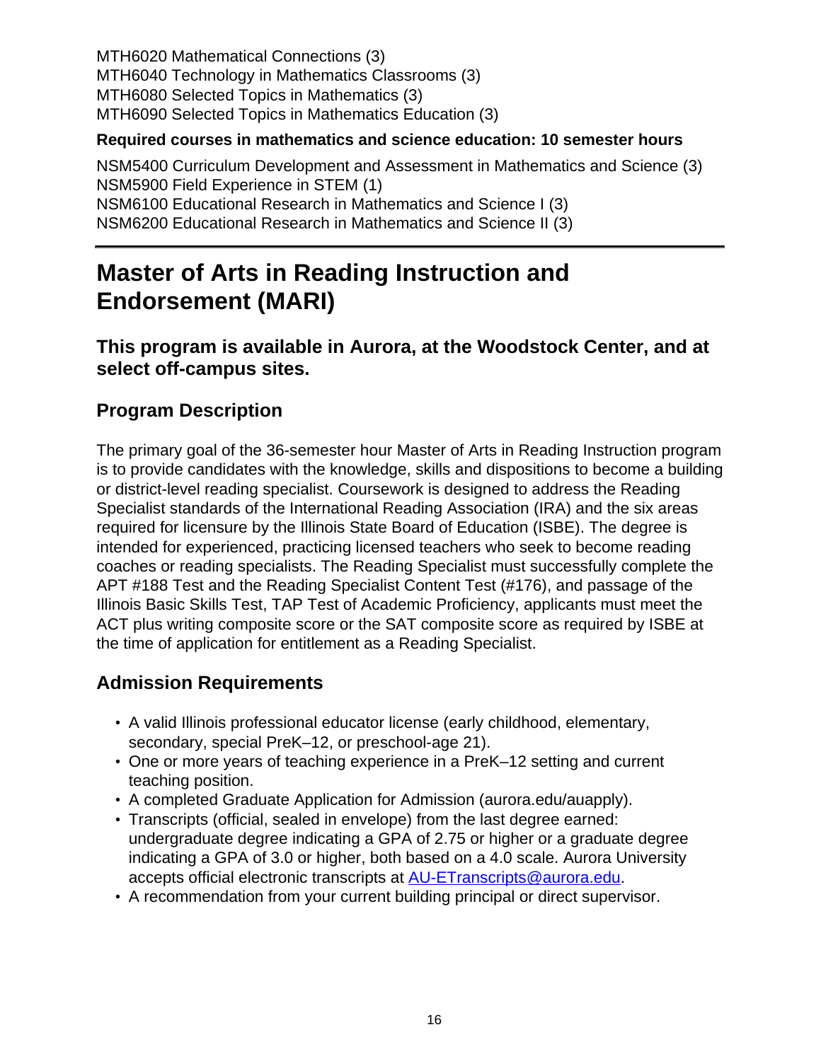MTH6020 Mathematical Connections (3)
MTH6040 Technology in Mathematics Classrooms (3)
MTH6080 Selected Topics in Mathematics (3)
MTH6090 Selected Topics in Mathematics Education (3)

**Required courses in mathematics and science education: 10 semester hours**

NSM5400 Curriculum Development and Assessment in Mathematics and Science (3)
NSM5900 Field Experience in STEM (1)
NSM6100 Educational Research in Mathematics and Science I (3)
NSM6200 Educational Research in Mathematics and Science II (3)

---

# Master of Arts in Reading Instruction and Endorsement (MARI)

### This program is available in Aurora, at the Woodstock Center, and at select off-campus sites.

## Program Description

The primary goal of the 36-semester hour Master of Arts in Reading Instruction program is to provide candidates with the knowledge, skills and dispositions to become a building or district-level reading specialist. Coursework is designed to address the Reading Specialist standards of the International Reading Association (IRA) and the six areas required for licensure by the Illinois State Board of Education (ISBE). The degree is intended for experienced, practicing licensed teachers who seek to become reading coaches or reading specialists. The Reading Specialist must successfully complete the APT #188 Test and the Reading Specialist Content Test (#176), and passage of the Illinois Basic Skills Test, TAP Test of Academic Proficiency, applicants must meet the ACT plus writing composite score or the SAT composite score as required by ISBE at the time of application for entitlement as a Reading Specialist.

## Admission Requirements

- A valid Illinois professional educator license (early childhood, elementary, secondary, special PreK–12, or preschool-age 21).
- One or more years of teaching experience in a PreK–12 setting and current teaching position.
- A completed Graduate Application for Admission (aurora.edu/auapply).
- Transcripts (official, sealed in envelope) from the last degree earned: undergraduate degree indicating a GPA of 2.75 or higher or a graduate degree indicating a GPA of 3.0 or higher, both based on a 4.0 scale. Aurora University accepts official electronic transcripts at AU-ETranscripts@aurora.edu.
- A recommendation from your current building principal or direct supervisor.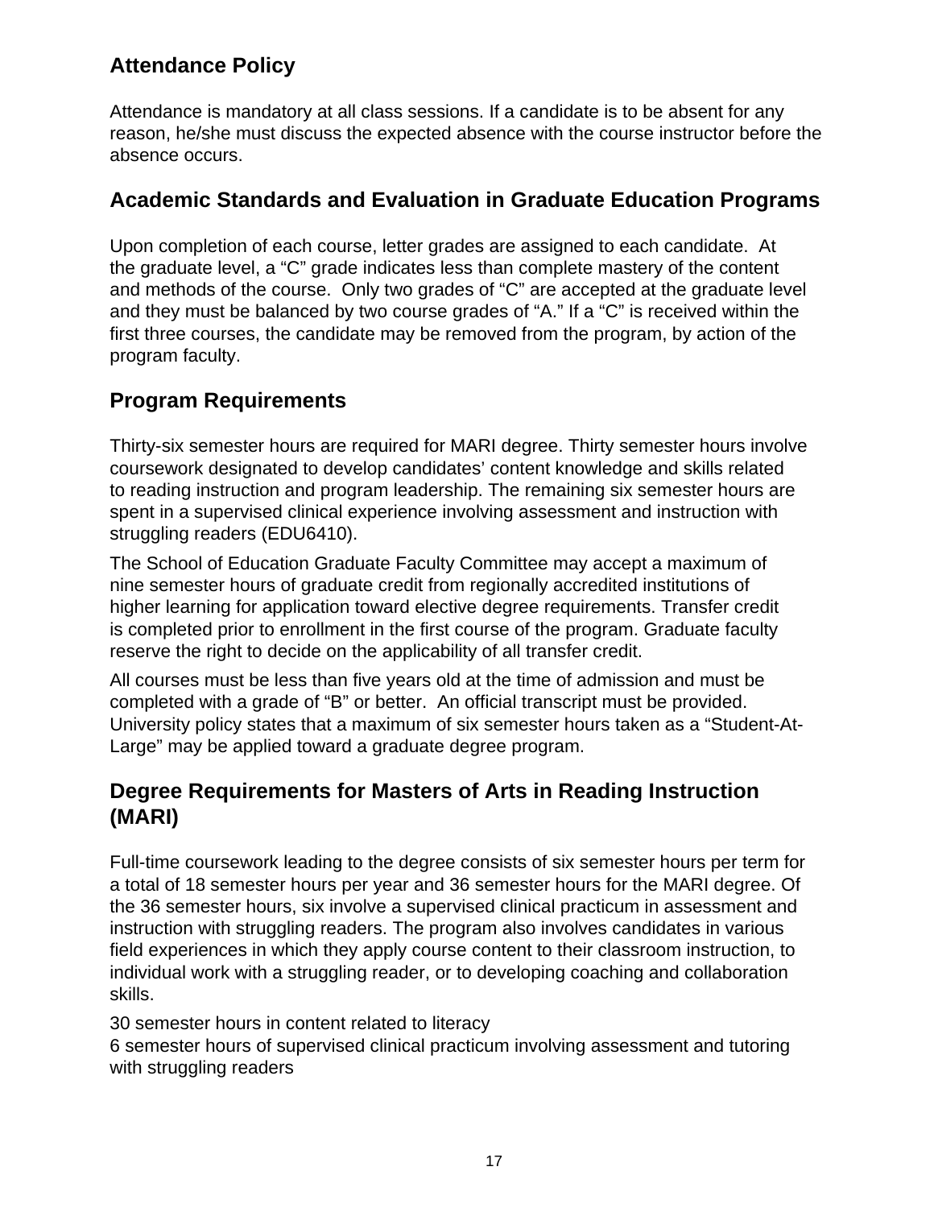## Attendance Policy

Attendance is mandatory at all class sessions. If a candidate is to be absent for any reason, he/she must discuss the expected absence with the course instructor before the absence occurs.

## Academic Standards and Evaluation in Graduate Education Programs

Upon completion of each course, letter grades are assigned to each candidate. At the graduate level, a "C" grade indicates less than complete mastery of the content and methods of the course. Only two grades of "C" are accepted at the graduate level and they must be balanced by two course grades of "A." If a "C" is received within the first three courses, the candidate may be removed from the program, by action of the program faculty.

## Program Requirements

Thirty-six semester hours are required for MARI degree. Thirty semester hours involve coursework designated to develop candidates' content knowledge and skills related to reading instruction and program leadership. The remaining six semester hours are spent in a supervised clinical experience involving assessment and instruction with struggling readers (EDU6410).

The School of Education Graduate Faculty Committee may accept a maximum of nine semester hours of graduate credit from regionally accredited institutions of higher learning for application toward elective degree requirements. Transfer credit is completed prior to enrollment in the first course of the program. Graduate faculty reserve the right to decide on the applicability of all transfer credit.

All courses must be less than five years old at the time of admission and must be completed with a grade of "B" or better. An official transcript must be provided. University policy states that a maximum of six semester hours taken as a "Student-At-Large" may be applied toward a graduate degree program.

## Degree Requirements for Masters of Arts in Reading Instruction (MARI)

Full-time coursework leading to the degree consists of six semester hours per term for a total of 18 semester hours per year and 36 semester hours for the MARI degree. Of the 36 semester hours, six involve a supervised clinical practicum in assessment and instruction with struggling readers. The program also involves candidates in various field experiences in which they apply course content to their classroom instruction, to individual work with a struggling reader, or to developing coaching and collaboration skills.

30 semester hours in content related to literacy
6 semester hours of supervised clinical practicum involving assessment and tutoring with struggling readers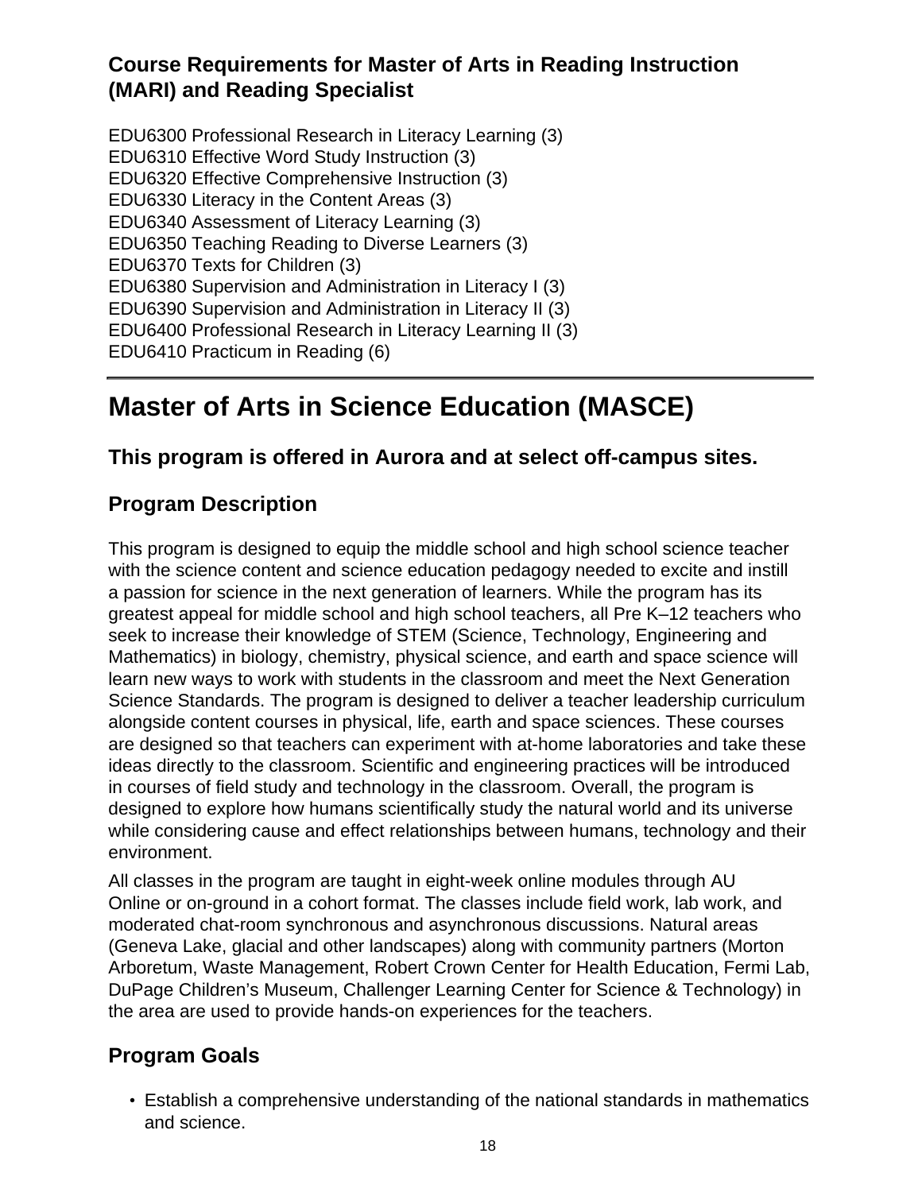### Course Requirements for Master of Arts in Reading Instruction (MARI) and Reading Specialist

EDU6300 Professional Research in Literacy Learning (3)
EDU6310 Effective Word Study Instruction (3)
EDU6320 Effective Comprehensive Instruction (3)
EDU6330 Literacy in the Content Areas (3)
EDU6340 Assessment of Literacy Learning (3)
EDU6350 Teaching Reading to Diverse Learners (3)
EDU6370 Texts for Children (3)
EDU6380 Supervision and Administration in Literacy I (3)
EDU6390 Supervision and Administration in Literacy II (3)
EDU6400 Professional Research in Literacy Learning II (3)
EDU6410 Practicum in Reading (6)

---

# Master of Arts in Science Education (MASCE)

### This program is offered in Aurora and at select off-campus sites.

### Program Description

This program is designed to equip the middle school and high school science teacher with the science content and science education pedagogy needed to excite and instill a passion for science in the next generation of learners. While the program has its greatest appeal for middle school and high school teachers, all Pre K–12 teachers who seek to increase their knowledge of STEM (Science, Technology, Engineering and Mathematics) in biology, chemistry, physical science, and earth and space science will learn new ways to work with students in the classroom and meet the Next Generation Science Standards. The program is designed to deliver a teacher leadership curriculum alongside content courses in physical, life, earth and space sciences. These courses are designed so that teachers can experiment with at-home laboratories and take these ideas directly to the classroom. Scientific and engineering practices will be introduced in courses of field study and technology in the classroom. Overall, the program is designed to explore how humans scientifically study the natural world and its universe while considering cause and effect relationships between humans, technology and their environment.

All classes in the program are taught in eight-week online modules through AU Online or on-ground in a cohort format. The classes include field work, lab work, and moderated chat-room synchronous and asynchronous discussions. Natural areas (Geneva Lake, glacial and other landscapes) along with community partners (Morton Arboretum, Waste Management, Robert Crown Center for Health Education, Fermi Lab, DuPage Children's Museum, Challenger Learning Center for Science & Technology) in the area are used to provide hands-on experiences for the teachers.

### Program Goals

- Establish a comprehensive understanding of the national standards in mathematics and science.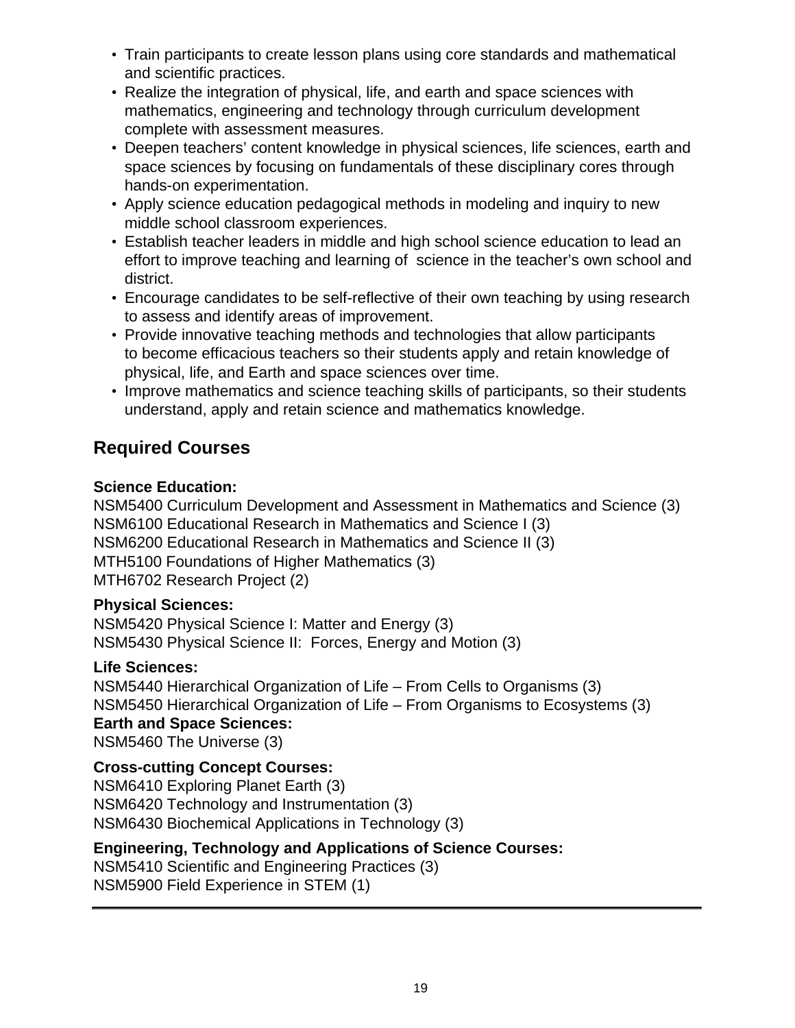- Train participants to create lesson plans using core standards and mathematical and scientific practices.
- Realize the integration of physical, life, and earth and space sciences with mathematics, engineering and technology through curriculum development complete with assessment measures.
- Deepen teachers' content knowledge in physical sciences, life sciences, earth and space sciences by focusing on fundamentals of these disciplinary cores through hands-on experimentation.
- Apply science education pedagogical methods in modeling and inquiry to new middle school classroom experiences.
- Establish teacher leaders in middle and high school science education to lead an effort to improve teaching and learning of science in the teacher's own school and district.
- Encourage candidates to be self-reflective of their own teaching by using research to assess and identify areas of improvement.
- Provide innovative teaching methods and technologies that allow participants to become efficacious teachers so their students apply and retain knowledge of physical, life, and Earth and space sciences over time.
- Improve mathematics and science teaching skills of participants, so their students understand, apply and retain science and mathematics knowledge.

## Required Courses

**Science Education:**
NSM5400 Curriculum Development and Assessment in Mathematics and Science (3)
NSM6100 Educational Research in Mathematics and Science I (3)
NSM6200 Educational Research in Mathematics and Science II (3)
MTH5100 Foundations of Higher Mathematics (3)
MTH6702 Research Project (2)

**Physical Sciences:**
NSM5420 Physical Science I: Matter and Energy (3)
NSM5430 Physical Science II: Forces, Energy and Motion (3)

**Life Sciences:**
NSM5440 Hierarchical Organization of Life – From Cells to Organisms (3)
NSM5450 Hierarchical Organization of Life – From Organisms to Ecosystems (3)

**Earth and Space Sciences:**
NSM5460 The Universe (3)

**Cross-cutting Concept Courses:**
NSM6410 Exploring Planet Earth (3)
NSM6420 Technology and Instrumentation (3)
NSM6430 Biochemical Applications in Technology (3)

**Engineering, Technology and Applications of Science Courses:**
NSM5410 Scientific and Engineering Practices (3)
NSM5900 Field Experience in STEM (1)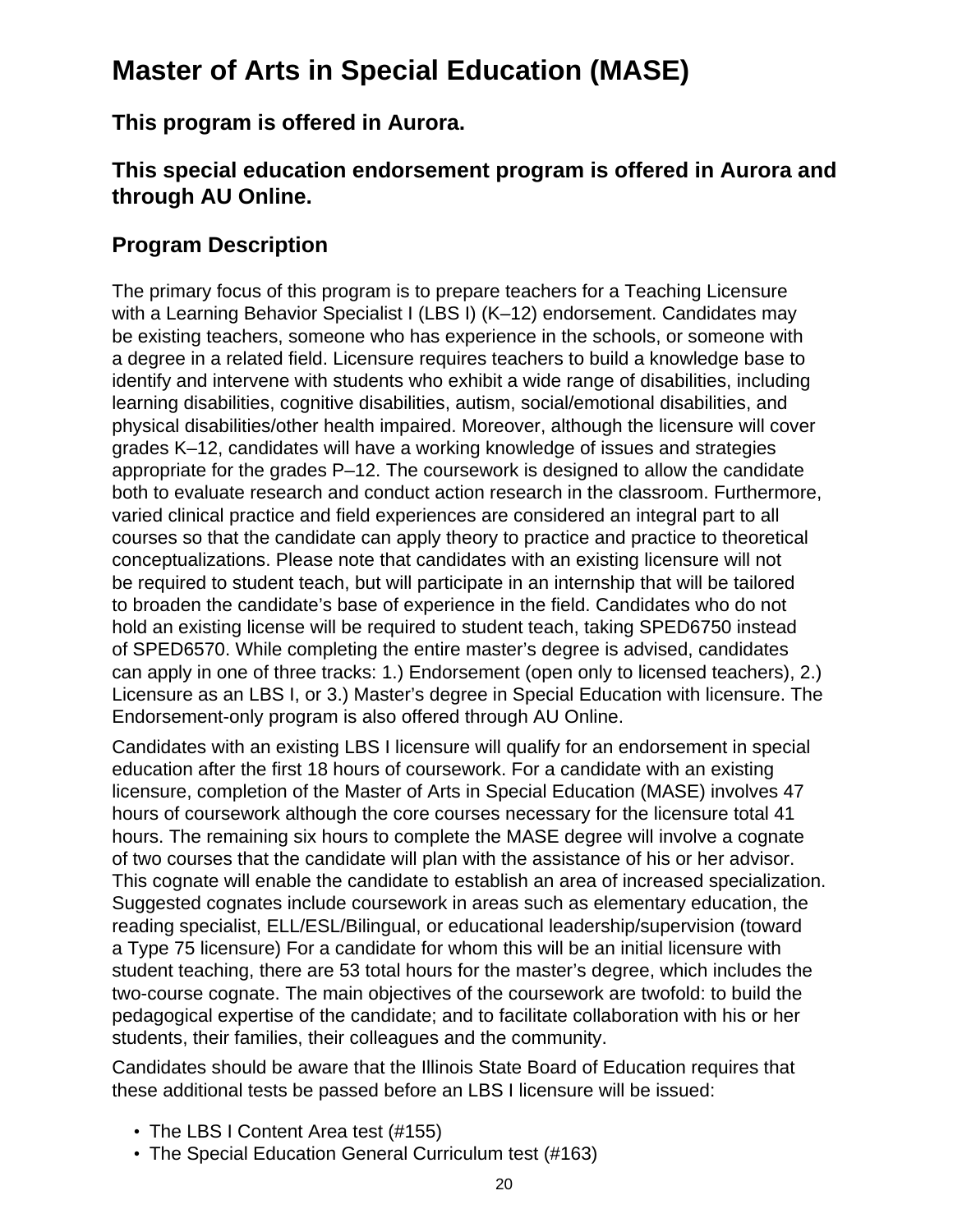# Master of Arts in Special Education (MASE)

### This program is offered in Aurora.

### This special education endorsement program is offered in Aurora and through AU Online.

## Program Description

The primary focus of this program is to prepare teachers for a Teaching Licensure with a Learning Behavior Specialist I (LBS I) (K–12) endorsement. Candidates may be existing teachers, someone who has experience in the schools, or someone with a degree in a related field. Licensure requires teachers to build a knowledge base to identify and intervene with students who exhibit a wide range of disabilities, including learning disabilities, cognitive disabilities, autism, social/emotional disabilities, and physical disabilities/other health impaired. Moreover, although the licensure will cover grades K–12, candidates will have a working knowledge of issues and strategies appropriate for the grades P–12. The coursework is designed to allow the candidate both to evaluate research and conduct action research in the classroom. Furthermore, varied clinical practice and field experiences are considered an integral part to all courses so that the candidate can apply theory to practice and practice to theoretical conceptualizations. Please note that candidates with an existing licensure will not be required to student teach, but will participate in an internship that will be tailored to broaden the candidate's base of experience in the field. Candidates who do not hold an existing license will be required to student teach, taking SPED6750 instead of SPED6570. While completing the entire master's degree is advised, candidates can apply in one of three tracks: 1.) Endorsement (open only to licensed teachers), 2.) Licensure as an LBS I, or 3.) Master's degree in Special Education with licensure. The Endorsement-only program is also offered through AU Online.

Candidates with an existing LBS I licensure will qualify for an endorsement in special education after the first 18 hours of coursework. For a candidate with an existing licensure, completion of the Master of Arts in Special Education (MASE) involves 47 hours of coursework although the core courses necessary for the licensure total 41 hours. The remaining six hours to complete the MASE degree will involve a cognate of two courses that the candidate will plan with the assistance of his or her advisor. This cognate will enable the candidate to establish an area of increased specialization. Suggested cognates include coursework in areas such as elementary education, the reading specialist, ELL/ESL/Bilingual, or educational leadership/supervision (toward a Type 75 licensure) For a candidate for whom this will be an initial licensure with student teaching, there are 53 total hours for the master's degree, which includes the two-course cognate. The main objectives of the coursework are twofold: to build the pedagogical expertise of the candidate; and to facilitate collaboration with his or her students, their families, their colleagues and the community.

Candidates should be aware that the Illinois State Board of Education requires that these additional tests be passed before an LBS I licensure will be issued:

- The LBS I Content Area test (#155)
- The Special Education General Curriculum test (#163)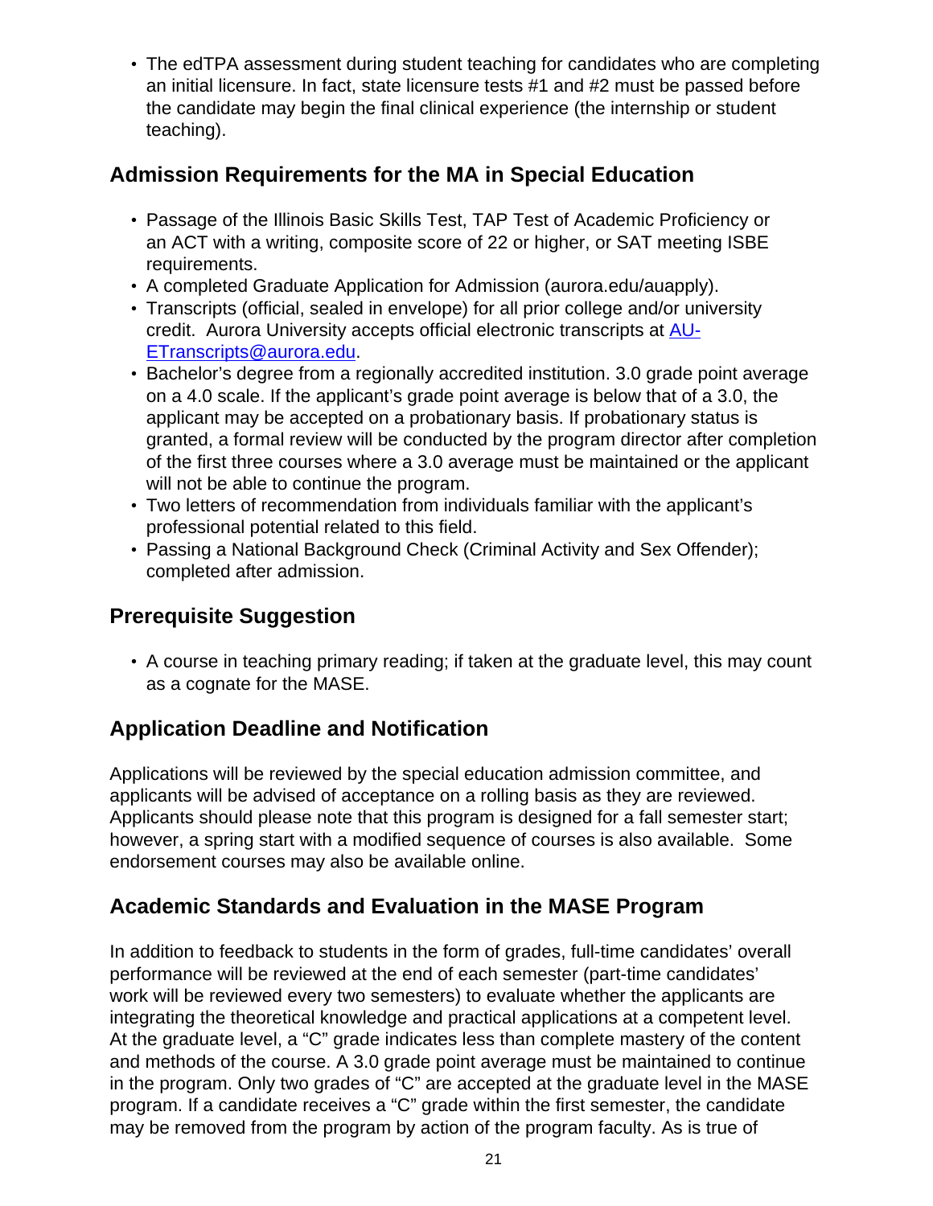- The edTPA assessment during student teaching for candidates who are completing an initial licensure. In fact, state licensure tests #1 and #2 must be passed before the candidate may begin the final clinical experience (the internship or student teaching).

## Admission Requirements for the MA in Special Education

- Passage of the Illinois Basic Skills Test, TAP Test of Academic Proficiency or an ACT with a writing, composite score of 22 or higher, or SAT meeting ISBE requirements.
- A completed Graduate Application for Admission (aurora.edu/auapply).
- Transcripts (official, sealed in envelope) for all prior college and/or university credit. Aurora University accepts official electronic transcripts at AU-ETranscripts@aurora.edu.
- Bachelor's degree from a regionally accredited institution. 3.0 grade point average on a 4.0 scale. If the applicant's grade point average is below that of a 3.0, the applicant may be accepted on a probationary basis. If probationary status is granted, a formal review will be conducted by the program director after completion of the first three courses where a 3.0 average must be maintained or the applicant will not be able to continue the program.
- Two letters of recommendation from individuals familiar with the applicant's professional potential related to this field.
- Passing a National Background Check (Criminal Activity and Sex Offender); completed after admission.

## Prerequisite Suggestion

- A course in teaching primary reading; if taken at the graduate level, this may count as a cognate for the MASE.

## Application Deadline and Notification

Applications will be reviewed by the special education admission committee, and applicants will be advised of acceptance on a rolling basis as they are reviewed. Applicants should please note that this program is designed for a fall semester start; however, a spring start with a modified sequence of courses is also available. Some endorsement courses may also be available online.

## Academic Standards and Evaluation in the MASE Program

In addition to feedback to students in the form of grades, full-time candidates' overall performance will be reviewed at the end of each semester (part-time candidates' work will be reviewed every two semesters) to evaluate whether the applicants are integrating the theoretical knowledge and practical applications at a competent level. At the graduate level, a "C" grade indicates less than complete mastery of the content and methods of the course. A 3.0 grade point average must be maintained to continue in the program. Only two grades of "C" are accepted at the graduate level in the MASE program. If a candidate receives a "C" grade within the first semester, the candidate may be removed from the program by action of the program faculty. As is true of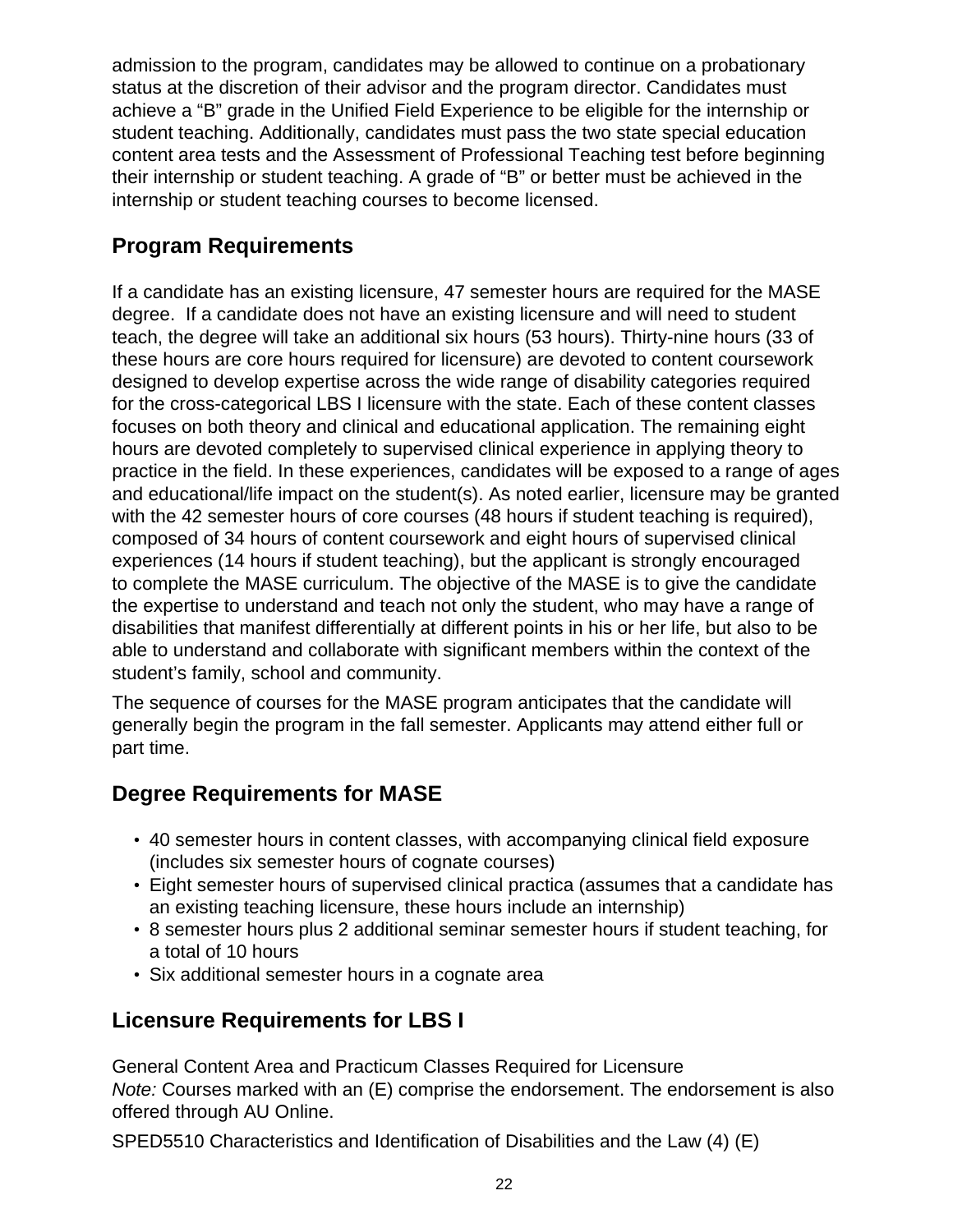admission to the program, candidates may be allowed to continue on a probationary status at the discretion of their advisor and the program director. Candidates must achieve a "B" grade in the Unified Field Experience to be eligible for the internship or student teaching. Additionally, candidates must pass the two state special education content area tests and the Assessment of Professional Teaching test before beginning their internship or student teaching. A grade of "B" or better must be achieved in the internship or student teaching courses to become licensed.

## Program Requirements

If a candidate has an existing licensure, 47 semester hours are required for the MASE degree. If a candidate does not have an existing licensure and will need to student teach, the degree will take an additional six hours (53 hours). Thirty-nine hours (33 of these hours are core hours required for licensure) are devoted to content coursework designed to develop expertise across the wide range of disability categories required for the cross-categorical LBS I licensure with the state. Each of these content classes focuses on both theory and clinical and educational application. The remaining eight hours are devoted completely to supervised clinical experience in applying theory to practice in the field. In these experiences, candidates will be exposed to a range of ages and educational/life impact on the student(s). As noted earlier, licensure may be granted with the 42 semester hours of core courses (48 hours if student teaching is required), composed of 34 hours of content coursework and eight hours of supervised clinical experiences (14 hours if student teaching), but the applicant is strongly encouraged to complete the MASE curriculum. The objective of the MASE is to give the candidate the expertise to understand and teach not only the student, who may have a range of disabilities that manifest differentially at different points in his or her life, but also to be able to understand and collaborate with significant members within the context of the student's family, school and community.

The sequence of courses for the MASE program anticipates that the candidate will generally begin the program in the fall semester. Applicants may attend either full or part time.

## Degree Requirements for MASE

- 40 semester hours in content classes, with accompanying clinical field exposure (includes six semester hours of cognate courses)
- Eight semester hours of supervised clinical practica (assumes that a candidate has an existing teaching licensure, these hours include an internship)
- 8 semester hours plus 2 additional seminar semester hours if student teaching, for a total of 10 hours
- Six additional semester hours in a cognate area

## Licensure Requirements for LBS I

General Content Area and Practicum Classes Required for Licensure
*Note:* Courses marked with an (E) comprise the endorsement. The endorsement is also offered through AU Online.

SPED5510 Characteristics and Identification of Disabilities and the Law (4) (E)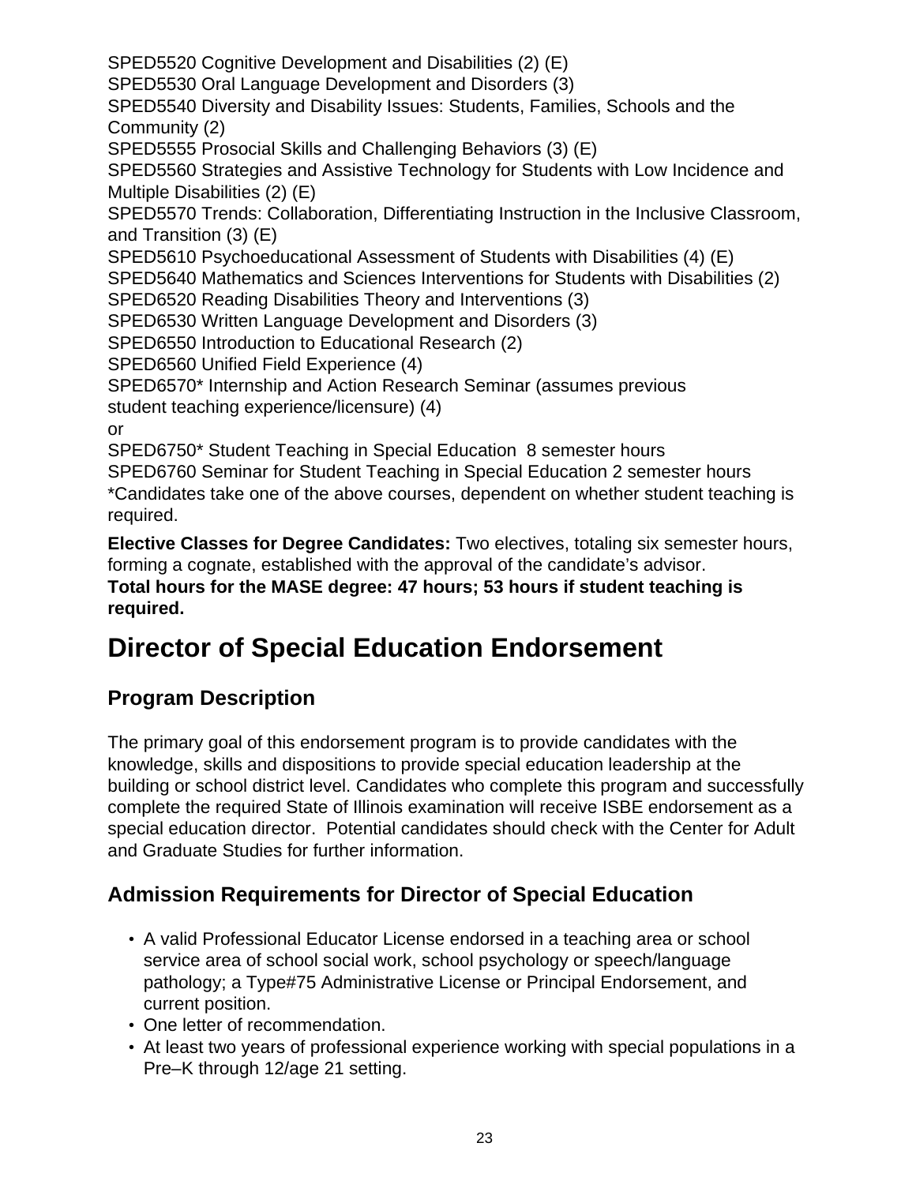SPED5520 Cognitive Development and Disabilities (2) (E)
SPED5530 Oral Language Development and Disorders (3)
SPED5540 Diversity and Disability Issues: Students, Families, Schools and the Community (2)
SPED5555 Prosocial Skills and Challenging Behaviors (3) (E)
SPED5560 Strategies and Assistive Technology for Students with Low Incidence and Multiple Disabilities (2) (E)
SPED5570 Trends: Collaboration, Differentiating Instruction in the Inclusive Classroom, and Transition (3) (E)
SPED5610 Psychoeducational Assessment of Students with Disabilities (4) (E)
SPED5640 Mathematics and Sciences Interventions for Students with Disabilities (2)
SPED6520 Reading Disabilities Theory and Interventions (3)
SPED6530 Written Language Development and Disorders (3)
SPED6550 Introduction to Educational Research (2)
SPED6560 Unified Field Experience (4)
SPED6570* Internship and Action Research Seminar (assumes previous student teaching experience/licensure) (4)
or
SPED6750* Student Teaching in Special Education 8 semester hours
SPED6760 Seminar for Student Teaching in Special Education 2 semester hours
*Candidates take one of the above courses, dependent on whether student teaching is required.

**Elective Classes for Degree Candidates:** Two electives, totaling six semester hours, forming a cognate, established with the approval of the candidate's advisor.
**Total hours for the MASE degree: 47 hours; 53 hours if student teaching is required.**

# Director of Special Education Endorsement

## Program Description

The primary goal of this endorsement program is to provide candidates with the knowledge, skills and dispositions to provide special education leadership at the building or school district level. Candidates who complete this program and successfully complete the required State of Illinois examination will receive ISBE endorsement as a special education director. Potential candidates should check with the Center for Adult and Graduate Studies for further information.

## Admission Requirements for Director of Special Education

- A valid Professional Educator License endorsed in a teaching area or school service area of school social work, school psychology or speech/language pathology; a Type#75 Administrative License or Principal Endorsement, and current position.
- One letter of recommendation.
- At least two years of professional experience working with special populations in a Pre–K through 12/age 21 setting.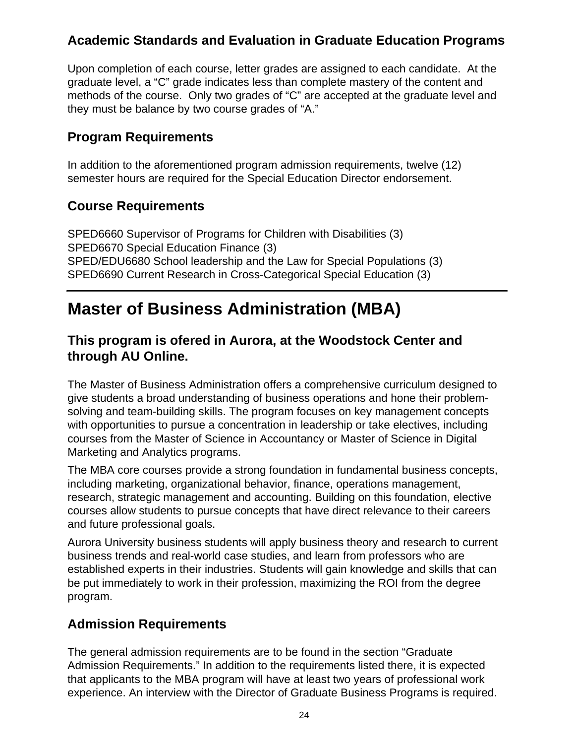### Academic Standards and Evaluation in Graduate Education Programs

Upon completion of each course, letter grades are assigned to each candidate. At the graduate level, a "C" grade indicates less than complete mastery of the content and methods of the course. Only two grades of "C" are accepted at the graduate level and they must be balance by two course grades of "A."

### Program Requirements

In addition to the aforementioned program admission requirements, twelve (12) semester hours are required for the Special Education Director endorsement.

### Course Requirements

SPED6660 Supervisor of Programs for Children with Disabilities (3)
SPED6670 Special Education Finance (3)
SPED/EDU6680 School leadership and the Law for Special Populations (3)
SPED6690 Current Research in Cross-Categorical Special Education (3)

---

## Master of Business Administration (MBA)

### This program is ofered in Aurora, at the Woodstock Center and through AU Online.

The Master of Business Administration offers a comprehensive curriculum designed to give students a broad understanding of business operations and hone their problem-solving and team-building skills. The program focuses on key management concepts with opportunities to pursue a concentration in leadership or take electives, including courses from the Master of Science in Accountancy or Master of Science in Digital Marketing and Analytics programs.

The MBA core courses provide a strong foundation in fundamental business concepts, including marketing, organizational behavior, finance, operations management, research, strategic management and accounting. Building on this foundation, elective courses allow students to pursue concepts that have direct relevance to their careers and future professional goals.

Aurora University business students will apply business theory and research to current business trends and real-world case studies, and learn from professors who are established experts in their industries. Students will gain knowledge and skills that can be put immediately to work in their profession, maximizing the ROI from the degree program.

### Admission Requirements

The general admission requirements are to be found in the section "Graduate Admission Requirements." In addition to the requirements listed there, it is expected that applicants to the MBA program will have at least two years of professional work experience. An interview with the Director of Graduate Business Programs is required.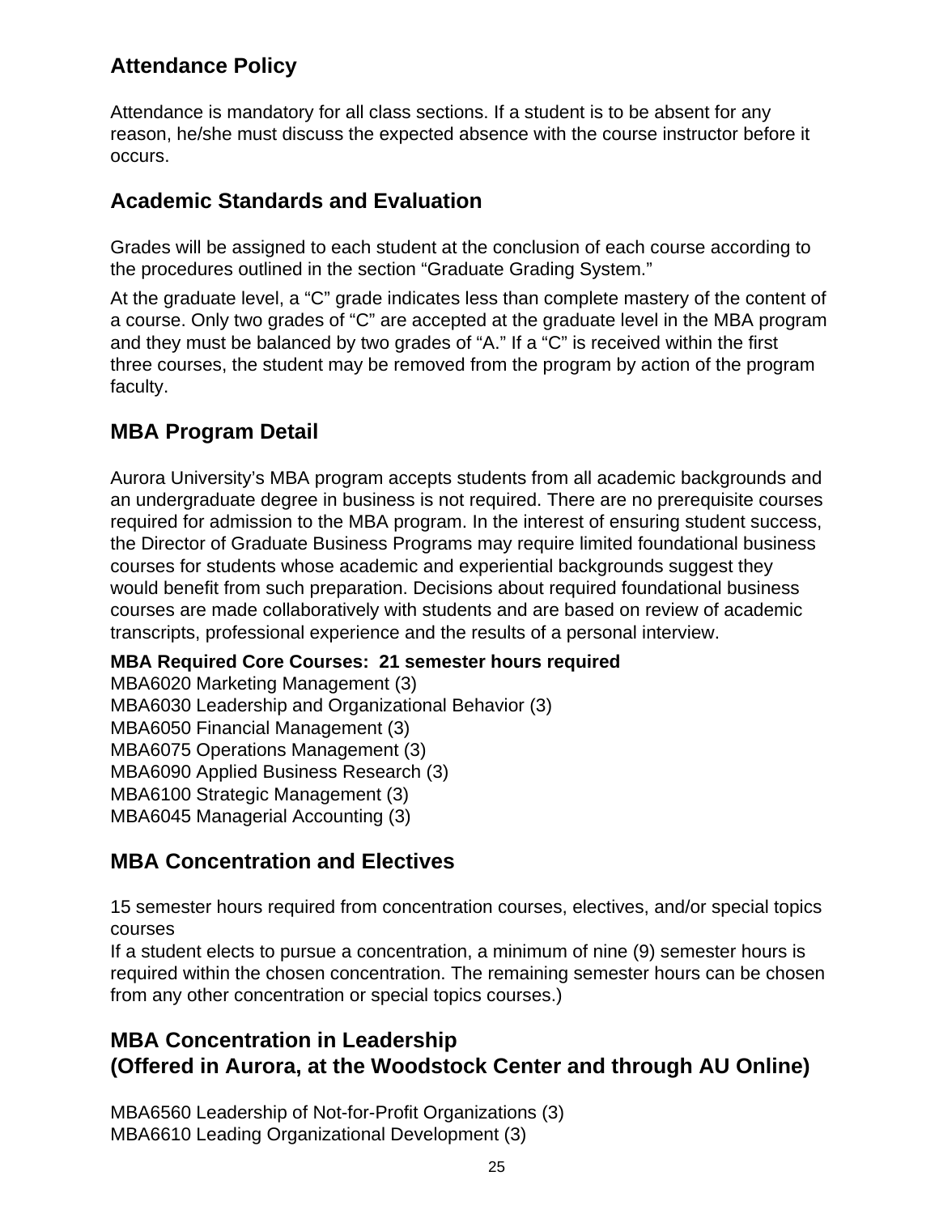## Attendance Policy

Attendance is mandatory for all class sections. If a student is to be absent for any reason, he/she must discuss the expected absence with the course instructor before it occurs.

## Academic Standards and Evaluation

Grades will be assigned to each student at the conclusion of each course according to the procedures outlined in the section "Graduate Grading System."

At the graduate level, a "C" grade indicates less than complete mastery of the content of a course. Only two grades of "C" are accepted at the graduate level in the MBA program and they must be balanced by two grades of "A." If a "C" is received within the first three courses, the student may be removed from the program by action of the program faculty.

## MBA Program Detail

Aurora University's MBA program accepts students from all academic backgrounds and an undergraduate degree in business is not required. There are no prerequisite courses required for admission to the MBA program. In the interest of ensuring student success, the Director of Graduate Business Programs may require limited foundational business courses for students whose academic and experiential backgrounds suggest they would benefit from such preparation. Decisions about required foundational business courses are made collaboratively with students and are based on review of academic transcripts, professional experience and the results of a personal interview.

**MBA Required Core Courses: 21 semester hours required**

MBA6020 Marketing Management (3)
MBA6030 Leadership and Organizational Behavior (3)
MBA6050 Financial Management (3)
MBA6075 Operations Management (3)
MBA6090 Applied Business Research (3)
MBA6100 Strategic Management (3)
MBA6045 Managerial Accounting (3)

## MBA Concentration and Electives

15 semester hours required from concentration courses, electives, and/or special topics courses
If a student elects to pursue a concentration, a minimum of nine (9) semester hours is required within the chosen concentration. The remaining semester hours can be chosen from any other concentration or special topics courses.)

## MBA Concentration in Leadership (Offered in Aurora, at the Woodstock Center and through AU Online)

MBA6560 Leadership of Not-for-Profit Organizations (3)
MBA6610 Leading Organizational Development (3)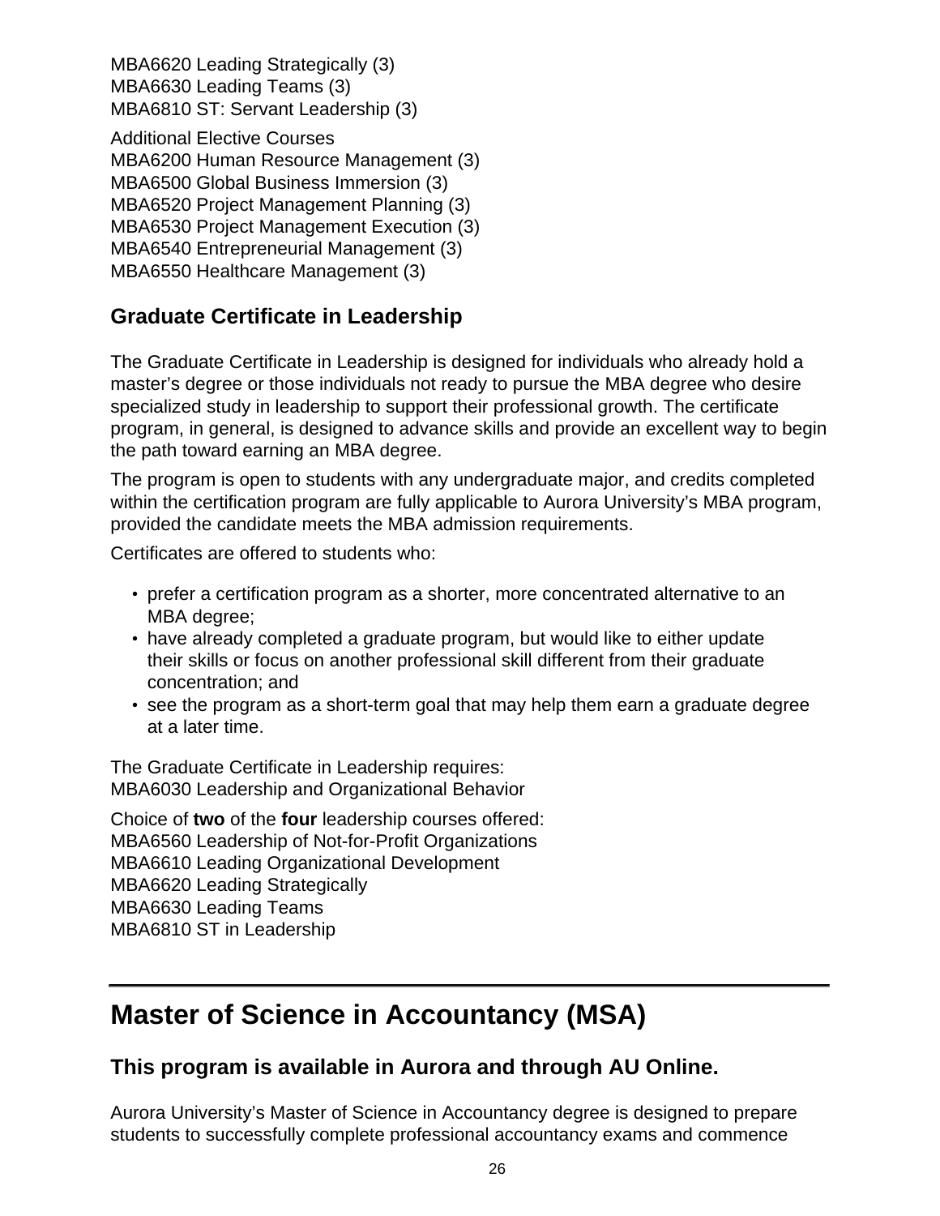MBA6620 Leading Strategically (3)
MBA6630 Leading Teams (3)
MBA6810 ST: Servant Leadership (3)

Additional Elective Courses
MBA6200 Human Resource Management (3)
MBA6500 Global Business Immersion (3)
MBA6520 Project Management Planning (3)
MBA6530 Project Management Execution (3)
MBA6540 Entrepreneurial Management (3)
MBA6550 Healthcare Management (3)

### Graduate Certificate in Leadership

The Graduate Certificate in Leadership is designed for individuals who already hold a master's degree or those individuals not ready to pursue the MBA degree who desire specialized study in leadership to support their professional growth. The certificate program, in general, is designed to advance skills and provide an excellent way to begin the path toward earning an MBA degree.

The program is open to students with any undergraduate major, and credits completed within the certification program are fully applicable to Aurora University's MBA program, provided the candidate meets the MBA admission requirements.

Certificates are offered to students who:

- prefer a certification program as a shorter, more concentrated alternative to an MBA degree;
- have already completed a graduate program, but would like to either update their skills or focus on another professional skill different from their graduate concentration; and
- see the program as a short-term goal that may help them earn a graduate degree at a later time.

The Graduate Certificate in Leadership requires:
MBA6030 Leadership and Organizational Behavior

Choice of **two** of the **four** leadership courses offered:
MBA6560 Leadership of Not-for-Profit Organizations
MBA6610 Leading Organizational Development
MBA6620 Leading Strategically
MBA6630 Leading Teams
MBA6810 ST in Leadership

---

## Master of Science in Accountancy (MSA)

### This program is available in Aurora and through AU Online.

Aurora University's Master of Science in Accountancy degree is designed to prepare students to successfully complete professional accountancy exams and commence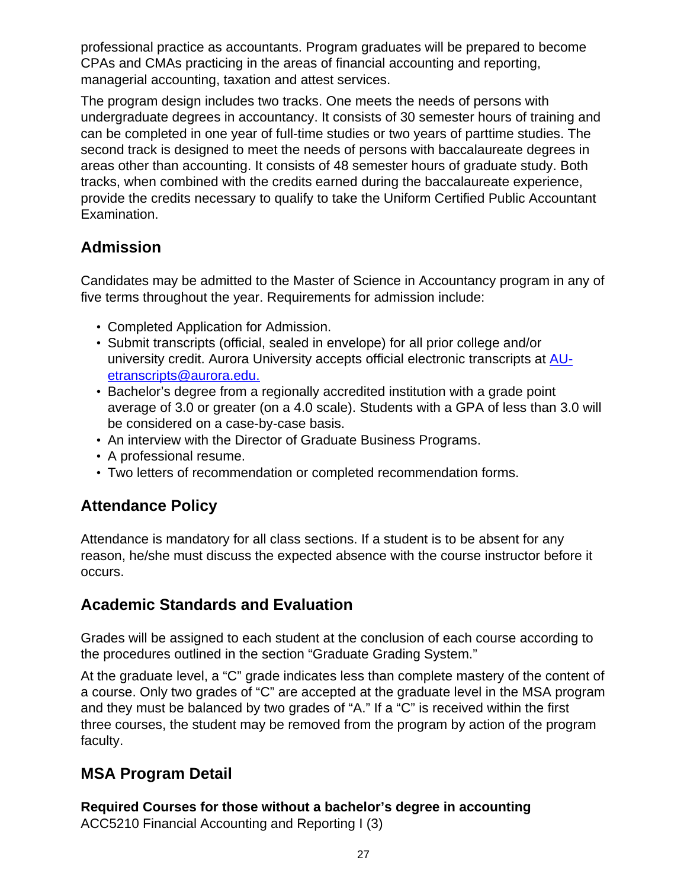professional practice as accountants. Program graduates will be prepared to become CPAs and CMAs practicing in the areas of financial accounting and reporting, managerial accounting, taxation and attest services.

The program design includes two tracks. One meets the needs of persons with undergraduate degrees in accountancy. It consists of 30 semester hours of training and can be completed in one year of full-time studies or two years of parttime studies. The second track is designed to meet the needs of persons with baccalaureate degrees in areas other than accounting. It consists of 48 semester hours of graduate study. Both tracks, when combined with the credits earned during the baccalaureate experience, provide the credits necessary to qualify to take the Uniform Certified Public Accountant Examination.

## Admission

Candidates may be admitted to the Master of Science in Accountancy program in any of five terms throughout the year. Requirements for admission include:

- Completed Application for Admission.
- Submit transcripts (official, sealed in envelope) for all prior college and/or university credit. Aurora University accepts official electronic transcripts at AU-etranscripts@aurora.edu.
- Bachelor's degree from a regionally accredited institution with a grade point average of 3.0 or greater (on a 4.0 scale). Students with a GPA of less than 3.0 will be considered on a case-by-case basis.
- An interview with the Director of Graduate Business Programs.
- A professional resume.
- Two letters of recommendation or completed recommendation forms.

## Attendance Policy

Attendance is mandatory for all class sections. If a student is to be absent for any reason, he/she must discuss the expected absence with the course instructor before it occurs.

## Academic Standards and Evaluation

Grades will be assigned to each student at the conclusion of each course according to the procedures outlined in the section "Graduate Grading System."

At the graduate level, a "C" grade indicates less than complete mastery of the content of a course. Only two grades of "C" are accepted at the graduate level in the MSA program and they must be balanced by two grades of "A." If a "C" is received within the first three courses, the student may be removed from the program by action of the program faculty.

## MSA Program Detail

**Required Courses for those without a bachelor's degree in accounting**
ACC5210 Financial Accounting and Reporting I (3)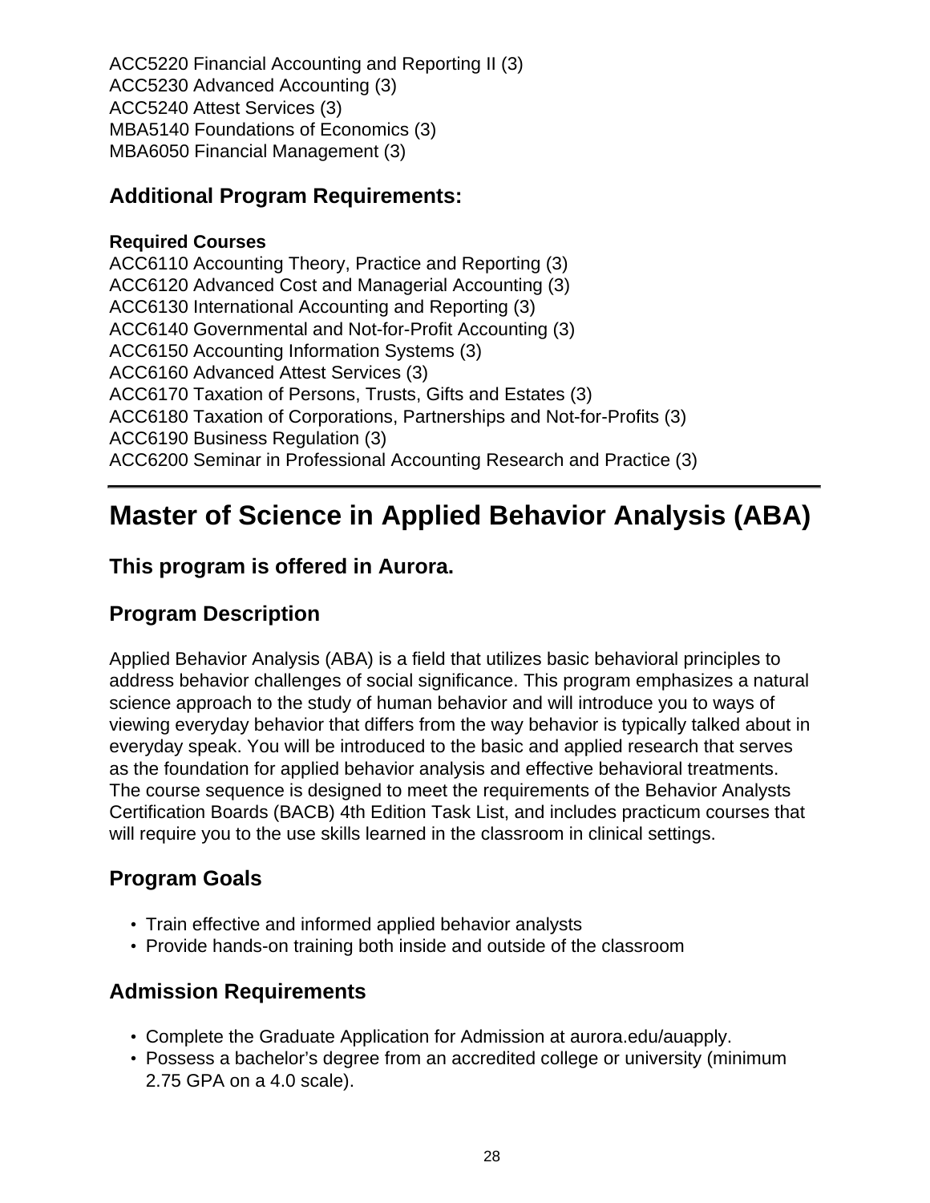ACC5220 Financial Accounting and Reporting II (3)
ACC5230 Advanced Accounting (3)
ACC5240 Attest Services (3)
MBA5140 Foundations of Economics (3)
MBA6050 Financial Management (3)

### Additional Program Requirements:

**Required Courses**
ACC6110 Accounting Theory, Practice and Reporting (3)
ACC6120 Advanced Cost and Managerial Accounting (3)
ACC6130 International Accounting and Reporting (3)
ACC6140 Governmental and Not-for-Profit Accounting (3)
ACC6150 Accounting Information Systems (3)
ACC6160 Advanced Attest Services (3)
ACC6170 Taxation of Persons, Trusts, Gifts and Estates (3)
ACC6180 Taxation of Corporations, Partnerships and Not-for-Profits (3)
ACC6190 Business Regulation (3)
ACC6200 Seminar in Professional Accounting Research and Practice (3)

---

# Master of Science in Applied Behavior Analysis (ABA)

### This program is offered in Aurora.

### Program Description

Applied Behavior Analysis (ABA) is a field that utilizes basic behavioral principles to address behavior challenges of social significance. This program emphasizes a natural science approach to the study of human behavior and will introduce you to ways of viewing everyday behavior that differs from the way behavior is typically talked about in everyday speak. You will be introduced to the basic and applied research that serves as the foundation for applied behavior analysis and effective behavioral treatments. The course sequence is designed to meet the requirements of the Behavior Analysts Certification Boards (BACB) 4th Edition Task List, and includes practicum courses that will require you to the use skills learned in the classroom in clinical settings.

### Program Goals

- Train effective and informed applied behavior analysts
- Provide hands-on training both inside and outside of the classroom

### Admission Requirements

- Complete the Graduate Application for Admission at aurora.edu/auapply.
- Possess a bachelor's degree from an accredited college or university (minimum 2.75 GPA on a 4.0 scale).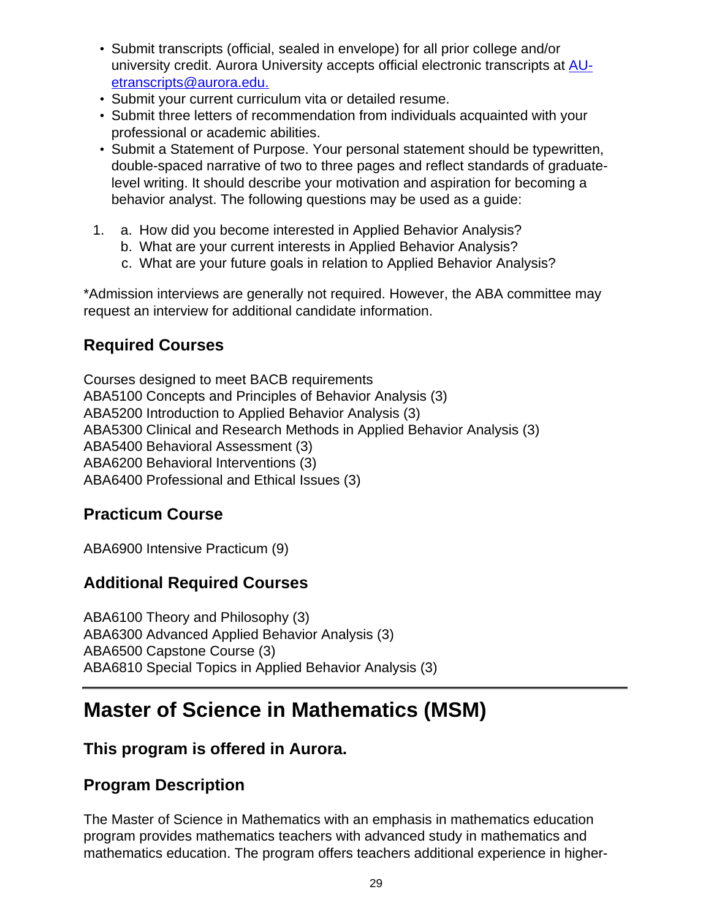- Submit transcripts (official, sealed in envelope) for all prior college and/or university credit. Aurora University accepts official electronic transcripts at AU-etranscripts@aurora.edu.
- Submit your current curriculum vita or detailed resume.
- Submit three letters of recommendation from individuals acquainted with your professional or academic abilities.
- Submit a Statement of Purpose. Your personal statement should be typewritten, double-spaced narrative of two to three pages and reflect standards of graduate-level writing. It should describe your motivation and aspiration for becoming a behavior analyst. The following questions may be used as a guide:

1. a. How did you become interested in Applied Behavior Analysis?
   b. What are your current interests in Applied Behavior Analysis?
   c. What are your future goals in relation to Applied Behavior Analysis?

*Admission interviews are generally not required. However, the ABA committee may request an interview for additional candidate information.

### Required Courses

Courses designed to meet BACB requirements
ABA5100 Concepts and Principles of Behavior Analysis (3)
ABA5200 Introduction to Applied Behavior Analysis (3)
ABA5300 Clinical and Research Methods in Applied Behavior Analysis (3)
ABA5400 Behavioral Assessment (3)
ABA6200 Behavioral Interventions (3)
ABA6400 Professional and Ethical Issues (3)

### Practicum Course

ABA6900 Intensive Practicum (9)

### Additional Required Courses

ABA6100 Theory and Philosophy (3)
ABA6300 Advanced Applied Behavior Analysis (3)
ABA6500 Capstone Course (3)
ABA6810 Special Topics in Applied Behavior Analysis (3)

## Master of Science in Mathematics (MSM)

### This program is offered in Aurora.

### Program Description

The Master of Science in Mathematics with an emphasis in mathematics education program provides mathematics teachers with advanced study in mathematics and mathematics education. The program offers teachers additional experience in higher-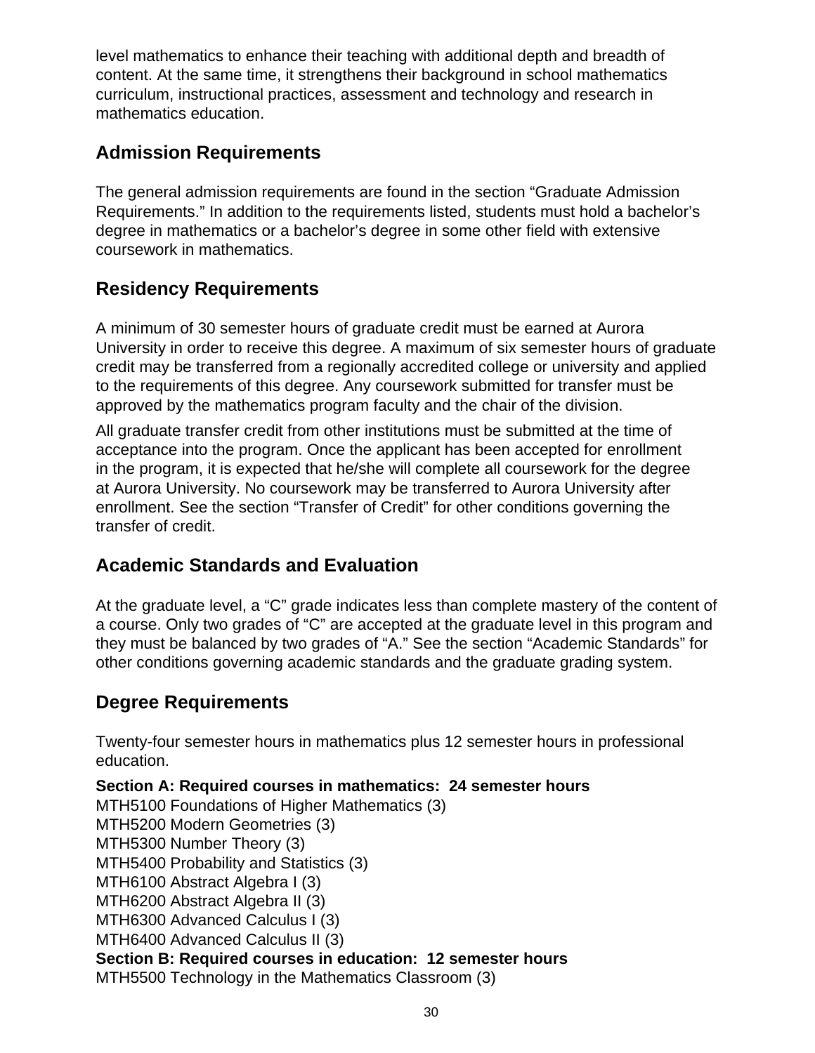level mathematics to enhance their teaching with additional depth and breadth of content. At the same time, it strengthens their background in school mathematics curriculum, instructional practices, assessment and technology and research in mathematics education.

## Admission Requirements

The general admission requirements are found in the section "Graduate Admission Requirements." In addition to the requirements listed, students must hold a bachelor's degree in mathematics or a bachelor's degree in some other field with extensive coursework in mathematics.

## Residency Requirements

A minimum of 30 semester hours of graduate credit must be earned at Aurora University in order to receive this degree. A maximum of six semester hours of graduate credit may be transferred from a regionally accredited college or university and applied to the requirements of this degree. Any coursework submitted for transfer must be approved by the mathematics program faculty and the chair of the division.

All graduate transfer credit from other institutions must be submitted at the time of acceptance into the program. Once the applicant has been accepted for enrollment in the program, it is expected that he/she will complete all coursework for the degree at Aurora University. No coursework may be transferred to Aurora University after enrollment. See the section "Transfer of Credit" for other conditions governing the transfer of credit.

## Academic Standards and Evaluation

At the graduate level, a "C" grade indicates less than complete mastery of the content of a course. Only two grades of "C" are accepted at the graduate level in this program and they must be balanced by two grades of "A." See the section "Academic Standards" for other conditions governing academic standards and the graduate grading system.

## Degree Requirements

Twenty-four semester hours in mathematics plus 12 semester hours in professional education.

**Section A: Required courses in mathematics: 24 semester hours**
MTH5100 Foundations of Higher Mathematics (3)
MTH5200 Modern Geometries (3)
MTH5300 Number Theory (3)
MTH5400 Probability and Statistics (3)
MTH6100 Abstract Algebra I (3)
MTH6200 Abstract Algebra II (3)
MTH6300 Advanced Calculus I (3)
MTH6400 Advanced Calculus II (3)
**Section B: Required courses in education: 12 semester hours**
MTH5500 Technology in the Mathematics Classroom (3)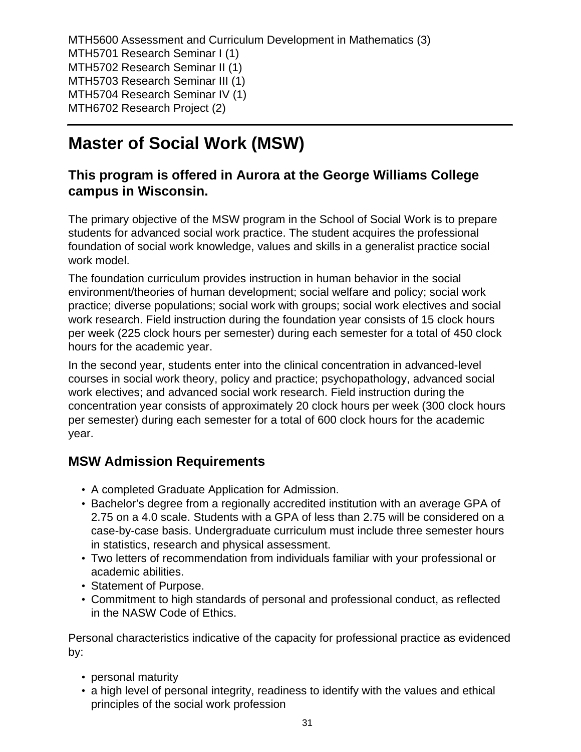MTH5600 Assessment and Curriculum Development in Mathematics (3)
MTH5701 Research Seminar I (1)
MTH5702 Research Seminar II (1)
MTH5703 Research Seminar III (1)
MTH5704 Research Seminar IV (1)
MTH6702 Research Project (2)

---

# Master of Social Work (MSW)

### This program is offered in Aurora at the George Williams College campus in Wisconsin.

The primary objective of the MSW program in the School of Social Work is to prepare students for advanced social work practice. The student acquires the professional foundation of social work knowledge, values and skills in a generalist practice social work model.

The foundation curriculum provides instruction in human behavior in the social environment/theories of human development; social welfare and policy; social work practice; diverse populations; social work with groups; social work electives and social work research. Field instruction during the foundation year consists of 15 clock hours per week (225 clock hours per semester) during each semester for a total of 450 clock hours for the academic year.

In the second year, students enter into the clinical concentration in advanced-level courses in social work theory, policy and practice; psychopathology, advanced social work electives; and advanced social work research. Field instruction during the concentration year consists of approximately 20 clock hours per week (300 clock hours per semester) during each semester for a total of 600 clock hours for the academic year.

### MSW Admission Requirements

- A completed Graduate Application for Admission.
- Bachelor's degree from a regionally accredited institution with an average GPA of 2.75 on a 4.0 scale. Students with a GPA of less than 2.75 will be considered on a case-by-case basis. Undergraduate curriculum must include three semester hours in statistics, research and physical assessment.
- Two letters of recommendation from individuals familiar with your professional or academic abilities.
- Statement of Purpose.
- Commitment to high standards of personal and professional conduct, as reflected in the NASW Code of Ethics.

Personal characteristics indicative of the capacity for professional practice as evidenced by:

- personal maturity
- a high level of personal integrity, readiness to identify with the values and ethical principles of the social work profession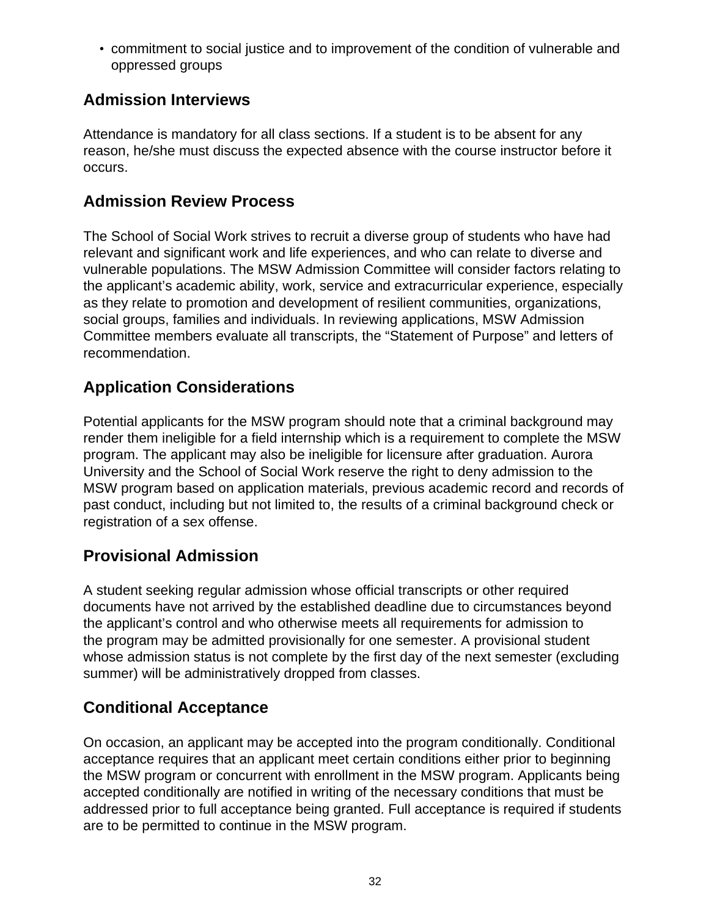- commitment to social justice and to improvement of the condition of vulnerable and oppressed groups

## Admission Interviews

Attendance is mandatory for all class sections. If a student is to be absent for any reason, he/she must discuss the expected absence with the course instructor before it occurs.

## Admission Review Process

The School of Social Work strives to recruit a diverse group of students who have had relevant and significant work and life experiences, and who can relate to diverse and vulnerable populations. The MSW Admission Committee will consider factors relating to the applicant's academic ability, work, service and extracurricular experience, especially as they relate to promotion and development of resilient communities, organizations, social groups, families and individuals. In reviewing applications, MSW Admission Committee members evaluate all transcripts, the "Statement of Purpose" and letters of recommendation.

## Application Considerations

Potential applicants for the MSW program should note that a criminal background may render them ineligible for a field internship which is a requirement to complete the MSW program. The applicant may also be ineligible for licensure after graduation. Aurora University and the School of Social Work reserve the right to deny admission to the MSW program based on application materials, previous academic record and records of past conduct, including but not limited to, the results of a criminal background check or registration of a sex offense.

## Provisional Admission

A student seeking regular admission whose official transcripts or other required documents have not arrived by the established deadline due to circumstances beyond the applicant's control and who otherwise meets all requirements for admission to the program may be admitted provisionally for one semester. A provisional student whose admission status is not complete by the first day of the next semester (excluding summer) will be administratively dropped from classes.

## Conditional Acceptance

On occasion, an applicant may be accepted into the program conditionally. Conditional acceptance requires that an applicant meet certain conditions either prior to beginning the MSW program or concurrent with enrollment in the MSW program. Applicants being accepted conditionally are notified in writing of the necessary conditions that must be addressed prior to full acceptance being granted. Full acceptance is required if students are to be permitted to continue in the MSW program.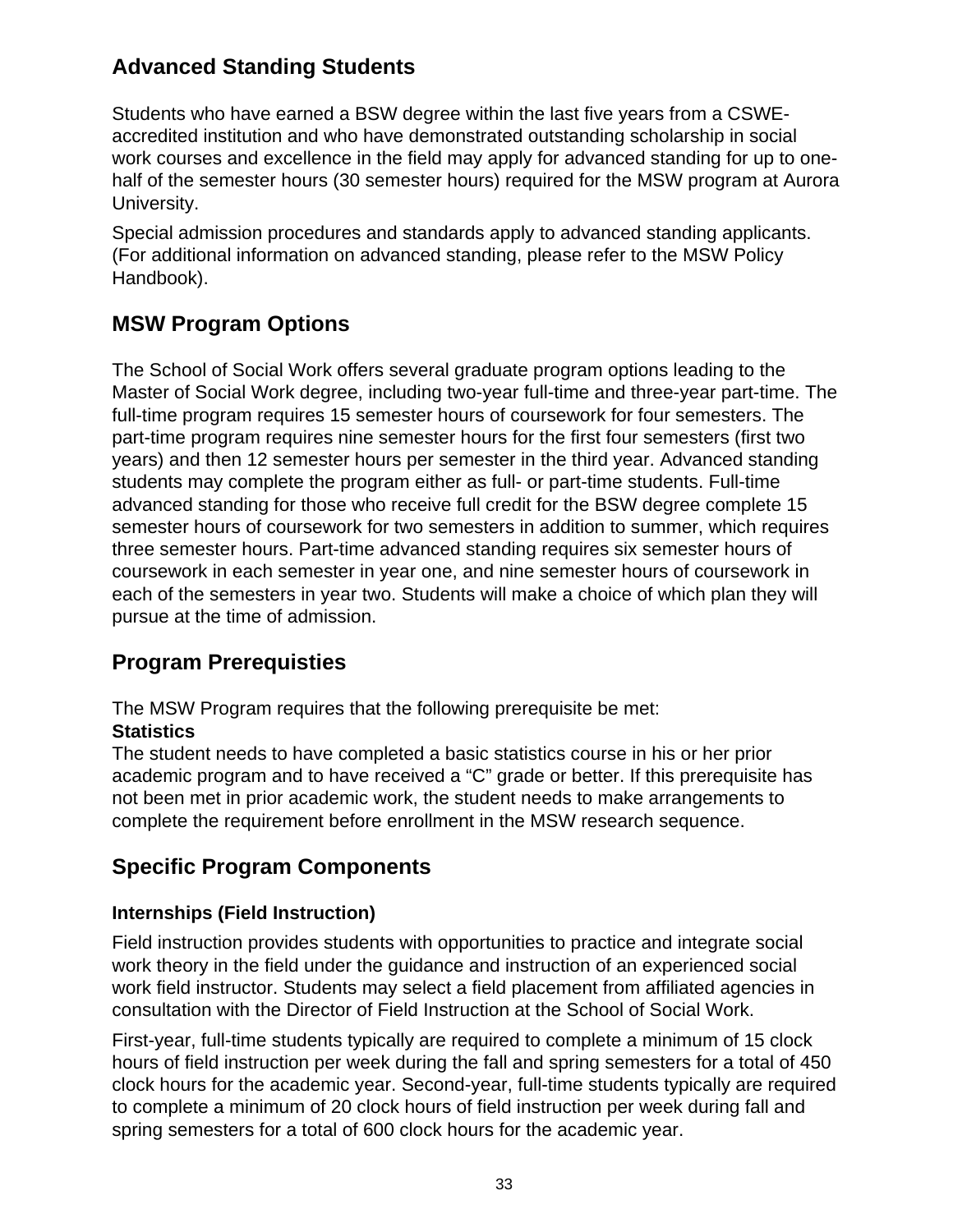## Advanced Standing Students

Students who have earned a BSW degree within the last five years from a CSWE-accredited institution and who have demonstrated outstanding scholarship in social work courses and excellence in the field may apply for advanced standing for up to one-half of the semester hours (30 semester hours) required for the MSW program at Aurora University.

Special admission procedures and standards apply to advanced standing applicants. (For additional information on advanced standing, please refer to the MSW Policy Handbook).

## MSW Program Options

The School of Social Work offers several graduate program options leading to the Master of Social Work degree, including two-year full-time and three-year part-time. The full-time program requires 15 semester hours of coursework for four semesters. The part-time program requires nine semester hours for the first four semesters (first two years) and then 12 semester hours per semester in the third year. Advanced standing students may complete the program either as full- or part-time students. Full-time advanced standing for those who receive full credit for the BSW degree complete 15 semester hours of coursework for two semesters in addition to summer, which requires three semester hours. Part-time advanced standing requires six semester hours of coursework in each semester in year one, and nine semester hours of coursework in each of the semesters in year two. Students will make a choice of which plan they will pursue at the time of admission.

## Program Prerequisties

The MSW Program requires that the following prerequisite be met:
**Statistics**
The student needs to have completed a basic statistics course in his or her prior academic program and to have received a “C” grade or better. If this prerequisite has not been met in prior academic work, the student needs to make arrangements to complete the requirement before enrollment in the MSW research sequence.

## Specific Program Components

### Internships (Field Instruction)

Field instruction provides students with opportunities to practice and integrate social work theory in the field under the guidance and instruction of an experienced social work field instructor. Students may select a field placement from affiliated agencies in consultation with the Director of Field Instruction at the School of Social Work.

First-year, full-time students typically are required to complete a minimum of 15 clock hours of field instruction per week during the fall and spring semesters for a total of 450 clock hours for the academic year. Second-year, full-time students typically are required to complete a minimum of 20 clock hours of field instruction per week during fall and spring semesters for a total of 600 clock hours for the academic year.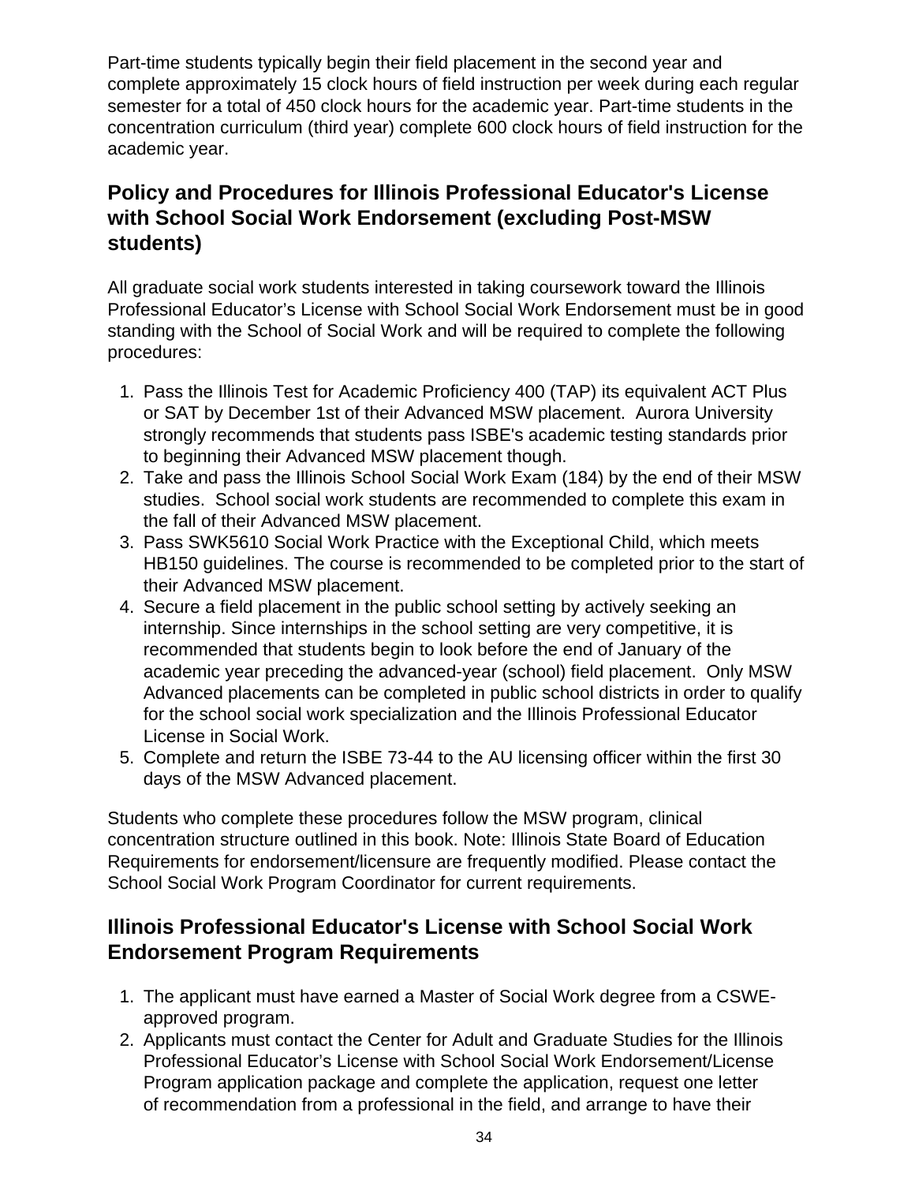Part-time students typically begin their field placement in the second year and complete approximately 15 clock hours of field instruction per week during each regular semester for a total of 450 clock hours for the academic year. Part-time students in the concentration curriculum (third year) complete 600 clock hours of field instruction for the academic year.

## Policy and Procedures for Illinois Professional Educator's License with School Social Work Endorsement (excluding Post-MSW students)

All graduate social work students interested in taking coursework toward the Illinois Professional Educator's License with School Social Work Endorsement must be in good standing with the School of Social Work and will be required to complete the following procedures:

1. Pass the Illinois Test for Academic Proficiency 400 (TAP) its equivalent ACT Plus or SAT by December 1st of their Advanced MSW placement. Aurora University strongly recommends that students pass ISBE's academic testing standards prior to beginning their Advanced MSW placement though.
2. Take and pass the Illinois School Social Work Exam (184) by the end of their MSW studies. School social work students are recommended to complete this exam in the fall of their Advanced MSW placement.
3. Pass SWK5610 Social Work Practice with the Exceptional Child, which meets HB150 guidelines. The course is recommended to be completed prior to the start of their Advanced MSW placement.
4. Secure a field placement in the public school setting by actively seeking an internship. Since internships in the school setting are very competitive, it is recommended that students begin to look before the end of January of the academic year preceding the advanced-year (school) field placement. Only MSW Advanced placements can be completed in public school districts in order to qualify for the school social work specialization and the Illinois Professional Educator License in Social Work.
5. Complete and return the ISBE 73-44 to the AU licensing officer within the first 30 days of the MSW Advanced placement.

Students who complete these procedures follow the MSW program, clinical concentration structure outlined in this book. Note: Illinois State Board of Education Requirements for endorsement/licensure are frequently modified. Please contact the School Social Work Program Coordinator for current requirements.

## Illinois Professional Educator's License with School Social Work Endorsement Program Requirements

1. The applicant must have earned a Master of Social Work degree from a CSWE-approved program.
2. Applicants must contact the Center for Adult and Graduate Studies for the Illinois Professional Educator's License with School Social Work Endorsement/License Program application package and complete the application, request one letter of recommendation from a professional in the field, and arrange to have their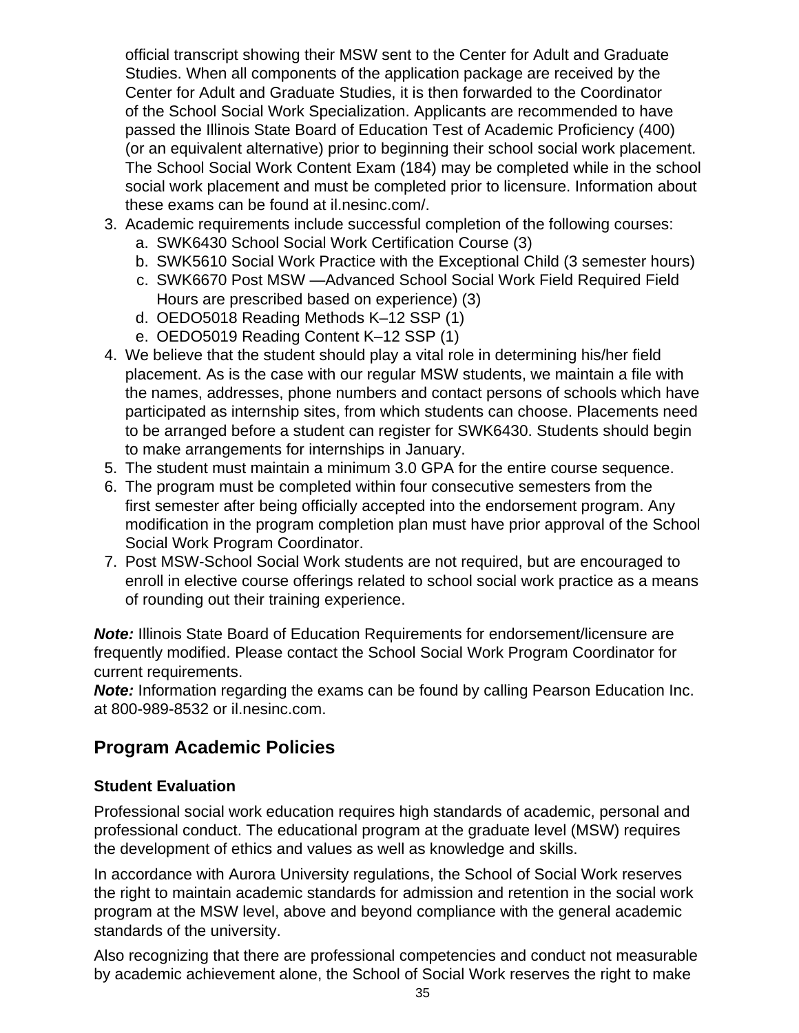official transcript showing their MSW sent to the Center for Adult and Graduate Studies. When all components of the application package are received by the Center for Adult and Graduate Studies, it is then forwarded to the Coordinator of the School Social Work Specialization. Applicants are recommended to have passed the Illinois State Board of Education Test of Academic Proficiency (400) (or an equivalent alternative) prior to beginning their school social work placement. The School Social Work Content Exam (184) may be completed while in the school social work placement and must be completed prior to licensure. Information about these exams can be found at il.nesinc.com/.

3. Academic requirements include successful completion of the following courses:
   a. SWK6430 School Social Work Certification Course (3)
   b. SWK5610 Social Work Practice with the Exceptional Child (3 semester hours)
   c. SWK6670 Post MSW —Advanced School Social Work Field Required Field Hours are prescribed based on experience) (3)
   d. OEDO5018 Reading Methods K–12 SSP (1)
   e. OEDO5019 Reading Content K–12 SSP (1)
4. We believe that the student should play a vital role in determining his/her field placement. As is the case with our regular MSW students, we maintain a file with the names, addresses, phone numbers and contact persons of schools which have participated as internship sites, from which students can choose. Placements need to be arranged before a student can register for SWK6430. Students should begin to make arrangements for internships in January.
5. The student must maintain a minimum 3.0 GPA for the entire course sequence.
6. The program must be completed within four consecutive semesters from the first semester after being officially accepted into the endorsement program. Any modification in the program completion plan must have prior approval of the School Social Work Program Coordinator.
7. Post MSW-School Social Work students are not required, but are encouraged to enroll in elective course offerings related to school social work practice as a means of rounding out their training experience.

***Note:*** Illinois State Board of Education Requirements for endorsement/licensure are frequently modified. Please contact the School Social Work Program Coordinator for current requirements.
***Note:*** Information regarding the exams can be found by calling Pearson Education Inc. at 800-989-8532 or il.nesinc.com.

## Program Academic Policies

### Student Evaluation

Professional social work education requires high standards of academic, personal and professional conduct. The educational program at the graduate level (MSW) requires the development of ethics and values as well as knowledge and skills.

In accordance with Aurora University regulations, the School of Social Work reserves the right to maintain academic standards for admission and retention in the social work program at the MSW level, above and beyond compliance with the general academic standards of the university.

Also recognizing that there are professional competencies and conduct not measurable by academic achievement alone, the School of Social Work reserves the right to make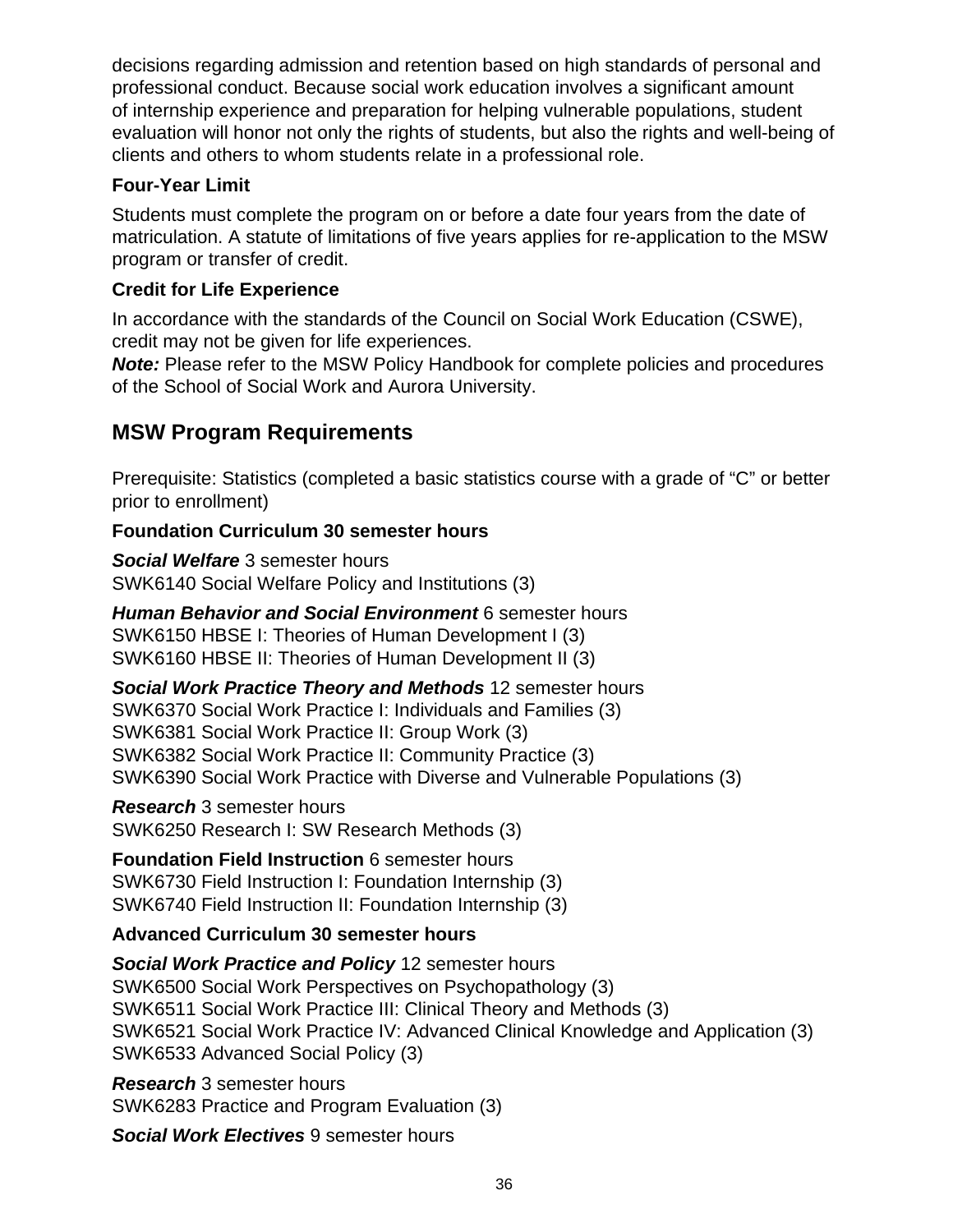decisions regarding admission and retention based on high standards of personal and professional conduct. Because social work education involves a significant amount of internship experience and preparation for helping vulnerable populations, student evaluation will honor not only the rights of students, but also the rights and well-being of clients and others to whom students relate in a professional role.

### Four-Year Limit

Students must complete the program on or before a date four years from the date of matriculation. A statute of limitations of five years applies for re-application to the MSW program or transfer of credit.

### Credit for Life Experience

In accordance with the standards of the Council on Social Work Education (CSWE), credit may not be given for life experiences.
***Note:*** Please refer to the MSW Policy Handbook for complete policies and procedures of the School of Social Work and Aurora University.

## MSW Program Requirements

Prerequisite: Statistics (completed a basic statistics course with a grade of “C” or better prior to enrollment)

### Foundation Curriculum 30 semester hours

***Social Welfare*** 3 semester hours
SWK6140 Social Welfare Policy and Institutions (3)

***Human Behavior and Social Environment*** 6 semester hours
SWK6150 HBSE I: Theories of Human Development I (3)
SWK6160 HBSE II: Theories of Human Development II (3)

***Social Work Practice Theory and Methods*** 12 semester hours
SWK6370 Social Work Practice I: Individuals and Families (3)
SWK6381 Social Work Practice II: Group Work (3)
SWK6382 Social Work Practice II: Community Practice (3)
SWK6390 Social Work Practice with Diverse and Vulnerable Populations (3)

***Research*** 3 semester hours
SWK6250 Research I: SW Research Methods (3)

**Foundation Field Instruction** 6 semester hours
SWK6730 Field Instruction I: Foundation Internship (3)
SWK6740 Field Instruction II: Foundation Internship (3)

### Advanced Curriculum 30 semester hours

***Social Work Practice and Policy*** 12 semester hours
SWK6500 Social Work Perspectives on Psychopathology (3)
SWK6511 Social Work Practice III: Clinical Theory and Methods (3)
SWK6521 Social Work Practice IV: Advanced Clinical Knowledge and Application (3)
SWK6533 Advanced Social Policy (3)

***Research*** 3 semester hours
SWK6283 Practice and Program Evaluation (3)

***Social Work Electives*** 9 semester hours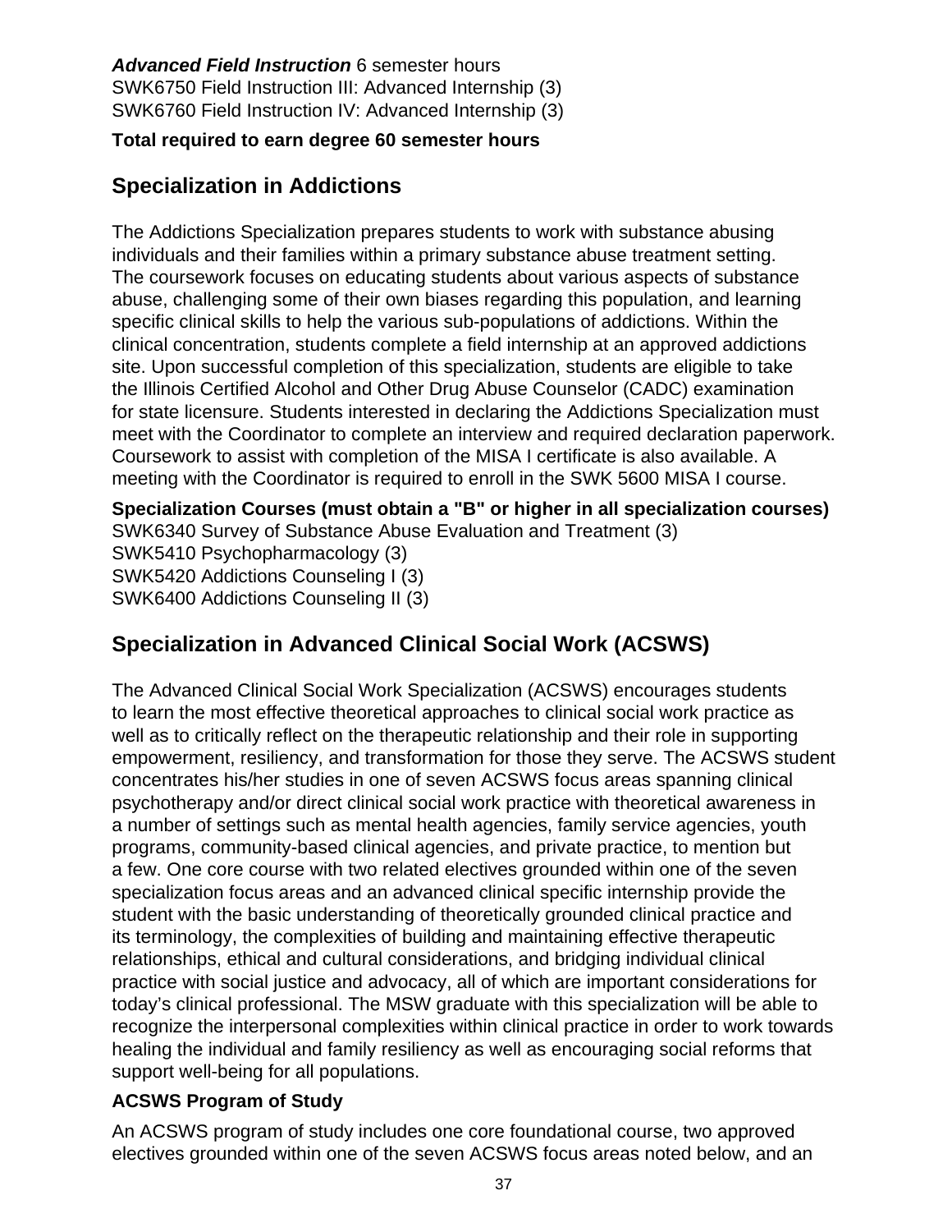***Advanced Field Instruction*** 6 semester hours
SWK6750 Field Instruction III: Advanced Internship (3)
SWK6760 Field Instruction IV: Advanced Internship (3)

**Total required to earn degree 60 semester hours**

## Specialization in Addictions

The Addictions Specialization prepares students to work with substance abusing individuals and their families within a primary substance abuse treatment setting. The coursework focuses on educating students about various aspects of substance abuse, challenging some of their own biases regarding this population, and learning specific clinical skills to help the various sub-populations of addictions. Within the clinical concentration, students complete a field internship at an approved addictions site. Upon successful completion of this specialization, students are eligible to take the Illinois Certified Alcohol and Other Drug Abuse Counselor (CADC) examination for state licensure. Students interested in declaring the Addictions Specialization must meet with the Coordinator to complete an interview and required declaration paperwork. Coursework to assist with completion of the MISA I certificate is also available. A meeting with the Coordinator is required to enroll in the SWK 5600 MISA I course.

**Specialization Courses (must obtain a "B" or higher in all specialization courses)**
SWK6340 Survey of Substance Abuse Evaluation and Treatment (3)
SWK5410 Psychopharmacology (3)
SWK5420 Addictions Counseling I (3)
SWK6400 Addictions Counseling II (3)

## Specialization in Advanced Clinical Social Work (ACSWS)

The Advanced Clinical Social Work Specialization (ACSWS) encourages students to learn the most effective theoretical approaches to clinical social work practice as well as to critically reflect on the therapeutic relationship and their role in supporting empowerment, resiliency, and transformation for those they serve. The ACSWS student concentrates his/her studies in one of seven ACSWS focus areas spanning clinical psychotherapy and/or direct clinical social work practice with theoretical awareness in a number of settings such as mental health agencies, family service agencies, youth programs, community-based clinical agencies, and private practice, to mention but a few. One core course with two related electives grounded within one of the seven specialization focus areas and an advanced clinical specific internship provide the student with the basic understanding of theoretically grounded clinical practice and its terminology, the complexities of building and maintaining effective therapeutic relationships, ethical and cultural considerations, and bridging individual clinical practice with social justice and advocacy, all of which are important considerations for today's clinical professional. The MSW graduate with this specialization will be able to recognize the interpersonal complexities within clinical practice in order to work towards healing the individual and family resiliency as well as encouraging social reforms that support well-being for all populations.

### ACSWS Program of Study

An ACSWS program of study includes one core foundational course, two approved electives grounded within one of the seven ACSWS focus areas noted below, and an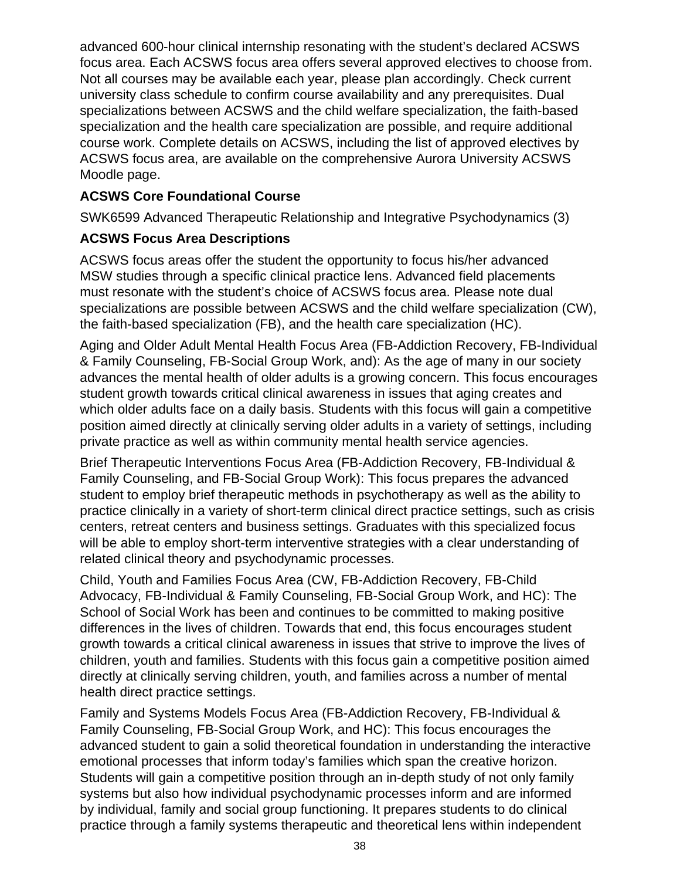advanced 600-hour clinical internship resonating with the student's declared ACSWS focus area. Each ACSWS focus area offers several approved electives to choose from. Not all courses may be available each year, please plan accordingly. Check current university class schedule to confirm course availability and any prerequisites. Dual specializations between ACSWS and the child welfare specialization, the faith-based specialization and the health care specialization are possible, and require additional course work. Complete details on ACSWS, including the list of approved electives by ACSWS focus area, are available on the comprehensive Aurora University ACSWS Moodle page.

**ACSWS Core Foundational Course**

SWK6599 Advanced Therapeutic Relationship and Integrative Psychodynamics (3)

**ACSWS Focus Area Descriptions**

ACSWS focus areas offer the student the opportunity to focus his/her advanced MSW studies through a specific clinical practice lens. Advanced field placements must resonate with the student's choice of ACSWS focus area. Please note dual specializations are possible between ACSWS and the child welfare specialization (CW), the faith-based specialization (FB), and the health care specialization (HC).

Aging and Older Adult Mental Health Focus Area (FB-Addiction Recovery, FB-Individual & Family Counseling, FB-Social Group Work, and): As the age of many in our society advances the mental health of older adults is a growing concern. This focus encourages student growth towards critical clinical awareness in issues that aging creates and which older adults face on a daily basis. Students with this focus will gain a competitive position aimed directly at clinically serving older adults in a variety of settings, including private practice as well as within community mental health service agencies.

Brief Therapeutic Interventions Focus Area (FB-Addiction Recovery, FB-Individual & Family Counseling, and FB-Social Group Work): This focus prepares the advanced student to employ brief therapeutic methods in psychotherapy as well as the ability to practice clinically in a variety of short-term clinical direct practice settings, such as crisis centers, retreat centers and business settings. Graduates with this specialized focus will be able to employ short-term interventive strategies with a clear understanding of related clinical theory and psychodynamic processes.

Child, Youth and Families Focus Area (CW, FB-Addiction Recovery, FB-Child Advocacy, FB-Individual & Family Counseling, FB-Social Group Work, and HC): The School of Social Work has been and continues to be committed to making positive differences in the lives of children. Towards that end, this focus encourages student growth towards a critical clinical awareness in issues that strive to improve the lives of children, youth and families. Students with this focus gain a competitive position aimed directly at clinically serving children, youth, and families across a number of mental health direct practice settings.

Family and Systems Models Focus Area (FB-Addiction Recovery, FB-Individual & Family Counseling, FB-Social Group Work, and HC): This focus encourages the advanced student to gain a solid theoretical foundation in understanding the interactive emotional processes that inform today's families which span the creative horizon. Students will gain a competitive position through an in-depth study of not only family systems but also how individual psychodynamic processes inform and are informed by individual, family and social group functioning. It prepares students to do clinical practice through a family systems therapeutic and theoretical lens within independent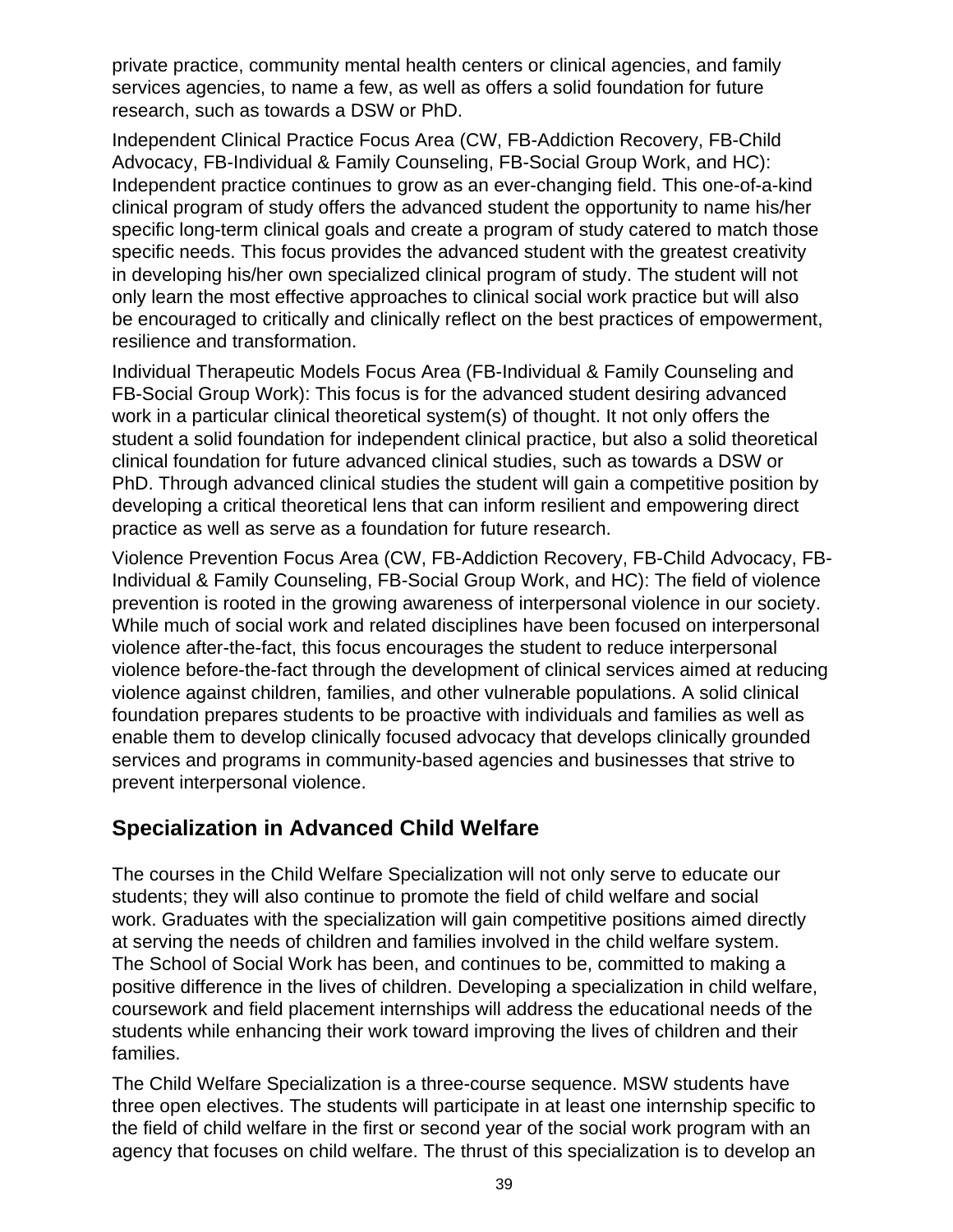private practice, community mental health centers or clinical agencies, and family services agencies, to name a few, as well as offers a solid foundation for future research, such as towards a DSW or PhD.

Independent Clinical Practice Focus Area (CW, FB-Addiction Recovery, FB-Child Advocacy, FB-Individual & Family Counseling, FB-Social Group Work, and HC): Independent practice continues to grow as an ever-changing field. This one-of-a-kind clinical program of study offers the advanced student the opportunity to name his/her specific long-term clinical goals and create a program of study catered to match those specific needs. This focus provides the advanced student with the greatest creativity in developing his/her own specialized clinical program of study. The student will not only learn the most effective approaches to clinical social work practice but will also be encouraged to critically and clinically reflect on the best practices of empowerment, resilience and transformation.

Individual Therapeutic Models Focus Area (FB-Individual & Family Counseling and FB-Social Group Work): This focus is for the advanced student desiring advanced work in a particular clinical theoretical system(s) of thought. It not only offers the student a solid foundation for independent clinical practice, but also a solid theoretical clinical foundation for future advanced clinical studies, such as towards a DSW or PhD. Through advanced clinical studies the student will gain a competitive position by developing a critical theoretical lens that can inform resilient and empowering direct practice as well as serve as a foundation for future research.

Violence Prevention Focus Area (CW, FB-Addiction Recovery, FB-Child Advocacy, FB-Individual & Family Counseling, FB-Social Group Work, and HC): The field of violence prevention is rooted in the growing awareness of interpersonal violence in our society. While much of social work and related disciplines have been focused on interpersonal violence after-the-fact, this focus encourages the student to reduce interpersonal violence before-the-fact through the development of clinical services aimed at reducing violence against children, families, and other vulnerable populations. A solid clinical foundation prepares students to be proactive with individuals and families as well as enable them to develop clinically focused advocacy that develops clinically grounded services and programs in community-based agencies and businesses that strive to prevent interpersonal violence.

## Specialization in Advanced Child Welfare

The courses in the Child Welfare Specialization will not only serve to educate our students; they will also continue to promote the field of child welfare and social work. Graduates with the specialization will gain competitive positions aimed directly at serving the needs of children and families involved in the child welfare system. The School of Social Work has been, and continues to be, committed to making a positive difference in the lives of children. Developing a specialization in child welfare, coursework and field placement internships will address the educational needs of the students while enhancing their work toward improving the lives of children and their families.

The Child Welfare Specialization is a three-course sequence. MSW students have three open electives. The students will participate in at least one internship specific to the field of child welfare in the first or second year of the social work program with an agency that focuses on child welfare. The thrust of this specialization is to develop an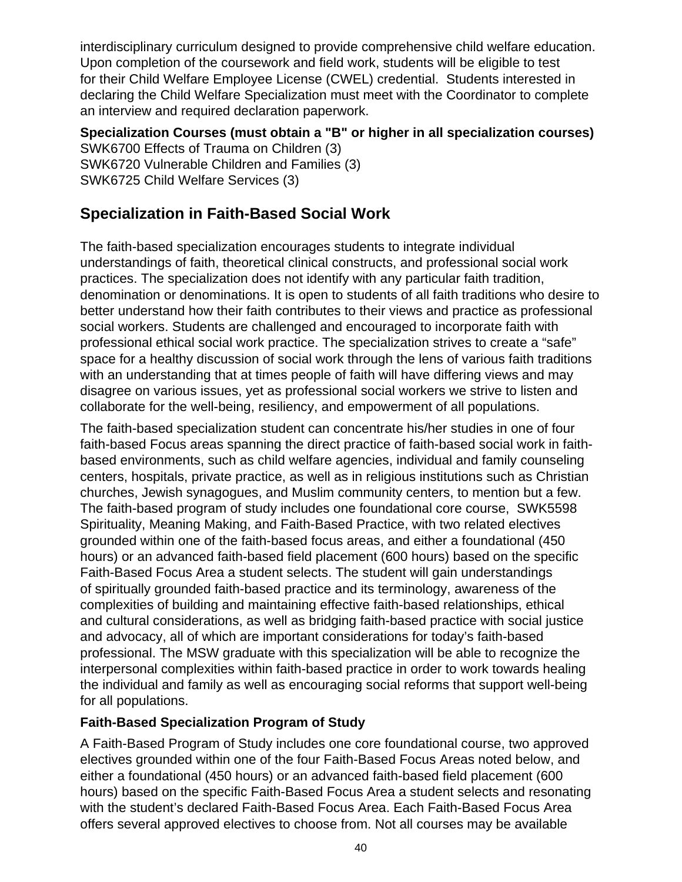interdisciplinary curriculum designed to provide comprehensive child welfare education. Upon completion of the coursework and field work, students will be eligible to test for their Child Welfare Employee License (CWEL) credential. Students interested in declaring the Child Welfare Specialization must meet with the Coordinator to complete an interview and required declaration paperwork.

**Specialization Courses (must obtain a "B" or higher in all specialization courses)**
SWK6700 Effects of Trauma on Children (3)
SWK6720 Vulnerable Children and Families (3)
SWK6725 Child Welfare Services (3)

## Specialization in Faith-Based Social Work

The faith-based specialization encourages students to integrate individual understandings of faith, theoretical clinical constructs, and professional social work practices. The specialization does not identify with any particular faith tradition, denomination or denominations. It is open to students of all faith traditions who desire to better understand how their faith contributes to their views and practice as professional social workers. Students are challenged and encouraged to incorporate faith with professional ethical social work practice. The specialization strives to create a "safe" space for a healthy discussion of social work through the lens of various faith traditions with an understanding that at times people of faith will have differing views and may disagree on various issues, yet as professional social workers we strive to listen and collaborate for the well-being, resiliency, and empowerment of all populations.

The faith-based specialization student can concentrate his/her studies in one of four faith-based Focus areas spanning the direct practice of faith-based social work in faith-based environments, such as child welfare agencies, individual and family counseling centers, hospitals, private practice, as well as in religious institutions such as Christian churches, Jewish synagogues, and Muslim community centers, to mention but a few. The faith-based program of study includes one foundational core course, SWK5598 Spirituality, Meaning Making, and Faith-Based Practice, with two related electives grounded within one of the faith-based focus areas, and either a foundational (450 hours) or an advanced faith-based field placement (600 hours) based on the specific Faith-Based Focus Area a student selects. The student will gain understandings of spiritually grounded faith-based practice and its terminology, awareness of the complexities of building and maintaining effective faith-based relationships, ethical and cultural considerations, as well as bridging faith-based practice with social justice and advocacy, all of which are important considerations for today's faith-based professional. The MSW graduate with this specialization will be able to recognize the interpersonal complexities within faith-based practice in order to work towards healing the individual and family as well as encouraging social reforms that support well-being for all populations.

### Faith-Based Specialization Program of Study

A Faith-Based Program of Study includes one core foundational course, two approved electives grounded within one of the four Faith-Based Focus Areas noted below, and either a foundational (450 hours) or an advanced faith-based field placement (600 hours) based on the specific Faith-Based Focus Area a student selects and resonating with the student's declared Faith-Based Focus Area. Each Faith-Based Focus Area offers several approved electives to choose from. Not all courses may be available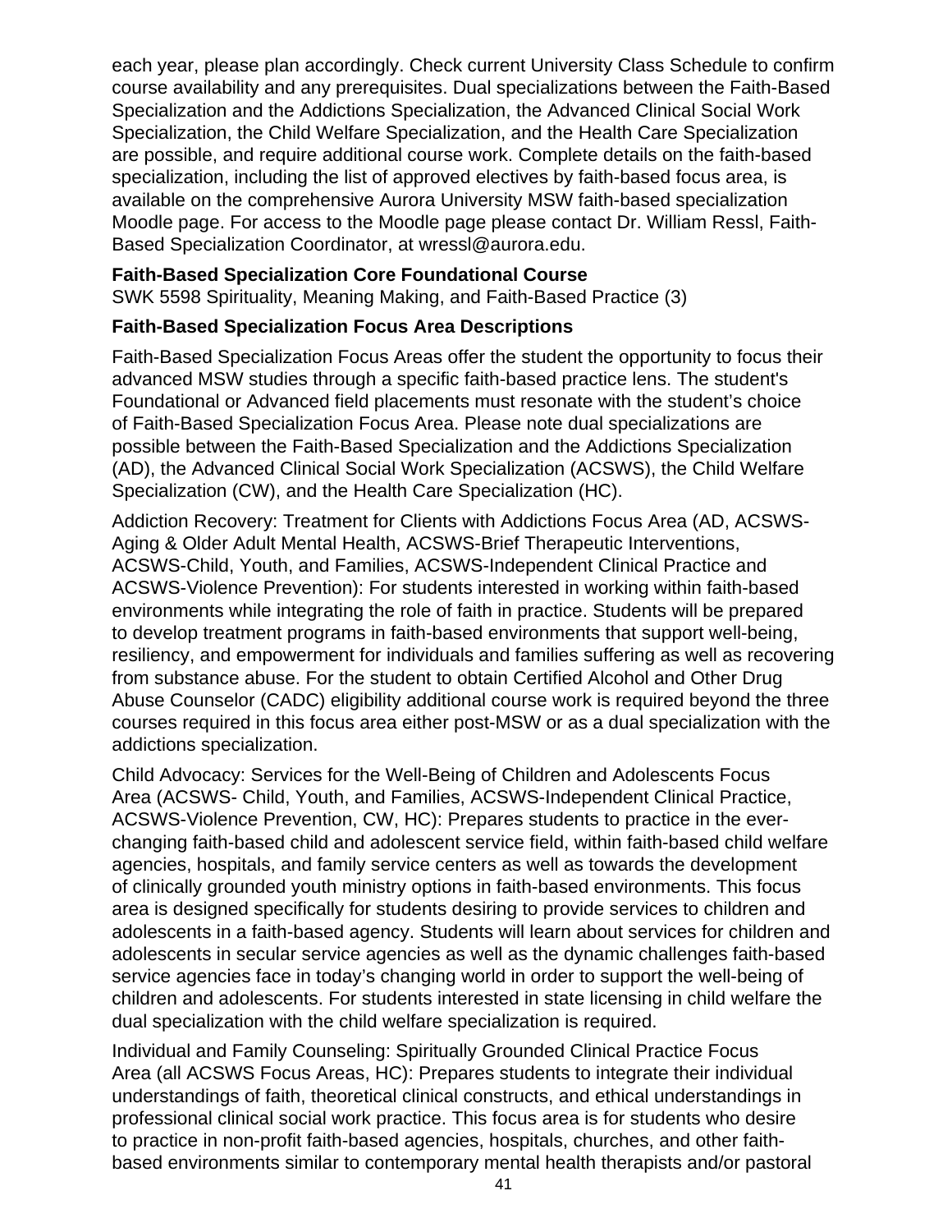each year, please plan accordingly. Check current University Class Schedule to confirm course availability and any prerequisites. Dual specializations between the Faith-Based Specialization and the Addictions Specialization, the Advanced Clinical Social Work Specialization, the Child Welfare Specialization, and the Health Care Specialization are possible, and require additional course work. Complete details on the faith-based specialization, including the list of approved electives by faith-based focus area, is available on the comprehensive Aurora University MSW faith-based specialization Moodle page. For access to the Moodle page please contact Dr. William Ressl, Faith-Based Specialization Coordinator, at wressl@aurora.edu.

**Faith-Based Specialization Core Foundational Course**

SWK 5598 Spirituality, Meaning Making, and Faith-Based Practice (3)

**Faith-Based Specialization Focus Area Descriptions**

Faith-Based Specialization Focus Areas offer the student the opportunity to focus their advanced MSW studies through a specific faith-based practice lens. The student's Foundational or Advanced field placements must resonate with the student's choice of Faith-Based Specialization Focus Area. Please note dual specializations are possible between the Faith-Based Specialization and the Addictions Specialization (AD), the Advanced Clinical Social Work Specialization (ACSWS), the Child Welfare Specialization (CW), and the Health Care Specialization (HC).

Addiction Recovery: Treatment for Clients with Addictions Focus Area (AD, ACSWS-Aging & Older Adult Mental Health, ACSWS-Brief Therapeutic Interventions, ACSWS-Child, Youth, and Families, ACSWS-Independent Clinical Practice and ACSWS-Violence Prevention): For students interested in working within faith-based environments while integrating the role of faith in practice. Students will be prepared to develop treatment programs in faith-based environments that support well-being, resiliency, and empowerment for individuals and families suffering as well as recovering from substance abuse. For the student to obtain Certified Alcohol and Other Drug Abuse Counselor (CADC) eligibility additional course work is required beyond the three courses required in this focus area either post-MSW or as a dual specialization with the addictions specialization.

Child Advocacy: Services for the Well-Being of Children and Adolescents Focus Area (ACSWS- Child, Youth, and Families, ACSWS-Independent Clinical Practice, ACSWS-Violence Prevention, CW, HC): Prepares students to practice in the ever-changing faith-based child and adolescent service field, within faith-based child welfare agencies, hospitals, and family service centers as well as towards the development of clinically grounded youth ministry options in faith-based environments. This focus area is designed specifically for students desiring to provide services to children and adolescents in a faith-based agency. Students will learn about services for children and adolescents in secular service agencies as well as the dynamic challenges faith-based service agencies face in today's changing world in order to support the well-being of children and adolescents. For students interested in state licensing in child welfare the dual specialization with the child welfare specialization is required.

Individual and Family Counseling: Spiritually Grounded Clinical Practice Focus Area (all ACSWS Focus Areas, HC): Prepares students to integrate their individual understandings of faith, theoretical clinical constructs, and ethical understandings in professional clinical social work practice. This focus area is for students who desire to practice in non-profit faith-based agencies, hospitals, churches, and other faith-based environments similar to contemporary mental health therapists and/or pastoral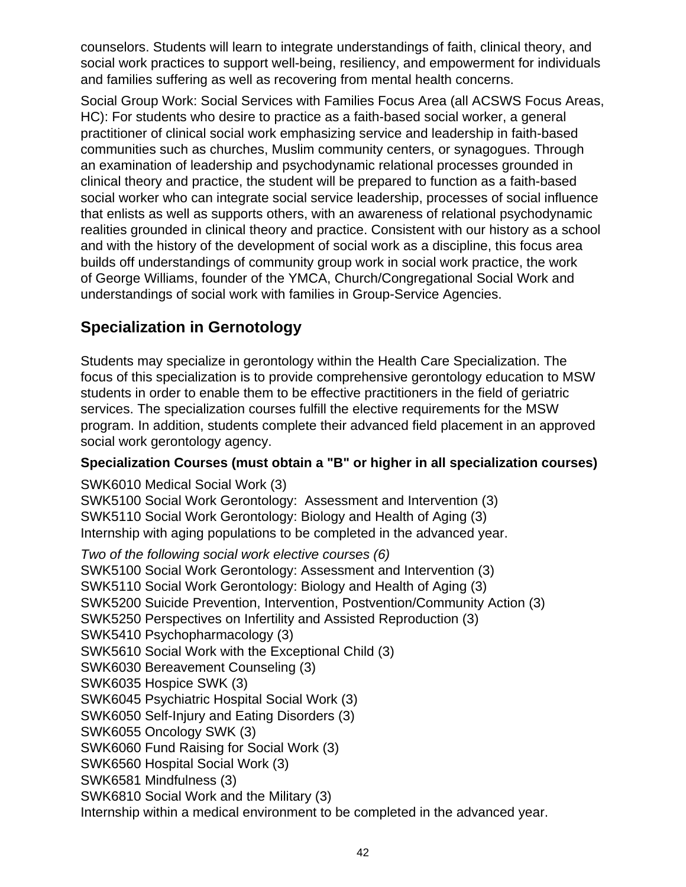counselors. Students will learn to integrate understandings of faith, clinical theory, and social work practices to support well-being, resiliency, and empowerment for individuals and families suffering as well as recovering from mental health concerns.

Social Group Work: Social Services with Families Focus Area (all ACSWS Focus Areas, HC): For students who desire to practice as a faith-based social worker, a general practitioner of clinical social work emphasizing service and leadership in faith-based communities such as churches, Muslim community centers, or synagogues. Through an examination of leadership and psychodynamic relational processes grounded in clinical theory and practice, the student will be prepared to function as a faith-based social worker who can integrate social service leadership, processes of social influence that enlists as well as supports others, with an awareness of relational psychodynamic realities grounded in clinical theory and practice. Consistent with our history as a school and with the history of the development of social work as a discipline, this focus area builds off understandings of community group work in social work practice, the work of George Williams, founder of the YMCA, Church/Congregational Social Work and understandings of social work with families in Group-Service Agencies.

## Specialization in Gernotology

Students may specialize in gerontology within the Health Care Specialization. The focus of this specialization is to provide comprehensive gerontology education to MSW students in order to enable them to be effective practitioners in the field of geriatric services. The specialization courses fulfill the elective requirements for the MSW program. In addition, students complete their advanced field placement in an approved social work gerontology agency.

**Specialization Courses (must obtain a "B" or higher in all specialization courses)**

SWK6010 Medical Social Work (3)
SWK5100 Social Work Gerontology: Assessment and Intervention (3)
SWK5110 Social Work Gerontology: Biology and Health of Aging (3)
Internship with aging populations to be completed in the advanced year.

*Two of the following social work elective courses (6)*
SWK5100 Social Work Gerontology: Assessment and Intervention (3)
SWK5110 Social Work Gerontology: Biology and Health of Aging (3)
SWK5200 Suicide Prevention, Intervention, Postvention/Community Action (3)
SWK5250 Perspectives on Infertility and Assisted Reproduction (3)
SWK5410 Psychopharmacology (3)
SWK5610 Social Work with the Exceptional Child (3)
SWK6030 Bereavement Counseling (3)
SWK6035 Hospice SWK (3)
SWK6045 Psychiatric Hospital Social Work (3)
SWK6050 Self-Injury and Eating Disorders (3)
SWK6055 Oncology SWK (3)
SWK6060 Fund Raising for Social Work (3)
SWK6560 Hospital Social Work (3)
SWK6581 Mindfulness (3)
SWK6810 Social Work and the Military (3)
Internship within a medical environment to be completed in the advanced year.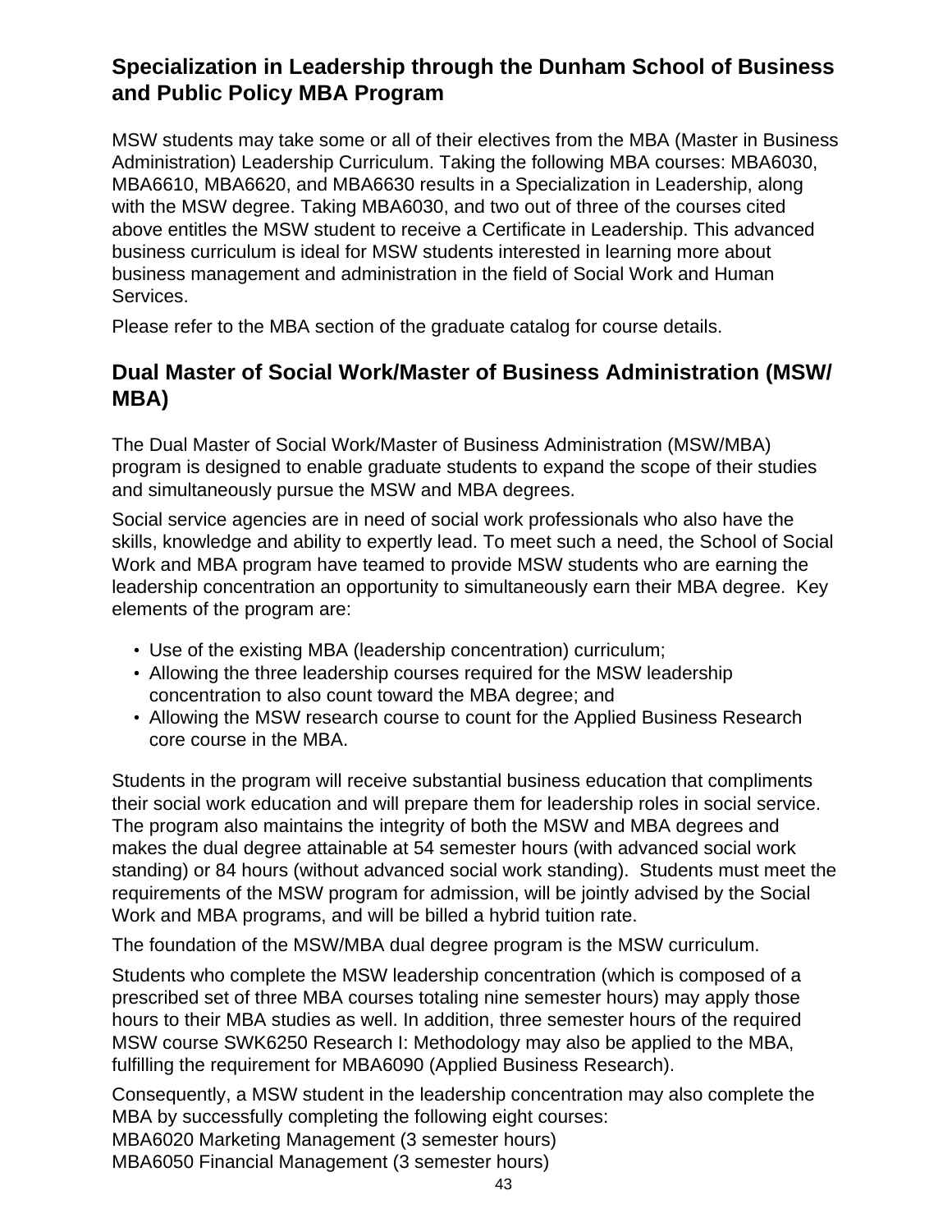## Specialization in Leadership through the Dunham School of Business and Public Policy MBA Program

MSW students may take some or all of their electives from the MBA (Master in Business Administration) Leadership Curriculum. Taking the following MBA courses: MBA6030, MBA6610, MBA6620, and MBA6630 results in a Specialization in Leadership, along with the MSW degree. Taking MBA6030, and two out of three of the courses cited above entitles the MSW student to receive a Certificate in Leadership. This advanced business curriculum is ideal for MSW students interested in learning more about business management and administration in the field of Social Work and Human Services.

Please refer to the MBA section of the graduate catalog for course details.

## Dual Master of Social Work/Master of Business Administration (MSW/MBA)

The Dual Master of Social Work/Master of Business Administration (MSW/MBA) program is designed to enable graduate students to expand the scope of their studies and simultaneously pursue the MSW and MBA degrees.

Social service agencies are in need of social work professionals who also have the skills, knowledge and ability to expertly lead. To meet such a need, the School of Social Work and MBA program have teamed to provide MSW students who are earning the leadership concentration an opportunity to simultaneously earn their MBA degree. Key elements of the program are:

- Use of the existing MBA (leadership concentration) curriculum;
- Allowing the three leadership courses required for the MSW leadership concentration to also count toward the MBA degree; and
- Allowing the MSW research course to count for the Applied Business Research core course in the MBA.

Students in the program will receive substantial business education that compliments their social work education and will prepare them for leadership roles in social service. The program also maintains the integrity of both the MSW and MBA degrees and makes the dual degree attainable at 54 semester hours (with advanced social work standing) or 84 hours (without advanced social work standing). Students must meet the requirements of the MSW program for admission, will be jointly advised by the Social Work and MBA programs, and will be billed a hybrid tuition rate.

The foundation of the MSW/MBA dual degree program is the MSW curriculum.

Students who complete the MSW leadership concentration (which is composed of a prescribed set of three MBA courses totaling nine semester hours) may apply those hours to their MBA studies as well. In addition, three semester hours of the required MSW course SWK6250 Research I: Methodology may also be applied to the MBA, fulfilling the requirement for MBA6090 (Applied Business Research).

Consequently, a MSW student in the leadership concentration may also complete the MBA by successfully completing the following eight courses:
MBA6020 Marketing Management (3 semester hours)
MBA6050 Financial Management (3 semester hours)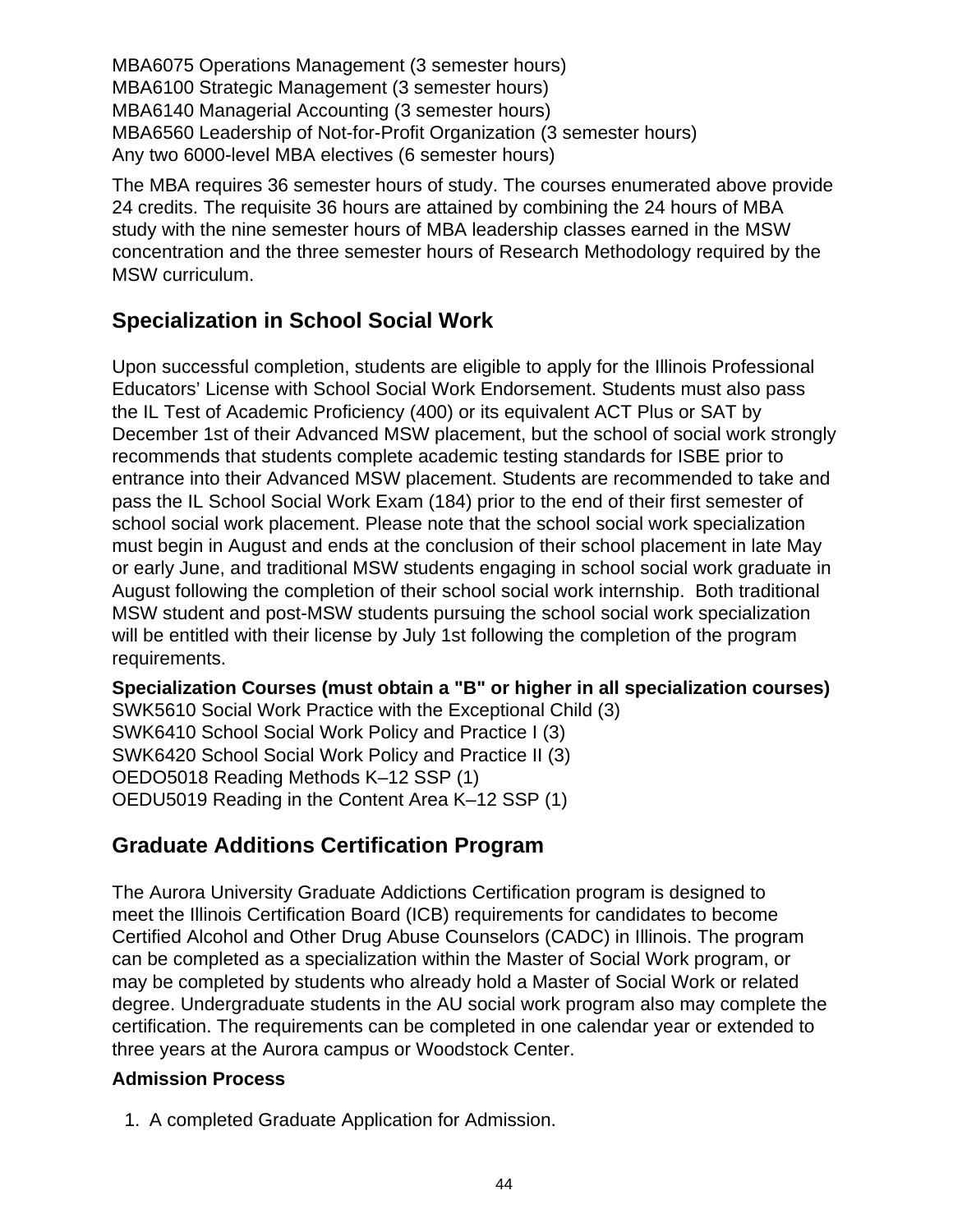MBA6075 Operations Management (3 semester hours)
MBA6100 Strategic Management (3 semester hours)
MBA6140 Managerial Accounting (3 semester hours)
MBA6560 Leadership of Not-for-Profit Organization (3 semester hours)
Any two 6000-level MBA electives (6 semester hours)

The MBA requires 36 semester hours of study. The courses enumerated above provide 24 credits. The requisite 36 hours are attained by combining the 24 hours of MBA study with the nine semester hours of MBA leadership classes earned in the MSW concentration and the three semester hours of Research Methodology required by the MSW curriculum.

## Specialization in School Social Work

Upon successful completion, students are eligible to apply for the Illinois Professional Educators' License with School Social Work Endorsement. Students must also pass the IL Test of Academic Proficiency (400) or its equivalent ACT Plus or SAT by December 1st of their Advanced MSW placement, but the school of social work strongly recommends that students complete academic testing standards for ISBE prior to entrance into their Advanced MSW placement. Students are recommended to take and pass the IL School Social Work Exam (184) prior to the end of their first semester of school social work placement. Please note that the school social work specialization must begin in August and ends at the conclusion of their school placement in late May or early June, and traditional MSW students engaging in school social work graduate in August following the completion of their school social work internship. Both traditional MSW student and post-MSW students pursuing the school social work specialization will be entitled with their license by July 1st following the completion of the program requirements.

**Specialization Courses (must obtain a "B" or higher in all specialization courses)**
SWK5610 Social Work Practice with the Exceptional Child (3)
SWK6410 School Social Work Policy and Practice I (3)
SWK6420 School Social Work Policy and Practice II (3)
OEDO5018 Reading Methods K–12 SSP (1)
OEDU5019 Reading in the Content Area K–12 SSP (1)

## Graduate Additions Certification Program

The Aurora University Graduate Addictions Certification program is designed to meet the Illinois Certification Board (ICB) requirements for candidates to become Certified Alcohol and Other Drug Abuse Counselors (CADC) in Illinois. The program can be completed as a specialization within the Master of Social Work program, or may be completed by students who already hold a Master of Social Work or related degree. Undergraduate students in the AU social work program also may complete the certification. The requirements can be completed in one calendar year or extended to three years at the Aurora campus or Woodstock Center.

**Admission Process**

1. A completed Graduate Application for Admission.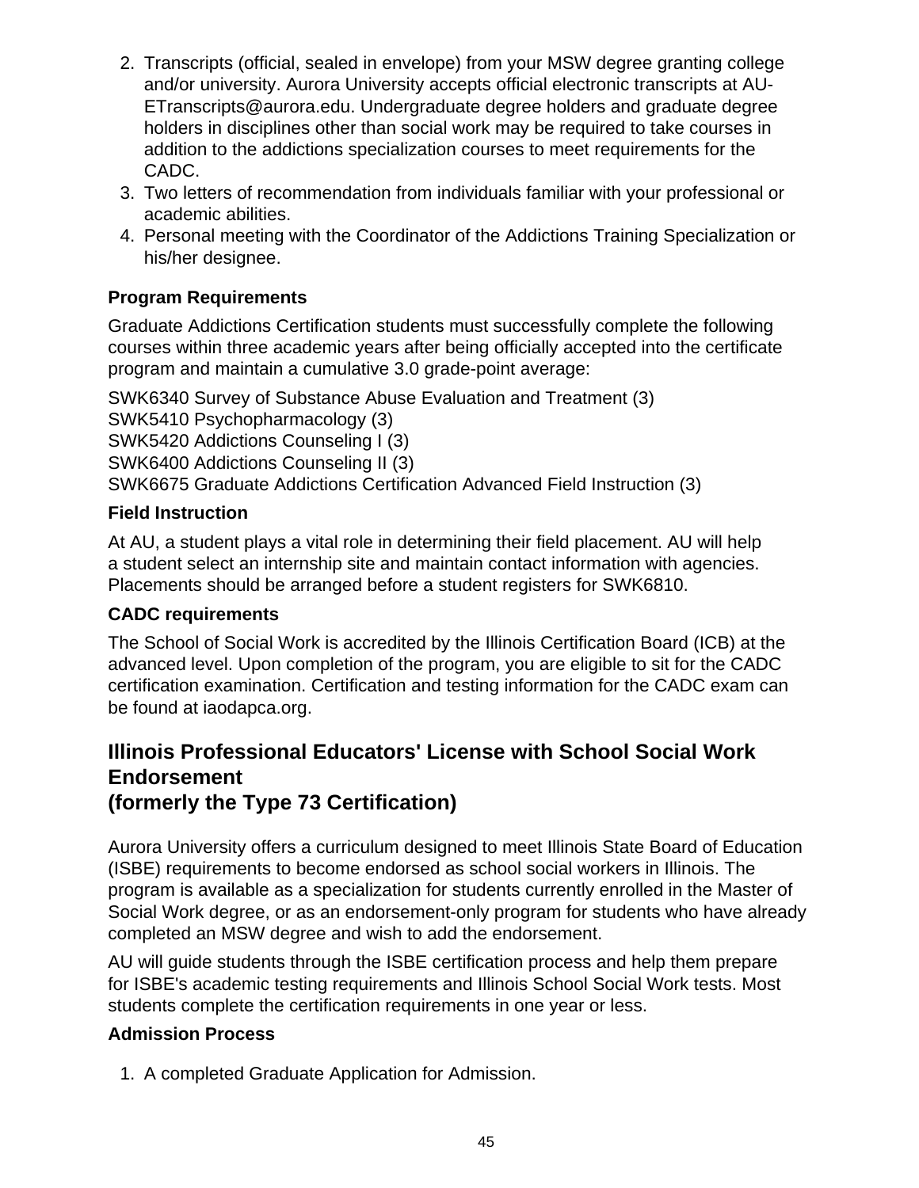2. Transcripts (official, sealed in envelope) from your MSW degree granting college and/or university. Aurora University accepts official electronic transcripts at AU-ETranscripts@aurora.edu. Undergraduate degree holders and graduate degree holders in disciplines other than social work may be required to take courses in addition to the addictions specialization courses to meet requirements for the CADC.
3. Two letters of recommendation from individuals familiar with your professional or academic abilities.
4. Personal meeting with the Coordinator of the Addictions Training Specialization or his/her designee.

**Program Requirements**

Graduate Addictions Certification students must successfully complete the following courses within three academic years after being officially accepted into the certificate program and maintain a cumulative 3.0 grade-point average:

SWK6340 Survey of Substance Abuse Evaluation and Treatment (3)
SWK5410 Psychopharmacology (3)
SWK5420 Addictions Counseling I (3)
SWK6400 Addictions Counseling II (3)
SWK6675 Graduate Addictions Certification Advanced Field Instruction (3)

**Field Instruction**

At AU, a student plays a vital role in determining their field placement. AU will help a student select an internship site and maintain contact information with agencies. Placements should be arranged before a student registers for SWK6810.

**CADC requirements**

The School of Social Work is accredited by the Illinois Certification Board (ICB) at the advanced level. Upon completion of the program, you are eligible to sit for the CADC certification examination. Certification and testing information for the CADC exam can be found at iaodapca.org.

## Illinois Professional Educators' License with School Social Work Endorsement (formerly the Type 73 Certification)

Aurora University offers a curriculum designed to meet Illinois State Board of Education (ISBE) requirements to become endorsed as school social workers in Illinois. The program is available as a specialization for students currently enrolled in the Master of Social Work degree, or as an endorsement-only program for students who have already completed an MSW degree and wish to add the endorsement.

AU will guide students through the ISBE certification process and help them prepare for ISBE's academic testing requirements and Illinois School Social Work tests. Most students complete the certification requirements in one year or less.

**Admission Process**

1. A completed Graduate Application for Admission.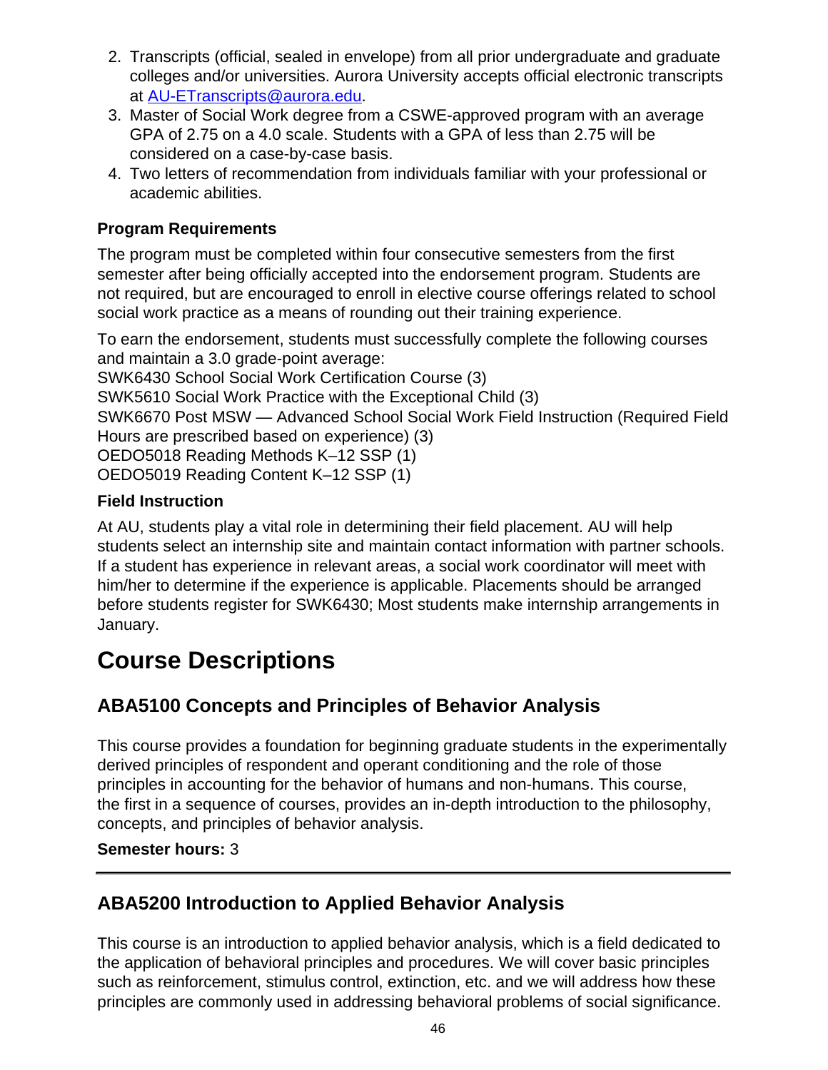2. Transcripts (official, sealed in envelope) from all prior undergraduate and graduate colleges and/or universities. Aurora University accepts official electronic transcripts at [AU-ETranscripts@aurora.edu](mailto:AU-ETranscripts@aurora.edu).
3. Master of Social Work degree from a CSWE-approved program with an average GPA of 2.75 on a 4.0 scale. Students with a GPA of less than 2.75 will be considered on a case-by-case basis.
4. Two letters of recommendation from individuals familiar with your professional or academic abilities.

**Program Requirements**

The program must be completed within four consecutive semesters from the first semester after being officially accepted into the endorsement program. Students are not required, but are encouraged to enroll in elective course offerings related to school social work practice as a means of rounding out their training experience.

To earn the endorsement, students must successfully complete the following courses and maintain a 3.0 grade-point average:
SWK6430 School Social Work Certification Course (3)
SWK5610 Social Work Practice with the Exceptional Child (3)
SWK6670 Post MSW — Advanced School Social Work Field Instruction (Required Field Hours are prescribed based on experience) (3)
OEDO5018 Reading Methods K–12 SSP (1)
OEDO5019 Reading Content K–12 SSP (1)

**Field Instruction**

At AU, students play a vital role in determining their field placement. AU will help students select an internship site and maintain contact information with partner schools. If a student has experience in relevant areas, a social work coordinator will meet with him/her to determine if the experience is applicable. Placements should be arranged before students register for SWK6430; Most students make internship arrangements in January.

# Course Descriptions

## ABA5100 Concepts and Principles of Behavior Analysis

This course provides a foundation for beginning graduate students in the experimentally derived principles of respondent and operant conditioning and the role of those principles in accounting for the behavior of humans and non-humans. This course, the first in a sequence of courses, provides an in-depth introduction to the philosophy, concepts, and principles of behavior analysis.

**Semester hours:** 3

---

## ABA5200 Introduction to Applied Behavior Analysis

This course is an introduction to applied behavior analysis, which is a field dedicated to the application of behavioral principles and procedures. We will cover basic principles such as reinforcement, stimulus control, extinction, etc. and we will address how these principles are commonly used in addressing behavioral problems of social significance.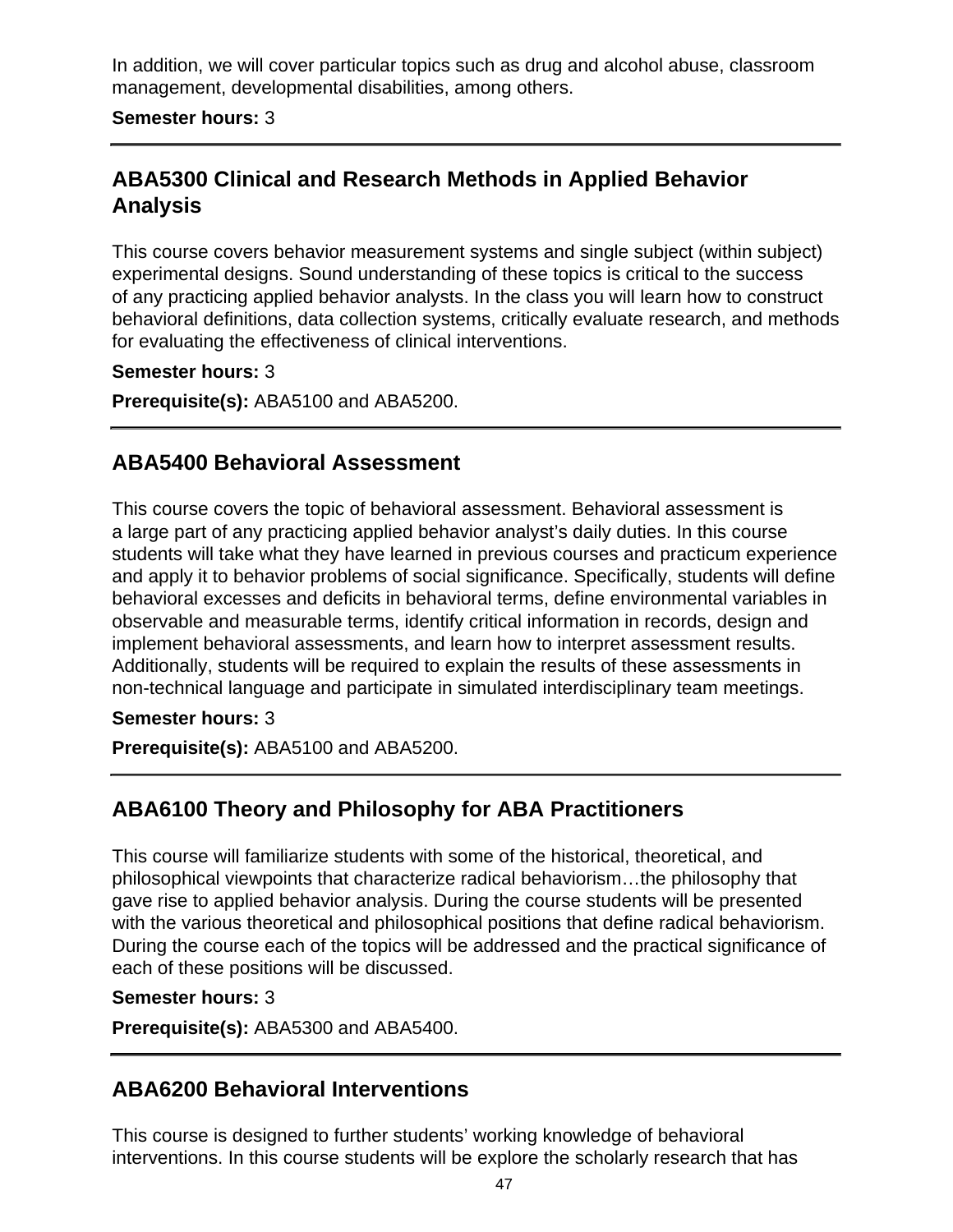In addition, we will cover particular topics such as drug and alcohol abuse, classroom management, developmental disabilities, among others.

**Semester hours:** 3

---

## ABA5300 Clinical and Research Methods in Applied Behavior Analysis

This course covers behavior measurement systems and single subject (within subject) experimental designs. Sound understanding of these topics is critical to the success of any practicing applied behavior analysts. In the class you will learn how to construct behavioral definitions, data collection systems, critically evaluate research, and methods for evaluating the effectiveness of clinical interventions.

**Semester hours:** 3

**Prerequisite(s):** ABA5100 and ABA5200.

---

## ABA5400 Behavioral Assessment

This course covers the topic of behavioral assessment. Behavioral assessment is a large part of any practicing applied behavior analyst's daily duties. In this course students will take what they have learned in previous courses and practicum experience and apply it to behavior problems of social significance. Specifically, students will define behavioral excesses and deficits in behavioral terms, define environmental variables in observable and measurable terms, identify critical information in records, design and implement behavioral assessments, and learn how to interpret assessment results. Additionally, students will be required to explain the results of these assessments in non-technical language and participate in simulated interdisciplinary team meetings.

**Semester hours:** 3

**Prerequisite(s):** ABA5100 and ABA5200.

---

## ABA6100 Theory and Philosophy for ABA Practitioners

This course will familiarize students with some of the historical, theoretical, and philosophical viewpoints that characterize radical behaviorism…the philosophy that gave rise to applied behavior analysis. During the course students will be presented with the various theoretical and philosophical positions that define radical behaviorism. During the course each of the topics will be addressed and the practical significance of each of these positions will be discussed.

**Semester hours:** 3

**Prerequisite(s):** ABA5300 and ABA5400.

---

## ABA6200 Behavioral Interventions

This course is designed to further students' working knowledge of behavioral interventions. In this course students will be explore the scholarly research that has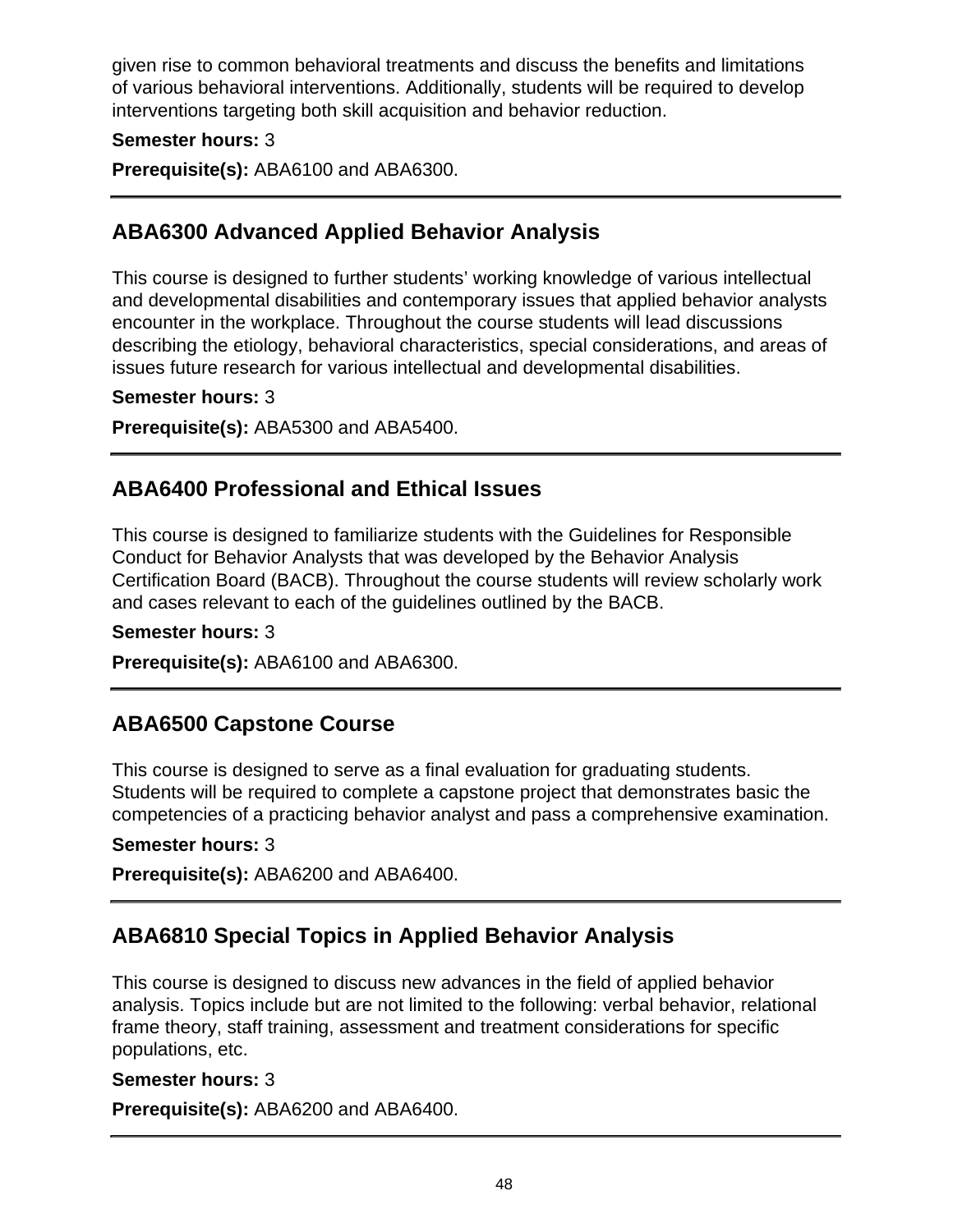given rise to common behavioral treatments and discuss the benefits and limitations of various behavioral interventions. Additionally, students will be required to develop interventions targeting both skill acquisition and behavior reduction.

**Semester hours:** 3

**Prerequisite(s):** ABA6100 and ABA6300.

---

## ABA6300 Advanced Applied Behavior Analysis

This course is designed to further students' working knowledge of various intellectual and developmental disabilities and contemporary issues that applied behavior analysts encounter in the workplace. Throughout the course students will lead discussions describing the etiology, behavioral characteristics, special considerations, and areas of issues future research for various intellectual and developmental disabilities.

**Semester hours:** 3

**Prerequisite(s):** ABA5300 and ABA5400.

---

## ABA6400 Professional and Ethical Issues

This course is designed to familiarize students with the Guidelines for Responsible Conduct for Behavior Analysts that was developed by the Behavior Analysis Certification Board (BACB). Throughout the course students will review scholarly work and cases relevant to each of the guidelines outlined by the BACB.

**Semester hours:** 3

**Prerequisite(s):** ABA6100 and ABA6300.

---

## ABA6500 Capstone Course

This course is designed to serve as a final evaluation for graduating students. Students will be required to complete a capstone project that demonstrates basic the competencies of a practicing behavior analyst and pass a comprehensive examination.

**Semester hours:** 3

**Prerequisite(s):** ABA6200 and ABA6400.

---

## ABA6810 Special Topics in Applied Behavior Analysis

This course is designed to discuss new advances in the field of applied behavior analysis. Topics include but are not limited to the following: verbal behavior, relational frame theory, staff training, assessment and treatment considerations for specific populations, etc.

**Semester hours:** 3

**Prerequisite(s):** ABA6200 and ABA6400.

---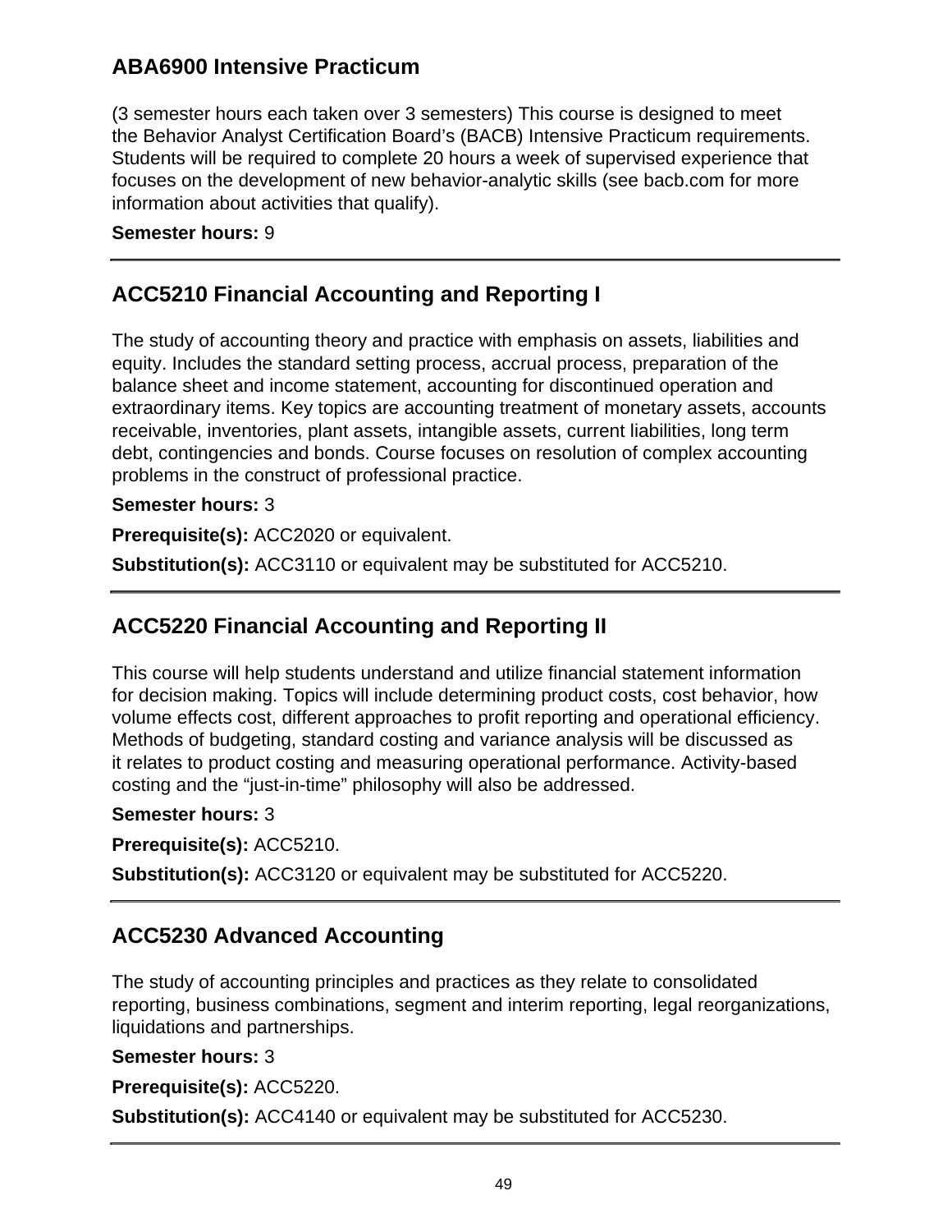## ABA6900 Intensive Practicum

(3 semester hours each taken over 3 semesters) This course is designed to meet the Behavior Analyst Certification Board's (BACB) Intensive Practicum requirements. Students will be required to complete 20 hours a week of supervised experience that focuses on the development of new behavior-analytic skills (see bacb.com for more information about activities that qualify).

**Semester hours:** 9

---

## ACC5210 Financial Accounting and Reporting I

The study of accounting theory and practice with emphasis on assets, liabilities and equity. Includes the standard setting process, accrual process, preparation of the balance sheet and income statement, accounting for discontinued operation and extraordinary items. Key topics are accounting treatment of monetary assets, accounts receivable, inventories, plant assets, intangible assets, current liabilities, long term debt, contingencies and bonds. Course focuses on resolution of complex accounting problems in the construct of professional practice.

**Semester hours:** 3

**Prerequisite(s):** ACC2020 or equivalent.

**Substitution(s):** ACC3110 or equivalent may be substituted for ACC5210.

---

## ACC5220 Financial Accounting and Reporting II

This course will help students understand and utilize financial statement information for decision making. Topics will include determining product costs, cost behavior, how volume effects cost, different approaches to profit reporting and operational efficiency. Methods of budgeting, standard costing and variance analysis will be discussed as it relates to product costing and measuring operational performance. Activity-based costing and the "just-in-time" philosophy will also be addressed.

**Semester hours:** 3

**Prerequisite(s):** ACC5210.

**Substitution(s):** ACC3120 or equivalent may be substituted for ACC5220.

---

## ACC5230 Advanced Accounting

The study of accounting principles and practices as they relate to consolidated reporting, business combinations, segment and interim reporting, legal reorganizations, liquidations and partnerships.

**Semester hours:** 3

**Prerequisite(s):** ACC5220.

**Substitution(s):** ACC4140 or equivalent may be substituted for ACC5230.

---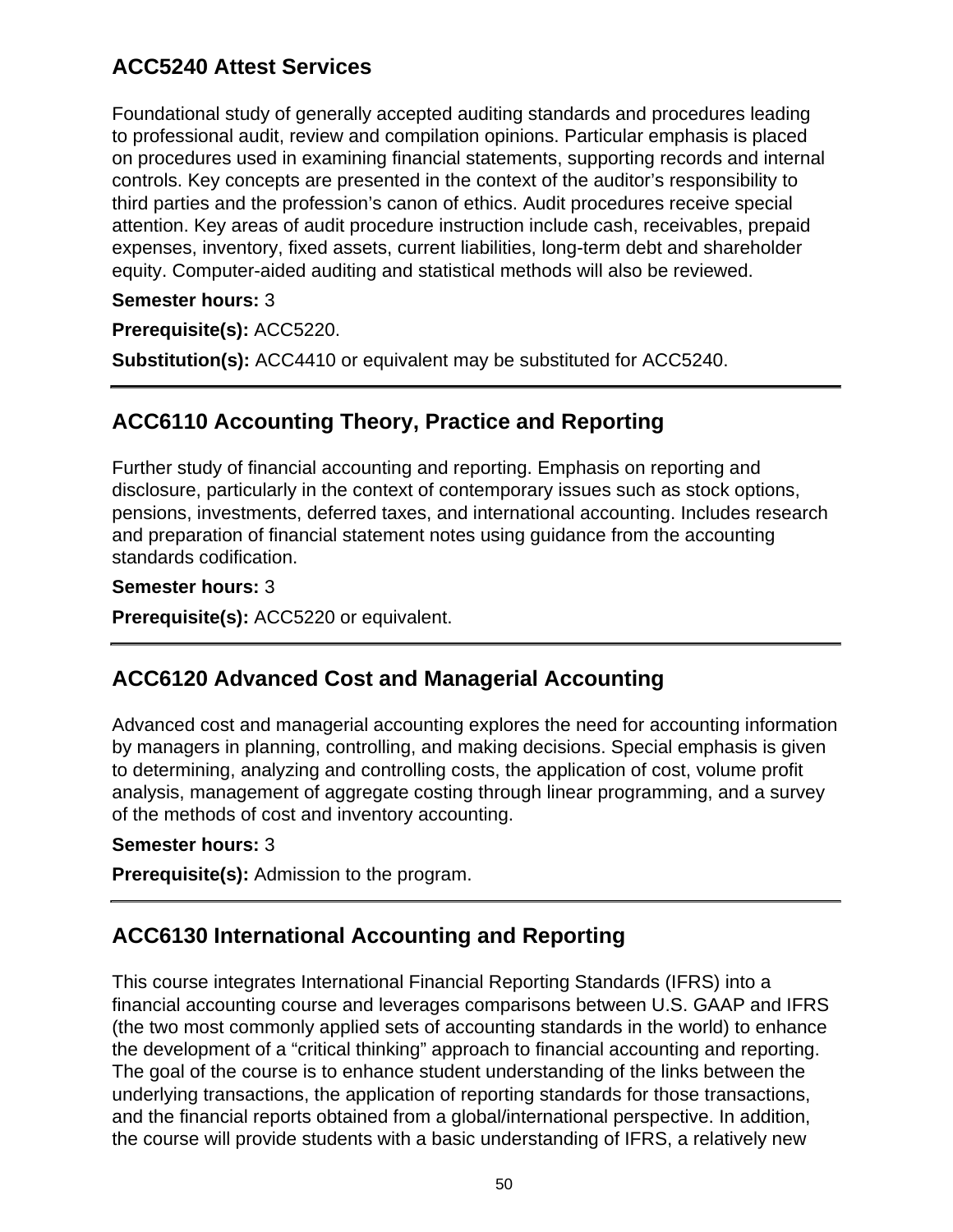## ACC5240 Attest Services

Foundational study of generally accepted auditing standards and procedures leading to professional audit, review and compilation opinions. Particular emphasis is placed on procedures used in examining financial statements, supporting records and internal controls. Key concepts are presented in the context of the auditor's responsibility to third parties and the profession's canon of ethics. Audit procedures receive special attention. Key areas of audit procedure instruction include cash, receivables, prepaid expenses, inventory, fixed assets, current liabilities, long-term debt and shareholder equity. Computer-aided auditing and statistical methods will also be reviewed.

**Semester hours:** 3

**Prerequisite(s):** ACC5220.

**Substitution(s):** ACC4410 or equivalent may be substituted for ACC5240.

---

## ACC6110 Accounting Theory, Practice and Reporting

Further study of financial accounting and reporting. Emphasis on reporting and disclosure, particularly in the context of contemporary issues such as stock options, pensions, investments, deferred taxes, and international accounting. Includes research and preparation of financial statement notes using guidance from the accounting standards codification.

**Semester hours:** 3

**Prerequisite(s):** ACC5220 or equivalent.

---

## ACC6120 Advanced Cost and Managerial Accounting

Advanced cost and managerial accounting explores the need for accounting information by managers in planning, controlling, and making decisions. Special emphasis is given to determining, analyzing and controlling costs, the application of cost, volume profit analysis, management of aggregate costing through linear programming, and a survey of the methods of cost and inventory accounting.

**Semester hours:** 3

**Prerequisite(s):** Admission to the program.

---

## ACC6130 International Accounting and Reporting

This course integrates International Financial Reporting Standards (IFRS) into a financial accounting course and leverages comparisons between U.S. GAAP and IFRS (the two most commonly applied sets of accounting standards in the world) to enhance the development of a "critical thinking" approach to financial accounting and reporting. The goal of the course is to enhance student understanding of the links between the underlying transactions, the application of reporting standards for those transactions, and the financial reports obtained from a global/international perspective. In addition, the course will provide students with a basic understanding of IFRS, a relatively new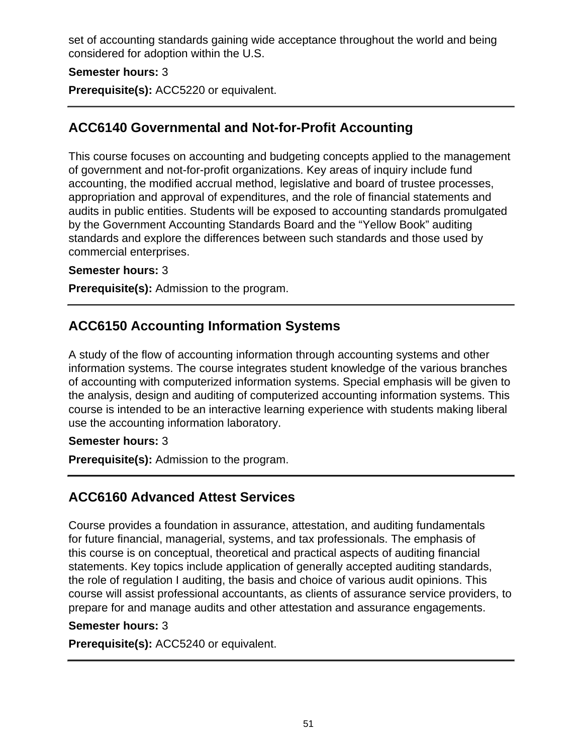set of accounting standards gaining wide acceptance throughout the world and being considered for adoption within the U.S.

**Semester hours:** 3

**Prerequisite(s):** ACC5220 or equivalent.

---

## ACC6140 Governmental and Not-for-Profit Accounting

This course focuses on accounting and budgeting concepts applied to the management of government and not-for-profit organizations. Key areas of inquiry include fund accounting, the modified accrual method, legislative and board of trustee processes, appropriation and approval of expenditures, and the role of financial statements and audits in public entities. Students will be exposed to accounting standards promulgated by the Government Accounting Standards Board and the "Yellow Book" auditing standards and explore the differences between such standards and those used by commercial enterprises.

**Semester hours:** 3

**Prerequisite(s):** Admission to the program.

---

## ACC6150 Accounting Information Systems

A study of the flow of accounting information through accounting systems and other information systems. The course integrates student knowledge of the various branches of accounting with computerized information systems. Special emphasis will be given to the analysis, design and auditing of computerized accounting information systems. This course is intended to be an interactive learning experience with students making liberal use the accounting information laboratory.

**Semester hours:** 3

**Prerequisite(s):** Admission to the program.

---

## ACC6160 Advanced Attest Services

Course provides a foundation in assurance, attestation, and auditing fundamentals for future financial, managerial, systems, and tax professionals. The emphasis of this course is on conceptual, theoretical and practical aspects of auditing financial statements. Key topics include application of generally accepted auditing standards, the role of regulation I auditing, the basis and choice of various audit opinions. This course will assist professional accountants, as clients of assurance service providers, to prepare for and manage audits and other attestation and assurance engagements.

**Semester hours:** 3

**Prerequisite(s):** ACC5240 or equivalent.

---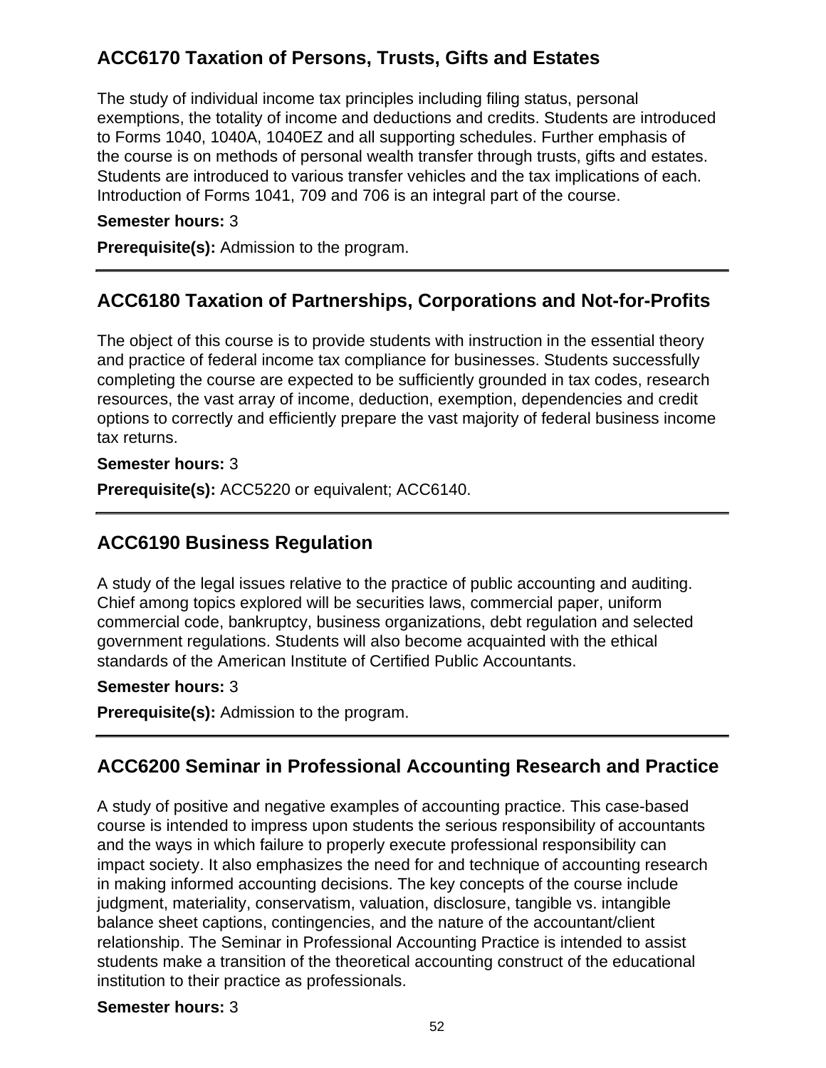## ACC6170 Taxation of Persons, Trusts, Gifts and Estates

The study of individual income tax principles including filing status, personal exemptions, the totality of income and deductions and credits. Students are introduced to Forms 1040, 1040A, 1040EZ and all supporting schedules. Further emphasis of the course is on methods of personal wealth transfer through trusts, gifts and estates. Students are introduced to various transfer vehicles and the tax implications of each. Introduction of Forms 1041, 709 and 706 is an integral part of the course.

**Semester hours:** 3

**Prerequisite(s):** Admission to the program.

---

## ACC6180 Taxation of Partnerships, Corporations and Not-for-Profits

The object of this course is to provide students with instruction in the essential theory and practice of federal income tax compliance for businesses. Students successfully completing the course are expected to be sufficiently grounded in tax codes, research resources, the vast array of income, deduction, exemption, dependencies and credit options to correctly and efficiently prepare the vast majority of federal business income tax returns.

**Semester hours:** 3

**Prerequisite(s):** ACC5220 or equivalent; ACC6140.

---

## ACC6190 Business Regulation

A study of the legal issues relative to the practice of public accounting and auditing. Chief among topics explored will be securities laws, commercial paper, uniform commercial code, bankruptcy, business organizations, debt regulation and selected government regulations. Students will also become acquainted with the ethical standards of the American Institute of Certified Public Accountants.

**Semester hours:** 3

**Prerequisite(s):** Admission to the program.

---

## ACC6200 Seminar in Professional Accounting Research and Practice

A study of positive and negative examples of accounting practice. This case-based course is intended to impress upon students the serious responsibility of accountants and the ways in which failure to properly execute professional responsibility can impact society. It also emphasizes the need for and technique of accounting research in making informed accounting decisions. The key concepts of the course include judgment, materiality, conservatism, valuation, disclosure, tangible vs. intangible balance sheet captions, contingencies, and the nature of the accountant/client relationship. The Seminar in Professional Accounting Practice is intended to assist students make a transition of the theoretical accounting construct of the educational institution to their practice as professionals.

**Semester hours:** 3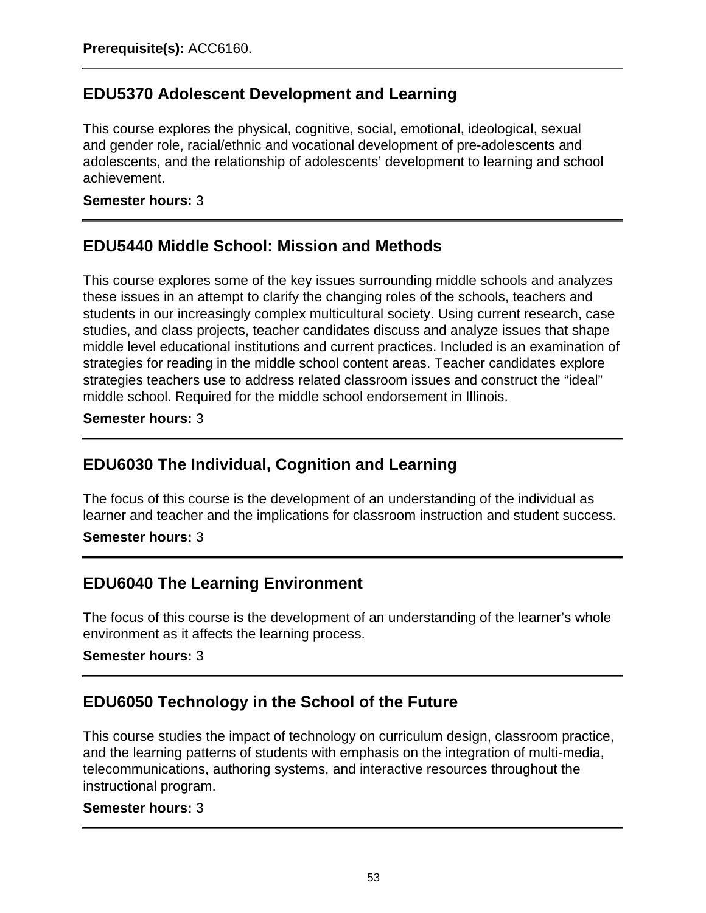**Prerequisite(s):** ACC6160.

---

## EDU5370 Adolescent Development and Learning

This course explores the physical, cognitive, social, emotional, ideological, sexual and gender role, racial/ethnic and vocational development of pre-adolescents and adolescents, and the relationship of adolescents' development to learning and school achievement.

**Semester hours:** 3

---

## EDU5440 Middle School: Mission and Methods

This course explores some of the key issues surrounding middle schools and analyzes these issues in an attempt to clarify the changing roles of the schools, teachers and students in our increasingly complex multicultural society. Using current research, case studies, and class projects, teacher candidates discuss and analyze issues that shape middle level educational institutions and current practices. Included is an examination of strategies for reading in the middle school content areas. Teacher candidates explore strategies teachers use to address related classroom issues and construct the "ideal" middle school. Required for the middle school endorsement in Illinois.

**Semester hours:** 3

---

## EDU6030 The Individual, Cognition and Learning

The focus of this course is the development of an understanding of the individual as learner and teacher and the implications for classroom instruction and student success.

**Semester hours:** 3

---

## EDU6040 The Learning Environment

The focus of this course is the development of an understanding of the learner's whole environment as it affects the learning process.

**Semester hours:** 3

---

## EDU6050 Technology in the School of the Future

This course studies the impact of technology on curriculum design, classroom practice, and the learning patterns of students with emphasis on the integration of multi-media, telecommunications, authoring systems, and interactive resources throughout the instructional program.

**Semester hours:** 3

---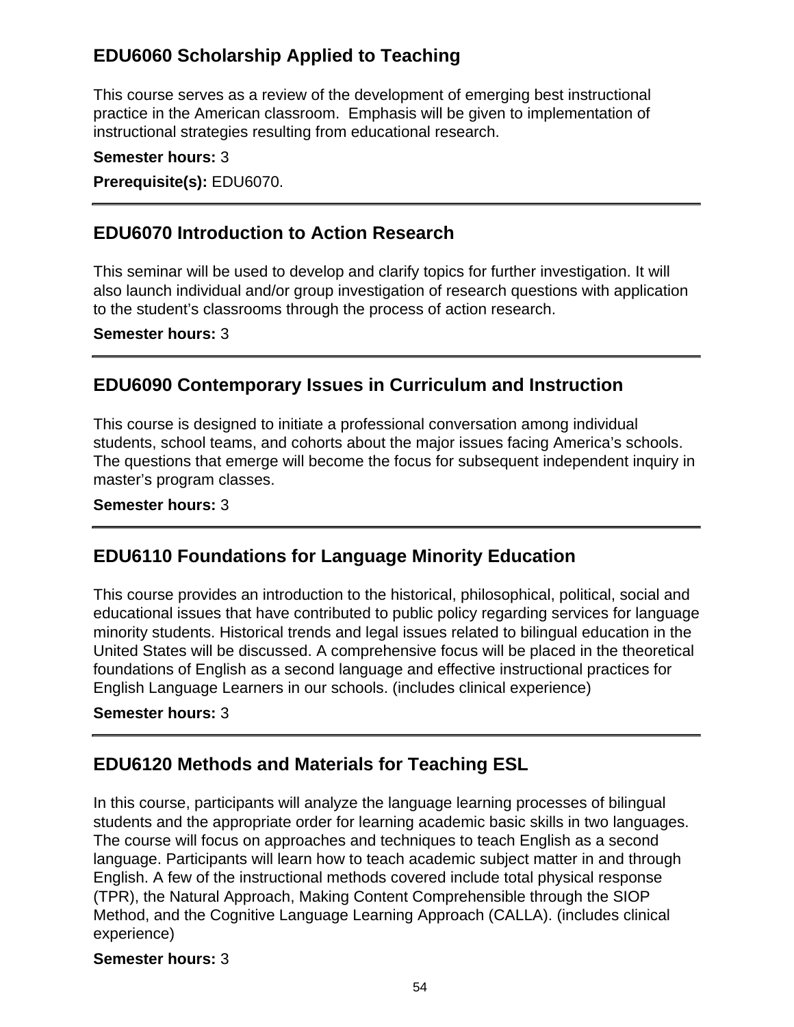## EDU6060 Scholarship Applied to Teaching

This course serves as a review of the development of emerging best instructional practice in the American classroom. Emphasis will be given to implementation of instructional strategies resulting from educational research.

**Semester hours:** 3

**Prerequisite(s):** EDU6070.

---

## EDU6070 Introduction to Action Research

This seminar will be used to develop and clarify topics for further investigation. It will also launch individual and/or group investigation of research questions with application to the student's classrooms through the process of action research.

**Semester hours:** 3

---

## EDU6090 Contemporary Issues in Curriculum and Instruction

This course is designed to initiate a professional conversation among individual students, school teams, and cohorts about the major issues facing America's schools. The questions that emerge will become the focus for subsequent independent inquiry in master's program classes.

**Semester hours:** 3

---

## EDU6110 Foundations for Language Minority Education

This course provides an introduction to the historical, philosophical, political, social and educational issues that have contributed to public policy regarding services for language minority students. Historical trends and legal issues related to bilingual education in the United States will be discussed. A comprehensive focus will be placed in the theoretical foundations of English as a second language and effective instructional practices for English Language Learners in our schools. (includes clinical experience)

**Semester hours:** 3

---

## EDU6120 Methods and Materials for Teaching ESL

In this course, participants will analyze the language learning processes of bilingual students and the appropriate order for learning academic basic skills in two languages. The course will focus on approaches and techniques to teach English as a second language. Participants will learn how to teach academic subject matter in and through English. A few of the instructional methods covered include total physical response (TPR), the Natural Approach, Making Content Comprehensible through the SIOP Method, and the Cognitive Language Learning Approach (CALLA). (includes clinical experience)

**Semester hours:** 3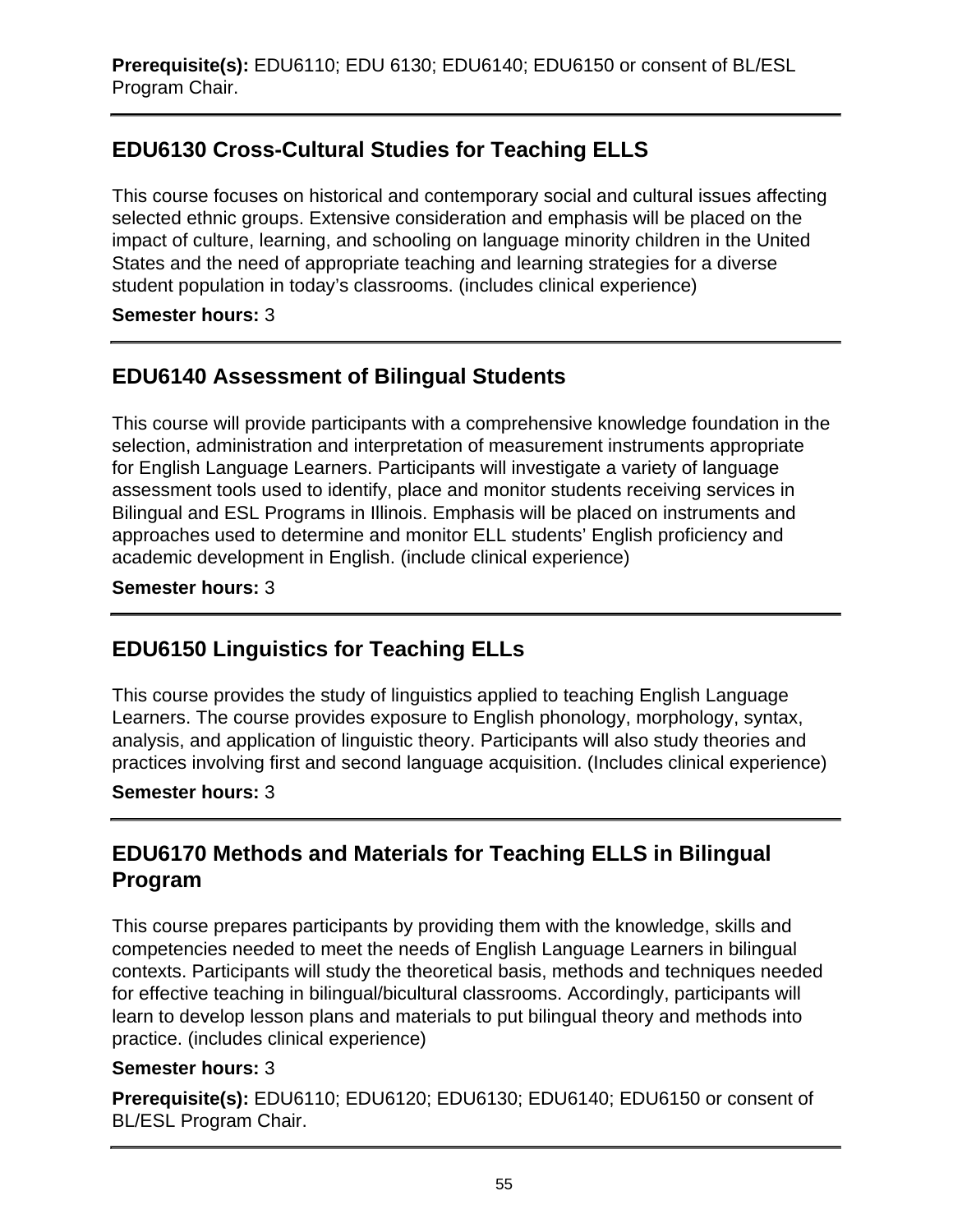**Prerequisite(s):** EDU6110; EDU 6130; EDU6140; EDU6150 or consent of BL/ESL Program Chair.

---

## EDU6130 Cross-Cultural Studies for Teaching ELLS

This course focuses on historical and contemporary social and cultural issues affecting selected ethnic groups. Extensive consideration and emphasis will be placed on the impact of culture, learning, and schooling on language minority children in the United States and the need of appropriate teaching and learning strategies for a diverse student population in today's classrooms. (includes clinical experience)

**Semester hours:** 3

---

## EDU6140 Assessment of Bilingual Students

This course will provide participants with a comprehensive knowledge foundation in the selection, administration and interpretation of measurement instruments appropriate for English Language Learners. Participants will investigate a variety of language assessment tools used to identify, place and monitor students receiving services in Bilingual and ESL Programs in Illinois. Emphasis will be placed on instruments and approaches used to determine and monitor ELL students' English proficiency and academic development in English. (include clinical experience)

**Semester hours:** 3

---

## EDU6150 Linguistics for Teaching ELLs

This course provides the study of linguistics applied to teaching English Language Learners. The course provides exposure to English phonology, morphology, syntax, analysis, and application of linguistic theory. Participants will also study theories and practices involving first and second language acquisition. (Includes clinical experience)

**Semester hours:** 3

---

## EDU6170 Methods and Materials for Teaching ELLS in Bilingual Program

This course prepares participants by providing them with the knowledge, skills and competencies needed to meet the needs of English Language Learners in bilingual contexts. Participants will study the theoretical basis, methods and techniques needed for effective teaching in bilingual/bicultural classrooms. Accordingly, participants will learn to develop lesson plans and materials to put bilingual theory and methods into practice. (includes clinical experience)

**Semester hours:** 3

**Prerequisite(s):** EDU6110; EDU6120; EDU6130; EDU6140; EDU6150 or consent of BL/ESL Program Chair.

---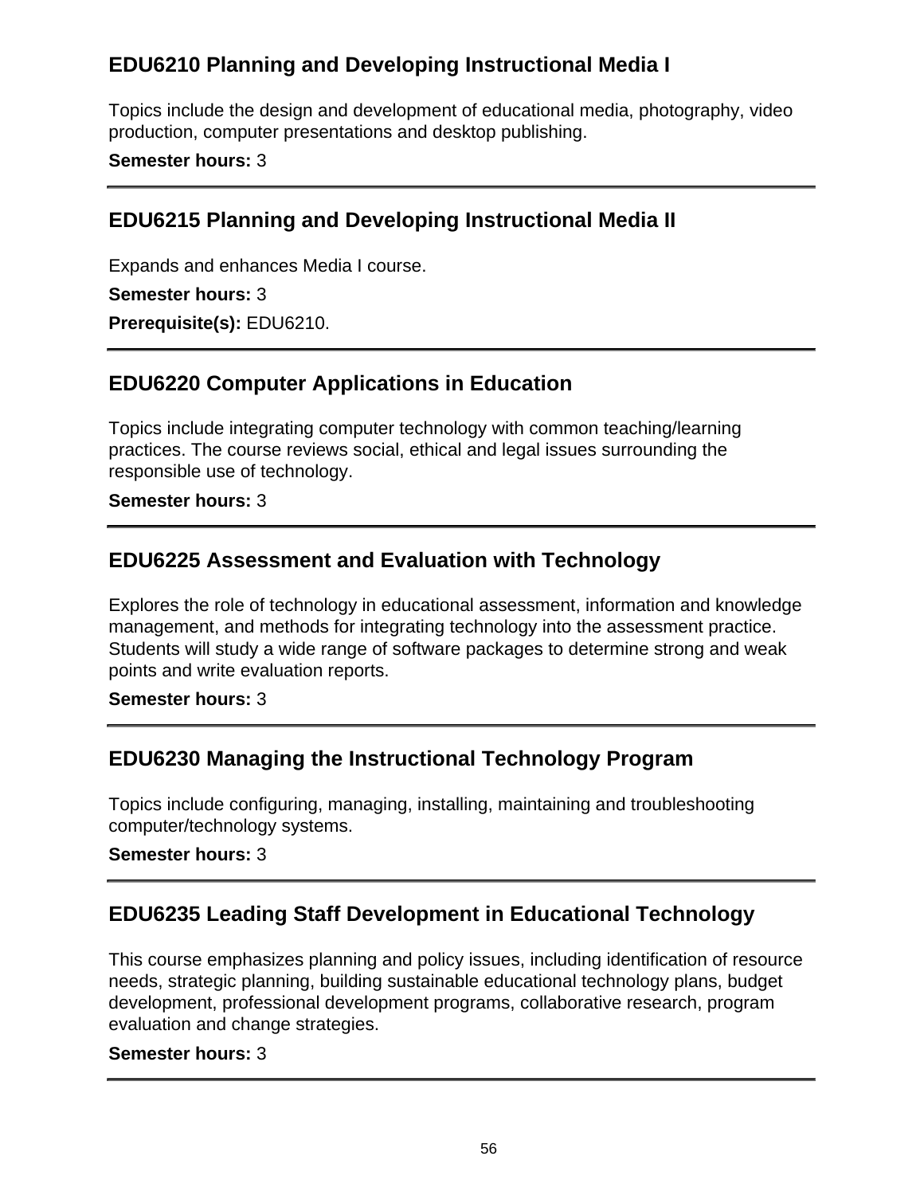### EDU6210 Planning and Developing Instructional Media I

Topics include the design and development of educational media, photography, video production, computer presentations and desktop publishing.

**Semester hours:** 3

---

### EDU6215 Planning and Developing Instructional Media II

Expands and enhances Media I course.

**Semester hours:** 3

**Prerequisite(s):** EDU6210.

---

### EDU6220 Computer Applications in Education

Topics include integrating computer technology with common teaching/learning practices. The course reviews social, ethical and legal issues surrounding the responsible use of technology.

**Semester hours:** 3

---

### EDU6225 Assessment and Evaluation with Technology

Explores the role of technology in educational assessment, information and knowledge management, and methods for integrating technology into the assessment practice. Students will study a wide range of software packages to determine strong and weak points and write evaluation reports.

**Semester hours:** 3

---

### EDU6230 Managing the Instructional Technology Program

Topics include configuring, managing, installing, maintaining and troubleshooting computer/technology systems.

**Semester hours:** 3

---

### EDU6235 Leading Staff Development in Educational Technology

This course emphasizes planning and policy issues, including identification of resource needs, strategic planning, building sustainable educational technology plans, budget development, professional development programs, collaborative research, program evaluation and change strategies.

**Semester hours:** 3

---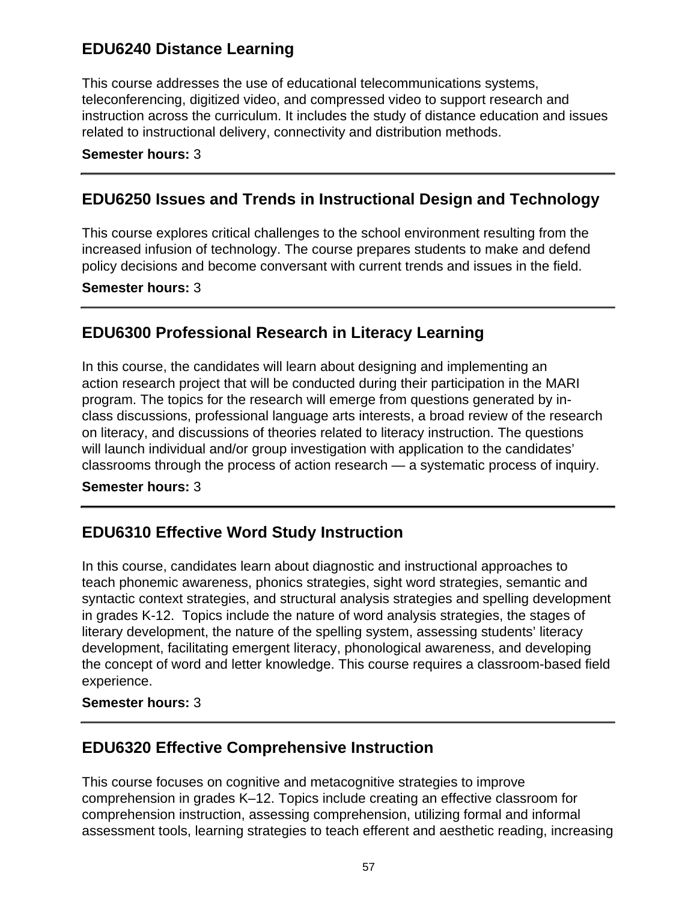## EDU6240 Distance Learning

This course addresses the use of educational telecommunications systems, teleconferencing, digitized video, and compressed video to support research and instruction across the curriculum. It includes the study of distance education and issues related to instructional delivery, connectivity and distribution methods.

**Semester hours:** 3

---

## EDU6250 Issues and Trends in Instructional Design and Technology

This course explores critical challenges to the school environment resulting from the increased infusion of technology. The course prepares students to make and defend policy decisions and become conversant with current trends and issues in the field.

**Semester hours:** 3

---

## EDU6300 Professional Research in Literacy Learning

In this course, the candidates will learn about designing and implementing an action research project that will be conducted during their participation in the MARI program. The topics for the research will emerge from questions generated by in-class discussions, professional language arts interests, a broad review of the research on literacy, and discussions of theories related to literacy instruction. The questions will launch individual and/or group investigation with application to the candidates' classrooms through the process of action research — a systematic process of inquiry.

**Semester hours:** 3

---

## EDU6310 Effective Word Study Instruction

In this course, candidates learn about diagnostic and instructional approaches to teach phonemic awareness, phonics strategies, sight word strategies, semantic and syntactic context strategies, and structural analysis strategies and spelling development in grades K-12. Topics include the nature of word analysis strategies, the stages of literary development, the nature of the spelling system, assessing students' literacy development, facilitating emergent literacy, phonological awareness, and developing the concept of word and letter knowledge. This course requires a classroom-based field experience.

**Semester hours:** 3

---

## EDU6320 Effective Comprehensive Instruction

This course focuses on cognitive and metacognitive strategies to improve comprehension in grades K–12. Topics include creating an effective classroom for comprehension instruction, assessing comprehension, utilizing formal and informal assessment tools, learning strategies to teach efferent and aesthetic reading, increasing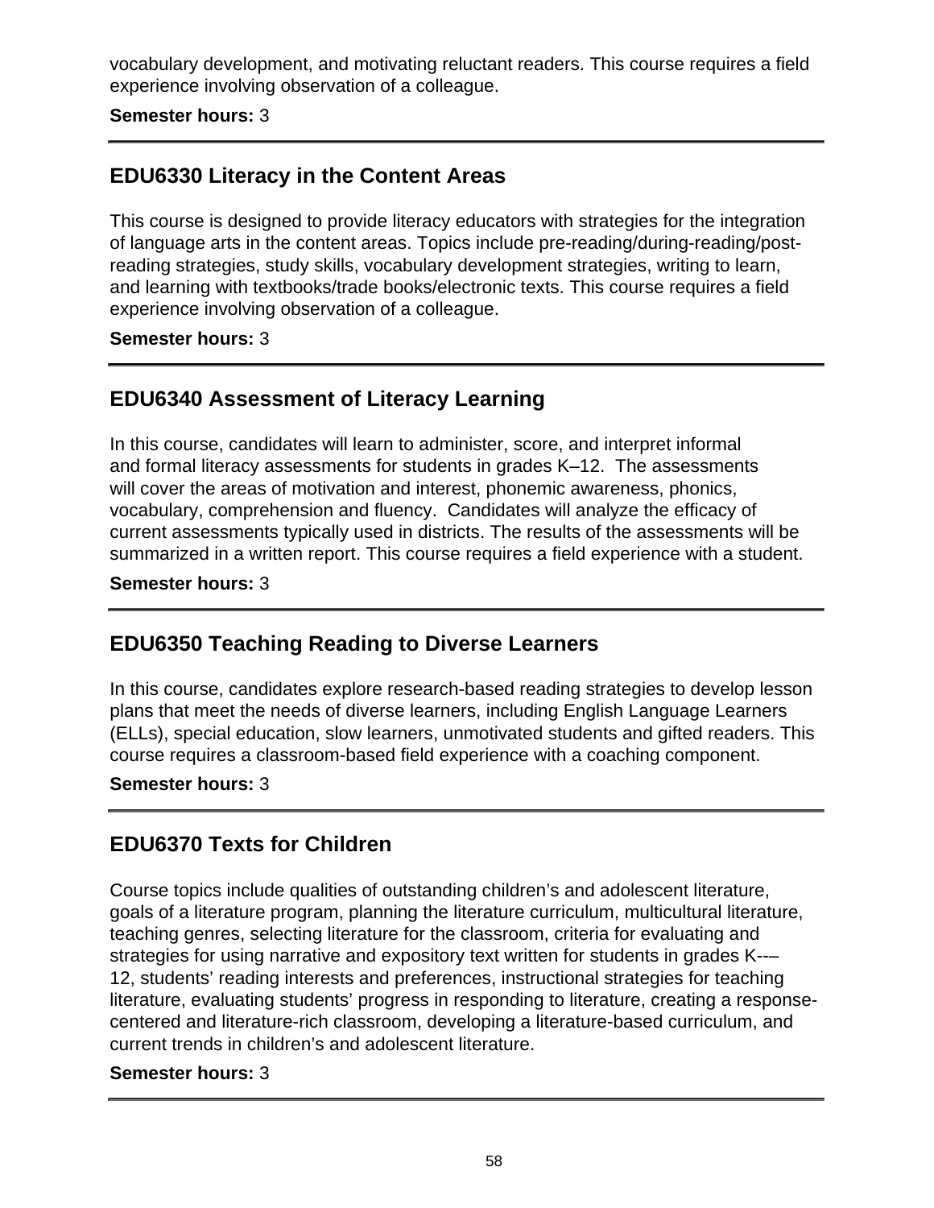vocabulary development, and motivating reluctant readers. This course requires a field experience involving observation of a colleague.

**Semester hours:** 3

---

## EDU6330 Literacy in the Content Areas

This course is designed to provide literacy educators with strategies for the integration of language arts in the content areas. Topics include pre-reading/during-reading/post-reading strategies, study skills, vocabulary development strategies, writing to learn, and learning with textbooks/trade books/electronic texts. This course requires a field experience involving observation of a colleague.

**Semester hours:** 3

---

## EDU6340 Assessment of Literacy Learning

In this course, candidates will learn to administer, score, and interpret informal and formal literacy assessments for students in grades K–12. The assessments will cover the areas of motivation and interest, phonemic awareness, phonics, vocabulary, comprehension and fluency. Candidates will analyze the efficacy of current assessments typically used in districts. The results of the assessments will be summarized in a written report. This course requires a field experience with a student.

**Semester hours:** 3

---

## EDU6350 Teaching Reading to Diverse Learners

In this course, candidates explore research-based reading strategies to develop lesson plans that meet the needs of diverse learners, including English Language Learners (ELLs), special education, slow learners, unmotivated students and gifted readers. This course requires a classroom-based field experience with a coaching component.

**Semester hours:** 3

---

## EDU6370 Texts for Children

Course topics include qualities of outstanding children's and adolescent literature, goals of a literature program, planning the literature curriculum, multicultural literature, teaching genres, selecting literature for the classroom, criteria for evaluating and strategies for using narrative and expository text written for students in grades K-–12, students' reading interests and preferences, instructional strategies for teaching literature, evaluating students' progress in responding to literature, creating a response-centered and literature-rich classroom, developing a literature-based curriculum, and current trends in children's and adolescent literature.

**Semester hours:** 3

---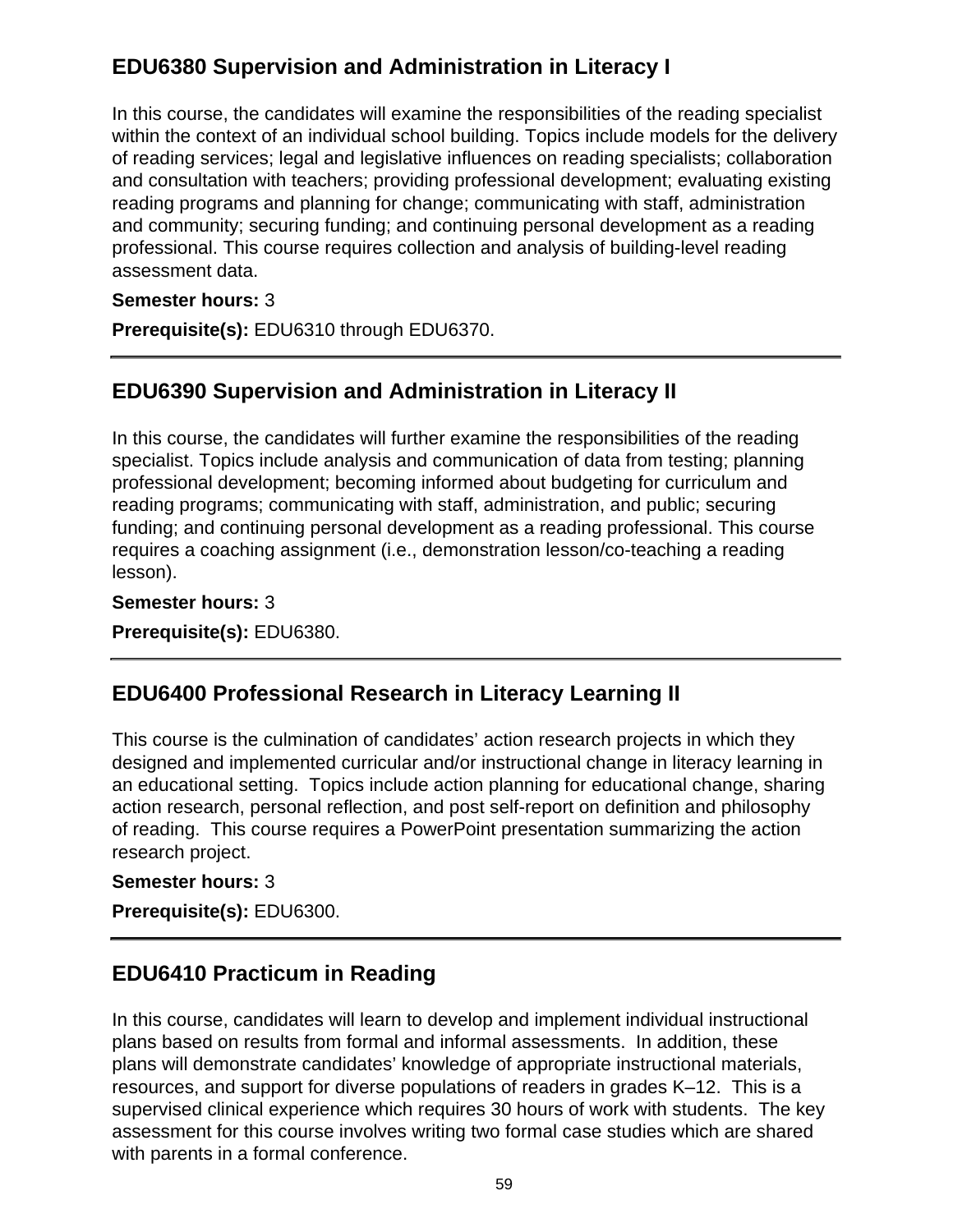## EDU6380 Supervision and Administration in Literacy I

In this course, the candidates will examine the responsibilities of the reading specialist within the context of an individual school building. Topics include models for the delivery of reading services; legal and legislative influences on reading specialists; collaboration and consultation with teachers; providing professional development; evaluating existing reading programs and planning for change; communicating with staff, administration and community; securing funding; and continuing personal development as a reading professional. This course requires collection and analysis of building-level reading assessment data.

**Semester hours:** 3

**Prerequisite(s):** EDU6310 through EDU6370.

---

## EDU6390 Supervision and Administration in Literacy II

In this course, the candidates will further examine the responsibilities of the reading specialist. Topics include analysis and communication of data from testing; planning professional development; becoming informed about budgeting for curriculum and reading programs; communicating with staff, administration, and public; securing funding; and continuing personal development as a reading professional. This course requires a coaching assignment (i.e., demonstration lesson/co-teaching a reading lesson).

**Semester hours:** 3

**Prerequisite(s):** EDU6380.

---

## EDU6400 Professional Research in Literacy Learning II

This course is the culmination of candidates' action research projects in which they designed and implemented curricular and/or instructional change in literacy learning in an educational setting. Topics include action planning for educational change, sharing action research, personal reflection, and post self-report on definition and philosophy of reading. This course requires a PowerPoint presentation summarizing the action research project.

**Semester hours:** 3

**Prerequisite(s):** EDU6300.

---

## EDU6410 Practicum in Reading

In this course, candidates will learn to develop and implement individual instructional plans based on results from formal and informal assessments. In addition, these plans will demonstrate candidates' knowledge of appropriate instructional materials, resources, and support for diverse populations of readers in grades K–12. This is a supervised clinical experience which requires 30 hours of work with students. The key assessment for this course involves writing two formal case studies which are shared with parents in a formal conference.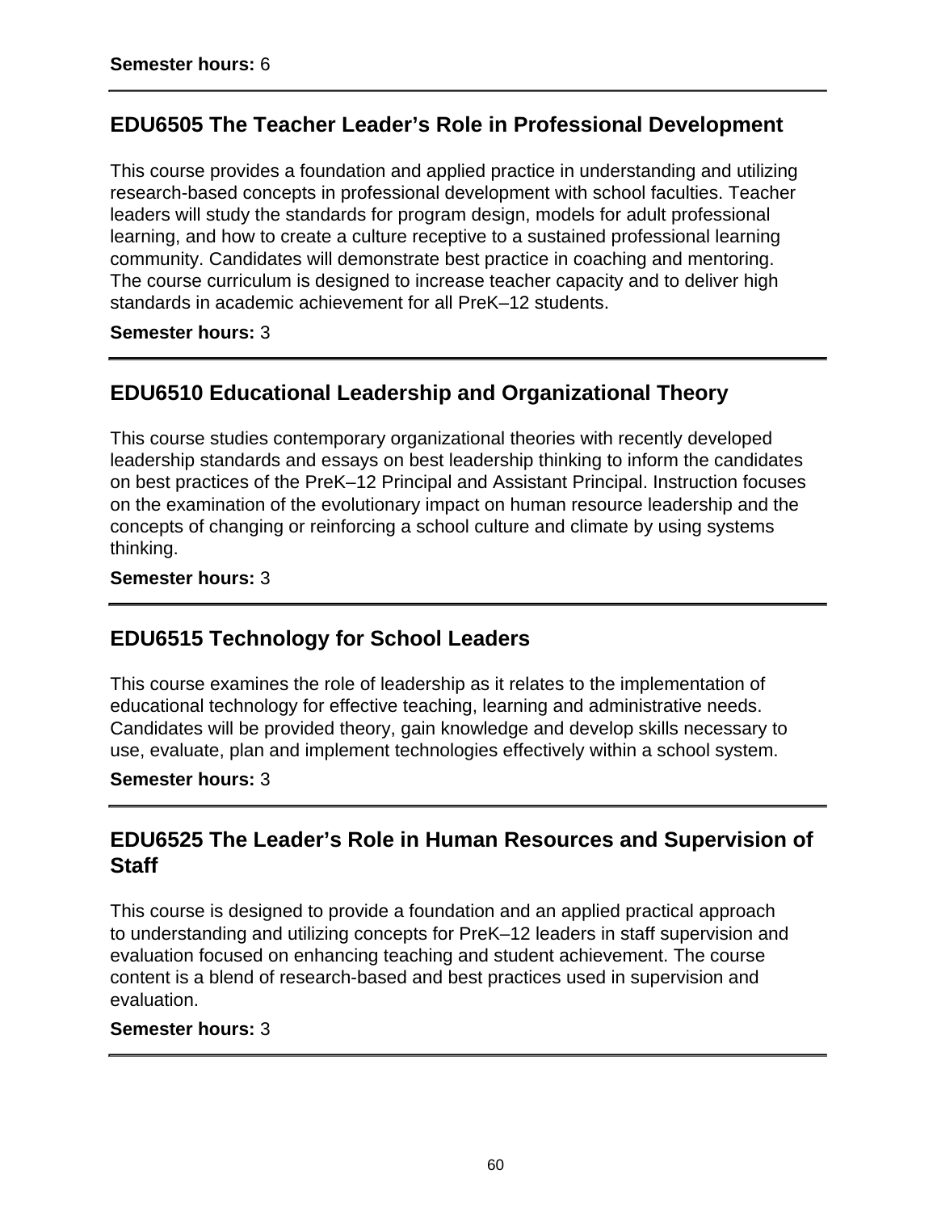**Semester hours:** 6

---

## EDU6505 The Teacher Leader's Role in Professional Development

This course provides a foundation and applied practice in understanding and utilizing research-based concepts in professional development with school faculties. Teacher leaders will study the standards for program design, models for adult professional learning, and how to create a culture receptive to a sustained professional learning community. Candidates will demonstrate best practice in coaching and mentoring. The course curriculum is designed to increase teacher capacity and to deliver high standards in academic achievement for all PreK–12 students.

**Semester hours:** 3

---

## EDU6510 Educational Leadership and Organizational Theory

This course studies contemporary organizational theories with recently developed leadership standards and essays on best leadership thinking to inform the candidates on best practices of the PreK–12 Principal and Assistant Principal. Instruction focuses on the examination of the evolutionary impact on human resource leadership and the concepts of changing or reinforcing a school culture and climate by using systems thinking.

**Semester hours:** 3

---

## EDU6515 Technology for School Leaders

This course examines the role of leadership as it relates to the implementation of educational technology for effective teaching, learning and administrative needs. Candidates will be provided theory, gain knowledge and develop skills necessary to use, evaluate, plan and implement technologies effectively within a school system.

**Semester hours:** 3

---

## EDU6525 The Leader's Role in Human Resources and Supervision of Staff

This course is designed to provide a foundation and an applied practical approach to understanding and utilizing concepts for PreK–12 leaders in staff supervision and evaluation focused on enhancing teaching and student achievement. The course content is a blend of research-based and best practices used in supervision and evaluation.

**Semester hours:** 3

---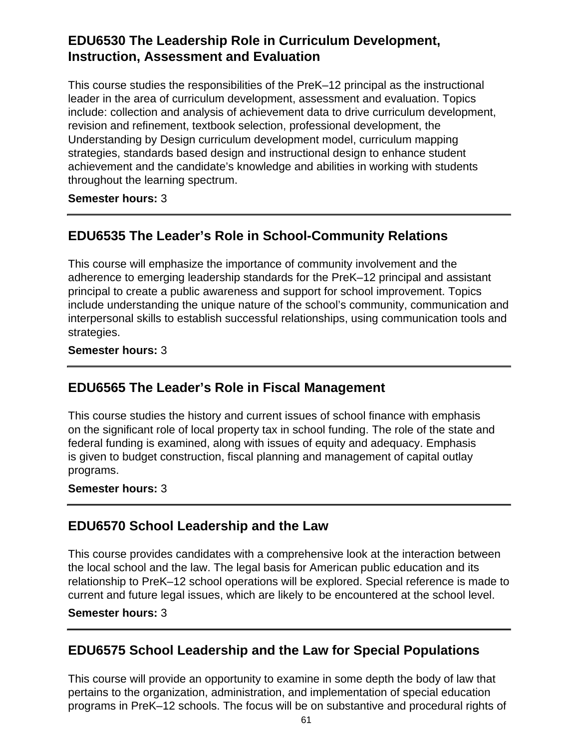## EDU6530 The Leadership Role in Curriculum Development, Instruction, Assessment and Evaluation

This course studies the responsibilities of the PreK–12 principal as the instructional leader in the area of curriculum development, assessment and evaluation. Topics include: collection and analysis of achievement data to drive curriculum development, revision and refinement, textbook selection, professional development, the Understanding by Design curriculum development model, curriculum mapping strategies, standards based design and instructional design to enhance student achievement and the candidate's knowledge and abilities in working with students throughout the learning spectrum.

**Semester hours:** 3

---

## EDU6535 The Leader's Role in School-Community Relations

This course will emphasize the importance of community involvement and the adherence to emerging leadership standards for the PreK–12 principal and assistant principal to create a public awareness and support for school improvement. Topics include understanding the unique nature of the school's community, communication and interpersonal skills to establish successful relationships, using communication tools and strategies.

**Semester hours:** 3

---

## EDU6565 The Leader's Role in Fiscal Management

This course studies the history and current issues of school finance with emphasis on the significant role of local property tax in school funding. The role of the state and federal funding is examined, along with issues of equity and adequacy. Emphasis is given to budget construction, fiscal planning and management of capital outlay programs.

**Semester hours:** 3

---

## EDU6570 School Leadership and the Law

This course provides candidates with a comprehensive look at the interaction between the local school and the law. The legal basis for American public education and its relationship to PreK–12 school operations will be explored. Special reference is made to current and future legal issues, which are likely to be encountered at the school level.

**Semester hours:** 3

---

## EDU6575 School Leadership and the Law for Special Populations

This course will provide an opportunity to examine in some depth the body of law that pertains to the organization, administration, and implementation of special education programs in PreK–12 schools. The focus will be on substantive and procedural rights of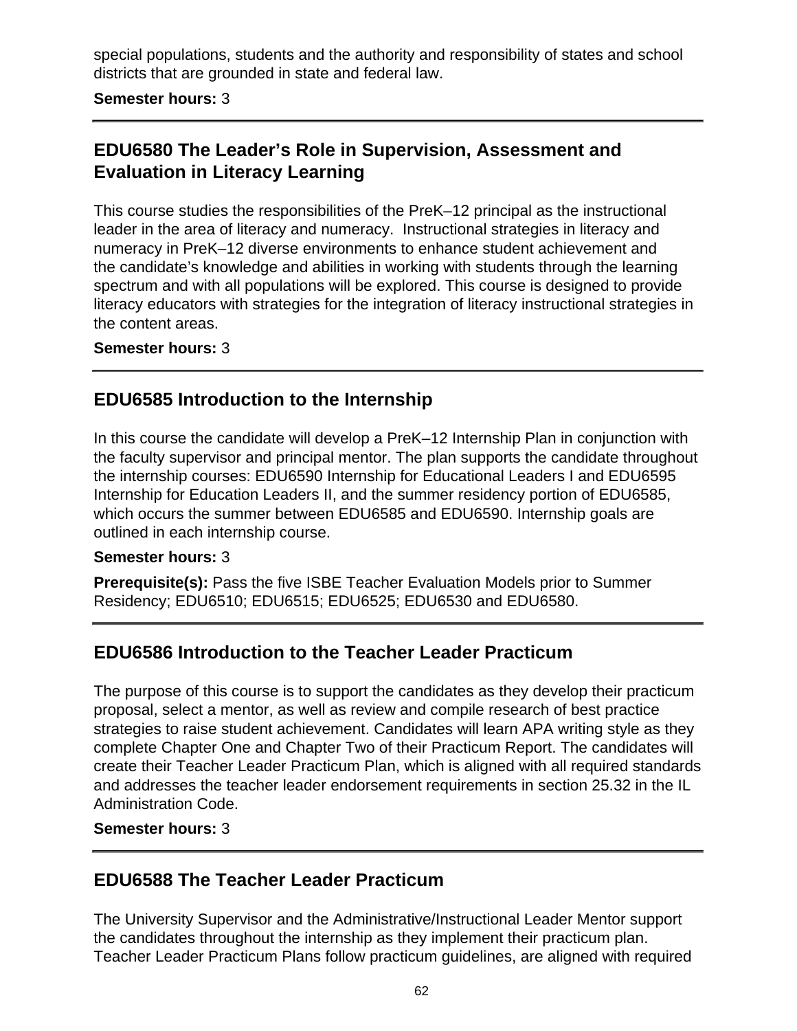special populations, students and the authority and responsibility of states and school districts that are grounded in state and federal law.

**Semester hours:** 3

---

## EDU6580 The Leader's Role in Supervision, Assessment and Evaluation in Literacy Learning

This course studies the responsibilities of the PreK–12 principal as the instructional leader in the area of literacy and numeracy. Instructional strategies in literacy and numeracy in PreK–12 diverse environments to enhance student achievement and the candidate's knowledge and abilities in working with students through the learning spectrum and with all populations will be explored. This course is designed to provide literacy educators with strategies for the integration of literacy instructional strategies in the content areas.

**Semester hours:** 3

---

## EDU6585 Introduction to the Internship

In this course the candidate will develop a PreK–12 Internship Plan in conjunction with the faculty supervisor and principal mentor. The plan supports the candidate throughout the internship courses: EDU6590 Internship for Educational Leaders I and EDU6595 Internship for Education Leaders II, and the summer residency portion of EDU6585, which occurs the summer between EDU6585 and EDU6590. Internship goals are outlined in each internship course.

**Semester hours:** 3

**Prerequisite(s):** Pass the five ISBE Teacher Evaluation Models prior to Summer Residency; EDU6510; EDU6515; EDU6525; EDU6530 and EDU6580.

---

## EDU6586 Introduction to the Teacher Leader Practicum

The purpose of this course is to support the candidates as they develop their practicum proposal, select a mentor, as well as review and compile research of best practice strategies to raise student achievement. Candidates will learn APA writing style as they complete Chapter One and Chapter Two of their Practicum Report. The candidates will create their Teacher Leader Practicum Plan, which is aligned with all required standards and addresses the teacher leader endorsement requirements in section 25.32 in the IL Administration Code.

**Semester hours:** 3

---

## EDU6588 The Teacher Leader Practicum

The University Supervisor and the Administrative/Instructional Leader Mentor support the candidates throughout the internship as they implement their practicum plan. Teacher Leader Practicum Plans follow practicum guidelines, are aligned with required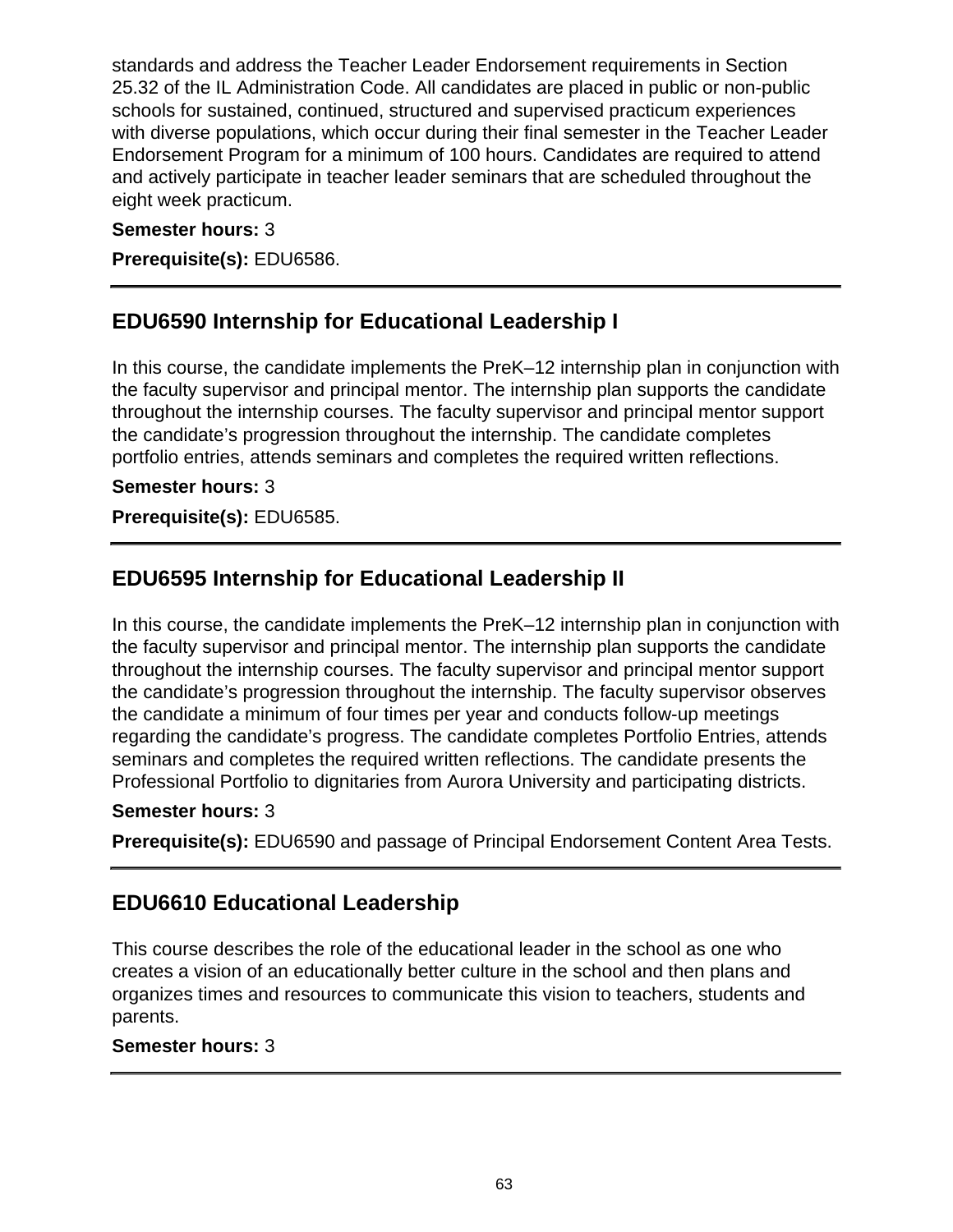standards and address the Teacher Leader Endorsement requirements in Section 25.32 of the IL Administration Code. All candidates are placed in public or non-public schools for sustained, continued, structured and supervised practicum experiences with diverse populations, which occur during their final semester in the Teacher Leader Endorsement Program for a minimum of 100 hours. Candidates are required to attend and actively participate in teacher leader seminars that are scheduled throughout the eight week practicum.

**Semester hours:** 3

**Prerequisite(s):** EDU6586.

---

## EDU6590 Internship for Educational Leadership I

In this course, the candidate implements the PreK–12 internship plan in conjunction with the faculty supervisor and principal mentor. The internship plan supports the candidate throughout the internship courses. The faculty supervisor and principal mentor support the candidate's progression throughout the internship. The candidate completes portfolio entries, attends seminars and completes the required written reflections.

**Semester hours:** 3

**Prerequisite(s):** EDU6585.

---

## EDU6595 Internship for Educational Leadership II

In this course, the candidate implements the PreK–12 internship plan in conjunction with the faculty supervisor and principal mentor. The internship plan supports the candidate throughout the internship courses. The faculty supervisor and principal mentor support the candidate's progression throughout the internship. The faculty supervisor observes the candidate a minimum of four times per year and conducts follow-up meetings regarding the candidate's progress. The candidate completes Portfolio Entries, attends seminars and completes the required written reflections. The candidate presents the Professional Portfolio to dignitaries from Aurora University and participating districts.

**Semester hours:** 3

**Prerequisite(s):** EDU6590 and passage of Principal Endorsement Content Area Tests.

---

## EDU6610 Educational Leadership

This course describes the role of the educational leader in the school as one who creates a vision of an educationally better culture in the school and then plans and organizes times and resources to communicate this vision to teachers, students and parents.

**Semester hours:** 3

---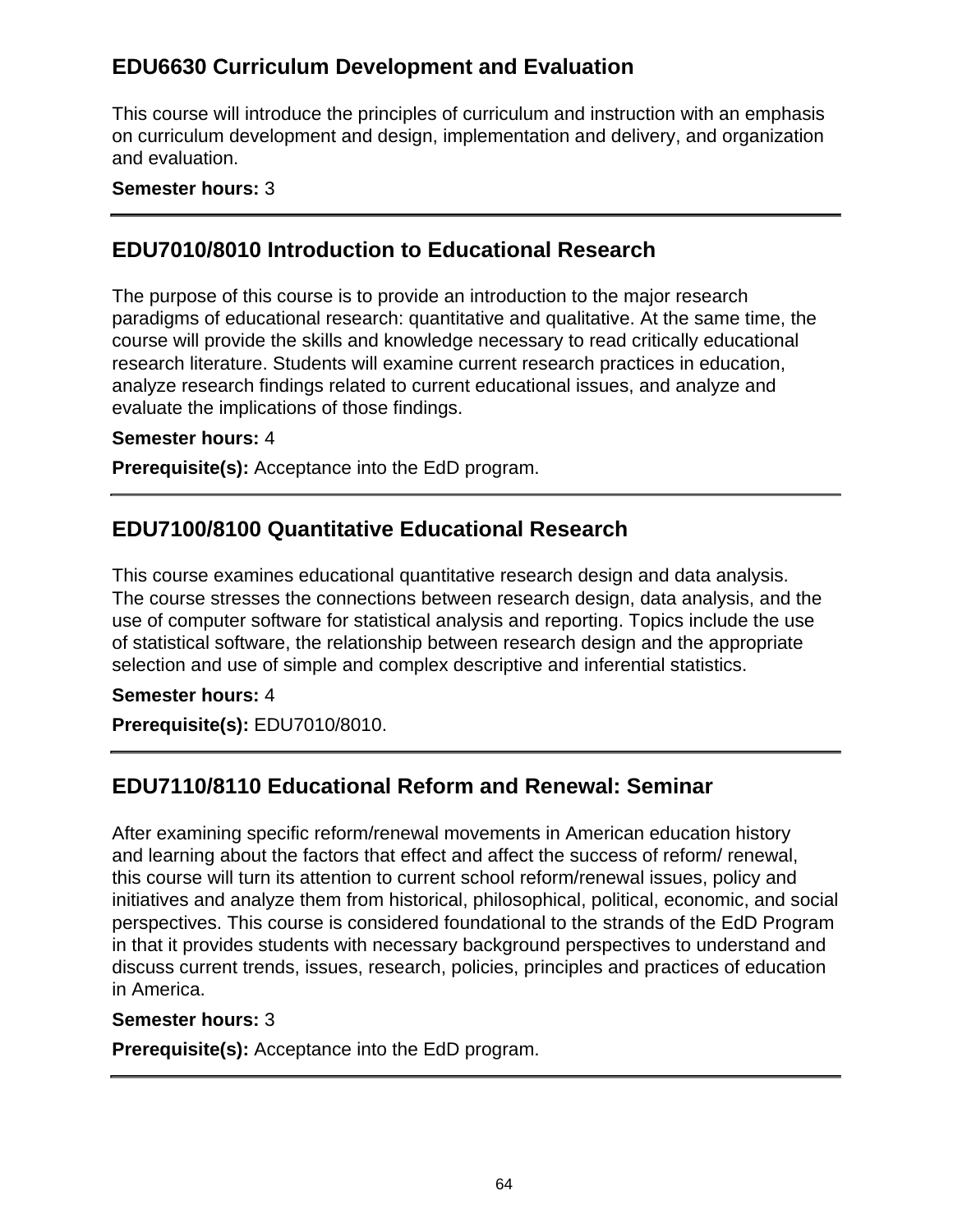## EDU6630 Curriculum Development and Evaluation

This course will introduce the principles of curriculum and instruction with an emphasis on curriculum development and design, implementation and delivery, and organization and evaluation.

**Semester hours:** 3

---

## EDU7010/8010 Introduction to Educational Research

The purpose of this course is to provide an introduction to the major research paradigms of educational research: quantitative and qualitative. At the same time, the course will provide the skills and knowledge necessary to read critically educational research literature. Students will examine current research practices in education, analyze research findings related to current educational issues, and analyze and evaluate the implications of those findings.

**Semester hours:** 4

**Prerequisite(s):** Acceptance into the EdD program.

---

## EDU7100/8100 Quantitative Educational Research

This course examines educational quantitative research design and data analysis. The course stresses the connections between research design, data analysis, and the use of computer software for statistical analysis and reporting. Topics include the use of statistical software, the relationship between research design and the appropriate selection and use of simple and complex descriptive and inferential statistics.

**Semester hours:** 4

**Prerequisite(s):** EDU7010/8010.

---

## EDU7110/8110 Educational Reform and Renewal: Seminar

After examining specific reform/renewal movements in American education history and learning about the factors that effect and affect the success of reform/ renewal, this course will turn its attention to current school reform/renewal issues, policy and initiatives and analyze them from historical, philosophical, political, economic, and social perspectives. This course is considered foundational to the strands of the EdD Program in that it provides students with necessary background perspectives to understand and discuss current trends, issues, research, policies, principles and practices of education in America.

**Semester hours:** 3

**Prerequisite(s):** Acceptance into the EdD program.

---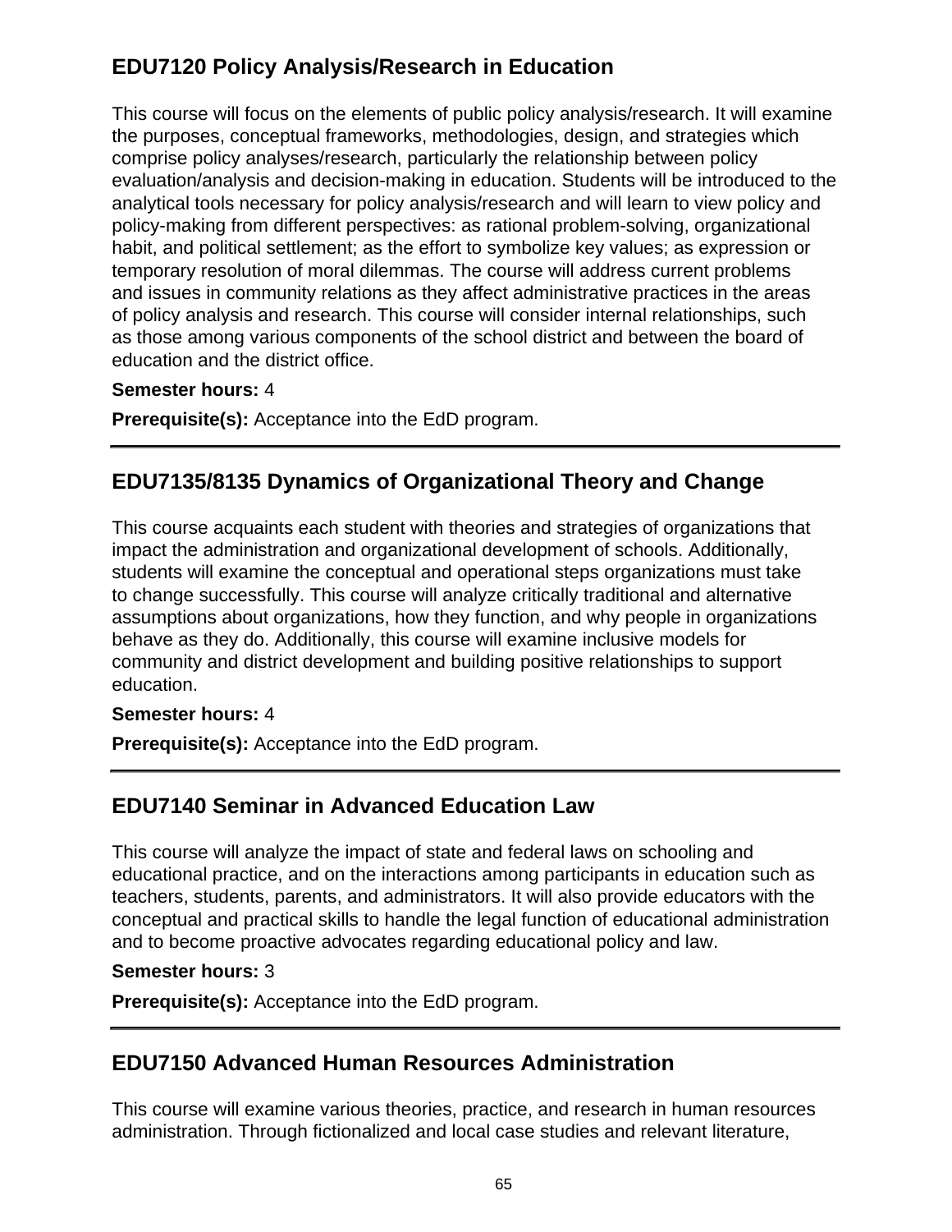## EDU7120 Policy Analysis/Research in Education

This course will focus on the elements of public policy analysis/research. It will examine the purposes, conceptual frameworks, methodologies, design, and strategies which comprise policy analyses/research, particularly the relationship between policy evaluation/analysis and decision-making in education. Students will be introduced to the analytical tools necessary for policy analysis/research and will learn to view policy and policy-making from different perspectives: as rational problem-solving, organizational habit, and political settlement; as the effort to symbolize key values; as expression or temporary resolution of moral dilemmas. The course will address current problems and issues in community relations as they affect administrative practices in the areas of policy analysis and research. This course will consider internal relationships, such as those among various components of the school district and between the board of education and the district office.

**Semester hours:** 4

**Prerequisite(s):** Acceptance into the EdD program.

---

## EDU7135/8135 Dynamics of Organizational Theory and Change

This course acquaints each student with theories and strategies of organizations that impact the administration and organizational development of schools. Additionally, students will examine the conceptual and operational steps organizations must take to change successfully. This course will analyze critically traditional and alternative assumptions about organizations, how they function, and why people in organizations behave as they do. Additionally, this course will examine inclusive models for community and district development and building positive relationships to support education.

**Semester hours:** 4

**Prerequisite(s):** Acceptance into the EdD program.

---

## EDU7140 Seminar in Advanced Education Law

This course will analyze the impact of state and federal laws on schooling and educational practice, and on the interactions among participants in education such as teachers, students, parents, and administrators. It will also provide educators with the conceptual and practical skills to handle the legal function of educational administration and to become proactive advocates regarding educational policy and law.

**Semester hours:** 3

**Prerequisite(s):** Acceptance into the EdD program.

---

## EDU7150 Advanced Human Resources Administration

This course will examine various theories, practice, and research in human resources administration. Through fictionalized and local case studies and relevant literature,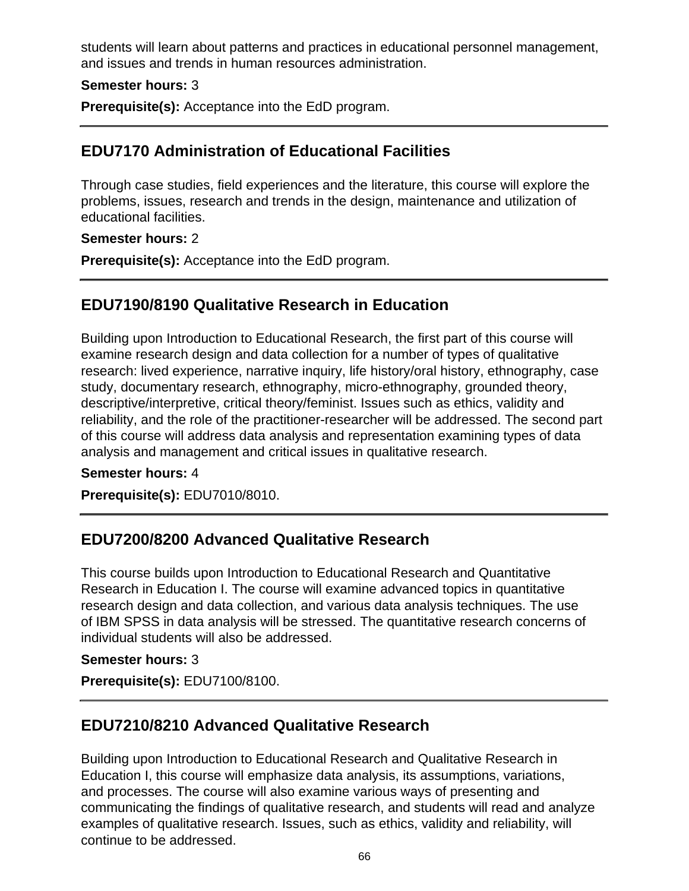students will learn about patterns and practices in educational personnel management, and issues and trends in human resources administration.

**Semester hours:** 3

**Prerequisite(s):** Acceptance into the EdD program.

---

## EDU7170 Administration of Educational Facilities

Through case studies, field experiences and the literature, this course will explore the problems, issues, research and trends in the design, maintenance and utilization of educational facilities.

**Semester hours:** 2

**Prerequisite(s):** Acceptance into the EdD program.

---

## EDU7190/8190 Qualitative Research in Education

Building upon Introduction to Educational Research, the first part of this course will examine research design and data collection for a number of types of qualitative research: lived experience, narrative inquiry, life history/oral history, ethnography, case study, documentary research, ethnography, micro-ethnography, grounded theory, descriptive/interpretive, critical theory/feminist. Issues such as ethics, validity and reliability, and the role of the practitioner-researcher will be addressed. The second part of this course will address data analysis and representation examining types of data analysis and management and critical issues in qualitative research.

**Semester hours:** 4

**Prerequisite(s):** EDU7010/8010.

---

## EDU7200/8200 Advanced Qualitative Research

This course builds upon Introduction to Educational Research and Quantitative Research in Education I. The course will examine advanced topics in quantitative research design and data collection, and various data analysis techniques. The use of IBM SPSS in data analysis will be stressed. The quantitative research concerns of individual students will also be addressed.

**Semester hours:** 3

**Prerequisite(s):** EDU7100/8100.

---

## EDU7210/8210 Advanced Qualitative Research

Building upon Introduction to Educational Research and Qualitative Research in Education I, this course will emphasize data analysis, its assumptions, variations, and processes. The course will also examine various ways of presenting and communicating the findings of qualitative research, and students will read and analyze examples of qualitative research. Issues, such as ethics, validity and reliability, will continue to be addressed.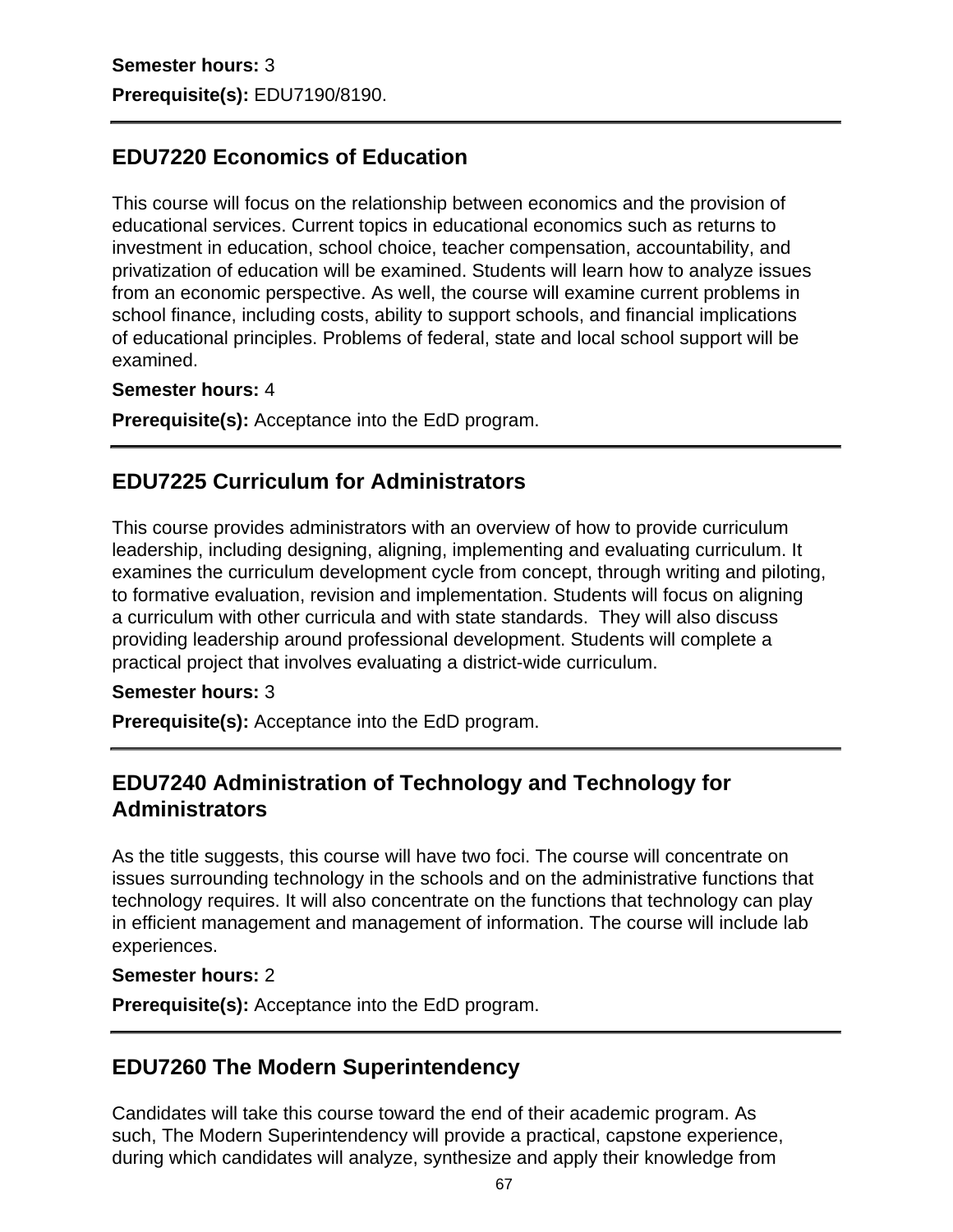**Semester hours:** 3

**Prerequisite(s):** EDU7190/8190.

---

## EDU7220 Economics of Education

This course will focus on the relationship between economics and the provision of educational services. Current topics in educational economics such as returns to investment in education, school choice, teacher compensation, accountability, and privatization of education will be examined. Students will learn how to analyze issues from an economic perspective. As well, the course will examine current problems in school finance, including costs, ability to support schools, and financial implications of educational principles. Problems of federal, state and local school support will be examined.

**Semester hours:** 4

**Prerequisite(s):** Acceptance into the EdD program.

---

## EDU7225 Curriculum for Administrators

This course provides administrators with an overview of how to provide curriculum leadership, including designing, aligning, implementing and evaluating curriculum. It examines the curriculum development cycle from concept, through writing and piloting, to formative evaluation, revision and implementation. Students will focus on aligning a curriculum with other curricula and with state standards. They will also discuss providing leadership around professional development. Students will complete a practical project that involves evaluating a district-wide curriculum.

**Semester hours:** 3

**Prerequisite(s):** Acceptance into the EdD program.

---

## EDU7240 Administration of Technology and Technology for Administrators

As the title suggests, this course will have two foci. The course will concentrate on issues surrounding technology in the schools and on the administrative functions that technology requires. It will also concentrate on the functions that technology can play in efficient management and management of information. The course will include lab experiences.

**Semester hours:** 2

**Prerequisite(s):** Acceptance into the EdD program.

---

## EDU7260 The Modern Superintendency

Candidates will take this course toward the end of their academic program. As such, The Modern Superintendency will provide a practical, capstone experience, during which candidates will analyze, synthesize and apply their knowledge from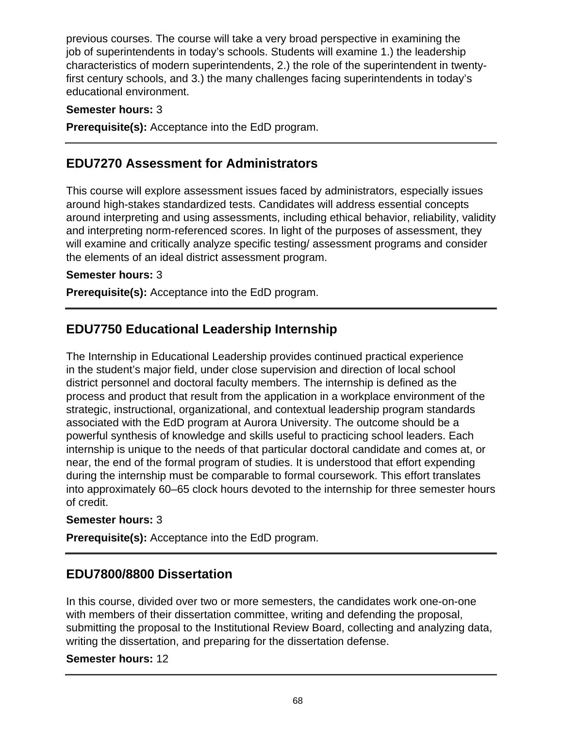previous courses. The course will take a very broad perspective in examining the job of superintendents in today's schools. Students will examine 1.) the leadership characteristics of modern superintendents, 2.) the role of the superintendent in twenty-first century schools, and 3.) the many challenges facing superintendents in today's educational environment.

**Semester hours:** 3

**Prerequisite(s):** Acceptance into the EdD program.

---

## EDU7270 Assessment for Administrators

This course will explore assessment issues faced by administrators, especially issues around high-stakes standardized tests. Candidates will address essential concepts around interpreting and using assessments, including ethical behavior, reliability, validity and interpreting norm-referenced scores. In light of the purposes of assessment, they will examine and critically analyze specific testing/ assessment programs and consider the elements of an ideal district assessment program.

**Semester hours:** 3

**Prerequisite(s):** Acceptance into the EdD program.

---

## EDU7750 Educational Leadership Internship

The Internship in Educational Leadership provides continued practical experience in the student's major field, under close supervision and direction of local school district personnel and doctoral faculty members. The internship is defined as the process and product that result from the application in a workplace environment of the strategic, instructional, organizational, and contextual leadership program standards associated with the EdD program at Aurora University. The outcome should be a powerful synthesis of knowledge and skills useful to practicing school leaders. Each internship is unique to the needs of that particular doctoral candidate and comes at, or near, the end of the formal program of studies. It is understood that effort expending during the internship must be comparable to formal coursework. This effort translates into approximately 60–65 clock hours devoted to the internship for three semester hours of credit.

**Semester hours:** 3

**Prerequisite(s):** Acceptance into the EdD program.

---

## EDU7800/8800 Dissertation

In this course, divided over two or more semesters, the candidates work one-on-one with members of their dissertation committee, writing and defending the proposal, submitting the proposal to the Institutional Review Board, collecting and analyzing data, writing the dissertation, and preparing for the dissertation defense.

**Semester hours:** 12

---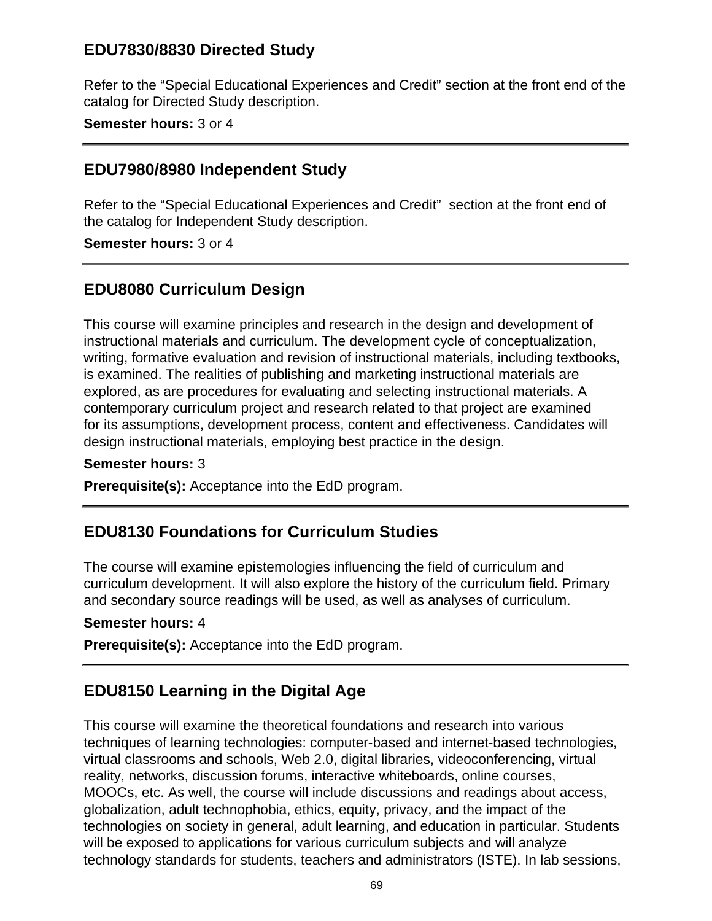## EDU7830/8830 Directed Study

Refer to the “Special Educational Experiences and Credit” section at the front end of the catalog for Directed Study description.

**Semester hours:** 3 or 4

---

## EDU7980/8980 Independent Study

Refer to the “Special Educational Experiences and Credit” section at the front end of the catalog for Independent Study description.

**Semester hours:** 3 or 4

---

## EDU8080 Curriculum Design

This course will examine principles and research in the design and development of instructional materials and curriculum. The development cycle of conceptualization, writing, formative evaluation and revision of instructional materials, including textbooks, is examined. The realities of publishing and marketing instructional materials are explored, as are procedures for evaluating and selecting instructional materials. A contemporary curriculum project and research related to that project are examined for its assumptions, development process, content and effectiveness. Candidates will design instructional materials, employing best practice in the design.

**Semester hours:** 3

**Prerequisite(s):** Acceptance into the EdD program.

---

## EDU8130 Foundations for Curriculum Studies

The course will examine epistemologies influencing the field of curriculum and curriculum development. It will also explore the history of the curriculum field. Primary and secondary source readings will be used, as well as analyses of curriculum.

**Semester hours:** 4

**Prerequisite(s):** Acceptance into the EdD program.

---

## EDU8150 Learning in the Digital Age

This course will examine the theoretical foundations and research into various techniques of learning technologies: computer-based and internet-based technologies, virtual classrooms and schools, Web 2.0, digital libraries, videoconferencing, virtual reality, networks, discussion forums, interactive whiteboards, online courses, MOOCs, etc. As well, the course will include discussions and readings about access, globalization, adult technophobia, ethics, equity, privacy, and the impact of the technologies on society in general, adult learning, and education in particular. Students will be exposed to applications for various curriculum subjects and will analyze technology standards for students, teachers and administrators (ISTE). In lab sessions,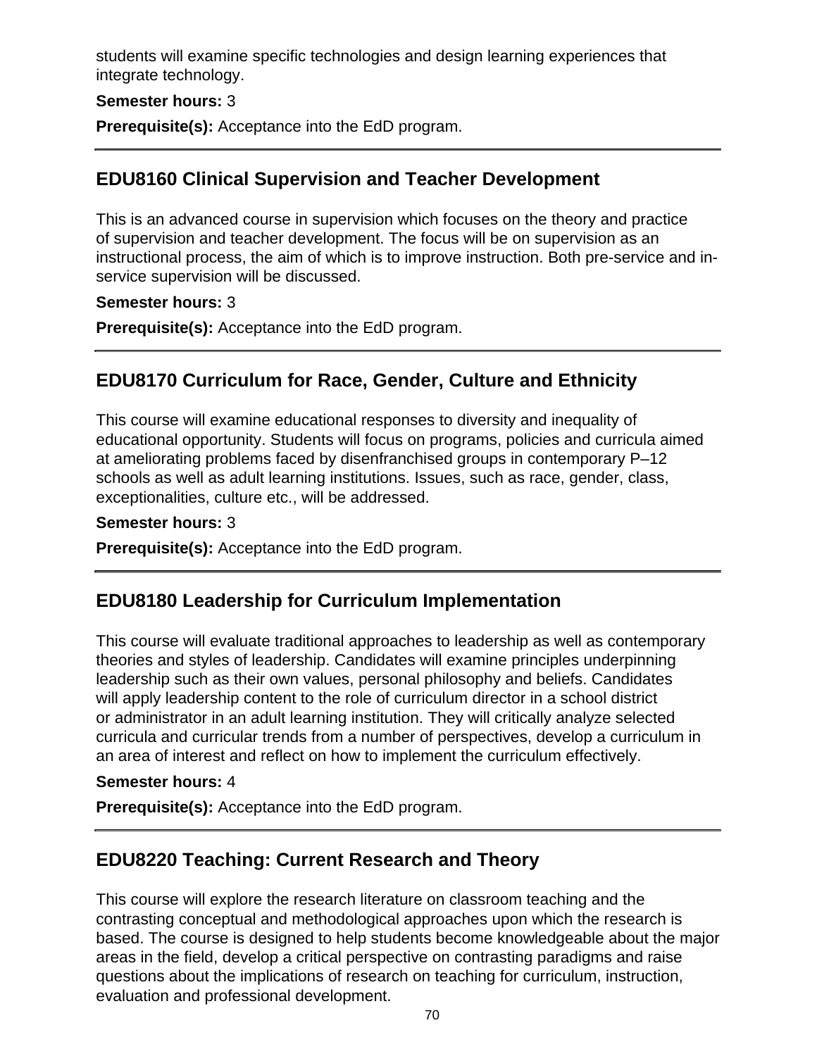students will examine specific technologies and design learning experiences that integrate technology.

**Semester hours:** 3

**Prerequisite(s):** Acceptance into the EdD program.

---

## EDU8160 Clinical Supervision and Teacher Development

This is an advanced course in supervision which focuses on the theory and practice of supervision and teacher development. The focus will be on supervision as an instructional process, the aim of which is to improve instruction. Both pre-service and in-service supervision will be discussed.

**Semester hours:** 3

**Prerequisite(s):** Acceptance into the EdD program.

---

## EDU8170 Curriculum for Race, Gender, Culture and Ethnicity

This course will examine educational responses to diversity and inequality of educational opportunity. Students will focus on programs, policies and curricula aimed at ameliorating problems faced by disenfranchised groups in contemporary P–12 schools as well as adult learning institutions. Issues, such as race, gender, class, exceptionalities, culture etc., will be addressed.

**Semester hours:** 3

**Prerequisite(s):** Acceptance into the EdD program.

---

## EDU8180 Leadership for Curriculum Implementation

This course will evaluate traditional approaches to leadership as well as contemporary theories and styles of leadership. Candidates will examine principles underpinning leadership such as their own values, personal philosophy and beliefs. Candidates will apply leadership content to the role of curriculum director in a school district or administrator in an adult learning institution. They will critically analyze selected curricula and curricular trends from a number of perspectives, develop a curriculum in an area of interest and reflect on how to implement the curriculum effectively.

**Semester hours:** 4

**Prerequisite(s):** Acceptance into the EdD program.

---

## EDU8220 Teaching: Current Research and Theory

This course will explore the research literature on classroom teaching and the contrasting conceptual and methodological approaches upon which the research is based. The course is designed to help students become knowledgeable about the major areas in the field, develop a critical perspective on contrasting paradigms and raise questions about the implications of research on teaching for curriculum, instruction, evaluation and professional development.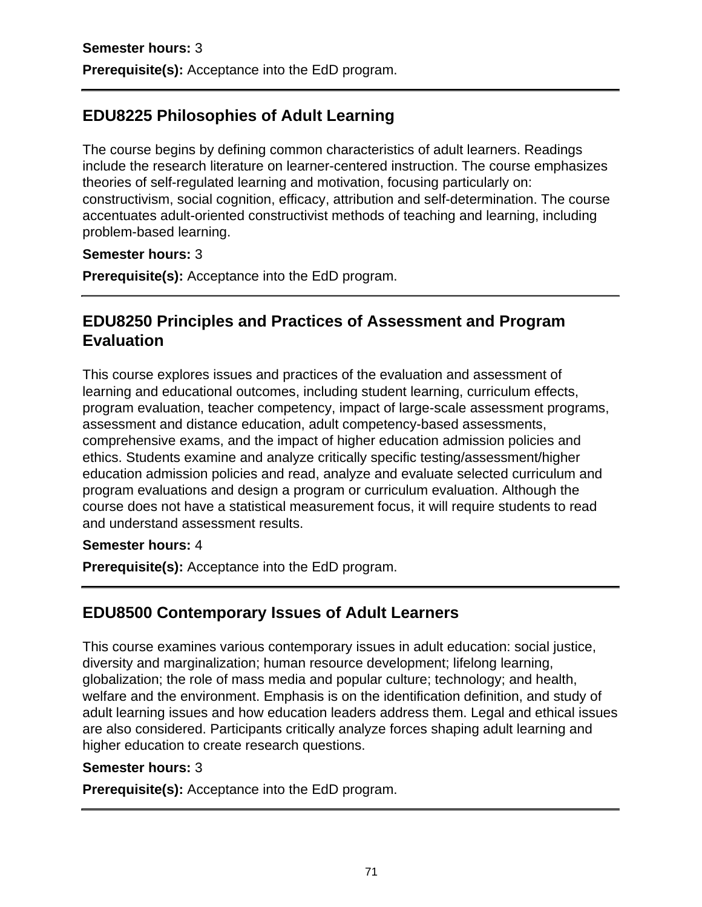**Semester hours:** 3

**Prerequisite(s):** Acceptance into the EdD program.

---

## EDU8225 Philosophies of Adult Learning

The course begins by defining common characteristics of adult learners. Readings include the research literature on learner-centered instruction. The course emphasizes theories of self-regulated learning and motivation, focusing particularly on: constructivism, social cognition, efficacy, attribution and self-determination. The course accentuates adult-oriented constructivist methods of teaching and learning, including problem-based learning.

**Semester hours:** 3

**Prerequisite(s):** Acceptance into the EdD program.

---

## EDU8250 Principles and Practices of Assessment and Program Evaluation

This course explores issues and practices of the evaluation and assessment of learning and educational outcomes, including student learning, curriculum effects, program evaluation, teacher competency, impact of large-scale assessment programs, assessment and distance education, adult competency-based assessments, comprehensive exams, and the impact of higher education admission policies and ethics. Students examine and analyze critically specific testing/assessment/higher education admission policies and read, analyze and evaluate selected curriculum and program evaluations and design a program or curriculum evaluation. Although the course does not have a statistical measurement focus, it will require students to read and understand assessment results.

**Semester hours:** 4

**Prerequisite(s):** Acceptance into the EdD program.

---

## EDU8500 Contemporary Issues of Adult Learners

This course examines various contemporary issues in adult education: social justice, diversity and marginalization; human resource development; lifelong learning, globalization; the role of mass media and popular culture; technology; and health, welfare and the environment. Emphasis is on the identification definition, and study of adult learning issues and how education leaders address them. Legal and ethical issues are also considered. Participants critically analyze forces shaping adult learning and higher education to create research questions.

**Semester hours:** 3

**Prerequisite(s):** Acceptance into the EdD program.

---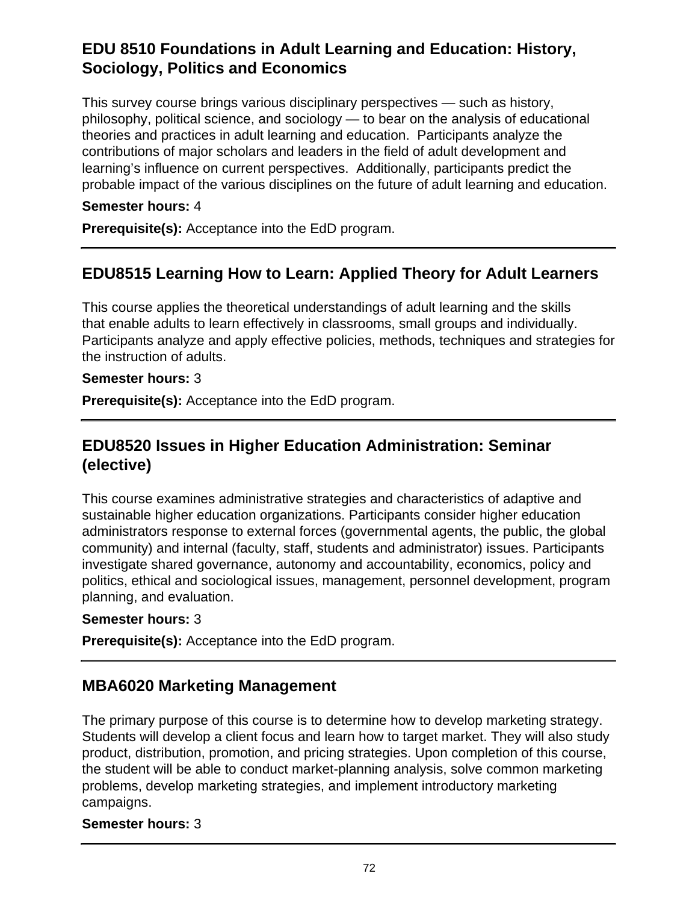## EDU 8510 Foundations in Adult Learning and Education: History, Sociology, Politics and Economics

This survey course brings various disciplinary perspectives — such as history, philosophy, political science, and sociology — to bear on the analysis of educational theories and practices in adult learning and education. Participants analyze the contributions of major scholars and leaders in the field of adult development and learning's influence on current perspectives. Additionally, participants predict the probable impact of the various disciplines on the future of adult learning and education.

**Semester hours:** 4

**Prerequisite(s):** Acceptance into the EdD program.

---

## EDU8515 Learning How to Learn: Applied Theory for Adult Learners

This course applies the theoretical understandings of adult learning and the skills that enable adults to learn effectively in classrooms, small groups and individually. Participants analyze and apply effective policies, methods, techniques and strategies for the instruction of adults.

**Semester hours:** 3

**Prerequisite(s):** Acceptance into the EdD program.

---

## EDU8520 Issues in Higher Education Administration: Seminar (elective)

This course examines administrative strategies and characteristics of adaptive and sustainable higher education organizations. Participants consider higher education administrators response to external forces (governmental agents, the public, the global community) and internal (faculty, staff, students and administrator) issues. Participants investigate shared governance, autonomy and accountability, economics, policy and politics, ethical and sociological issues, management, personnel development, program planning, and evaluation.

**Semester hours:** 3

**Prerequisite(s):** Acceptance into the EdD program.

---

## MBA6020 Marketing Management

The primary purpose of this course is to determine how to develop marketing strategy. Students will develop a client focus and learn how to target market. They will also study product, distribution, promotion, and pricing strategies. Upon completion of this course, the student will be able to conduct market-planning analysis, solve common marketing problems, develop marketing strategies, and implement introductory marketing campaigns.

**Semester hours:** 3

---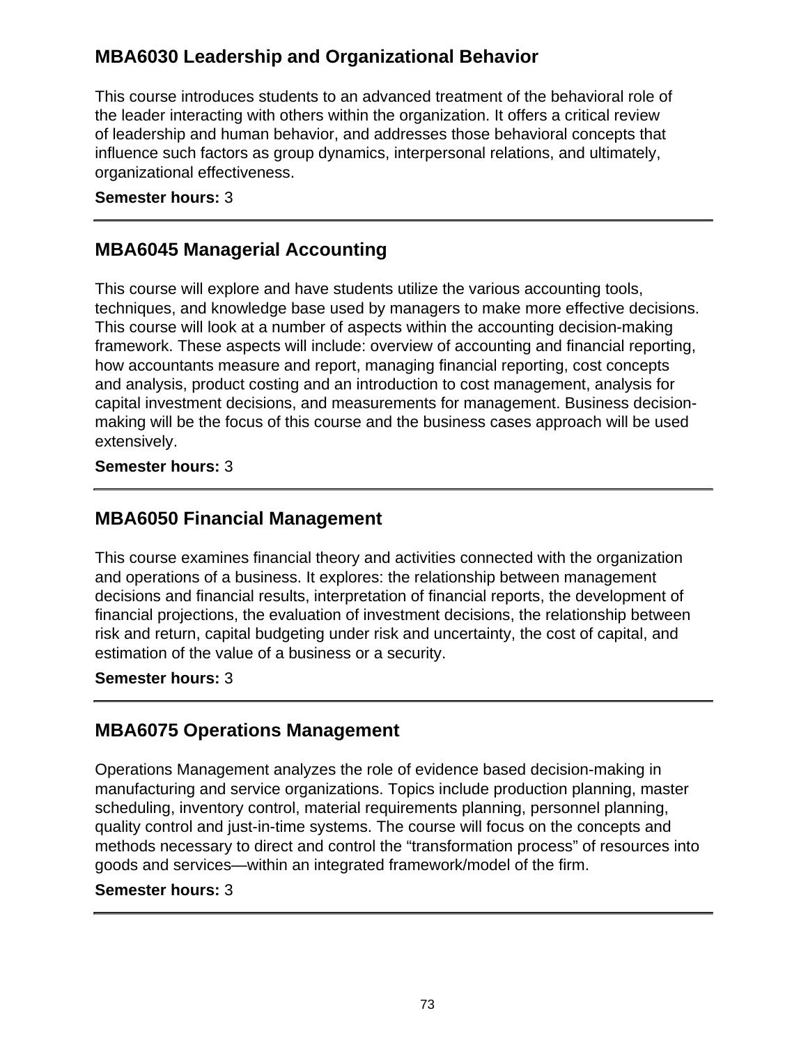## MBA6030 Leadership and Organizational Behavior

This course introduces students to an advanced treatment of the behavioral role of the leader interacting with others within the organization. It offers a critical review of leadership and human behavior, and addresses those behavioral concepts that influence such factors as group dynamics, interpersonal relations, and ultimately, organizational effectiveness.

**Semester hours:** 3

---

## MBA6045 Managerial Accounting

This course will explore and have students utilize the various accounting tools, techniques, and knowledge base used by managers to make more effective decisions. This course will look at a number of aspects within the accounting decision-making framework. These aspects will include: overview of accounting and financial reporting, how accountants measure and report, managing financial reporting, cost concepts and analysis, product costing and an introduction to cost management, analysis for capital investment decisions, and measurements for management. Business decision-making will be the focus of this course and the business cases approach will be used extensively.

**Semester hours:** 3

---

## MBA6050 Financial Management

This course examines financial theory and activities connected with the organization and operations of a business. It explores: the relationship between management decisions and financial results, interpretation of financial reports, the development of financial projections, the evaluation of investment decisions, the relationship between risk and return, capital budgeting under risk and uncertainty, the cost of capital, and estimation of the value of a business or a security.

**Semester hours:** 3

---

## MBA6075 Operations Management

Operations Management analyzes the role of evidence based decision-making in manufacturing and service organizations. Topics include production planning, master scheduling, inventory control, material requirements planning, personnel planning, quality control and just-in-time systems. The course will focus on the concepts and methods necessary to direct and control the “transformation process” of resources into goods and services—within an integrated framework/model of the firm.

**Semester hours:** 3

---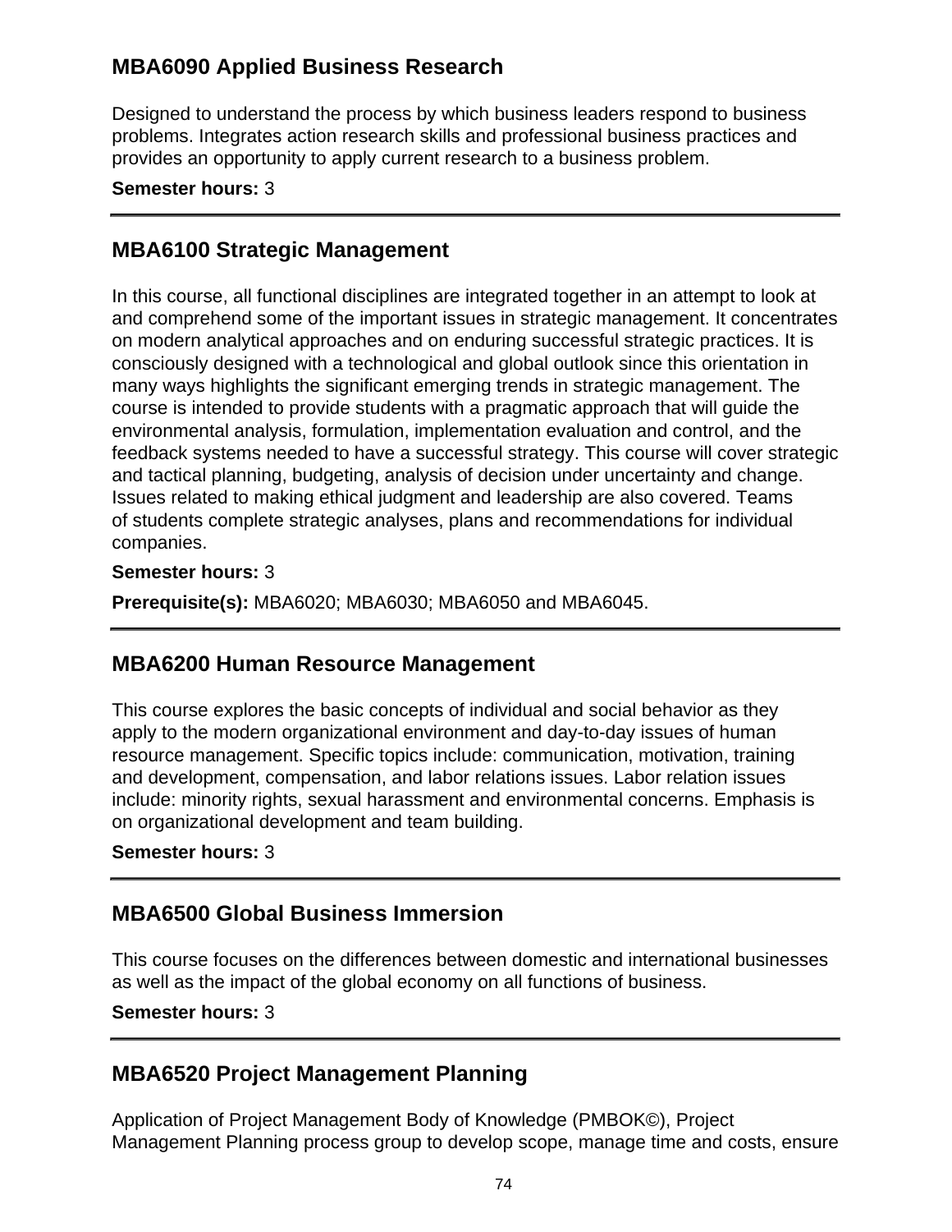### MBA6090 Applied Business Research

Designed to understand the process by which business leaders respond to business problems. Integrates action research skills and professional business practices and provides an opportunity to apply current research to a business problem.

**Semester hours:** 3

---

### MBA6100 Strategic Management

In this course, all functional disciplines are integrated together in an attempt to look at and comprehend some of the important issues in strategic management. It concentrates on modern analytical approaches and on enduring successful strategic practices. It is consciously designed with a technological and global outlook since this orientation in many ways highlights the significant emerging trends in strategic management. The course is intended to provide students with a pragmatic approach that will guide the environmental analysis, formulation, implementation evaluation and control, and the feedback systems needed to have a successful strategy. This course will cover strategic and tactical planning, budgeting, analysis of decision under uncertainty and change. Issues related to making ethical judgment and leadership are also covered. Teams of students complete strategic analyses, plans and recommendations for individual companies.

**Semester hours:** 3

**Prerequisite(s):** MBA6020; MBA6030; MBA6050 and MBA6045.

---

### MBA6200 Human Resource Management

This course explores the basic concepts of individual and social behavior as they apply to the modern organizational environment and day-to-day issues of human resource management. Specific topics include: communication, motivation, training and development, compensation, and labor relations issues. Labor relation issues include: minority rights, sexual harassment and environmental concerns. Emphasis is on organizational development and team building.

**Semester hours:** 3

---

### MBA6500 Global Business Immersion

This course focuses on the differences between domestic and international businesses as well as the impact of the global economy on all functions of business.

**Semester hours:** 3

---

### MBA6520 Project Management Planning

Application of Project Management Body of Knowledge (PMBOK©), Project Management Planning process group to develop scope, manage time and costs, ensure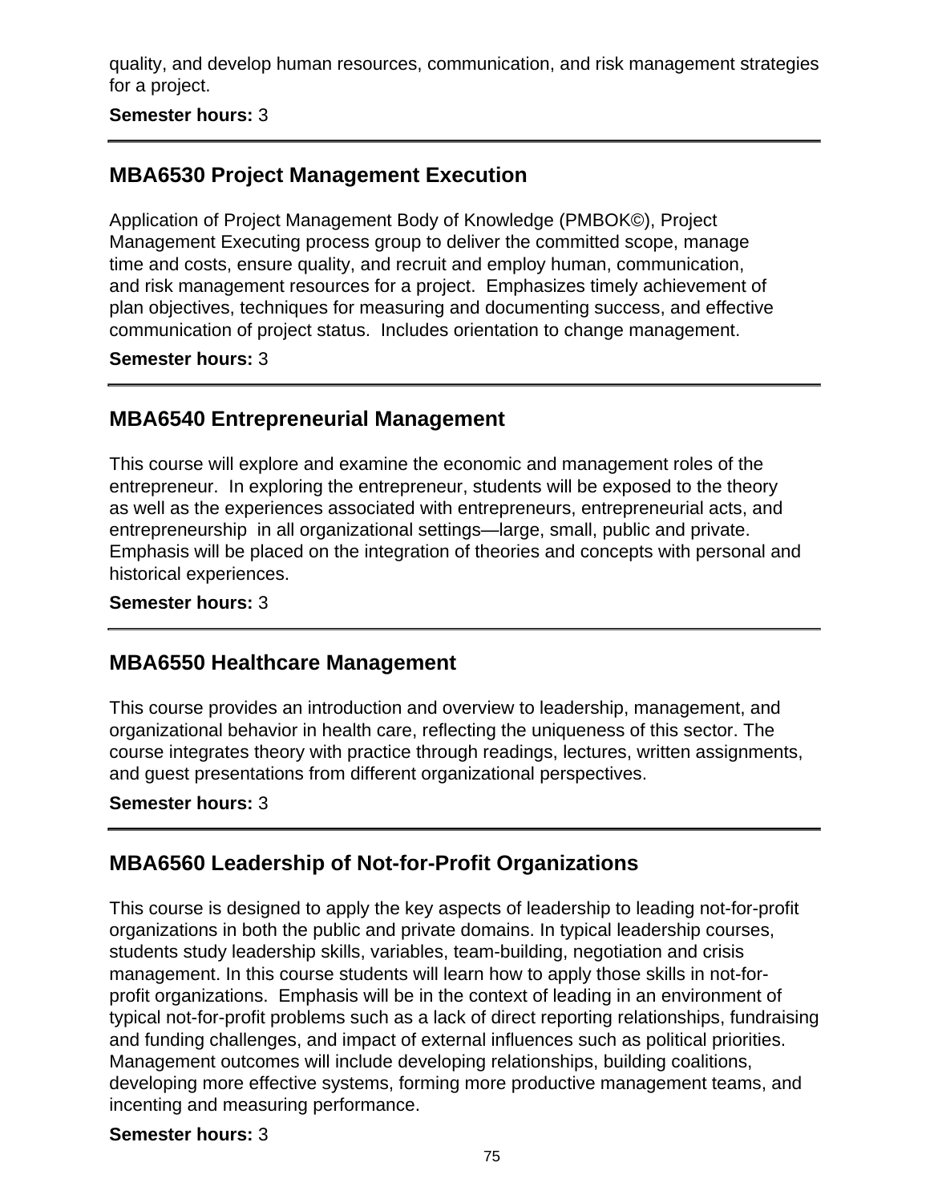quality, and develop human resources, communication, and risk management strategies for a project.

**Semester hours:** 3

---

## MBA6530 Project Management Execution

Application of Project Management Body of Knowledge (PMBOK©), Project Management Executing process group to deliver the committed scope, manage time and costs, ensure quality, and recruit and employ human, communication, and risk management resources for a project. Emphasizes timely achievement of plan objectives, techniques for measuring and documenting success, and effective communication of project status. Includes orientation to change management.

**Semester hours:** 3

---

## MBA6540 Entrepreneurial Management

This course will explore and examine the economic and management roles of the entrepreneur. In exploring the entrepreneur, students will be exposed to the theory as well as the experiences associated with entrepreneurs, entrepreneurial acts, and entrepreneurship in all organizational settings—large, small, public and private. Emphasis will be placed on the integration of theories and concepts with personal and historical experiences.

**Semester hours:** 3

---

## MBA6550 Healthcare Management

This course provides an introduction and overview to leadership, management, and organizational behavior in health care, reflecting the uniqueness of this sector. The course integrates theory with practice through readings, lectures, written assignments, and guest presentations from different organizational perspectives.

**Semester hours:** 3

---

## MBA6560 Leadership of Not-for-Profit Organizations

This course is designed to apply the key aspects of leadership to leading not-for-profit organizations in both the public and private domains. In typical leadership courses, students study leadership skills, variables, team-building, negotiation and crisis management. In this course students will learn how to apply those skills in not-for-profit organizations. Emphasis will be in the context of leading in an environment of typical not-for-profit problems such as a lack of direct reporting relationships, fundraising and funding challenges, and impact of external influences such as political priorities. Management outcomes will include developing relationships, building coalitions, developing more effective systems, forming more productive management teams, and incenting and measuring performance.

**Semester hours:** 3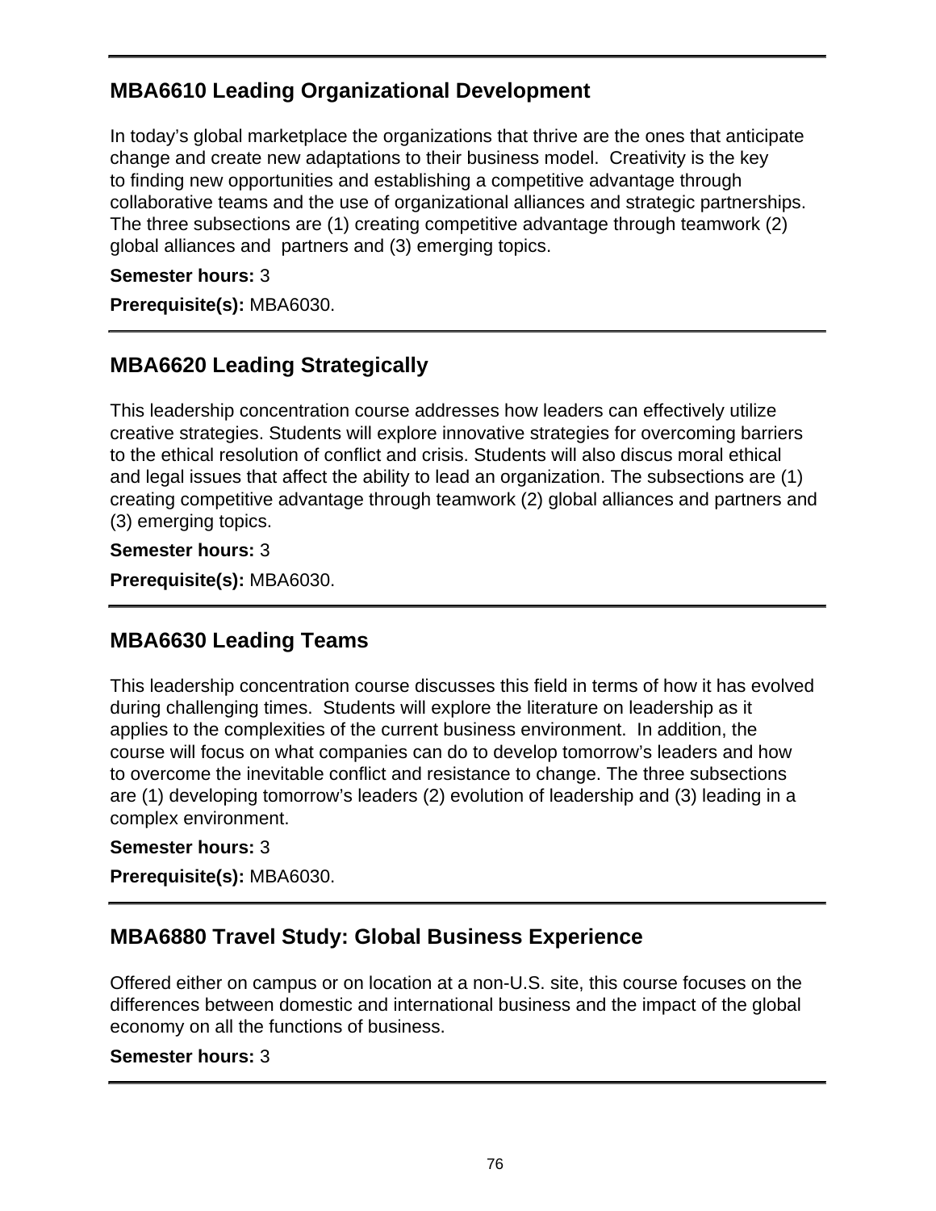## MBA6610 Leading Organizational Development

In today's global marketplace the organizations that thrive are the ones that anticipate change and create new adaptations to their business model. Creativity is the key to finding new opportunities and establishing a competitive advantage through collaborative teams and the use of organizational alliances and strategic partnerships. The three subsections are (1) creating competitive advantage through teamwork (2) global alliances and partners and (3) emerging topics.

**Semester hours:** 3

**Prerequisite(s):** MBA6030.

## MBA6620 Leading Strategically

This leadership concentration course addresses how leaders can effectively utilize creative strategies. Students will explore innovative strategies for overcoming barriers to the ethical resolution of conflict and crisis. Students will also discus moral ethical and legal issues that affect the ability to lead an organization. The subsections are (1) creating competitive advantage through teamwork (2) global alliances and partners and (3) emerging topics.

**Semester hours:** 3

**Prerequisite(s):** MBA6030.

## MBA6630 Leading Teams

This leadership concentration course discusses this field in terms of how it has evolved during challenging times. Students will explore the literature on leadership as it applies to the complexities of the current business environment. In addition, the course will focus on what companies can do to develop tomorrow's leaders and how to overcome the inevitable conflict and resistance to change. The three subsections are (1) developing tomorrow's leaders (2) evolution of leadership and (3) leading in a complex environment.

**Semester hours:** 3

**Prerequisite(s):** MBA6030.

## MBA6880 Travel Study: Global Business Experience

Offered either on campus or on location at a non-U.S. site, this course focuses on the differences between domestic and international business and the impact of the global economy on all the functions of business.

**Semester hours:** 3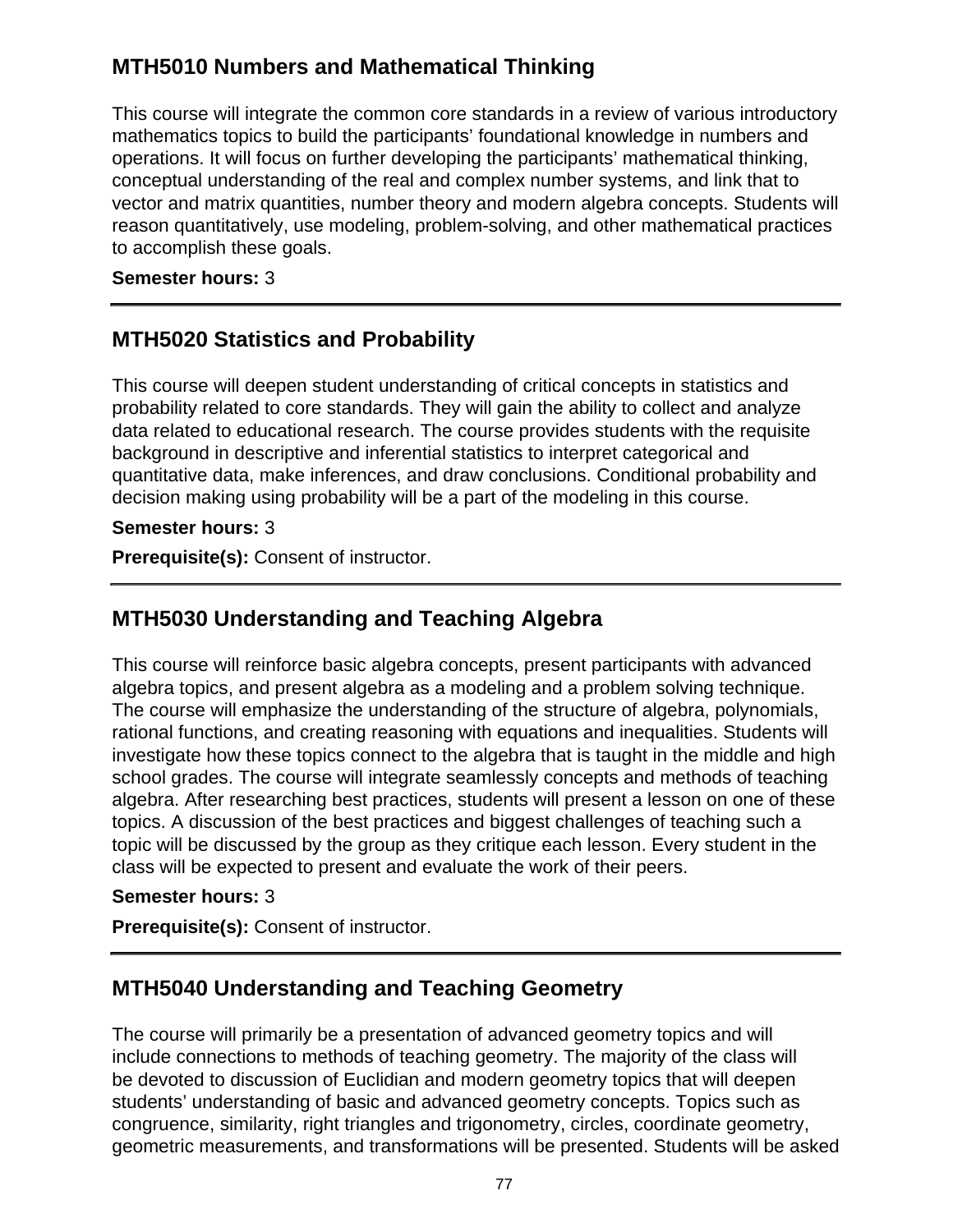## MTH5010 Numbers and Mathematical Thinking

This course will integrate the common core standards in a review of various introductory mathematics topics to build the participants' foundational knowledge in numbers and operations. It will focus on further developing the participants' mathematical thinking, conceptual understanding of the real and complex number systems, and link that to vector and matrix quantities, number theory and modern algebra concepts. Students will reason quantitatively, use modeling, problem-solving, and other mathematical practices to accomplish these goals.

**Semester hours:** 3

---

## MTH5020 Statistics and Probability

This course will deepen student understanding of critical concepts in statistics and probability related to core standards. They will gain the ability to collect and analyze data related to educational research. The course provides students with the requisite background in descriptive and inferential statistics to interpret categorical and quantitative data, make inferences, and draw conclusions. Conditional probability and decision making using probability will be a part of the modeling in this course.

**Semester hours:** 3

**Prerequisite(s):** Consent of instructor.

---

## MTH5030 Understanding and Teaching Algebra

This course will reinforce basic algebra concepts, present participants with advanced algebra topics, and present algebra as a modeling and a problem solving technique. The course will emphasize the understanding of the structure of algebra, polynomials, rational functions, and creating reasoning with equations and inequalities. Students will investigate how these topics connect to the algebra that is taught in the middle and high school grades. The course will integrate seamlessly concepts and methods of teaching algebra. After researching best practices, students will present a lesson on one of these topics. A discussion of the best practices and biggest challenges of teaching such a topic will be discussed by the group as they critique each lesson. Every student in the class will be expected to present and evaluate the work of their peers.

**Semester hours:** 3

**Prerequisite(s):** Consent of instructor.

---

## MTH5040 Understanding and Teaching Geometry

The course will primarily be a presentation of advanced geometry topics and will include connections to methods of teaching geometry. The majority of the class will be devoted to discussion of Euclidian and modern geometry topics that will deepen students' understanding of basic and advanced geometry concepts. Topics such as congruence, similarity, right triangles and trigonometry, circles, coordinate geometry, geometric measurements, and transformations will be presented. Students will be asked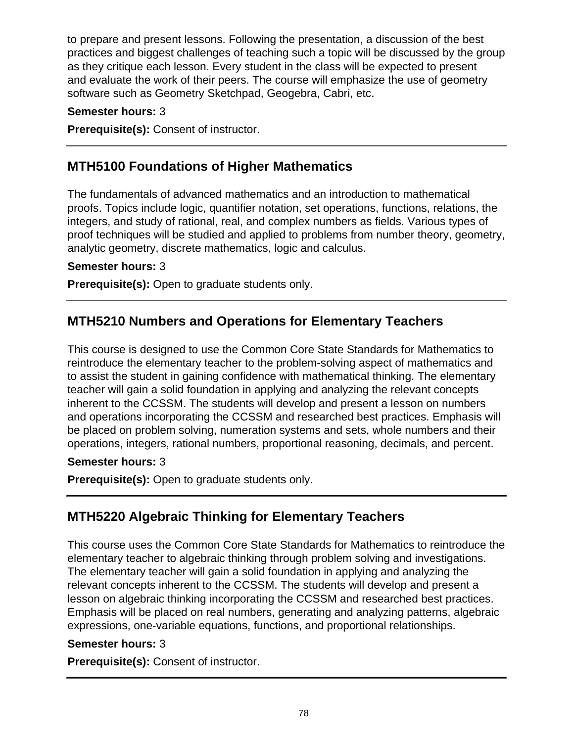to prepare and present lessons. Following the presentation, a discussion of the best practices and biggest challenges of teaching such a topic will be discussed by the group as they critique each lesson. Every student in the class will be expected to present and evaluate the work of their peers. The course will emphasize the use of geometry software such as Geometry Sketchpad, Geogebra, Cabri, etc.

**Semester hours:** 3

**Prerequisite(s):** Consent of instructor.

---

## MTH5100 Foundations of Higher Mathematics

The fundamentals of advanced mathematics and an introduction to mathematical proofs. Topics include logic, quantifier notation, set operations, functions, relations, the integers, and study of rational, real, and complex numbers as fields. Various types of proof techniques will be studied and applied to problems from number theory, geometry, analytic geometry, discrete mathematics, logic and calculus.

**Semester hours:** 3

**Prerequisite(s):** Open to graduate students only.

---

## MTH5210 Numbers and Operations for Elementary Teachers

This course is designed to use the Common Core State Standards for Mathematics to reintroduce the elementary teacher to the problem-solving aspect of mathematics and to assist the student in gaining confidence with mathematical thinking. The elementary teacher will gain a solid foundation in applying and analyzing the relevant concepts inherent to the CCSSM. The students will develop and present a lesson on numbers and operations incorporating the CCSSM and researched best practices. Emphasis will be placed on problem solving, numeration systems and sets, whole numbers and their operations, integers, rational numbers, proportional reasoning, decimals, and percent.

**Semester hours:** 3

**Prerequisite(s):** Open to graduate students only.

---

## MTH5220 Algebraic Thinking for Elementary Teachers

This course uses the Common Core State Standards for Mathematics to reintroduce the elementary teacher to algebraic thinking through problem solving and investigations. The elementary teacher will gain a solid foundation in applying and analyzing the relevant concepts inherent to the CCSSM. The students will develop and present a lesson on algebraic thinking incorporating the CCSSM and researched best practices. Emphasis will be placed on real numbers, generating and analyzing patterns, algebraic expressions, one-variable equations, functions, and proportional relationships.

**Semester hours:** 3

**Prerequisite(s):** Consent of instructor.

---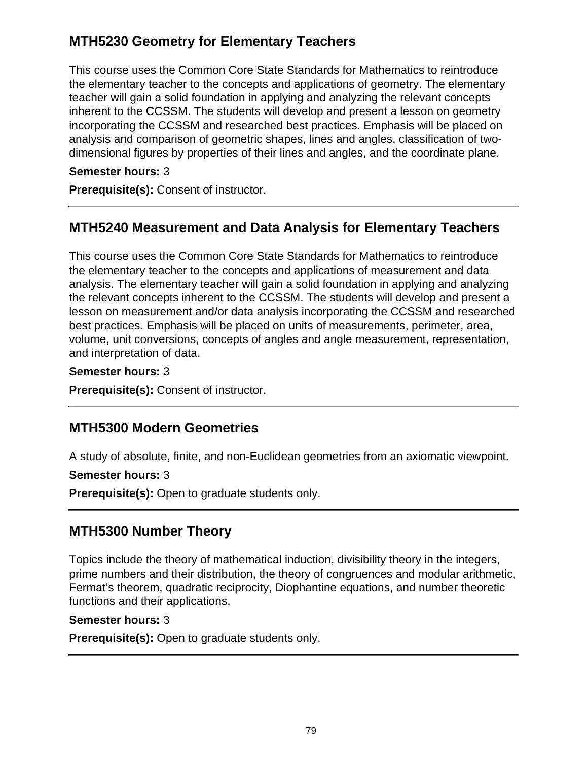## MTH5230 Geometry for Elementary Teachers

This course uses the Common Core State Standards for Mathematics to reintroduce the elementary teacher to the concepts and applications of geometry. The elementary teacher will gain a solid foundation in applying and analyzing the relevant concepts inherent to the CCSSM. The students will develop and present a lesson on geometry incorporating the CCSSM and researched best practices. Emphasis will be placed on analysis and comparison of geometric shapes, lines and angles, classification of two-dimensional figures by properties of their lines and angles, and the coordinate plane.

**Semester hours:** 3

**Prerequisite(s):** Consent of instructor.

---

## MTH5240 Measurement and Data Analysis for Elementary Teachers

This course uses the Common Core State Standards for Mathematics to reintroduce the elementary teacher to the concepts and applications of measurement and data analysis. The elementary teacher will gain a solid foundation in applying and analyzing the relevant concepts inherent to the CCSSM. The students will develop and present a lesson on measurement and/or data analysis incorporating the CCSSM and researched best practices. Emphasis will be placed on units of measurements, perimeter, area, volume, unit conversions, concepts of angles and angle measurement, representation, and interpretation of data.

**Semester hours:** 3

**Prerequisite(s):** Consent of instructor.

---

## MTH5300 Modern Geometries

A study of absolute, finite, and non-Euclidean geometries from an axiomatic viewpoint.

**Semester hours:** 3

**Prerequisite(s):** Open to graduate students only.

---

## MTH5300 Number Theory

Topics include the theory of mathematical induction, divisibility theory in the integers, prime numbers and their distribution, the theory of congruences and modular arithmetic, Fermat's theorem, quadratic reciprocity, Diophantine equations, and number theoretic functions and their applications.

**Semester hours:** 3

**Prerequisite(s):** Open to graduate students only.

---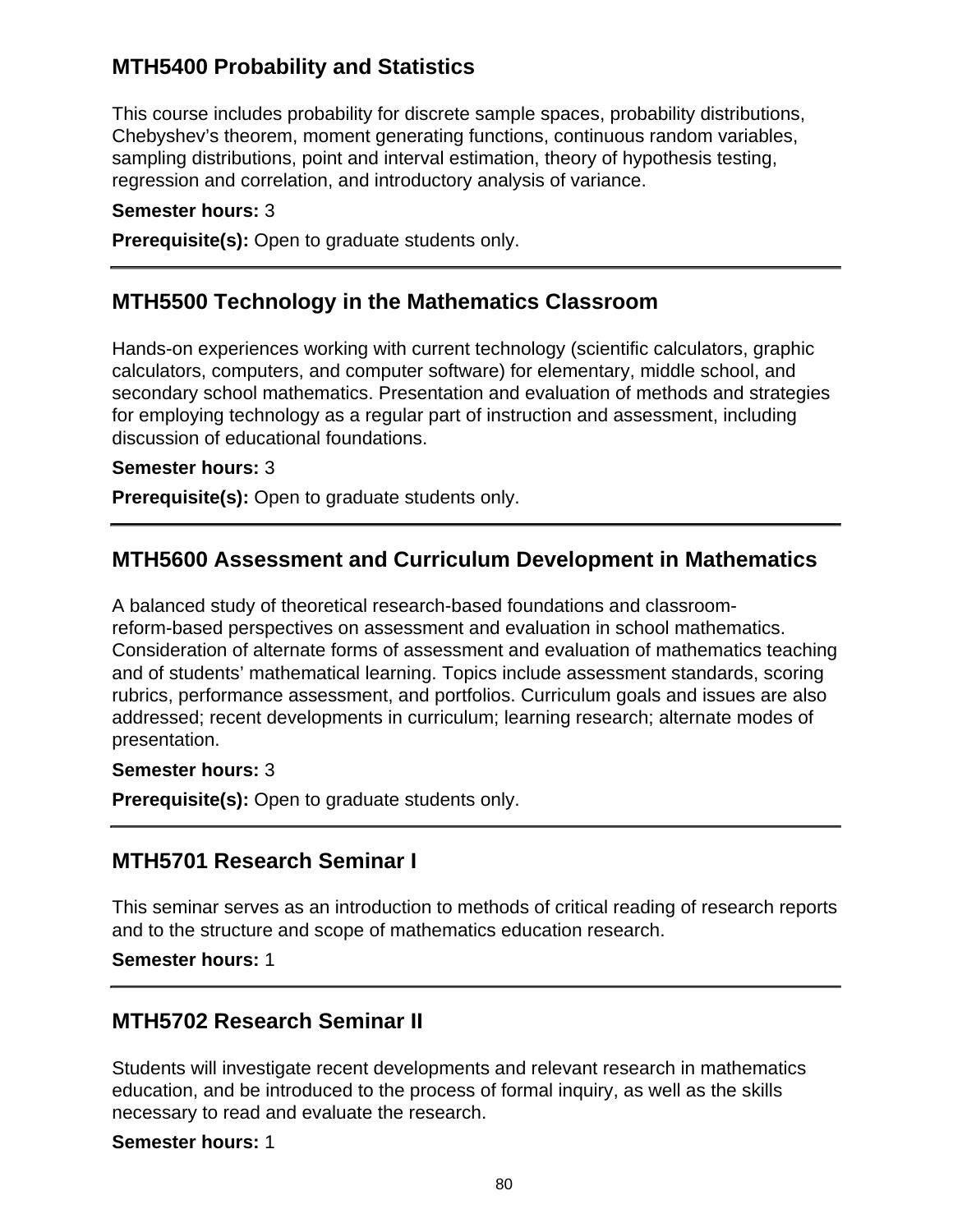## MTH5400 Probability and Statistics

This course includes probability for discrete sample spaces, probability distributions, Chebyshev's theorem, moment generating functions, continuous random variables, sampling distributions, point and interval estimation, theory of hypothesis testing, regression and correlation, and introductory analysis of variance.

**Semester hours:** 3

**Prerequisite(s):** Open to graduate students only.

---

## MTH5500 Technology in the Mathematics Classroom

Hands-on experiences working with current technology (scientific calculators, graphic calculators, computers, and computer software) for elementary, middle school, and secondary school mathematics. Presentation and evaluation of methods and strategies for employing technology as a regular part of instruction and assessment, including discussion of educational foundations.

**Semester hours:** 3

**Prerequisite(s):** Open to graduate students only.

---

## MTH5600 Assessment and Curriculum Development in Mathematics

A balanced study of theoretical research-based foundations and classroom-reform-based perspectives on assessment and evaluation in school mathematics. Consideration of alternate forms of assessment and evaluation of mathematics teaching and of students' mathematical learning. Topics include assessment standards, scoring rubrics, performance assessment, and portfolios. Curriculum goals and issues are also addressed; recent developments in curriculum; learning research; alternate modes of presentation.

**Semester hours:** 3

**Prerequisite(s):** Open to graduate students only.

---

## MTH5701 Research Seminar I

This seminar serves as an introduction to methods of critical reading of research reports and to the structure and scope of mathematics education research.

**Semester hours:** 1

---

## MTH5702 Research Seminar II

Students will investigate recent developments and relevant research in mathematics education, and be introduced to the process of formal inquiry, as well as the skills necessary to read and evaluate the research.

**Semester hours:** 1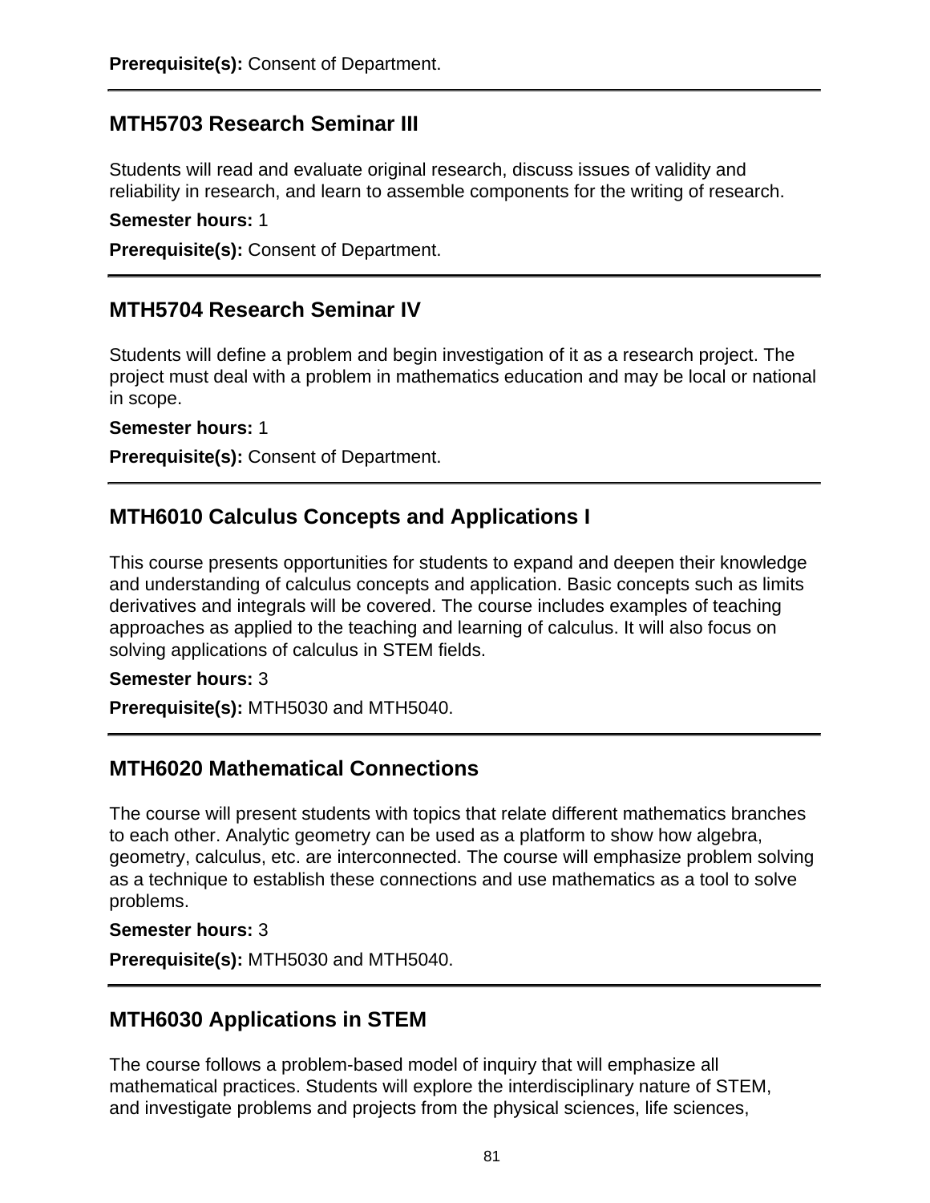**Prerequisite(s):** Consent of Department.

---

## MTH5703 Research Seminar III

Students will read and evaluate original research, discuss issues of validity and reliability in research, and learn to assemble components for the writing of research.

**Semester hours:** 1

**Prerequisite(s):** Consent of Department.

---

## MTH5704 Research Seminar IV

Students will define a problem and begin investigation of it as a research project. The project must deal with a problem in mathematics education and may be local or national in scope.

**Semester hours:** 1

**Prerequisite(s):** Consent of Department.

---

## MTH6010 Calculus Concepts and Applications I

This course presents opportunities for students to expand and deepen their knowledge and understanding of calculus concepts and application. Basic concepts such as limits derivatives and integrals will be covered. The course includes examples of teaching approaches as applied to the teaching and learning of calculus. It will also focus on solving applications of calculus in STEM fields.

**Semester hours:** 3

**Prerequisite(s):** MTH5030 and MTH5040.

---

## MTH6020 Mathematical Connections

The course will present students with topics that relate different mathematics branches to each other. Analytic geometry can be used as a platform to show how algebra, geometry, calculus, etc. are interconnected. The course will emphasize problem solving as a technique to establish these connections and use mathematics as a tool to solve problems.

**Semester hours:** 3

**Prerequisite(s):** MTH5030 and MTH5040.

---

## MTH6030 Applications in STEM

The course follows a problem-based model of inquiry that will emphasize all mathematical practices. Students will explore the interdisciplinary nature of STEM, and investigate problems and projects from the physical sciences, life sciences,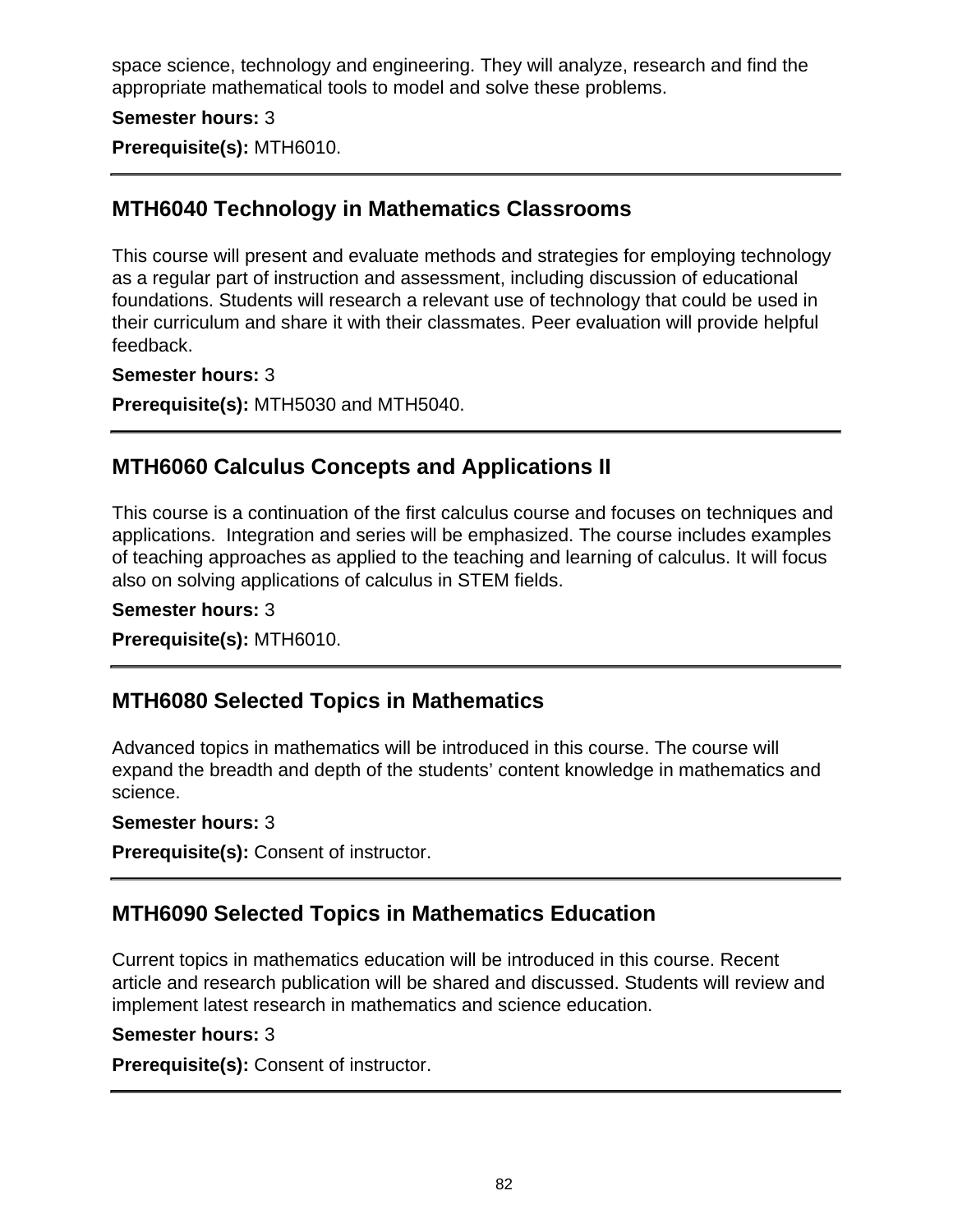space science, technology and engineering. They will analyze, research and find the appropriate mathematical tools to model and solve these problems.

**Semester hours:** 3

**Prerequisite(s):** MTH6010.

---

## MTH6040 Technology in Mathematics Classrooms

This course will present and evaluate methods and strategies for employing technology as a regular part of instruction and assessment, including discussion of educational foundations. Students will research a relevant use of technology that could be used in their curriculum and share it with their classmates. Peer evaluation will provide helpful feedback.

**Semester hours:** 3

**Prerequisite(s):** MTH5030 and MTH5040.

---

## MTH6060 Calculus Concepts and Applications II

This course is a continuation of the first calculus course and focuses on techniques and applications. Integration and series will be emphasized. The course includes examples of teaching approaches as applied to the teaching and learning of calculus. It will focus also on solving applications of calculus in STEM fields.

**Semester hours:** 3

**Prerequisite(s):** MTH6010.

---

## MTH6080 Selected Topics in Mathematics

Advanced topics in mathematics will be introduced in this course. The course will expand the breadth and depth of the students' content knowledge in mathematics and science.

**Semester hours:** 3

**Prerequisite(s):** Consent of instructor.

---

## MTH6090 Selected Topics in Mathematics Education

Current topics in mathematics education will be introduced in this course. Recent article and research publication will be shared and discussed. Students will review and implement latest research in mathematics and science education.

**Semester hours:** 3

**Prerequisite(s):** Consent of instructor.

---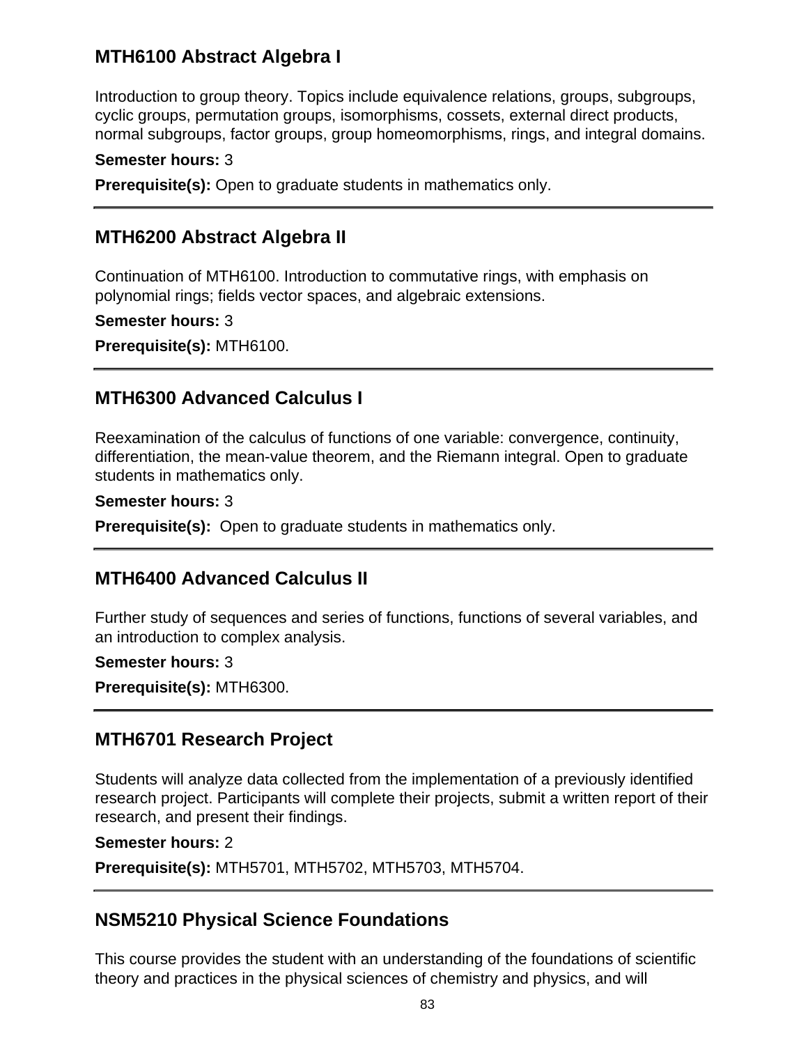## MTH6100 Abstract Algebra I

Introduction to group theory. Topics include equivalence relations, groups, subgroups, cyclic groups, permutation groups, isomorphisms, cossets, external direct products, normal subgroups, factor groups, group homeomorphisms, rings, and integral domains.

**Semester hours:** 3

**Prerequisite(s):** Open to graduate students in mathematics only.

---

## MTH6200 Abstract Algebra II

Continuation of MTH6100. Introduction to commutative rings, with emphasis on polynomial rings; fields vector spaces, and algebraic extensions.

**Semester hours:** 3

**Prerequisite(s):** MTH6100.

---

## MTH6300 Advanced Calculus I

Reexamination of the calculus of functions of one variable: convergence, continuity, differentiation, the mean-value theorem, and the Riemann integral. Open to graduate students in mathematics only.

**Semester hours:** 3

**Prerequisite(s):** Open to graduate students in mathematics only.

---

## MTH6400 Advanced Calculus II

Further study of sequences and series of functions, functions of several variables, and an introduction to complex analysis.

**Semester hours:** 3

**Prerequisite(s):** MTH6300.

---

## MTH6701 Research Project

Students will analyze data collected from the implementation of a previously identified research project. Participants will complete their projects, submit a written report of their research, and present their findings.

**Semester hours:** 2

**Prerequisite(s):** MTH5701, MTH5702, MTH5703, MTH5704.

---

## NSM5210 Physical Science Foundations

This course provides the student with an understanding of the foundations of scientific theory and practices in the physical sciences of chemistry and physics, and will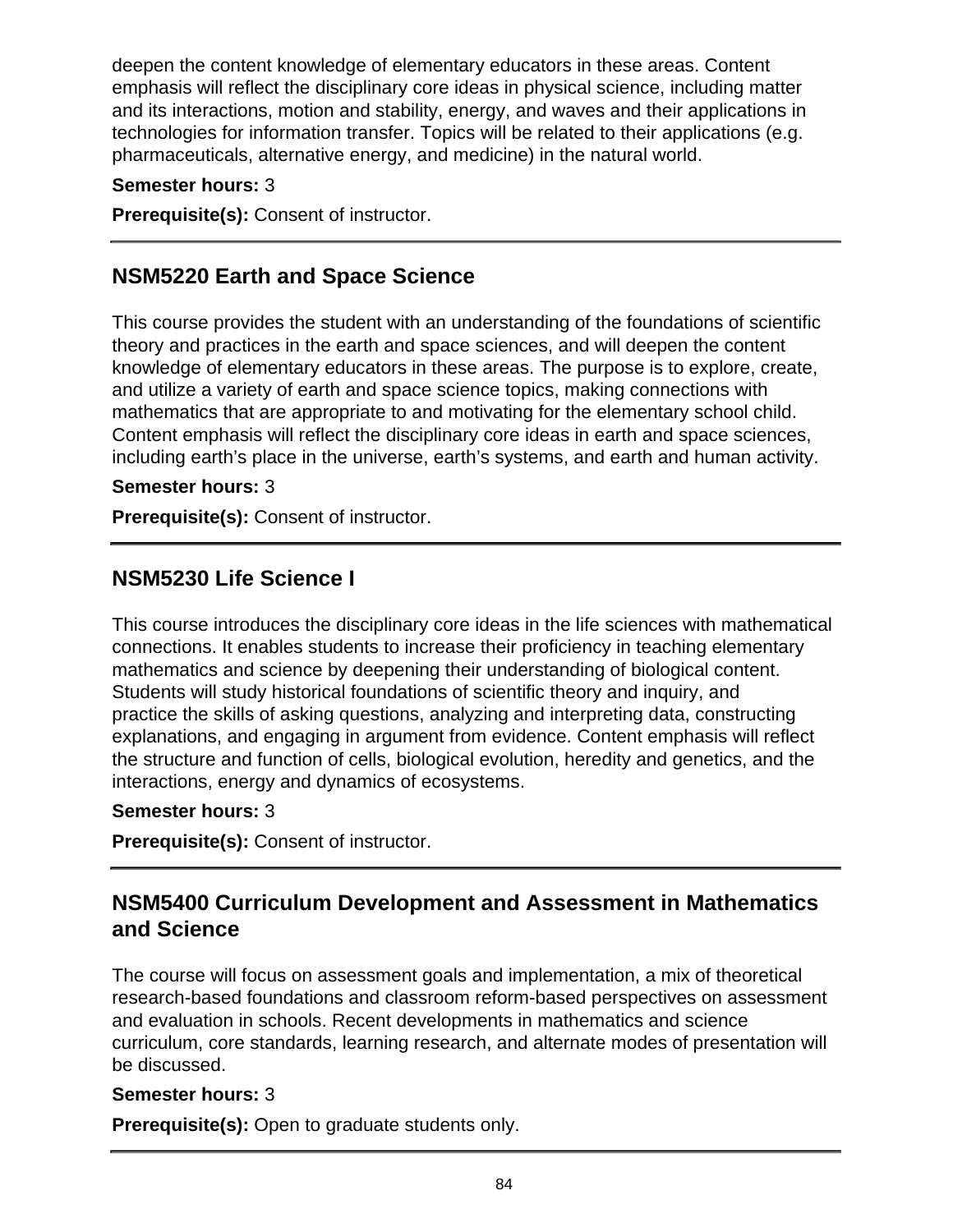deepen the content knowledge of elementary educators in these areas. Content emphasis will reflect the disciplinary core ideas in physical science, including matter and its interactions, motion and stability, energy, and waves and their applications in technologies for information transfer. Topics will be related to their applications (e.g. pharmaceuticals, alternative energy, and medicine) in the natural world.

**Semester hours:** 3

**Prerequisite(s):** Consent of instructor.

---

## NSM5220 Earth and Space Science

This course provides the student with an understanding of the foundations of scientific theory and practices in the earth and space sciences, and will deepen the content knowledge of elementary educators in these areas. The purpose is to explore, create, and utilize a variety of earth and space science topics, making connections with mathematics that are appropriate to and motivating for the elementary school child. Content emphasis will reflect the disciplinary core ideas in earth and space sciences, including earth's place in the universe, earth's systems, and earth and human activity.

**Semester hours:** 3

**Prerequisite(s):** Consent of instructor.

---

## NSM5230 Life Science I

This course introduces the disciplinary core ideas in the life sciences with mathematical connections. It enables students to increase their proficiency in teaching elementary mathematics and science by deepening their understanding of biological content. Students will study historical foundations of scientific theory and inquiry, and practice the skills of asking questions, analyzing and interpreting data, constructing explanations, and engaging in argument from evidence. Content emphasis will reflect the structure and function of cells, biological evolution, heredity and genetics, and the interactions, energy and dynamics of ecosystems.

**Semester hours:** 3

**Prerequisite(s):** Consent of instructor.

---

## NSM5400 Curriculum Development and Assessment in Mathematics and Science

The course will focus on assessment goals and implementation, a mix of theoretical research-based foundations and classroom reform-based perspectives on assessment and evaluation in schools. Recent developments in mathematics and science curriculum, core standards, learning research, and alternate modes of presentation will be discussed.

**Semester hours:** 3

**Prerequisite(s):** Open to graduate students only.

---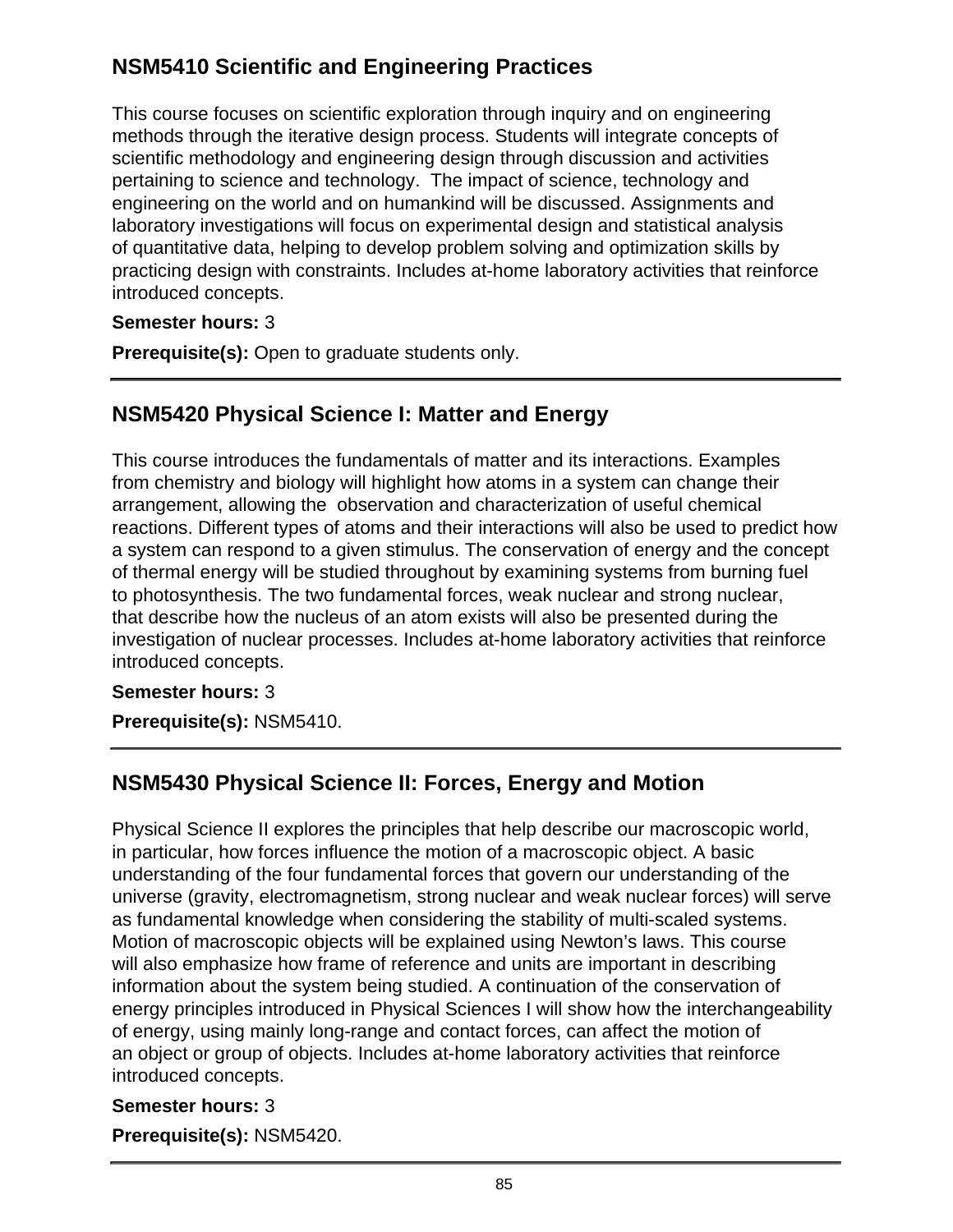## NSM5410 Scientific and Engineering Practices

This course focuses on scientific exploration through inquiry and on engineering methods through the iterative design process. Students will integrate concepts of scientific methodology and engineering design through discussion and activities pertaining to science and technology. The impact of science, technology and engineering on the world and on humankind will be discussed. Assignments and laboratory investigations will focus on experimental design and statistical analysis of quantitative data, helping to develop problem solving and optimization skills by practicing design with constraints. Includes at-home laboratory activities that reinforce introduced concepts.

**Semester hours:** 3

**Prerequisite(s):** Open to graduate students only.

---

## NSM5420 Physical Science I: Matter and Energy

This course introduces the fundamentals of matter and its interactions. Examples from chemistry and biology will highlight how atoms in a system can change their arrangement, allowing the observation and characterization of useful chemical reactions. Different types of atoms and their interactions will also be used to predict how a system can respond to a given stimulus. The conservation of energy and the concept of thermal energy will be studied throughout by examining systems from burning fuel to photosynthesis. The two fundamental forces, weak nuclear and strong nuclear, that describe how the nucleus of an atom exists will also be presented during the investigation of nuclear processes. Includes at-home laboratory activities that reinforce introduced concepts.

**Semester hours:** 3

**Prerequisite(s):** NSM5410.

---

## NSM5430 Physical Science II: Forces, Energy and Motion

Physical Science II explores the principles that help describe our macroscopic world, in particular, how forces influence the motion of a macroscopic object. A basic understanding of the four fundamental forces that govern our understanding of the universe (gravity, electromagnetism, strong nuclear and weak nuclear forces) will serve as fundamental knowledge when considering the stability of multi-scaled systems. Motion of macroscopic objects will be explained using Newton's laws. This course will also emphasize how frame of reference and units are important in describing information about the system being studied. A continuation of the conservation of energy principles introduced in Physical Sciences I will show how the interchangeability of energy, using mainly long-range and contact forces, can affect the motion of an object or group of objects. Includes at-home laboratory activities that reinforce introduced concepts.

**Semester hours:** 3

**Prerequisite(s):** NSM5420.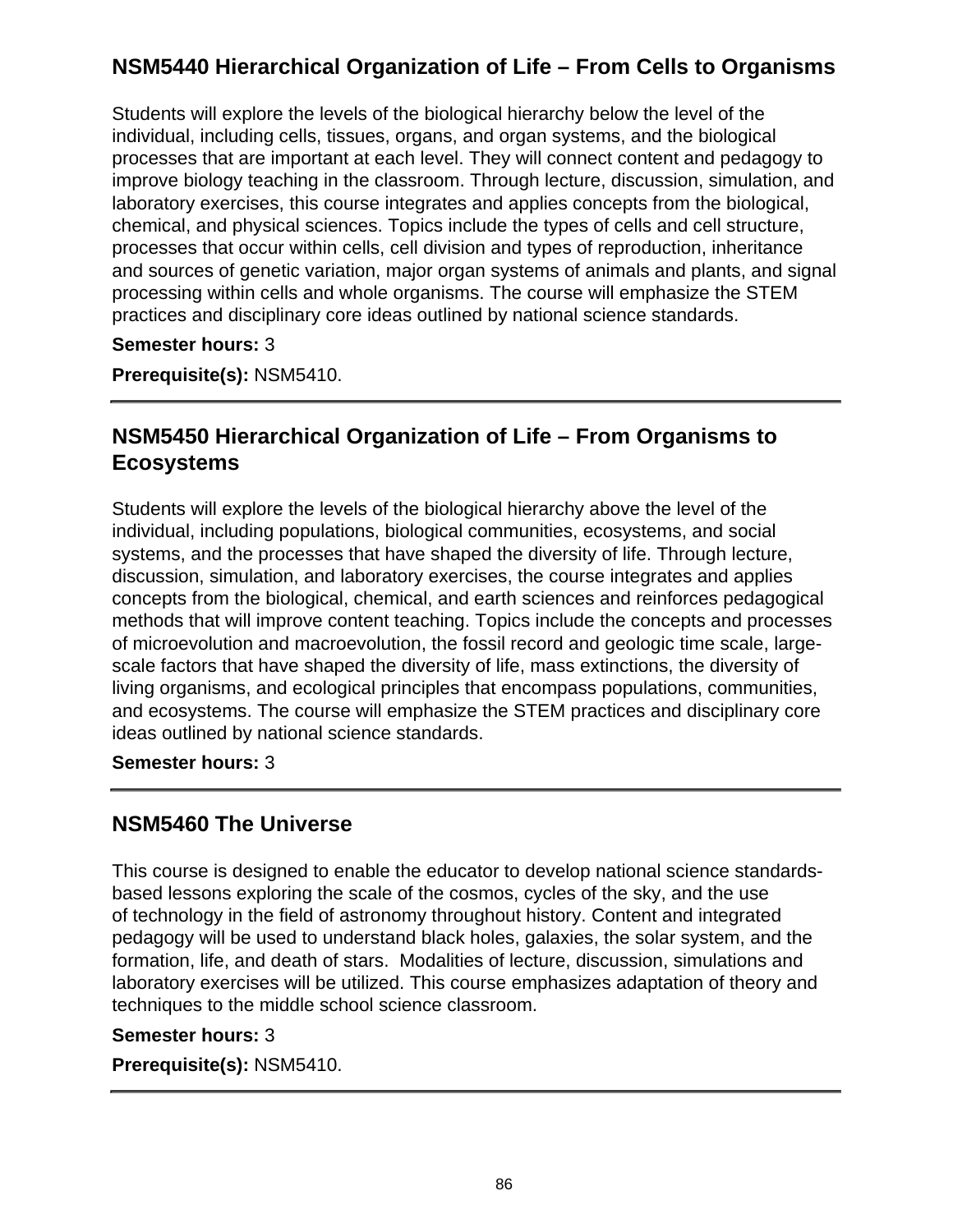## NSM5440 Hierarchical Organization of Life – From Cells to Organisms

Students will explore the levels of the biological hierarchy below the level of the individual, including cells, tissues, organs, and organ systems, and the biological processes that are important at each level. They will connect content and pedagogy to improve biology teaching in the classroom. Through lecture, discussion, simulation, and laboratory exercises, this course integrates and applies concepts from the biological, chemical, and physical sciences. Topics include the types of cells and cell structure, processes that occur within cells, cell division and types of reproduction, inheritance and sources of genetic variation, major organ systems of animals and plants, and signal processing within cells and whole organisms. The course will emphasize the STEM practices and disciplinary core ideas outlined by national science standards.

**Semester hours:** 3

**Prerequisite(s):** NSM5410.

---

## NSM5450 Hierarchical Organization of Life – From Organisms to Ecosystems

Students will explore the levels of the biological hierarchy above the level of the individual, including populations, biological communities, ecosystems, and social systems, and the processes that have shaped the diversity of life. Through lecture, discussion, simulation, and laboratory exercises, the course integrates and applies concepts from the biological, chemical, and earth sciences and reinforces pedagogical methods that will improve content teaching. Topics include the concepts and processes of microevolution and macroevolution, the fossil record and geologic time scale, large-scale factors that have shaped the diversity of life, mass extinctions, the diversity of living organisms, and ecological principles that encompass populations, communities, and ecosystems. The course will emphasize the STEM practices and disciplinary core ideas outlined by national science standards.

**Semester hours:** 3

---

## NSM5460 The Universe

This course is designed to enable the educator to develop national science standards-based lessons exploring the scale of the cosmos, cycles of the sky, and the use of technology in the field of astronomy throughout history. Content and integrated pedagogy will be used to understand black holes, galaxies, the solar system, and the formation, life, and death of stars. Modalities of lecture, discussion, simulations and laboratory exercises will be utilized. This course emphasizes adaptation of theory and techniques to the middle school science classroom.

**Semester hours:** 3

**Prerequisite(s):** NSM5410.

---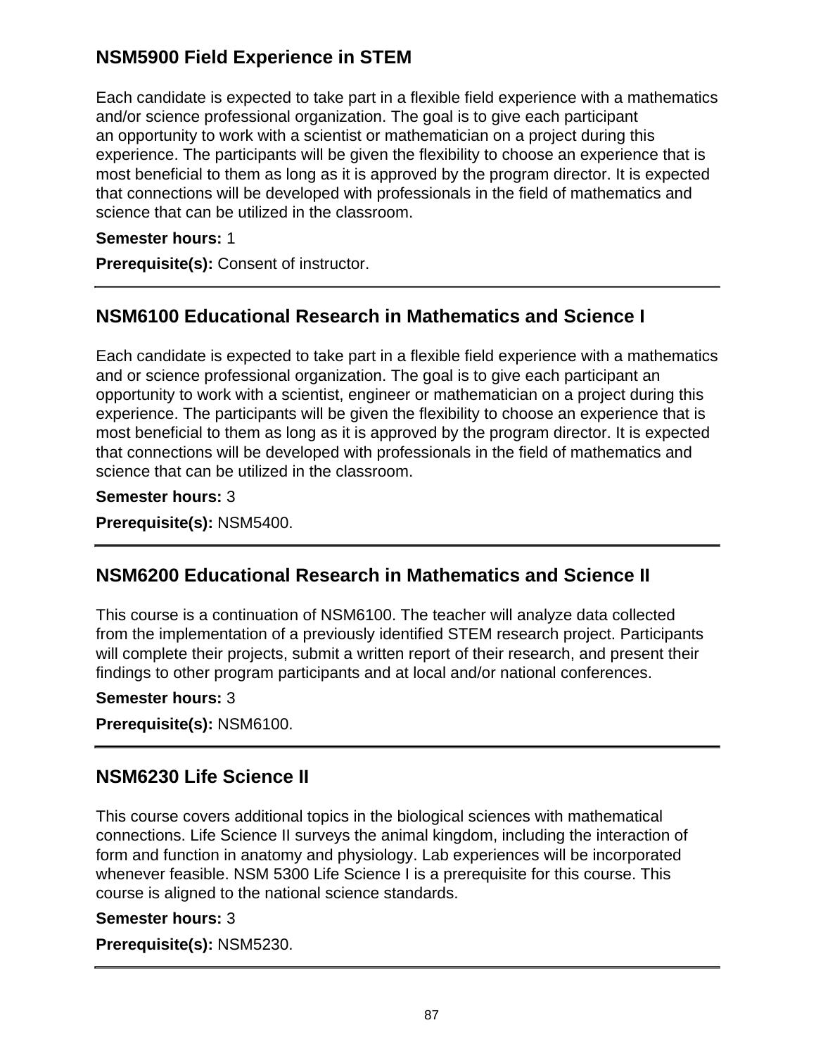## NSM5900 Field Experience in STEM

Each candidate is expected to take part in a flexible field experience with a mathematics and/or science professional organization. The goal is to give each participant an opportunity to work with a scientist or mathematician on a project during this experience. The participants will be given the flexibility to choose an experience that is most beneficial to them as long as it is approved by the program director. It is expected that connections will be developed with professionals in the field of mathematics and science that can be utilized in the classroom.

**Semester hours:** 1

**Prerequisite(s):** Consent of instructor.

---

## NSM6100 Educational Research in Mathematics and Science I

Each candidate is expected to take part in a flexible field experience with a mathematics and or science professional organization. The goal is to give each participant an opportunity to work with a scientist, engineer or mathematician on a project during this experience. The participants will be given the flexibility to choose an experience that is most beneficial to them as long as it is approved by the program director. It is expected that connections will be developed with professionals in the field of mathematics and science that can be utilized in the classroom.

**Semester hours:** 3

**Prerequisite(s):** NSM5400.

---

## NSM6200 Educational Research in Mathematics and Science II

This course is a continuation of NSM6100. The teacher will analyze data collected from the implementation of a previously identified STEM research project. Participants will complete their projects, submit a written report of their research, and present their findings to other program participants and at local and/or national conferences.

**Semester hours:** 3

**Prerequisite(s):** NSM6100.

---

## NSM6230 Life Science II

This course covers additional topics in the biological sciences with mathematical connections. Life Science II surveys the animal kingdom, including the interaction of form and function in anatomy and physiology. Lab experiences will be incorporated whenever feasible. NSM 5300 Life Science I is a prerequisite for this course. This course is aligned to the national science standards.

**Semester hours:** 3

**Prerequisite(s):** NSM5230.

---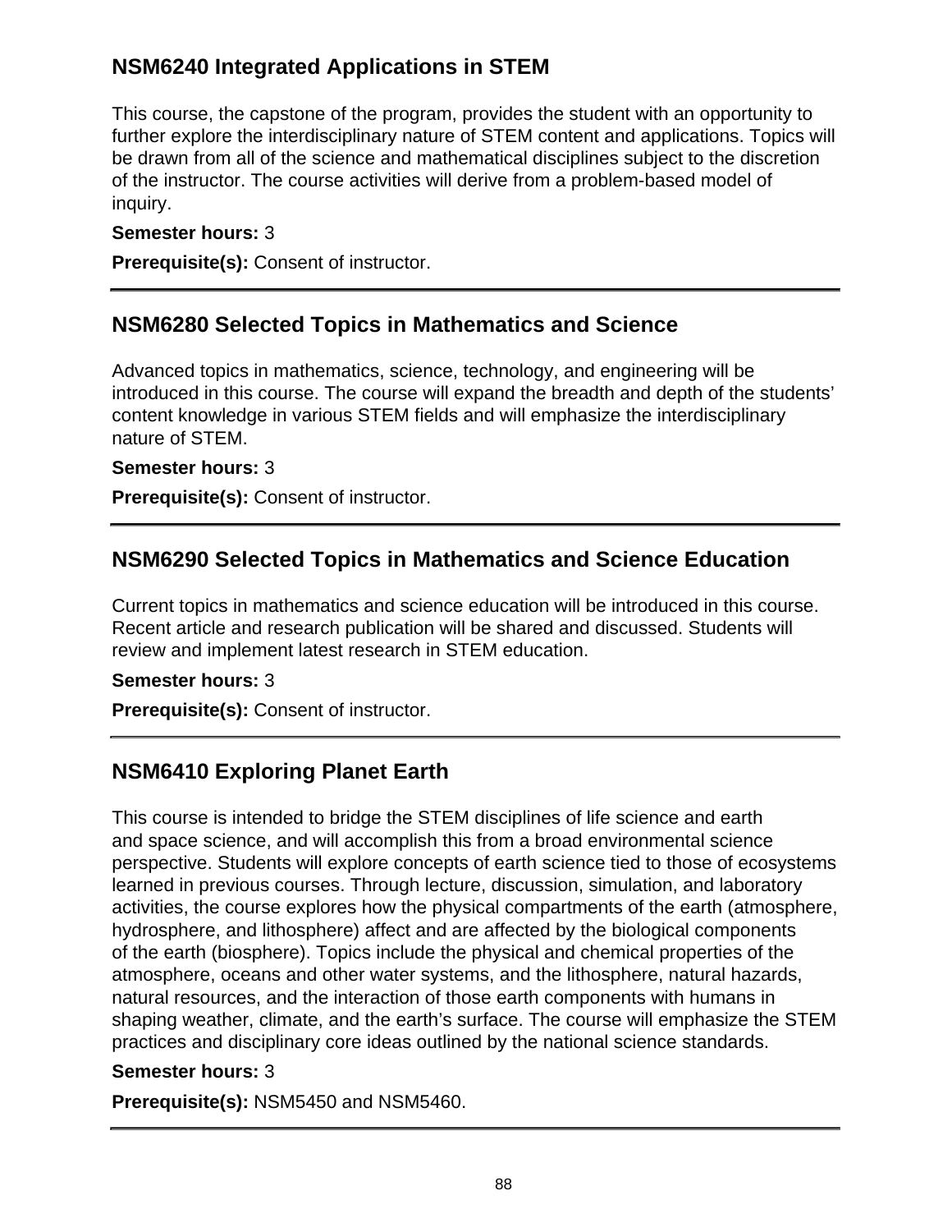## NSM6240 Integrated Applications in STEM

This course, the capstone of the program, provides the student with an opportunity to further explore the interdisciplinary nature of STEM content and applications. Topics will be drawn from all of the science and mathematical disciplines subject to the discretion of the instructor. The course activities will derive from a problem-based model of inquiry.

**Semester hours:** 3

**Prerequisite(s):** Consent of instructor.

---

## NSM6280 Selected Topics in Mathematics and Science

Advanced topics in mathematics, science, technology, and engineering will be introduced in this course. The course will expand the breadth and depth of the students' content knowledge in various STEM fields and will emphasize the interdisciplinary nature of STEM.

**Semester hours:** 3

**Prerequisite(s):** Consent of instructor.

---

## NSM6290 Selected Topics in Mathematics and Science Education

Current topics in mathematics and science education will be introduced in this course. Recent article and research publication will be shared and discussed. Students will review and implement latest research in STEM education.

**Semester hours:** 3

**Prerequisite(s):** Consent of instructor.

---

## NSM6410 Exploring Planet Earth

This course is intended to bridge the STEM disciplines of life science and earth and space science, and will accomplish this from a broad environmental science perspective. Students will explore concepts of earth science tied to those of ecosystems learned in previous courses. Through lecture, discussion, simulation, and laboratory activities, the course explores how the physical compartments of the earth (atmosphere, hydrosphere, and lithosphere) affect and are affected by the biological components of the earth (biosphere). Topics include the physical and chemical properties of the atmosphere, oceans and other water systems, and the lithosphere, natural hazards, natural resources, and the interaction of those earth components with humans in shaping weather, climate, and the earth's surface. The course will emphasize the STEM practices and disciplinary core ideas outlined by the national science standards.

**Semester hours:** 3

**Prerequisite(s):** NSM5450 and NSM5460.

---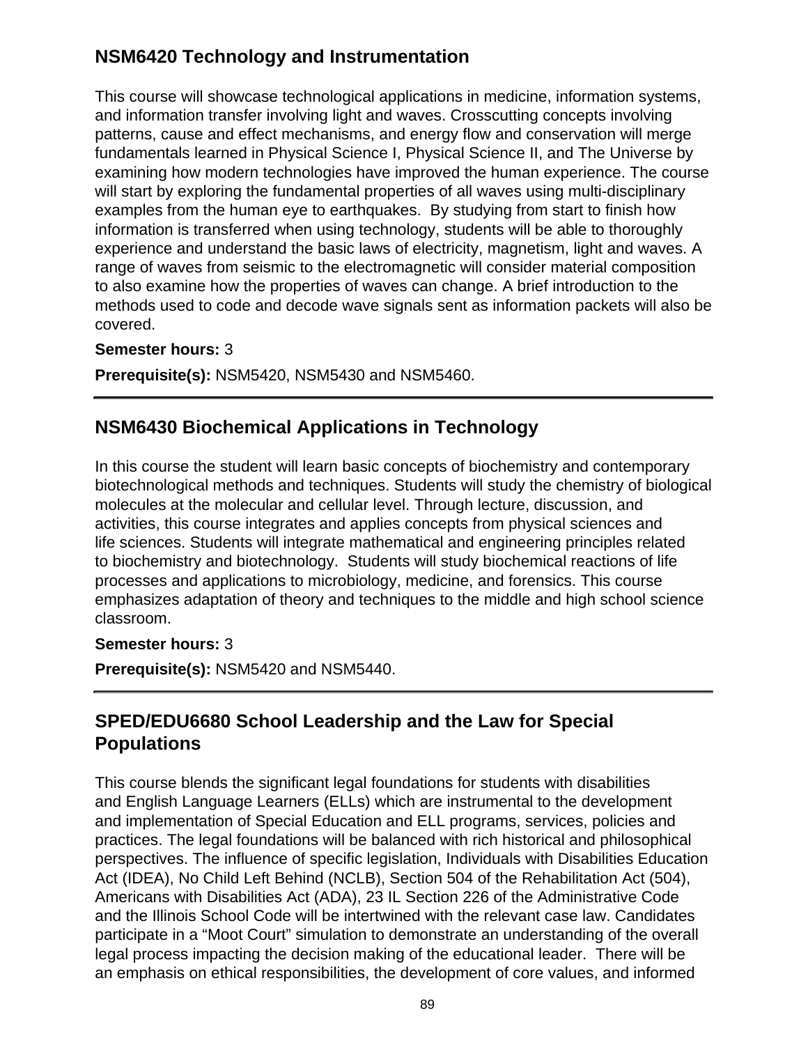## NSM6420 Technology and Instrumentation

This course will showcase technological applications in medicine, information systems, and information transfer involving light and waves. Crosscutting concepts involving patterns, cause and effect mechanisms, and energy flow and conservation will merge fundamentals learned in Physical Science I, Physical Science II, and The Universe by examining how modern technologies have improved the human experience. The course will start by exploring the fundamental properties of all waves using multi-disciplinary examples from the human eye to earthquakes. By studying from start to finish how information is transferred when using technology, students will be able to thoroughly experience and understand the basic laws of electricity, magnetism, light and waves. A range of waves from seismic to the electromagnetic will consider material composition to also examine how the properties of waves can change. A brief introduction to the methods used to code and decode wave signals sent as information packets will also be covered.

**Semester hours:** 3

**Prerequisite(s):** NSM5420, NSM5430 and NSM5460.

---

## NSM6430 Biochemical Applications in Technology

In this course the student will learn basic concepts of biochemistry and contemporary biotechnological methods and techniques. Students will study the chemistry of biological molecules at the molecular and cellular level. Through lecture, discussion, and activities, this course integrates and applies concepts from physical sciences and life sciences. Students will integrate mathematical and engineering principles related to biochemistry and biotechnology. Students will study biochemical reactions of life processes and applications to microbiology, medicine, and forensics. This course emphasizes adaptation of theory and techniques to the middle and high school science classroom.

**Semester hours:** 3

**Prerequisite(s):** NSM5420 and NSM5440.

---

## SPED/EDU6680 School Leadership and the Law for Special Populations

This course blends the significant legal foundations for students with disabilities and English Language Learners (ELLs) which are instrumental to the development and implementation of Special Education and ELL programs, services, policies and practices. The legal foundations will be balanced with rich historical and philosophical perspectives. The influence of specific legislation, Individuals with Disabilities Education Act (IDEA), No Child Left Behind (NCLB), Section 504 of the Rehabilitation Act (504), Americans with Disabilities Act (ADA), 23 IL Section 226 of the Administrative Code and the Illinois School Code will be intertwined with the relevant case law. Candidates participate in a “Moot Court” simulation to demonstrate an understanding of the overall legal process impacting the decision making of the educational leader. There will be an emphasis on ethical responsibilities, the development of core values, and informed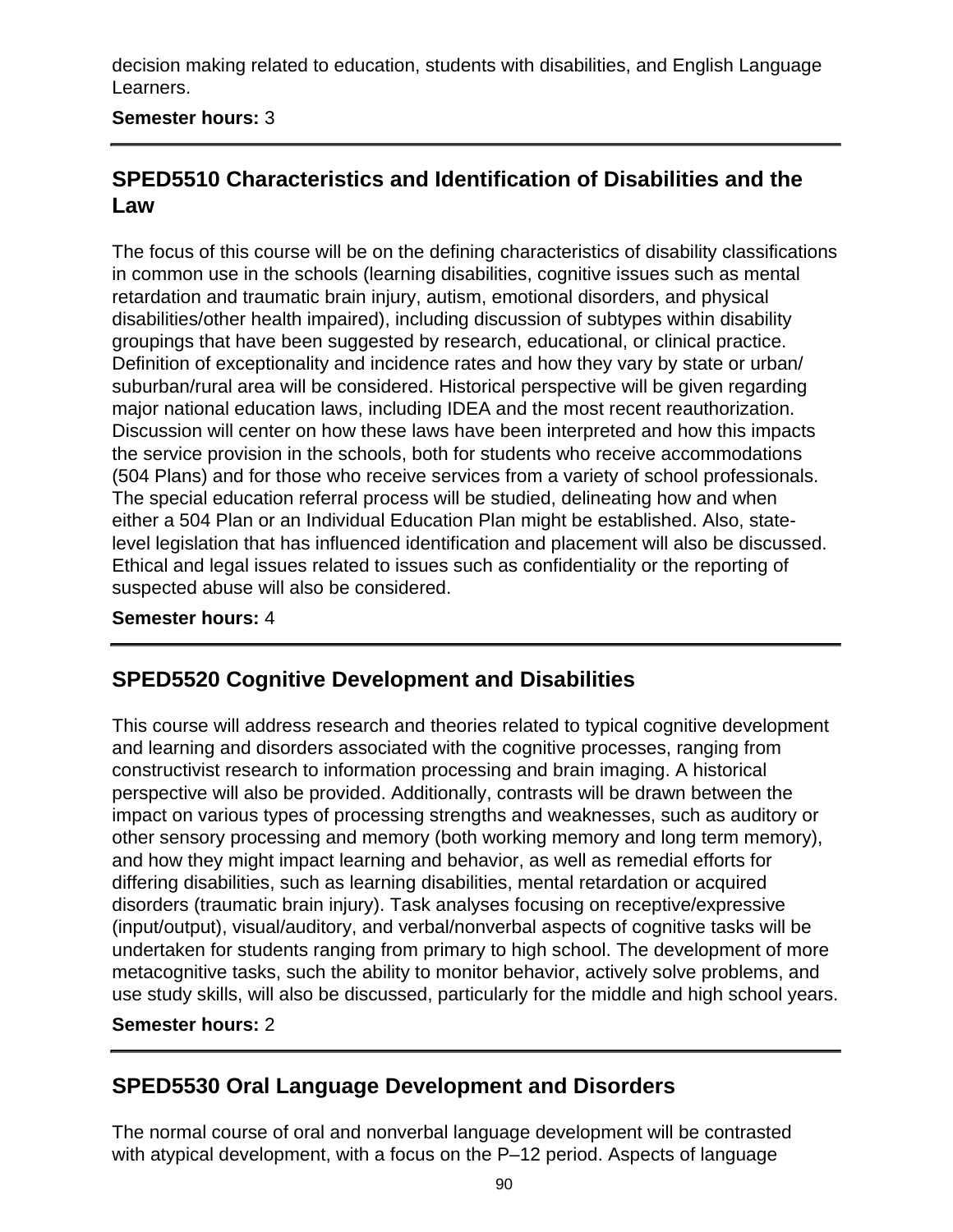decision making related to education, students with disabilities, and English Language Learners.

**Semester hours:** 3

---

## SPED5510 Characteristics and Identification of Disabilities and the Law

The focus of this course will be on the defining characteristics of disability classifications in common use in the schools (learning disabilities, cognitive issues such as mental retardation and traumatic brain injury, autism, emotional disorders, and physical disabilities/other health impaired), including discussion of subtypes within disability groupings that have been suggested by research, educational, or clinical practice. Definition of exceptionality and incidence rates and how they vary by state or urban/suburban/rural area will be considered. Historical perspective will be given regarding major national education laws, including IDEA and the most recent reauthorization. Discussion will center on how these laws have been interpreted and how this impacts the service provision in the schools, both for students who receive accommodations (504 Plans) and for those who receive services from a variety of school professionals. The special education referral process will be studied, delineating how and when either a 504 Plan or an Individual Education Plan might be established. Also, state-level legislation that has influenced identification and placement will also be discussed. Ethical and legal issues related to issues such as confidentiality or the reporting of suspected abuse will also be considered.

**Semester hours:** 4

---

## SPED5520 Cognitive Development and Disabilities

This course will address research and theories related to typical cognitive development and learning and disorders associated with the cognitive processes, ranging from constructivist research to information processing and brain imaging. A historical perspective will also be provided. Additionally, contrasts will be drawn between the impact on various types of processing strengths and weaknesses, such as auditory or other sensory processing and memory (both working memory and long term memory), and how they might impact learning and behavior, as well as remedial efforts for differing disabilities, such as learning disabilities, mental retardation or acquired disorders (traumatic brain injury). Task analyses focusing on receptive/expressive (input/output), visual/auditory, and verbal/nonverbal aspects of cognitive tasks will be undertaken for students ranging from primary to high school. The development of more metacognitive tasks, such the ability to monitor behavior, actively solve problems, and use study skills, will also be discussed, particularly for the middle and high school years.

**Semester hours:** 2

---

## SPED5530 Oral Language Development and Disorders

The normal course of oral and nonverbal language development will be contrasted with atypical development, with a focus on the P–12 period. Aspects of language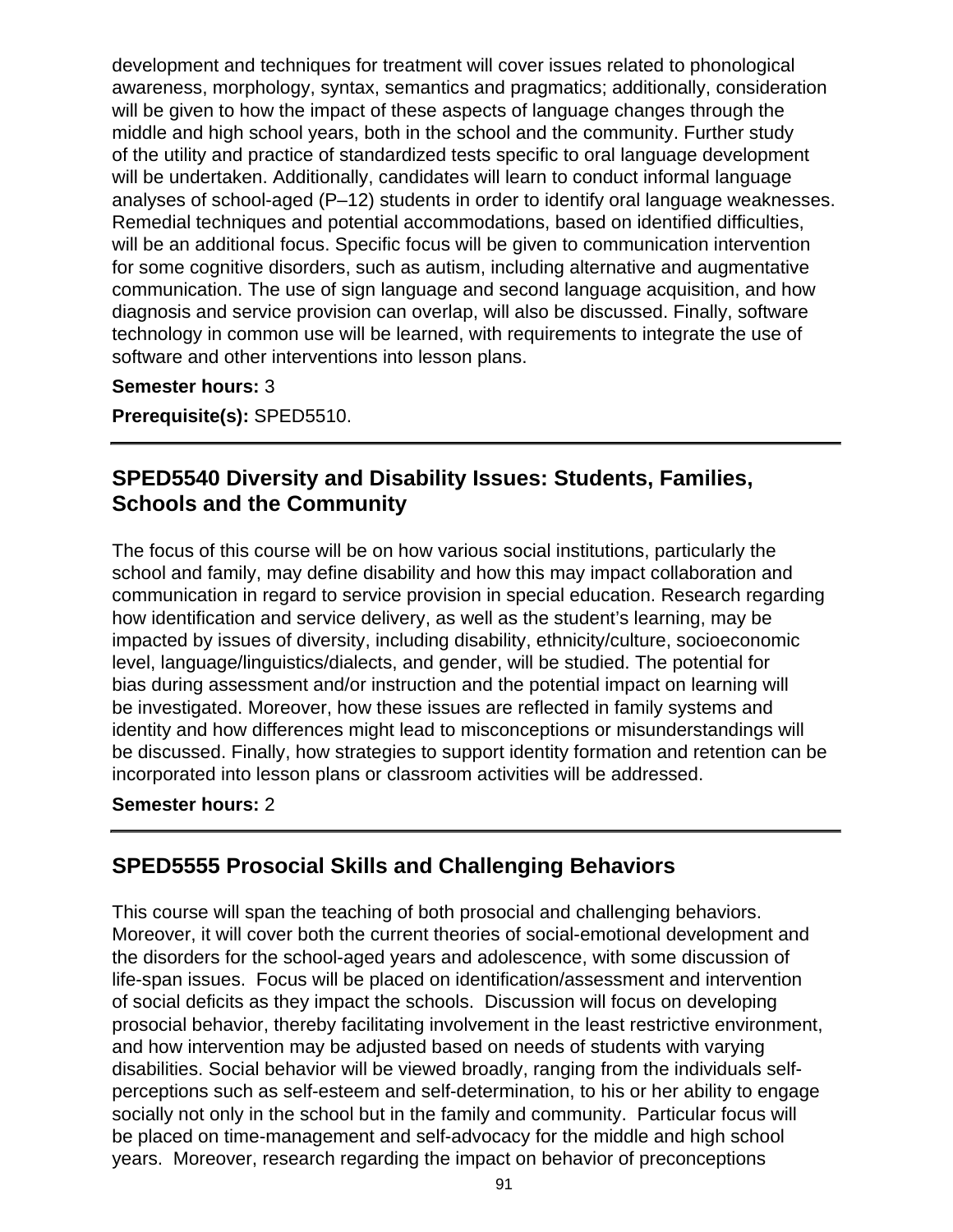development and techniques for treatment will cover issues related to phonological awareness, morphology, syntax, semantics and pragmatics; additionally, consideration will be given to how the impact of these aspects of language changes through the middle and high school years, both in the school and the community. Further study of the utility and practice of standardized tests specific to oral language development will be undertaken. Additionally, candidates will learn to conduct informal language analyses of school-aged (P–12) students in order to identify oral language weaknesses. Remedial techniques and potential accommodations, based on identified difficulties, will be an additional focus. Specific focus will be given to communication intervention for some cognitive disorders, such as autism, including alternative and augmentative communication. The use of sign language and second language acquisition, and how diagnosis and service provision can overlap, will also be discussed. Finally, software technology in common use will be learned, with requirements to integrate the use of software and other interventions into lesson plans.

**Semester hours:** 3

**Prerequisite(s):** SPED5510.

---

## SPED5540 Diversity and Disability Issues: Students, Families, Schools and the Community

The focus of this course will be on how various social institutions, particularly the school and family, may define disability and how this may impact collaboration and communication in regard to service provision in special education. Research regarding how identification and service delivery, as well as the student's learning, may be impacted by issues of diversity, including disability, ethnicity/culture, socioeconomic level, language/linguistics/dialects, and gender, will be studied. The potential for bias during assessment and/or instruction and the potential impact on learning will be investigated. Moreover, how these issues are reflected in family systems and identity and how differences might lead to misconceptions or misunderstandings will be discussed. Finally, how strategies to support identity formation and retention can be incorporated into lesson plans or classroom activities will be addressed.

**Semester hours:** 2

---

## SPED5555 Prosocial Skills and Challenging Behaviors

This course will span the teaching of both prosocial and challenging behaviors. Moreover, it will cover both the current theories of social-emotional development and the disorders for the school-aged years and adolescence, with some discussion of life-span issues. Focus will be placed on identification/assessment and intervention of social deficits as they impact the schools. Discussion will focus on developing prosocial behavior, thereby facilitating involvement in the least restrictive environment, and how intervention may be adjusted based on needs of students with varying disabilities. Social behavior will be viewed broadly, ranging from the individuals self-perceptions such as self-esteem and self-determination, to his or her ability to engage socially not only in the school but in the family and community. Particular focus will be placed on time-management and self-advocacy for the middle and high school years. Moreover, research regarding the impact on behavior of preconceptions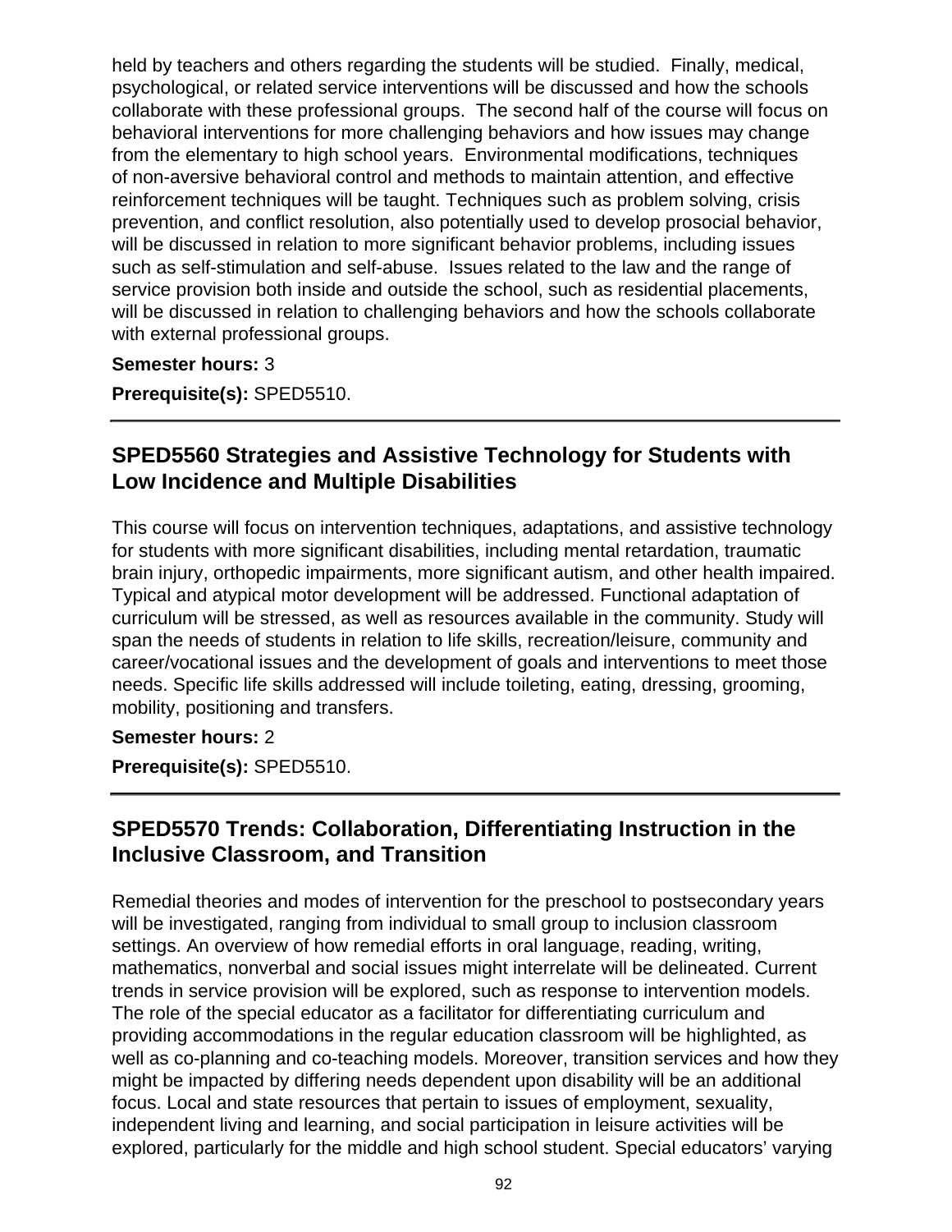held by teachers and others regarding the students will be studied. Finally, medical, psychological, or related service interventions will be discussed and how the schools collaborate with these professional groups. The second half of the course will focus on behavioral interventions for more challenging behaviors and how issues may change from the elementary to high school years. Environmental modifications, techniques of non-aversive behavioral control and methods to maintain attention, and effective reinforcement techniques will be taught. Techniques such as problem solving, crisis prevention, and conflict resolution, also potentially used to develop prosocial behavior, will be discussed in relation to more significant behavior problems, including issues such as self-stimulation and self-abuse. Issues related to the law and the range of service provision both inside and outside the school, such as residential placements, will be discussed in relation to challenging behaviors and how the schools collaborate with external professional groups.

**Semester hours:** 3

**Prerequisite(s):** SPED5510.

---

## SPED5560 Strategies and Assistive Technology for Students with Low Incidence and Multiple Disabilities

This course will focus on intervention techniques, adaptations, and assistive technology for students with more significant disabilities, including mental retardation, traumatic brain injury, orthopedic impairments, more significant autism, and other health impaired. Typical and atypical motor development will be addressed. Functional adaptation of curriculum will be stressed, as well as resources available in the community. Study will span the needs of students in relation to life skills, recreation/leisure, community and career/vocational issues and the development of goals and interventions to meet those needs. Specific life skills addressed will include toileting, eating, dressing, grooming, mobility, positioning and transfers.

**Semester hours:** 2

**Prerequisite(s):** SPED5510.

---

## SPED5570 Trends: Collaboration, Differentiating Instruction in the Inclusive Classroom, and Transition

Remedial theories and modes of intervention for the preschool to postsecondary years will be investigated, ranging from individual to small group to inclusion classroom settings. An overview of how remedial efforts in oral language, reading, writing, mathematics, nonverbal and social issues might interrelate will be delineated. Current trends in service provision will be explored, such as response to intervention models. The role of the special educator as a facilitator for differentiating curriculum and providing accommodations in the regular education classroom will be highlighted, as well as co-planning and co-teaching models. Moreover, transition services and how they might be impacted by differing needs dependent upon disability will be an additional focus. Local and state resources that pertain to issues of employment, sexuality, independent living and learning, and social participation in leisure activities will be explored, particularly for the middle and high school student. Special educators' varying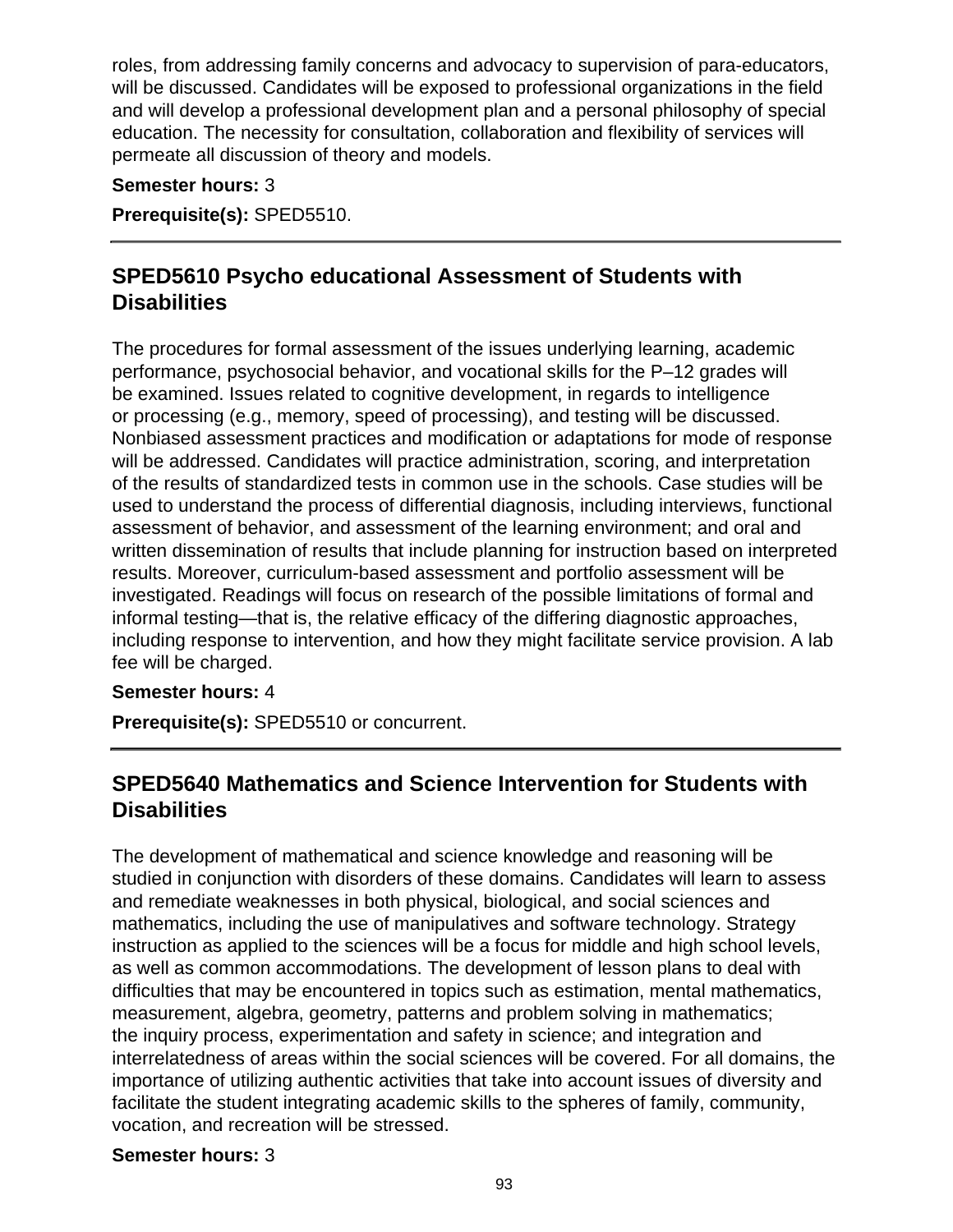roles, from addressing family concerns and advocacy to supervision of para-educators, will be discussed. Candidates will be exposed to professional organizations in the field and will develop a professional development plan and a personal philosophy of special education. The necessity for consultation, collaboration and flexibility of services will permeate all discussion of theory and models.

**Semester hours:** 3

**Prerequisite(s):** SPED5510.

---

## SPED5610 Psycho educational Assessment of Students with Disabilities

The procedures for formal assessment of the issues underlying learning, academic performance, psychosocial behavior, and vocational skills for the P–12 grades will be examined. Issues related to cognitive development, in regards to intelligence or processing (e.g., memory, speed of processing), and testing will be discussed. Nonbiased assessment practices and modification or adaptations for mode of response will be addressed. Candidates will practice administration, scoring, and interpretation of the results of standardized tests in common use in the schools. Case studies will be used to understand the process of differential diagnosis, including interviews, functional assessment of behavior, and assessment of the learning environment; and oral and written dissemination of results that include planning for instruction based on interpreted results. Moreover, curriculum-based assessment and portfolio assessment will be investigated. Readings will focus on research of the possible limitations of formal and informal testing—that is, the relative efficacy of the differing diagnostic approaches, including response to intervention, and how they might facilitate service provision. A lab fee will be charged.

**Semester hours:** 4

**Prerequisite(s):** SPED5510 or concurrent.

---

## SPED5640 Mathematics and Science Intervention for Students with Disabilities

The development of mathematical and science knowledge and reasoning will be studied in conjunction with disorders of these domains. Candidates will learn to assess and remediate weaknesses in both physical, biological, and social sciences and mathematics, including the use of manipulatives and software technology. Strategy instruction as applied to the sciences will be a focus for middle and high school levels, as well as common accommodations. The development of lesson plans to deal with difficulties that may be encountered in topics such as estimation, mental mathematics, measurement, algebra, geometry, patterns and problem solving in mathematics; the inquiry process, experimentation and safety in science; and integration and interrelatedness of areas within the social sciences will be covered. For all domains, the importance of utilizing authentic activities that take into account issues of diversity and facilitate the student integrating academic skills to the spheres of family, community, vocation, and recreation will be stressed.

**Semester hours:** 3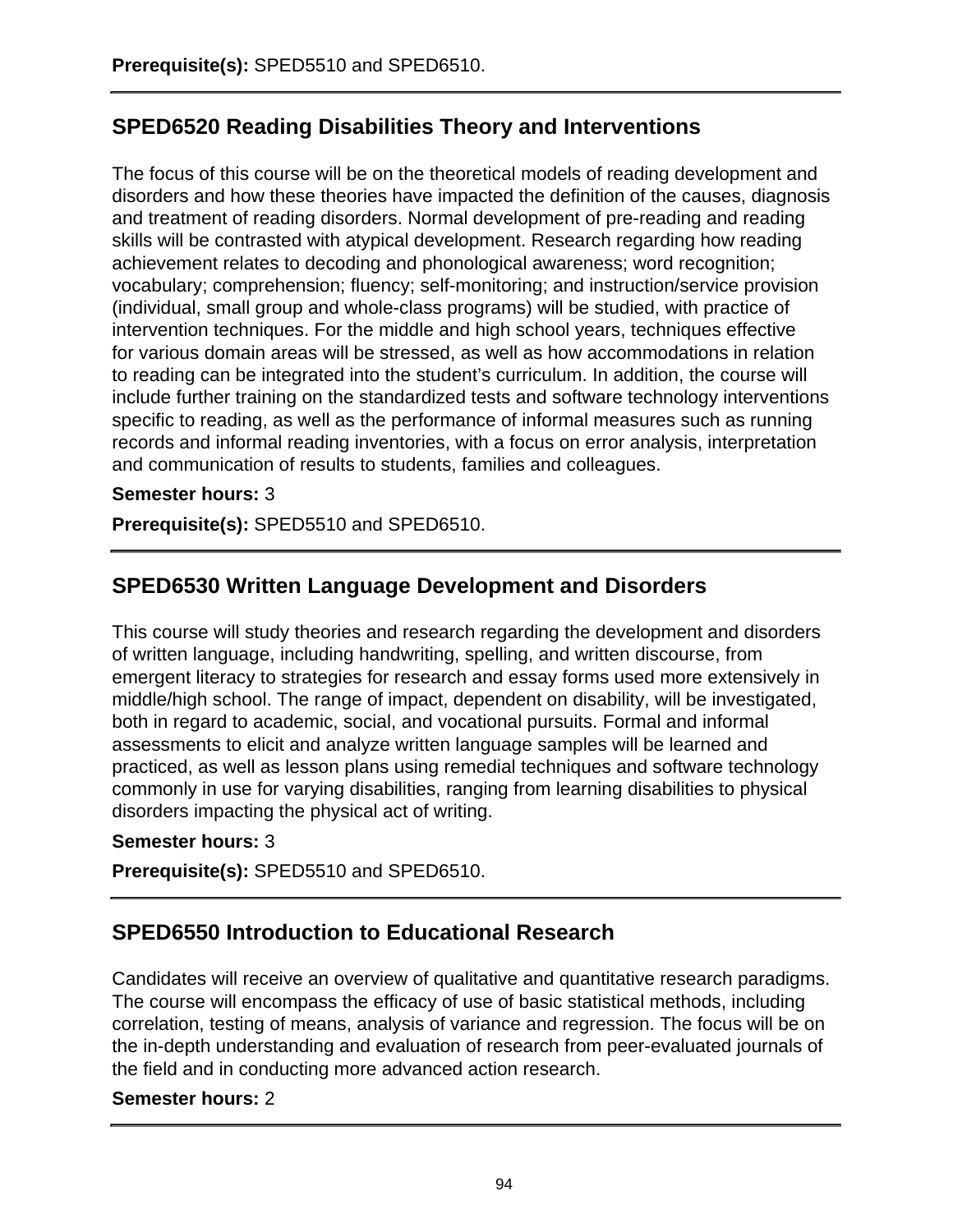**Prerequisite(s):** SPED5510 and SPED6510.

---

## SPED6520 Reading Disabilities Theory and Interventions

The focus of this course will be on the theoretical models of reading development and disorders and how these theories have impacted the definition of the causes, diagnosis and treatment of reading disorders. Normal development of pre-reading and reading skills will be contrasted with atypical development. Research regarding how reading achievement relates to decoding and phonological awareness; word recognition; vocabulary; comprehension; fluency; self-monitoring; and instruction/service provision (individual, small group and whole-class programs) will be studied, with practice of intervention techniques. For the middle and high school years, techniques effective for various domain areas will be stressed, as well as how accommodations in relation to reading can be integrated into the student's curriculum. In addition, the course will include further training on the standardized tests and software technology interventions specific to reading, as well as the performance of informal measures such as running records and informal reading inventories, with a focus on error analysis, interpretation and communication of results to students, families and colleagues.

**Semester hours:** 3

**Prerequisite(s):** SPED5510 and SPED6510.

---

## SPED6530 Written Language Development and Disorders

This course will study theories and research regarding the development and disorders of written language, including handwriting, spelling, and written discourse, from emergent literacy to strategies for research and essay forms used more extensively in middle/high school. The range of impact, dependent on disability, will be investigated, both in regard to academic, social, and vocational pursuits. Formal and informal assessments to elicit and analyze written language samples will be learned and practiced, as well as lesson plans using remedial techniques and software technology commonly in use for varying disabilities, ranging from learning disabilities to physical disorders impacting the physical act of writing.

**Semester hours:** 3

**Prerequisite(s):** SPED5510 and SPED6510.

---

## SPED6550 Introduction to Educational Research

Candidates will receive an overview of qualitative and quantitative research paradigms. The course will encompass the efficacy of use of basic statistical methods, including correlation, testing of means, analysis of variance and regression. The focus will be on the in-depth understanding and evaluation of research from peer-evaluated journals of the field and in conducting more advanced action research.

**Semester hours:** 2

---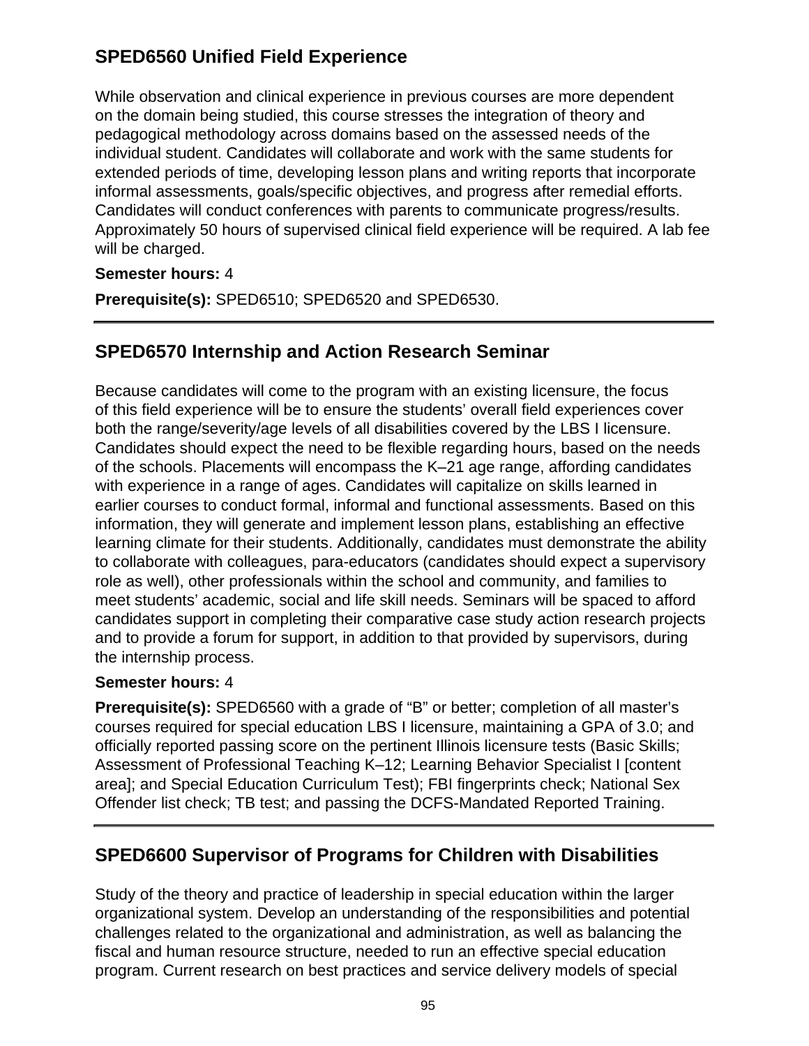## SPED6560 Unified Field Experience

While observation and clinical experience in previous courses are more dependent on the domain being studied, this course stresses the integration of theory and pedagogical methodology across domains based on the assessed needs of the individual student. Candidates will collaborate and work with the same students for extended periods of time, developing lesson plans and writing reports that incorporate informal assessments, goals/specific objectives, and progress after remedial efforts. Candidates will conduct conferences with parents to communicate progress/results. Approximately 50 hours of supervised clinical field experience will be required. A lab fee will be charged.

**Semester hours:** 4

**Prerequisite(s):** SPED6510; SPED6520 and SPED6530.

---

## SPED6570 Internship and Action Research Seminar

Because candidates will come to the program with an existing licensure, the focus of this field experience will be to ensure the students' overall field experiences cover both the range/severity/age levels of all disabilities covered by the LBS I licensure. Candidates should expect the need to be flexible regarding hours, based on the needs of the schools. Placements will encompass the K–21 age range, affording candidates with experience in a range of ages. Candidates will capitalize on skills learned in earlier courses to conduct formal, informal and functional assessments. Based on this information, they will generate and implement lesson plans, establishing an effective learning climate for their students. Additionally, candidates must demonstrate the ability to collaborate with colleagues, para-educators (candidates should expect a supervisory role as well), other professionals within the school and community, and families to meet students' academic, social and life skill needs. Seminars will be spaced to afford candidates support in completing their comparative case study action research projects and to provide a forum for support, in addition to that provided by supervisors, during the internship process.

**Semester hours:** 4

**Prerequisite(s):** SPED6560 with a grade of "B" or better; completion of all master's courses required for special education LBS I licensure, maintaining a GPA of 3.0; and officially reported passing score on the pertinent Illinois licensure tests (Basic Skills; Assessment of Professional Teaching K–12; Learning Behavior Specialist I [content area]; and Special Education Curriculum Test); FBI fingerprints check; National Sex Offender list check; TB test; and passing the DCFS-Mandated Reported Training.

---

## SPED6600 Supervisor of Programs for Children with Disabilities

Study of the theory and practice of leadership in special education within the larger organizational system. Develop an understanding of the responsibilities and potential challenges related to the organizational and administration, as well as balancing the fiscal and human resource structure, needed to run an effective special education program. Current research on best practices and service delivery models of special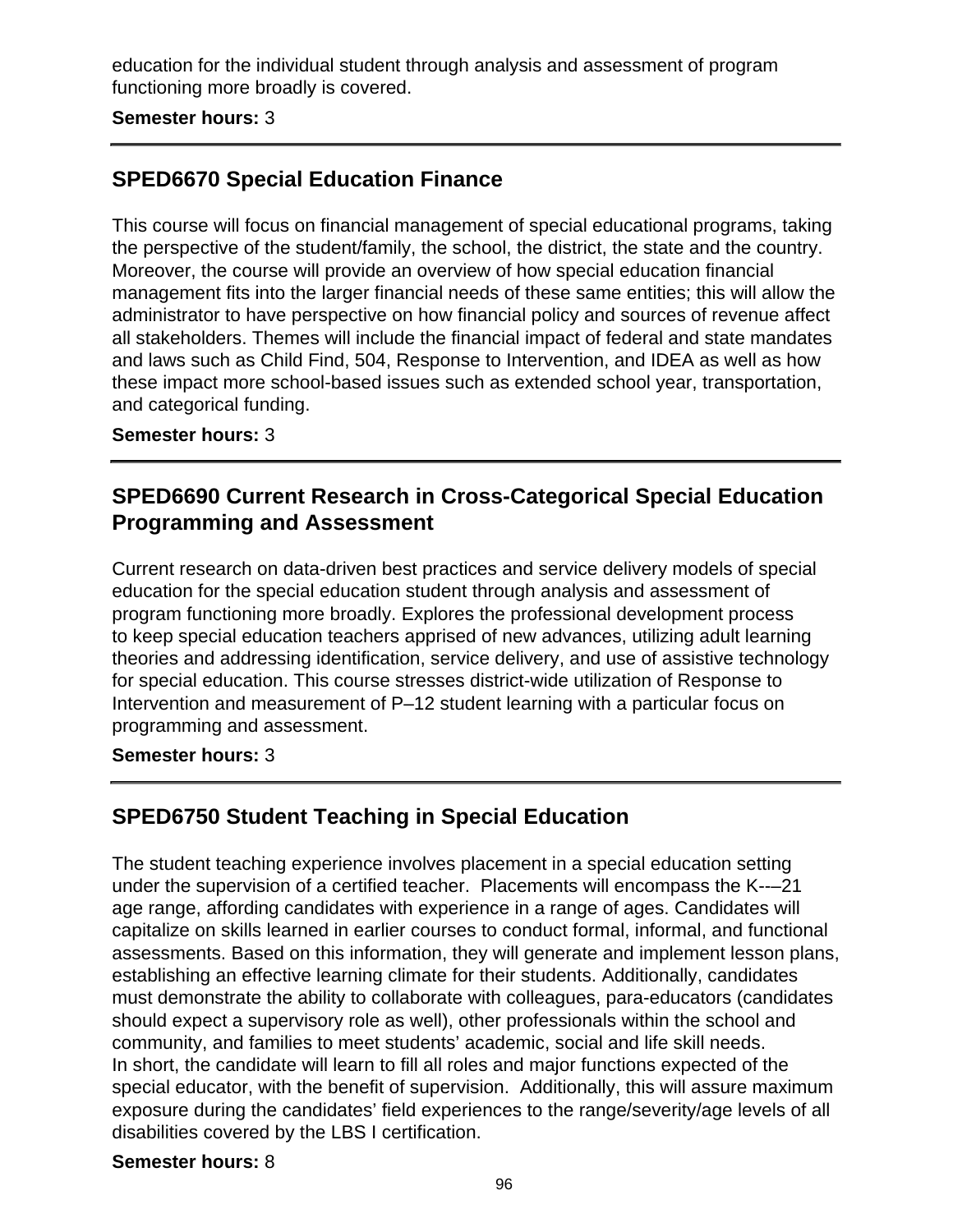education for the individual student through analysis and assessment of program functioning more broadly is covered.

**Semester hours:** 3

---

## SPED6670 Special Education Finance

This course will focus on financial management of special educational programs, taking the perspective of the student/family, the school, the district, the state and the country. Moreover, the course will provide an overview of how special education financial management fits into the larger financial needs of these same entities; this will allow the administrator to have perspective on how financial policy and sources of revenue affect all stakeholders. Themes will include the financial impact of federal and state mandates and laws such as Child Find, 504, Response to Intervention, and IDEA as well as how these impact more school-based issues such as extended school year, transportation, and categorical funding.

**Semester hours:** 3

---

## SPED6690 Current Research in Cross-Categorical Special Education Programming and Assessment

Current research on data-driven best practices and service delivery models of special education for the special education student through analysis and assessment of program functioning more broadly. Explores the professional development process to keep special education teachers apprised of new advances, utilizing adult learning theories and addressing identification, service delivery, and use of assistive technology for special education. This course stresses district-wide utilization of Response to Intervention and measurement of P–12 student learning with a particular focus on programming and assessment.

**Semester hours:** 3

---

## SPED6750 Student Teaching in Special Education

The student teaching experience involves placement in a special education setting under the supervision of a certified teacher. Placements will encompass the K-–21 age range, affording candidates with experience in a range of ages. Candidates will capitalize on skills learned in earlier courses to conduct formal, informal, and functional assessments. Based on this information, they will generate and implement lesson plans, establishing an effective learning climate for their students. Additionally, candidates must demonstrate the ability to collaborate with colleagues, para-educators (candidates should expect a supervisory role as well), other professionals within the school and community, and families to meet students' academic, social and life skill needs. In short, the candidate will learn to fill all roles and major functions expected of the special educator, with the benefit of supervision. Additionally, this will assure maximum exposure during the candidates' field experiences to the range/severity/age levels of all disabilities covered by the LBS I certification.

**Semester hours:** 8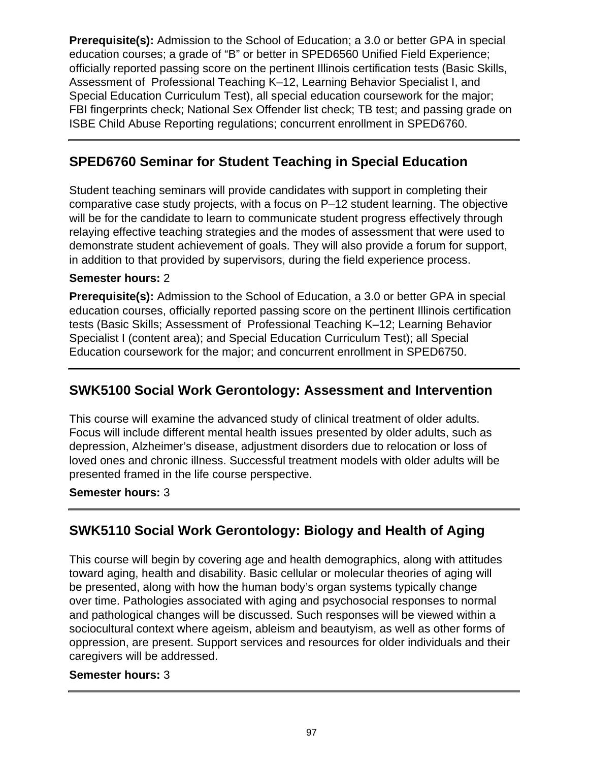**Prerequisite(s):** Admission to the School of Education; a 3.0 or better GPA in special education courses; a grade of "B" or better in SPED6560 Unified Field Experience; officially reported passing score on the pertinent Illinois certification tests (Basic Skills, Assessment of Professional Teaching K–12, Learning Behavior Specialist I, and Special Education Curriculum Test), all special education coursework for the major; FBI fingerprints check; National Sex Offender list check; TB test; and passing grade on ISBE Child Abuse Reporting regulations; concurrent enrollment in SPED6760.

---

## SPED6760 Seminar for Student Teaching in Special Education

Student teaching seminars will provide candidates with support in completing their comparative case study projects, with a focus on P–12 student learning. The objective will be for the candidate to learn to communicate student progress effectively through relaying effective teaching strategies and the modes of assessment that were used to demonstrate student achievement of goals. They will also provide a forum for support, in addition to that provided by supervisors, during the field experience process.

**Semester hours:** 2

**Prerequisite(s):** Admission to the School of Education, a 3.0 or better GPA in special education courses, officially reported passing score on the pertinent Illinois certification tests (Basic Skills; Assessment of Professional Teaching K–12; Learning Behavior Specialist I (content area); and Special Education Curriculum Test); all Special Education coursework for the major; and concurrent enrollment in SPED6750.

---

## SWK5100 Social Work Gerontology: Assessment and Intervention

This course will examine the advanced study of clinical treatment of older adults. Focus will include different mental health issues presented by older adults, such as depression, Alzheimer's disease, adjustment disorders due to relocation or loss of loved ones and chronic illness. Successful treatment models with older adults will be presented framed in the life course perspective.

**Semester hours:** 3

---

## SWK5110 Social Work Gerontology: Biology and Health of Aging

This course will begin by covering age and health demographics, along with attitudes toward aging, health and disability. Basic cellular or molecular theories of aging will be presented, along with how the human body's organ systems typically change over time. Pathologies associated with aging and psychosocial responses to normal and pathological changes will be discussed. Such responses will be viewed within a sociocultural context where ageism, ableism and beautyism, as well as other forms of oppression, are present. Support services and resources for older individuals and their caregivers will be addressed.

**Semester hours:** 3

---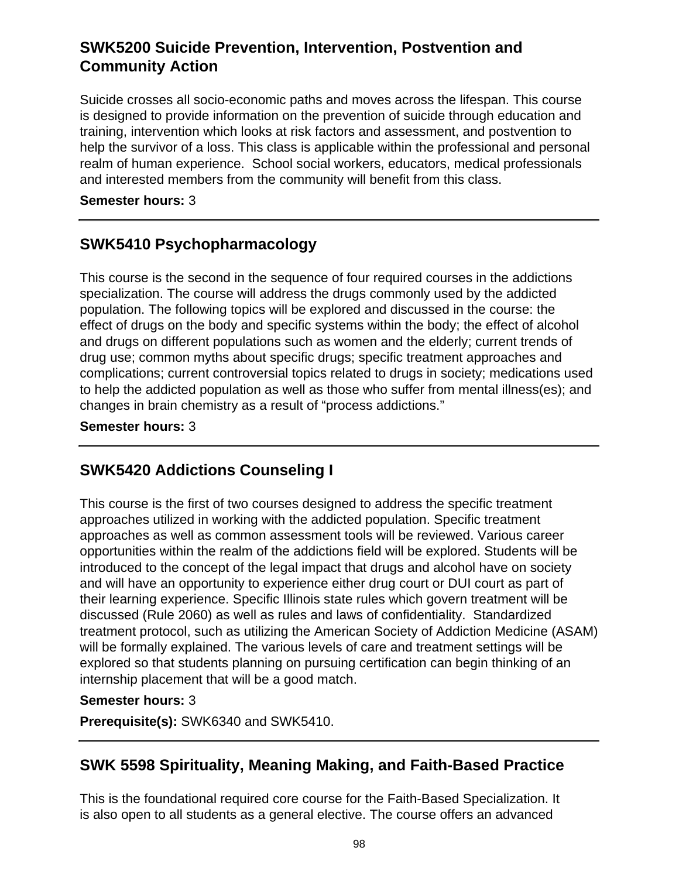## SWK5200 Suicide Prevention, Intervention, Postvention and Community Action

Suicide crosses all socio-economic paths and moves across the lifespan. This course is designed to provide information on the prevention of suicide through education and training, intervention which looks at risk factors and assessment, and postvention to help the survivor of a loss. This class is applicable within the professional and personal realm of human experience. School social workers, educators, medical professionals and interested members from the community will benefit from this class.

**Semester hours:** 3

---

## SWK5410 Psychopharmacology

This course is the second in the sequence of four required courses in the addictions specialization. The course will address the drugs commonly used by the addicted population. The following topics will be explored and discussed in the course: the effect of drugs on the body and specific systems within the body; the effect of alcohol and drugs on different populations such as women and the elderly; current trends of drug use; common myths about specific drugs; specific treatment approaches and complications; current controversial topics related to drugs in society; medications used to help the addicted population as well as those who suffer from mental illness(es); and changes in brain chemistry as a result of "process addictions."

**Semester hours:** 3

---

## SWK5420 Addictions Counseling I

This course is the first of two courses designed to address the specific treatment approaches utilized in working with the addicted population. Specific treatment approaches as well as common assessment tools will be reviewed. Various career opportunities within the realm of the addictions field will be explored. Students will be introduced to the concept of the legal impact that drugs and alcohol have on society and will have an opportunity to experience either drug court or DUI court as part of their learning experience. Specific Illinois state rules which govern treatment will be discussed (Rule 2060) as well as rules and laws of confidentiality. Standardized treatment protocol, such as utilizing the American Society of Addiction Medicine (ASAM) will be formally explained. The various levels of care and treatment settings will be explored so that students planning on pursuing certification can begin thinking of an internship placement that will be a good match.

**Semester hours:** 3

**Prerequisite(s):** SWK6340 and SWK5410.

---

## SWK 5598 Spirituality, Meaning Making, and Faith-Based Practice

This is the foundational required core course for the Faith-Based Specialization. It is also open to all students as a general elective. The course offers an advanced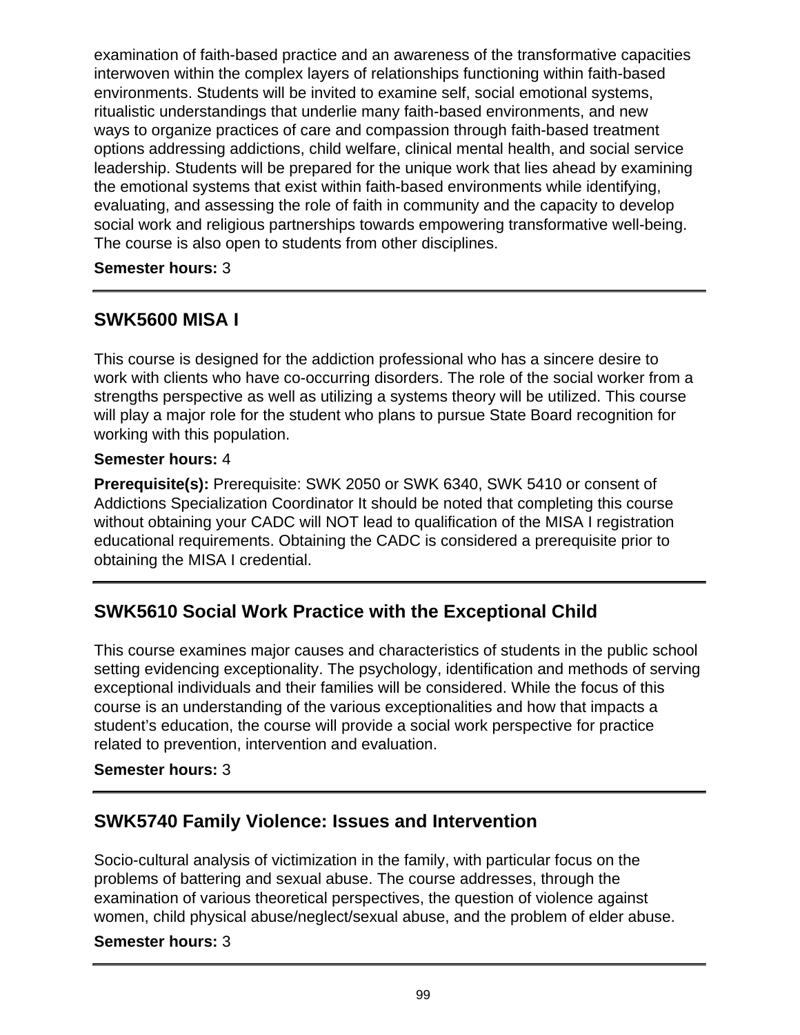examination of faith-based practice and an awareness of the transformative capacities interwoven within the complex layers of relationships functioning within faith-based environments. Students will be invited to examine self, social emotional systems, ritualistic understandings that underlie many faith-based environments, and new ways to organize practices of care and compassion through faith-based treatment options addressing addictions, child welfare, clinical mental health, and social service leadership. Students will be prepared for the unique work that lies ahead by examining the emotional systems that exist within faith-based environments while identifying, evaluating, and assessing the role of faith in community and the capacity to develop social work and religious partnerships towards empowering transformative well-being. The course is also open to students from other disciplines.

**Semester hours:** 3

---

## SWK5600 MISA I

This course is designed for the addiction professional who has a sincere desire to work with clients who have co-occurring disorders. The role of the social worker from a strengths perspective as well as utilizing a systems theory will be utilized. This course will play a major role for the student who plans to pursue State Board recognition for working with this population.

**Semester hours:** 4

**Prerequisite(s):** Prerequisite: SWK 2050 or SWK 6340, SWK 5410 or consent of Addictions Specialization Coordinator It should be noted that completing this course without obtaining your CADC will NOT lead to qualification of the MISA I registration educational requirements. Obtaining the CADC is considered a prerequisite prior to obtaining the MISA I credential.

---

## SWK5610 Social Work Practice with the Exceptional Child

This course examines major causes and characteristics of students in the public school setting evidencing exceptionality. The psychology, identification and methods of serving exceptional individuals and their families will be considered. While the focus of this course is an understanding of the various exceptionalities and how that impacts a student's education, the course will provide a social work perspective for practice related to prevention, intervention and evaluation.

**Semester hours:** 3

---

## SWK5740 Family Violence: Issues and Intervention

Socio-cultural analysis of victimization in the family, with particular focus on the problems of battering and sexual abuse. The course addresses, through the examination of various theoretical perspectives, the question of violence against women, child physical abuse/neglect/sexual abuse, and the problem of elder abuse.

**Semester hours:** 3

---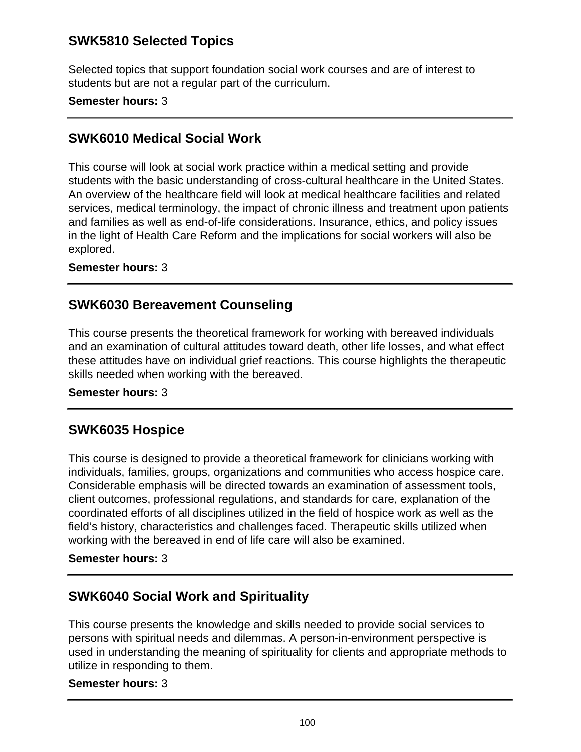## SWK5810 Selected Topics

Selected topics that support foundation social work courses and are of interest to students but are not a regular part of the curriculum.

**Semester hours:** 3

---

## SWK6010 Medical Social Work

This course will look at social work practice within a medical setting and provide students with the basic understanding of cross-cultural healthcare in the United States. An overview of the healthcare field will look at medical healthcare facilities and related services, medical terminology, the impact of chronic illness and treatment upon patients and families as well as end-of-life considerations. Insurance, ethics, and policy issues in the light of Health Care Reform and the implications for social workers will also be explored.

**Semester hours:** 3

---

## SWK6030 Bereavement Counseling

This course presents the theoretical framework for working with bereaved individuals and an examination of cultural attitudes toward death, other life losses, and what effect these attitudes have on individual grief reactions. This course highlights the therapeutic skills needed when working with the bereaved.

**Semester hours:** 3

---

## SWK6035 Hospice

This course is designed to provide a theoretical framework for clinicians working with individuals, families, groups, organizations and communities who access hospice care. Considerable emphasis will be directed towards an examination of assessment tools, client outcomes, professional regulations, and standards for care, explanation of the coordinated efforts of all disciplines utilized in the field of hospice work as well as the field's history, characteristics and challenges faced. Therapeutic skills utilized when working with the bereaved in end of life care will also be examined.

**Semester hours:** 3

---

## SWK6040 Social Work and Spirituality

This course presents the knowledge and skills needed to provide social services to persons with spiritual needs and dilemmas. A person-in-environment perspective is used in understanding the meaning of spirituality for clients and appropriate methods to utilize in responding to them.

**Semester hours:** 3

---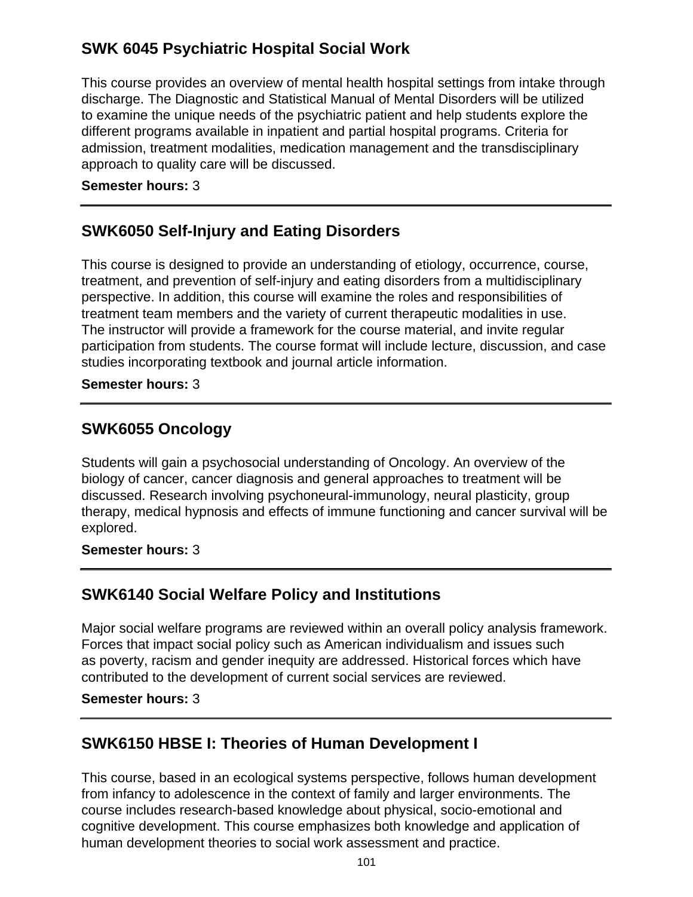## SWK 6045 Psychiatric Hospital Social Work

This course provides an overview of mental health hospital settings from intake through discharge. The Diagnostic and Statistical Manual of Mental Disorders will be utilized to examine the unique needs of the psychiatric patient and help students explore the different programs available in inpatient and partial hospital programs. Criteria for admission, treatment modalities, medication management and the transdisciplinary approach to quality care will be discussed.

**Semester hours:** 3

---

## SWK6050 Self-Injury and Eating Disorders

This course is designed to provide an understanding of etiology, occurrence, course, treatment, and prevention of self-injury and eating disorders from a multidisciplinary perspective. In addition, this course will examine the roles and responsibilities of treatment team members and the variety of current therapeutic modalities in use. The instructor will provide a framework for the course material, and invite regular participation from students. The course format will include lecture, discussion, and case studies incorporating textbook and journal article information.

**Semester hours:** 3

---

## SWK6055 Oncology

Students will gain a psychosocial understanding of Oncology. An overview of the biology of cancer, cancer diagnosis and general approaches to treatment will be discussed. Research involving psychoneural-immunology, neural plasticity, group therapy, medical hypnosis and effects of immune functioning and cancer survival will be explored.

**Semester hours:** 3

---

## SWK6140 Social Welfare Policy and Institutions

Major social welfare programs are reviewed within an overall policy analysis framework. Forces that impact social policy such as American individualism and issues such as poverty, racism and gender inequity are addressed. Historical forces which have contributed to the development of current social services are reviewed.

**Semester hours:** 3

---

## SWK6150 HBSE I: Theories of Human Development I

This course, based in an ecological systems perspective, follows human development from infancy to adolescence in the context of family and larger environments. The course includes research-based knowledge about physical, socio-emotional and cognitive development. This course emphasizes both knowledge and application of human development theories to social work assessment and practice.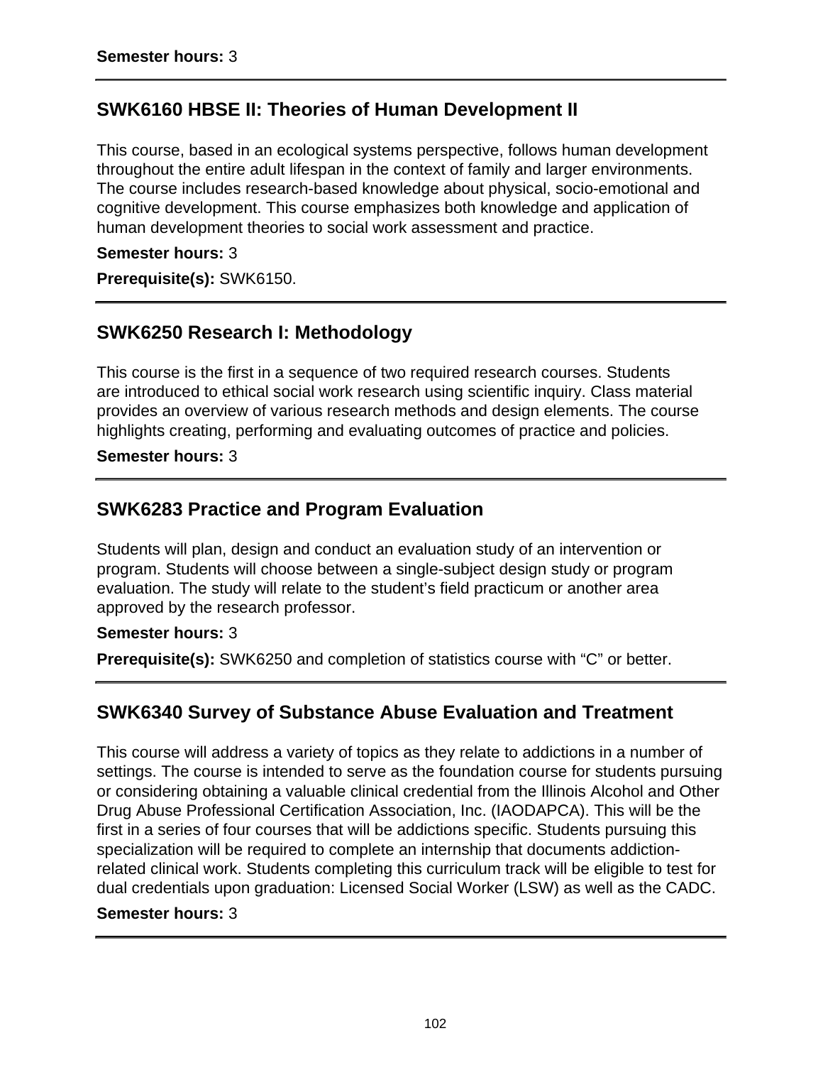**Semester hours:** 3

---

## SWK6160 HBSE II: Theories of Human Development II

This course, based in an ecological systems perspective, follows human development throughout the entire adult lifespan in the context of family and larger environments. The course includes research-based knowledge about physical, socio-emotional and cognitive development. This course emphasizes both knowledge and application of human development theories to social work assessment and practice.

**Semester hours:** 3

**Prerequisite(s):** SWK6150.

---

## SWK6250 Research I: Methodology

This course is the first in a sequence of two required research courses. Students are introduced to ethical social work research using scientific inquiry. Class material provides an overview of various research methods and design elements. The course highlights creating, performing and evaluating outcomes of practice and policies.

**Semester hours:** 3

---

## SWK6283 Practice and Program Evaluation

Students will plan, design and conduct an evaluation study of an intervention or program. Students will choose between a single-subject design study or program evaluation. The study will relate to the student's field practicum or another area approved by the research professor.

**Semester hours:** 3

**Prerequisite(s):** SWK6250 and completion of statistics course with "C" or better.

---

## SWK6340 Survey of Substance Abuse Evaluation and Treatment

This course will address a variety of topics as they relate to addictions in a number of settings. The course is intended to serve as the foundation course for students pursuing or considering obtaining a valuable clinical credential from the Illinois Alcohol and Other Drug Abuse Professional Certification Association, Inc. (IAODAPCA). This will be the first in a series of four courses that will be addictions specific. Students pursuing this specialization will be required to complete an internship that documents addiction-related clinical work. Students completing this curriculum track will be eligible to test for dual credentials upon graduation: Licensed Social Worker (LSW) as well as the CADC.

**Semester hours:** 3

---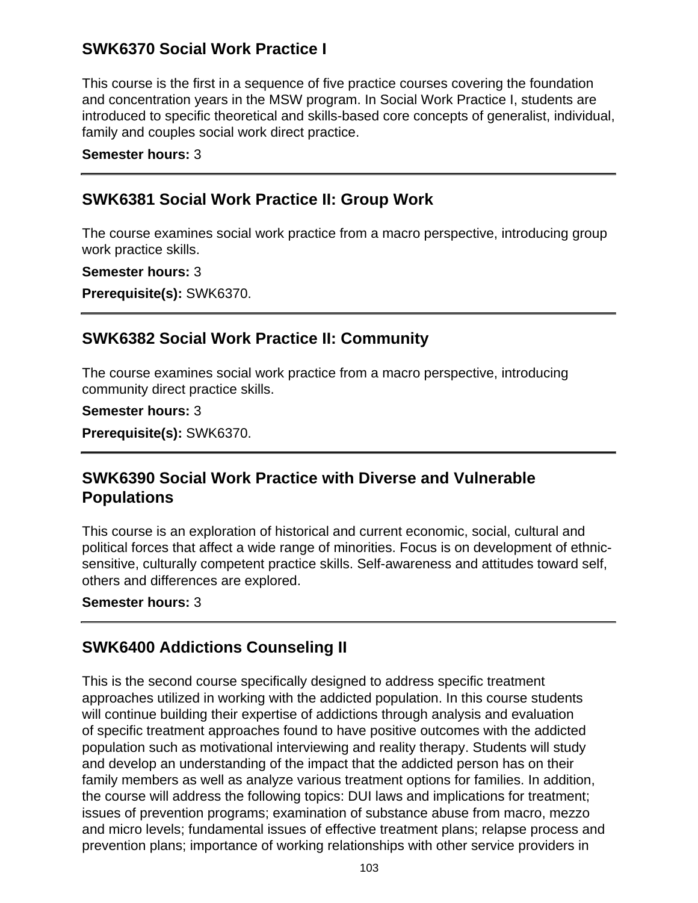## SWK6370 Social Work Practice I

This course is the first in a sequence of five practice courses covering the foundation and concentration years in the MSW program. In Social Work Practice I, students are introduced to specific theoretical and skills-based core concepts of generalist, individual, family and couples social work direct practice.

**Semester hours:** 3

---

## SWK6381 Social Work Practice II: Group Work

The course examines social work practice from a macro perspective, introducing group work practice skills.

**Semester hours:** 3

**Prerequisite(s):** SWK6370.

---

## SWK6382 Social Work Practice II: Community

The course examines social work practice from a macro perspective, introducing community direct practice skills.

**Semester hours:** 3

**Prerequisite(s):** SWK6370.

---

## SWK6390 Social Work Practice with Diverse and Vulnerable Populations

This course is an exploration of historical and current economic, social, cultural and political forces that affect a wide range of minorities. Focus is on development of ethnic-sensitive, culturally competent practice skills. Self-awareness and attitudes toward self, others and differences are explored.

**Semester hours:** 3

---

## SWK6400 Addictions Counseling II

This is the second course specifically designed to address specific treatment approaches utilized in working with the addicted population. In this course students will continue building their expertise of addictions through analysis and evaluation of specific treatment approaches found to have positive outcomes with the addicted population such as motivational interviewing and reality therapy. Students will study and develop an understanding of the impact that the addicted person has on their family members as well as analyze various treatment options for families. In addition, the course will address the following topics: DUI laws and implications for treatment; issues of prevention programs; examination of substance abuse from macro, mezzo and micro levels; fundamental issues of effective treatment plans; relapse process and prevention plans; importance of working relationships with other service providers in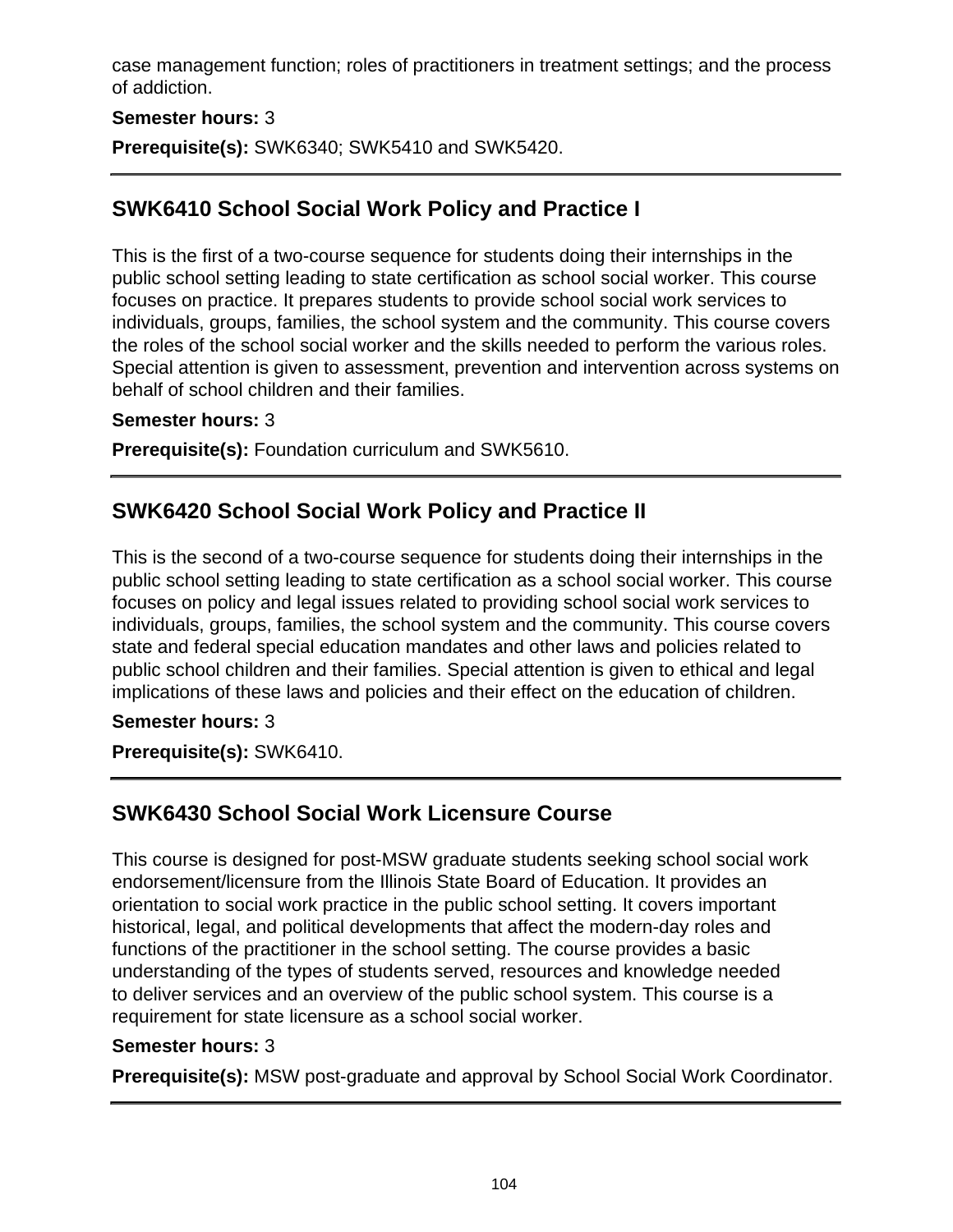case management function; roles of practitioners in treatment settings; and the process of addiction.

**Semester hours:** 3

**Prerequisite(s):** SWK6340; SWK5410 and SWK5420.

---

## SWK6410 School Social Work Policy and Practice I

This is the first of a two-course sequence for students doing their internships in the public school setting leading to state certification as school social worker. This course focuses on practice. It prepares students to provide school social work services to individuals, groups, families, the school system and the community. This course covers the roles of the school social worker and the skills needed to perform the various roles. Special attention is given to assessment, prevention and intervention across systems on behalf of school children and their families.

**Semester hours:** 3

**Prerequisite(s):** Foundation curriculum and SWK5610.

---

## SWK6420 School Social Work Policy and Practice II

This is the second of a two-course sequence for students doing their internships in the public school setting leading to state certification as a school social worker. This course focuses on policy and legal issues related to providing school social work services to individuals, groups, families, the school system and the community. This course covers state and federal special education mandates and other laws and policies related to public school children and their families. Special attention is given to ethical and legal implications of these laws and policies and their effect on the education of children.

**Semester hours:** 3

**Prerequisite(s):** SWK6410.

---

## SWK6430 School Social Work Licensure Course

This course is designed for post-MSW graduate students seeking school social work endorsement/licensure from the Illinois State Board of Education. It provides an orientation to social work practice in the public school setting. It covers important historical, legal, and political developments that affect the modern-day roles and functions of the practitioner in the school setting. The course provides a basic understanding of the types of students served, resources and knowledge needed to deliver services and an overview of the public school system. This course is a requirement for state licensure as a school social worker.

**Semester hours:** 3

**Prerequisite(s):** MSW post-graduate and approval by School Social Work Coordinator.

---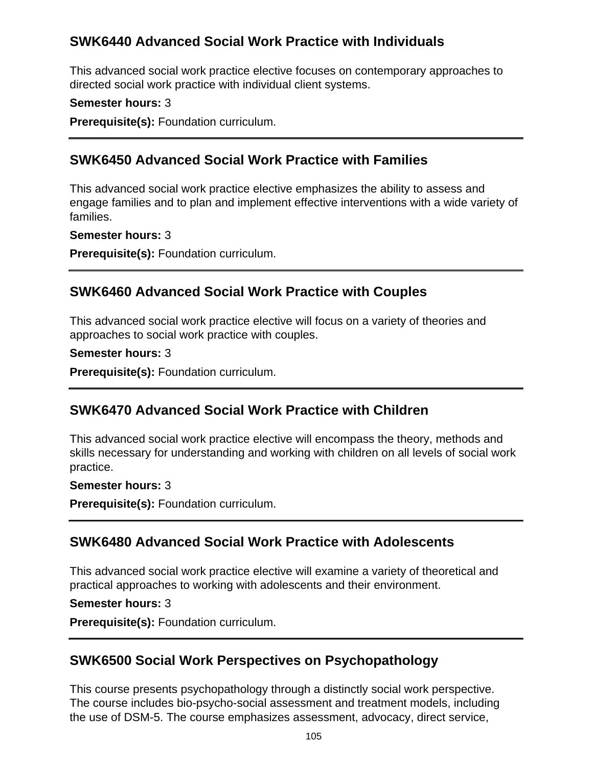## SWK6440 Advanced Social Work Practice with Individuals

This advanced social work practice elective focuses on contemporary approaches to directed social work practice with individual client systems.

**Semester hours:** 3

**Prerequisite(s):** Foundation curriculum.

---

## SWK6450 Advanced Social Work Practice with Families

This advanced social work practice elective emphasizes the ability to assess and engage families and to plan and implement effective interventions with a wide variety of families.

**Semester hours:** 3

**Prerequisite(s):** Foundation curriculum.

---

## SWK6460 Advanced Social Work Practice with Couples

This advanced social work practice elective will focus on a variety of theories and approaches to social work practice with couples.

**Semester hours:** 3

**Prerequisite(s):** Foundation curriculum.

---

## SWK6470 Advanced Social Work Practice with Children

This advanced social work practice elective will encompass the theory, methods and skills necessary for understanding and working with children on all levels of social work practice.

**Semester hours:** 3

**Prerequisite(s):** Foundation curriculum.

---

## SWK6480 Advanced Social Work Practice with Adolescents

This advanced social work practice elective will examine a variety of theoretical and practical approaches to working with adolescents and their environment.

**Semester hours:** 3

**Prerequisite(s):** Foundation curriculum.

---

## SWK6500 Social Work Perspectives on Psychopathology

This course presents psychopathology through a distinctly social work perspective. The course includes bio-psycho-social assessment and treatment models, including the use of DSM-5. The course emphasizes assessment, advocacy, direct service,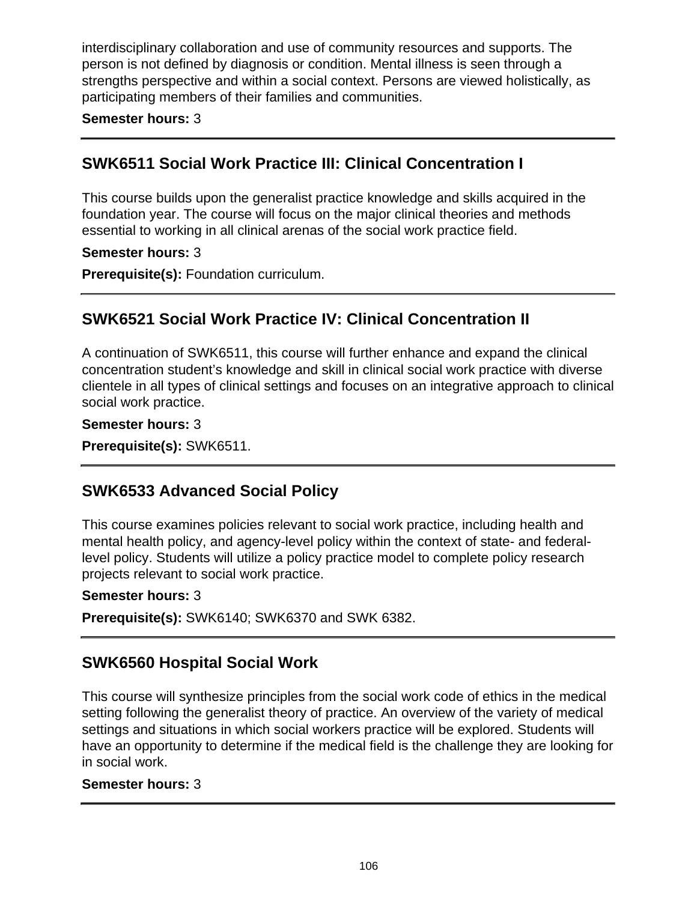interdisciplinary collaboration and use of community resources and supports. The person is not defined by diagnosis or condition. Mental illness is seen through a strengths perspective and within a social context. Persons are viewed holistically, as participating members of their families and communities.

**Semester hours:** 3

---

## SWK6511 Social Work Practice III: Clinical Concentration I

This course builds upon the generalist practice knowledge and skills acquired in the foundation year. The course will focus on the major clinical theories and methods essential to working in all clinical arenas of the social work practice field.

**Semester hours:** 3

**Prerequisite(s):** Foundation curriculum.

---

## SWK6521 Social Work Practice IV: Clinical Concentration II

A continuation of SWK6511, this course will further enhance and expand the clinical concentration student’s knowledge and skill in clinical social work practice with diverse clientele in all types of clinical settings and focuses on an integrative approach to clinical social work practice.

**Semester hours:** 3

**Prerequisite(s):** SWK6511.

---

## SWK6533 Advanced Social Policy

This course examines policies relevant to social work practice, including health and mental health policy, and agency-level policy within the context of state- and federal-level policy. Students will utilize a policy practice model to complete policy research projects relevant to social work practice.

**Semester hours:** 3

**Prerequisite(s):** SWK6140; SWK6370 and SWK 6382.

---

## SWK6560 Hospital Social Work

This course will synthesize principles from the social work code of ethics in the medical setting following the generalist theory of practice. An overview of the variety of medical settings and situations in which social workers practice will be explored. Students will have an opportunity to determine if the medical field is the challenge they are looking for in social work.

**Semester hours:** 3

---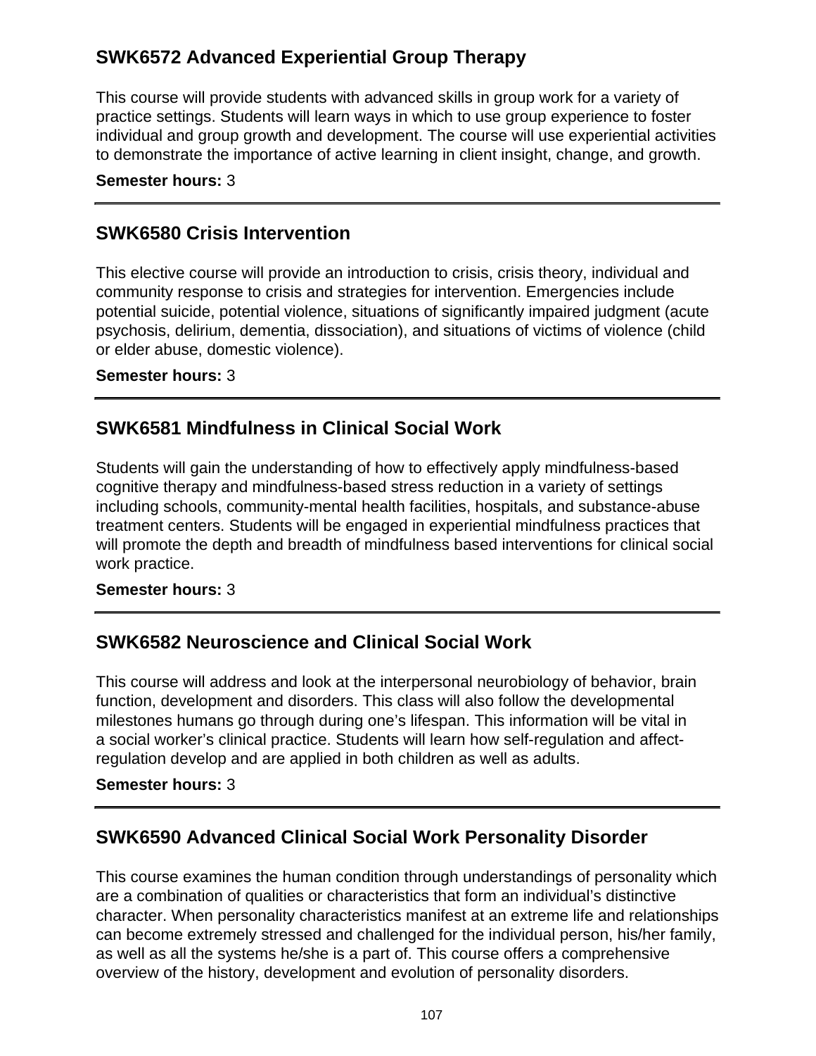## SWK6572 Advanced Experiential Group Therapy

This course will provide students with advanced skills in group work for a variety of practice settings. Students will learn ways in which to use group experience to foster individual and group growth and development. The course will use experiential activities to demonstrate the importance of active learning in client insight, change, and growth.

**Semester hours:** 3

---

## SWK6580 Crisis Intervention

This elective course will provide an introduction to crisis, crisis theory, individual and community response to crisis and strategies for intervention. Emergencies include potential suicide, potential violence, situations of significantly impaired judgment (acute psychosis, delirium, dementia, dissociation), and situations of victims of violence (child or elder abuse, domestic violence).

**Semester hours:** 3

---

## SWK6581 Mindfulness in Clinical Social Work

Students will gain the understanding of how to effectively apply mindfulness-based cognitive therapy and mindfulness-based stress reduction in a variety of settings including schools, community-mental health facilities, hospitals, and substance-abuse treatment centers. Students will be engaged in experiential mindfulness practices that will promote the depth and breadth of mindfulness based interventions for clinical social work practice.

**Semester hours:** 3

---

## SWK6582 Neuroscience and Clinical Social Work

This course will address and look at the interpersonal neurobiology of behavior, brain function, development and disorders. This class will also follow the developmental milestones humans go through during one's lifespan. This information will be vital in a social worker's clinical practice. Students will learn how self-regulation and affect-regulation develop and are applied in both children as well as adults.

**Semester hours:** 3

---

## SWK6590 Advanced Clinical Social Work Personality Disorder

This course examines the human condition through understandings of personality which are a combination of qualities or characteristics that form an individual's distinctive character. When personality characteristics manifest at an extreme life and relationships can become extremely stressed and challenged for the individual person, his/her family, as well as all the systems he/she is a part of. This course offers a comprehensive overview of the history, development and evolution of personality disorders.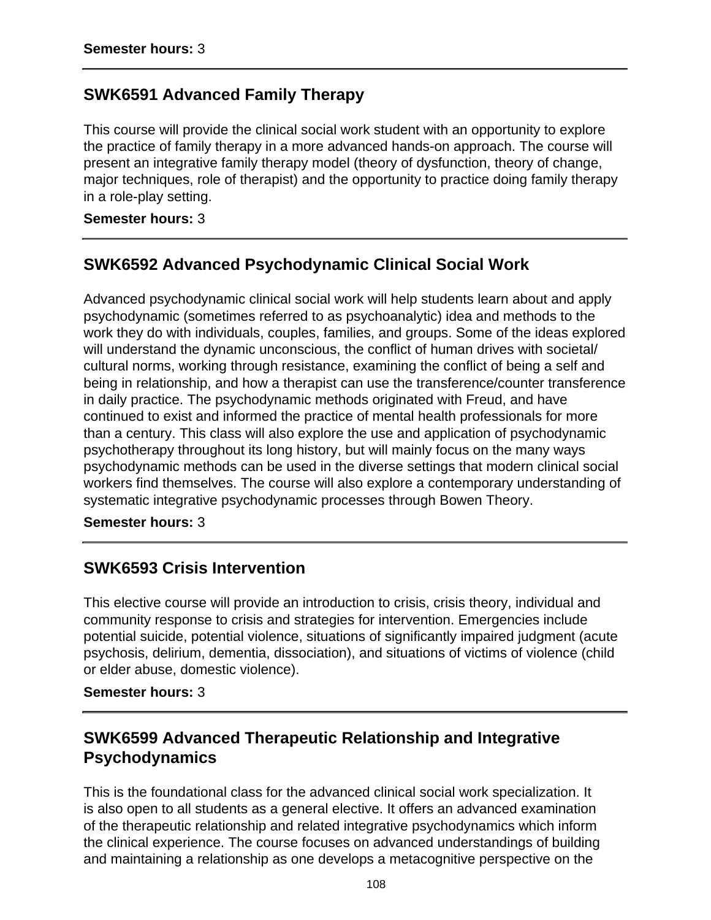**Semester hours:** 3

---

## SWK6591 Advanced Family Therapy

This course will provide the clinical social work student with an opportunity to explore the practice of family therapy in a more advanced hands-on approach. The course will present an integrative family therapy model (theory of dysfunction, theory of change, major techniques, role of therapist) and the opportunity to practice doing family therapy in a role-play setting.

**Semester hours:** 3

---

## SWK6592 Advanced Psychodynamic Clinical Social Work

Advanced psychodynamic clinical social work will help students learn about and apply psychodynamic (sometimes referred to as psychoanalytic) idea and methods to the work they do with individuals, couples, families, and groups. Some of the ideas explored will understand the dynamic unconscious, the conflict of human drives with societal/ cultural norms, working through resistance, examining the conflict of being a self and being in relationship, and how a therapist can use the transference/counter transference in daily practice. The psychodynamic methods originated with Freud, and have continued to exist and informed the practice of mental health professionals for more than a century. This class will also explore the use and application of psychodynamic psychotherapy throughout its long history, but will mainly focus on the many ways psychodynamic methods can be used in the diverse settings that modern clinical social workers find themselves. The course will also explore a contemporary understanding of systematic integrative psychodynamic processes through Bowen Theory.

**Semester hours:** 3

---

## SWK6593 Crisis Intervention

This elective course will provide an introduction to crisis, crisis theory, individual and community response to crisis and strategies for intervention. Emergencies include potential suicide, potential violence, situations of significantly impaired judgment (acute psychosis, delirium, dementia, dissociation), and situations of victims of violence (child or elder abuse, domestic violence).

**Semester hours:** 3

---

## SWK6599 Advanced Therapeutic Relationship and Integrative Psychodynamics

This is the foundational class for the advanced clinical social work specialization. It is also open to all students as a general elective. It offers an advanced examination of the therapeutic relationship and related integrative psychodynamics which inform the clinical experience. The course focuses on advanced understandings of building and maintaining a relationship as one develops a metacognitive perspective on the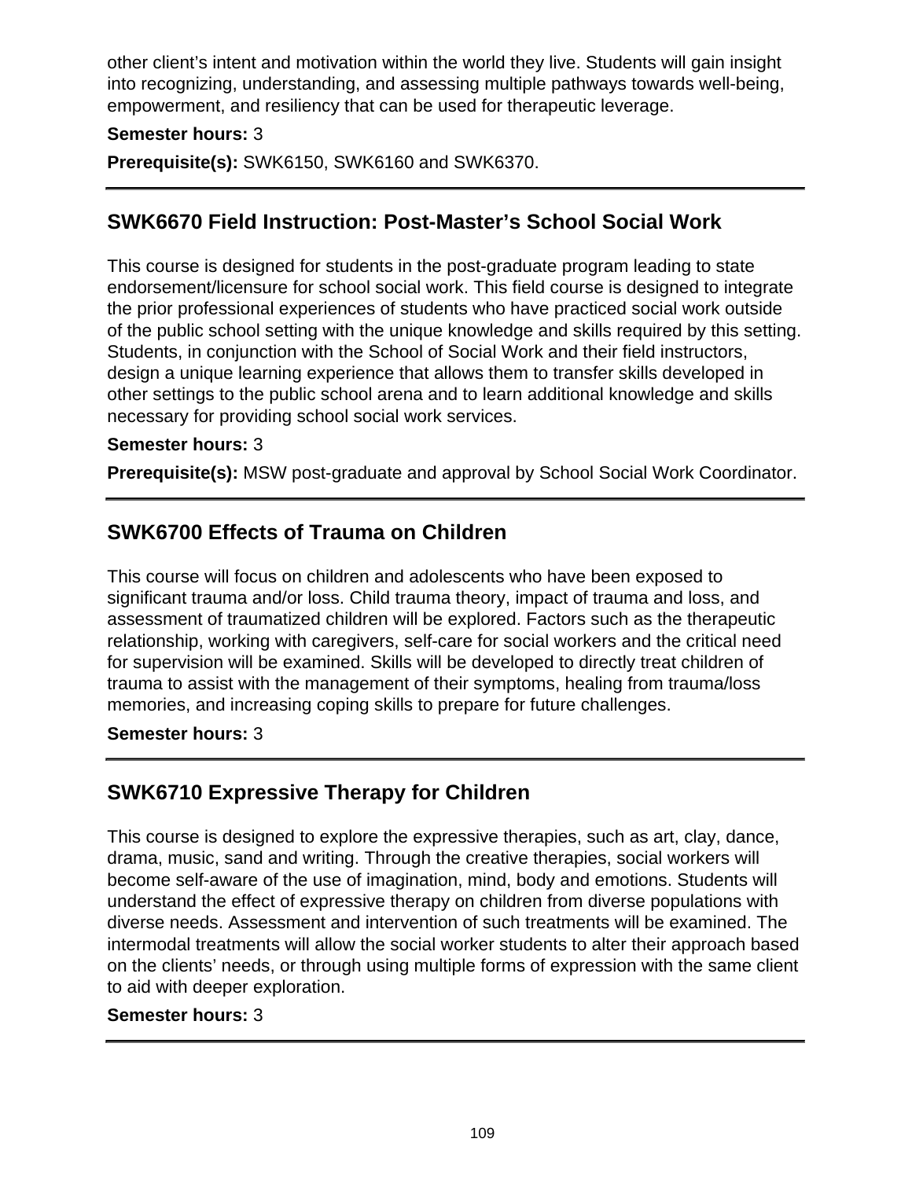other client's intent and motivation within the world they live. Students will gain insight into recognizing, understanding, and assessing multiple pathways towards well-being, empowerment, and resiliency that can be used for therapeutic leverage.

**Semester hours:** 3

**Prerequisite(s):** SWK6150, SWK6160 and SWK6370.

---

## SWK6670 Field Instruction: Post-Master's School Social Work

This course is designed for students in the post-graduate program leading to state endorsement/licensure for school social work. This field course is designed to integrate the prior professional experiences of students who have practiced social work outside of the public school setting with the unique knowledge and skills required by this setting. Students, in conjunction with the School of Social Work and their field instructors, design a unique learning experience that allows them to transfer skills developed in other settings to the public school arena and to learn additional knowledge and skills necessary for providing school social work services.

**Semester hours:** 3

**Prerequisite(s):** MSW post-graduate and approval by School Social Work Coordinator.

---

## SWK6700 Effects of Trauma on Children

This course will focus on children and adolescents who have been exposed to significant trauma and/or loss. Child trauma theory, impact of trauma and loss, and assessment of traumatized children will be explored. Factors such as the therapeutic relationship, working with caregivers, self-care for social workers and the critical need for supervision will be examined. Skills will be developed to directly treat children of trauma to assist with the management of their symptoms, healing from trauma/loss memories, and increasing coping skills to prepare for future challenges.

**Semester hours:** 3

---

## SWK6710 Expressive Therapy for Children

This course is designed to explore the expressive therapies, such as art, clay, dance, drama, music, sand and writing. Through the creative therapies, social workers will become self-aware of the use of imagination, mind, body and emotions. Students will understand the effect of expressive therapy on children from diverse populations with diverse needs. Assessment and intervention of such treatments will be examined. The intermodal treatments will allow the social worker students to alter their approach based on the clients' needs, or through using multiple forms of expression with the same client to aid with deeper exploration.

**Semester hours:** 3

---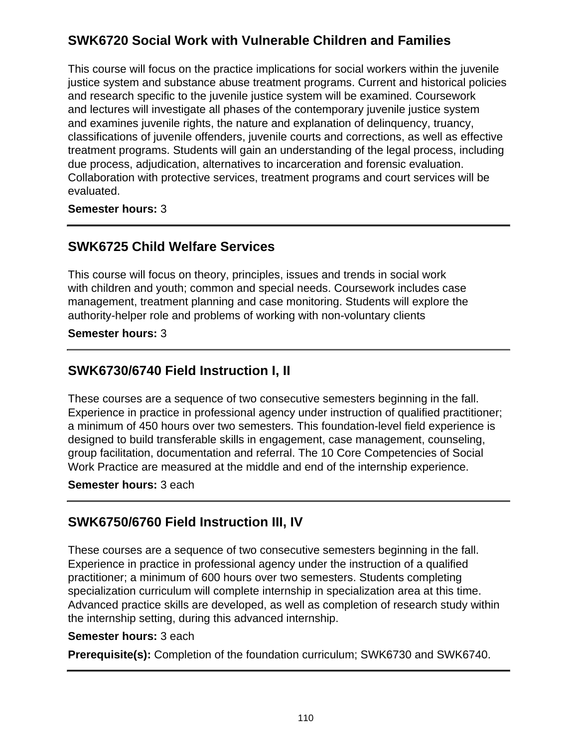## SWK6720 Social Work with Vulnerable Children and Families

This course will focus on the practice implications for social workers within the juvenile justice system and substance abuse treatment programs. Current and historical policies and research specific to the juvenile justice system will be examined. Coursework and lectures will investigate all phases of the contemporary juvenile justice system and examines juvenile rights, the nature and explanation of delinquency, truancy, classifications of juvenile offenders, juvenile courts and corrections, as well as effective treatment programs. Students will gain an understanding of the legal process, including due process, adjudication, alternatives to incarceration and forensic evaluation. Collaboration with protective services, treatment programs and court services will be evaluated.

**Semester hours:** 3

---

## SWK6725 Child Welfare Services

This course will focus on theory, principles, issues and trends in social work with children and youth; common and special needs. Coursework includes case management, treatment planning and case monitoring. Students will explore the authority-helper role and problems of working with non-voluntary clients

**Semester hours:** 3

---

## SWK6730/6740 Field Instruction I, II

These courses are a sequence of two consecutive semesters beginning in the fall. Experience in practice in professional agency under instruction of qualified practitioner; a minimum of 450 hours over two semesters. This foundation-level field experience is designed to build transferable skills in engagement, case management, counseling, group facilitation, documentation and referral. The 10 Core Competencies of Social Work Practice are measured at the middle and end of the internship experience.

**Semester hours:** 3 each

---

## SWK6750/6760 Field Instruction III, IV

These courses are a sequence of two consecutive semesters beginning in the fall. Experience in practice in professional agency under the instruction of a qualified practitioner; a minimum of 600 hours over two semesters. Students completing specialization curriculum will complete internship in specialization area at this time. Advanced practice skills are developed, as well as completion of research study within the internship setting, during this advanced internship.

**Semester hours:** 3 each

**Prerequisite(s):** Completion of the foundation curriculum; SWK6730 and SWK6740.

---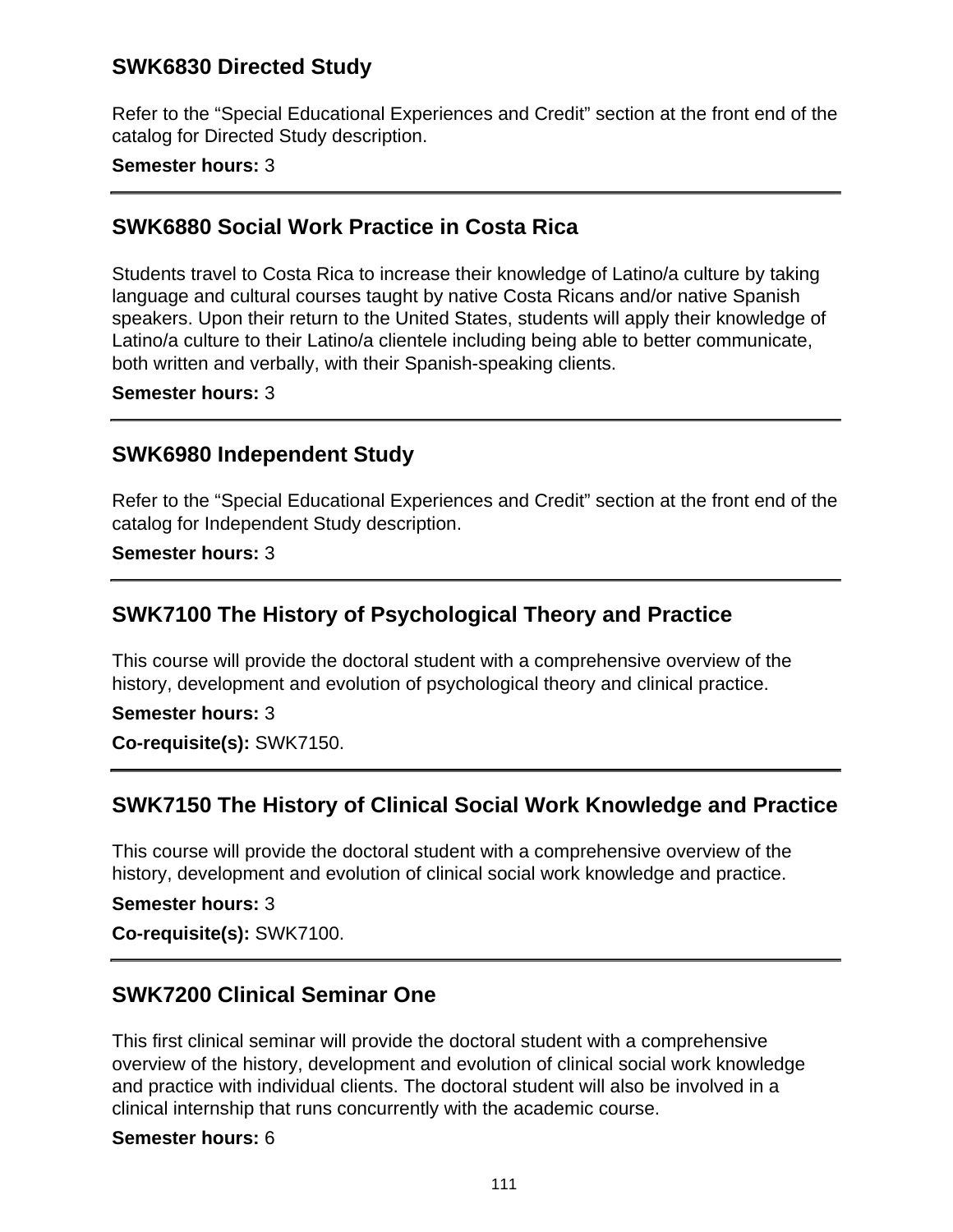### SWK6830 Directed Study

Refer to the "Special Educational Experiences and Credit" section at the front end of the catalog for Directed Study description.

**Semester hours:** 3

---

### SWK6880 Social Work Practice in Costa Rica

Students travel to Costa Rica to increase their knowledge of Latino/a culture by taking language and cultural courses taught by native Costa Ricans and/or native Spanish speakers. Upon their return to the United States, students will apply their knowledge of Latino/a culture to their Latino/a clientele including being able to better communicate, both written and verbally, with their Spanish-speaking clients.

**Semester hours:** 3

---

### SWK6980 Independent Study

Refer to the "Special Educational Experiences and Credit" section at the front end of the catalog for Independent Study description.

**Semester hours:** 3

---

### SWK7100 The History of Psychological Theory and Practice

This course will provide the doctoral student with a comprehensive overview of the history, development and evolution of psychological theory and clinical practice.

**Semester hours:** 3

**Co-requisite(s):** SWK7150.

---

### SWK7150 The History of Clinical Social Work Knowledge and Practice

This course will provide the doctoral student with a comprehensive overview of the history, development and evolution of clinical social work knowledge and practice.

**Semester hours:** 3

**Co-requisite(s):** SWK7100.

---

### SWK7200 Clinical Seminar One

This first clinical seminar will provide the doctoral student with a comprehensive overview of the history, development and evolution of clinical social work knowledge and practice with individual clients. The doctoral student will also be involved in a clinical internship that runs concurrently with the academic course.

**Semester hours:** 6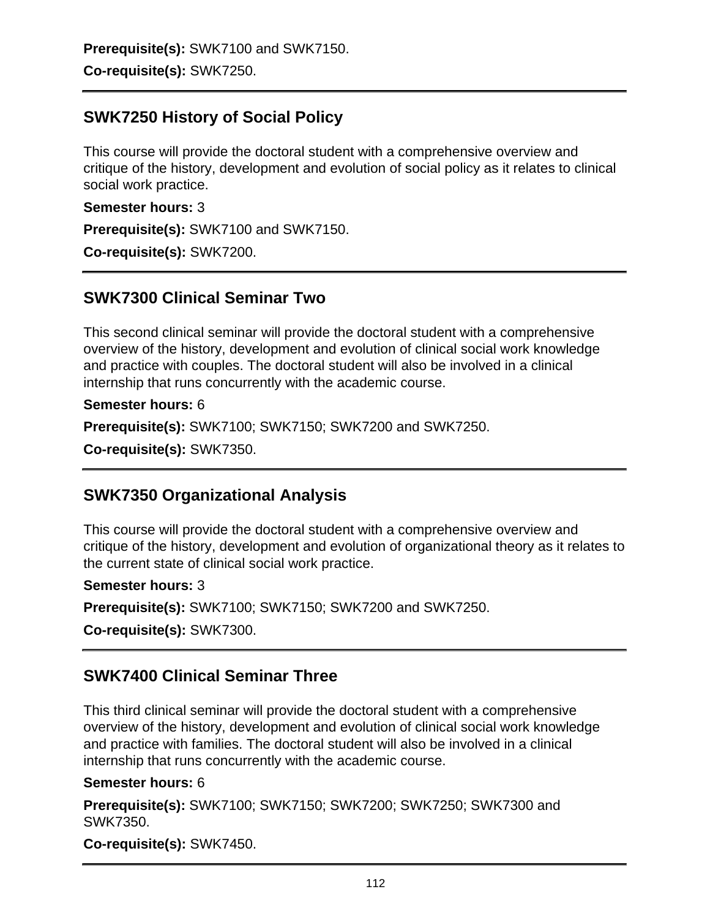**Prerequisite(s):** SWK7100 and SWK7150.

**Co-requisite(s):** SWK7250.

---

### SWK7250 History of Social Policy

This course will provide the doctoral student with a comprehensive overview and critique of the history, development and evolution of social policy as it relates to clinical social work practice.

**Semester hours:** 3

**Prerequisite(s):** SWK7100 and SWK7150.

**Co-requisite(s):** SWK7200.

---

### SWK7300 Clinical Seminar Two

This second clinical seminar will provide the doctoral student with a comprehensive overview of the history, development and evolution of clinical social work knowledge and practice with couples. The doctoral student will also be involved in a clinical internship that runs concurrently with the academic course.

**Semester hours:** 6

**Prerequisite(s):** SWK7100; SWK7150; SWK7200 and SWK7250.

**Co-requisite(s):** SWK7350.

---

### SWK7350 Organizational Analysis

This course will provide the doctoral student with a comprehensive overview and critique of the history, development and evolution of organizational theory as it relates to the current state of clinical social work practice.

**Semester hours:** 3

**Prerequisite(s):** SWK7100; SWK7150; SWK7200 and SWK7250.

**Co-requisite(s):** SWK7300.

---

### SWK7400 Clinical Seminar Three

This third clinical seminar will provide the doctoral student with a comprehensive overview of the history, development and evolution of clinical social work knowledge and practice with families. The doctoral student will also be involved in a clinical internship that runs concurrently with the academic course.

**Semester hours:** 6

**Prerequisite(s):** SWK7100; SWK7150; SWK7200; SWK7250; SWK7300 and SWK7350.

**Co-requisite(s):** SWK7450.

---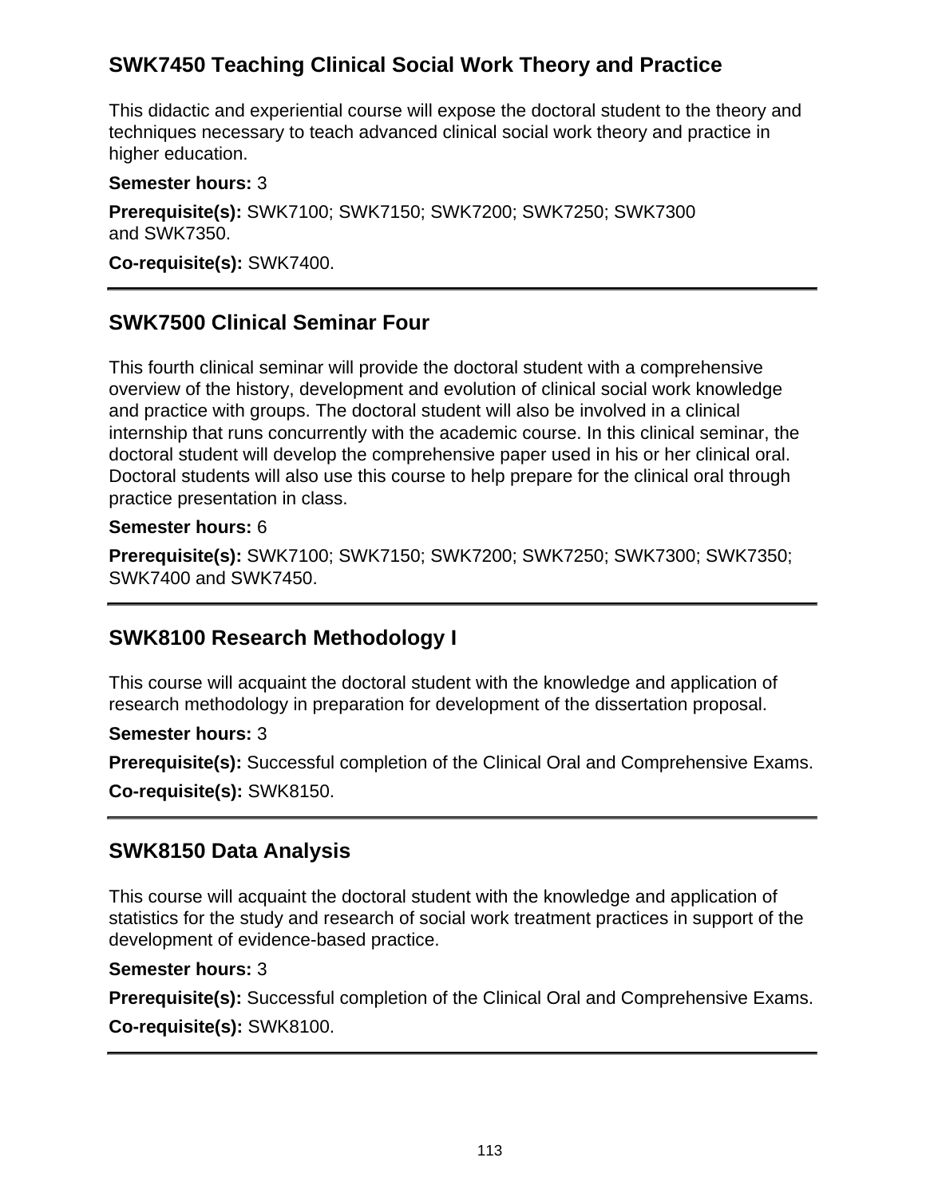## SWK7450 Teaching Clinical Social Work Theory and Practice

This didactic and experiential course will expose the doctoral student to the theory and techniques necessary to teach advanced clinical social work theory and practice in higher education.

**Semester hours:** 3

**Prerequisite(s):** SWK7100; SWK7150; SWK7200; SWK7250; SWK7300 and SWK7350.

**Co-requisite(s):** SWK7400.

---

## SWK7500 Clinical Seminar Four

This fourth clinical seminar will provide the doctoral student with a comprehensive overview of the history, development and evolution of clinical social work knowledge and practice with groups. The doctoral student will also be involved in a clinical internship that runs concurrently with the academic course. In this clinical seminar, the doctoral student will develop the comprehensive paper used in his or her clinical oral. Doctoral students will also use this course to help prepare for the clinical oral through practice presentation in class.

**Semester hours:** 6

**Prerequisite(s):** SWK7100; SWK7150; SWK7200; SWK7250; SWK7300; SWK7350; SWK7400 and SWK7450.

---

## SWK8100 Research Methodology I

This course will acquaint the doctoral student with the knowledge and application of research methodology in preparation for development of the dissertation proposal.

**Semester hours:** 3

**Prerequisite(s):** Successful completion of the Clinical Oral and Comprehensive Exams.

**Co-requisite(s):** SWK8150.

---

## SWK8150 Data Analysis

This course will acquaint the doctoral student with the knowledge and application of statistics for the study and research of social work treatment practices in support of the development of evidence-based practice.

**Semester hours:** 3

**Prerequisite(s):** Successful completion of the Clinical Oral and Comprehensive Exams.

**Co-requisite(s):** SWK8100.

---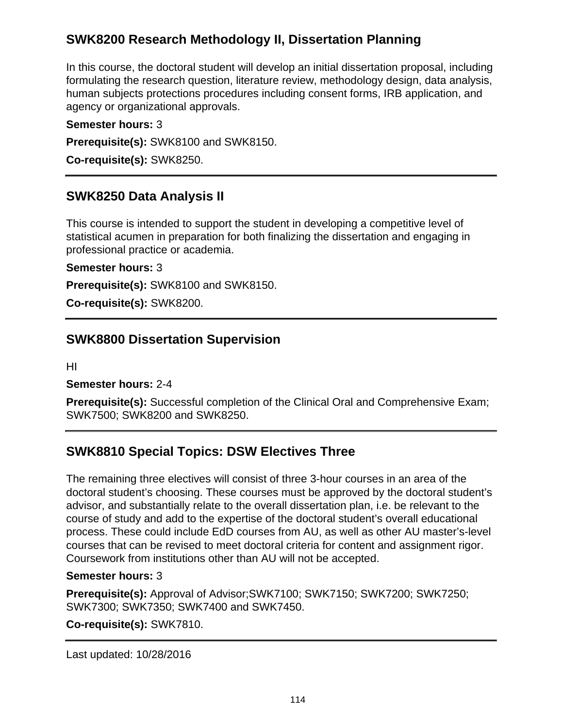## SWK8200 Research Methodology II, Dissertation Planning

In this course, the doctoral student will develop an initial dissertation proposal, including formulating the research question, literature review, methodology design, data analysis, human subjects protections procedures including consent forms, IRB application, and agency or organizational approvals.

**Semester hours:** 3

**Prerequisite(s):** SWK8100 and SWK8150.

**Co-requisite(s):** SWK8250.

---

## SWK8250 Data Analysis II

This course is intended to support the student in developing a competitive level of statistical acumen in preparation for both finalizing the dissertation and engaging in professional practice or academia.

**Semester hours:** 3

**Prerequisite(s):** SWK8100 and SWK8150.

**Co-requisite(s):** SWK8200.

---

## SWK8800 Dissertation Supervision

HI

**Semester hours:** 2-4

**Prerequisite(s):** Successful completion of the Clinical Oral and Comprehensive Exam; SWK7500; SWK8200 and SWK8250.

---

## SWK8810 Special Topics: DSW Electives Three

The remaining three electives will consist of three 3-hour courses in an area of the doctoral student's choosing. These courses must be approved by the doctoral student's advisor, and substantially relate to the overall dissertation plan, i.e. be relevant to the course of study and add to the expertise of the doctoral student's overall educational process. These could include EdD courses from AU, as well as other AU master's-level courses that can be revised to meet doctoral criteria for content and assignment rigor. Coursework from institutions other than AU will not be accepted.

**Semester hours:** 3

**Prerequisite(s):** Approval of Advisor;SWK7100; SWK7150; SWK7200; SWK7250; SWK7300; SWK7350; SWK7400 and SWK7450.

**Co-requisite(s):** SWK7810.

---

Last updated: 10/28/2016